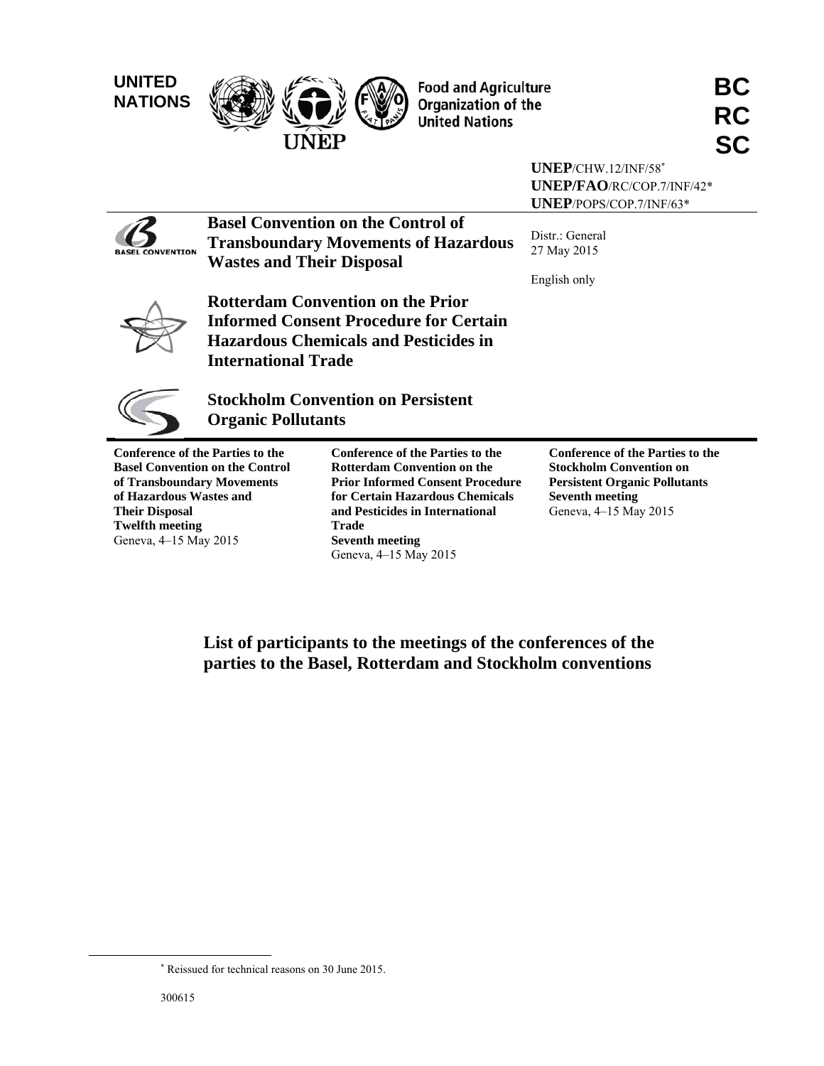UNITED NATIONS

Food and Agriculture Organization of the United Nations

UNEP

BC
RC
SC

**UNEP**/CHW.12/INF/58*
**UNEP/FAO**/RC/COP.7/INF/42*
**UNEP**/POPS/COP.7/INF/63*

**Basel Convention on the Control of Transboundary Movements of Hazardous Wastes and Their Disposal**

Distr.: General
27 May 2015

English only

**Rotterdam Convention on the Prior Informed Consent Procedure for Certain Hazardous Chemicals and Pesticides in International Trade**

**Stockholm Convention on Persistent Organic Pollutants**

**Conference of the Parties to the Basel Convention on the Control of Transboundary Movements of Hazardous Wastes and Their Disposal**
**Twelfth meeting**
Geneva, 4–15 May 2015

**Conference of the Parties to the Rotterdam Convention on the Prior Informed Consent Procedure for Certain Hazardous Chemicals and Pesticides in International Trade**
**Seventh meeting**
Geneva, 4–15 May 2015

**Conference of the Parties to the Stockholm Convention on Persistent Organic Pollutants**
**Seventh meeting**
Geneva, 4–15 May 2015

# List of participants to the meetings of the conferences of the parties to the Basel, Rotterdam and Stockholm conventions

* Reissued for technical reasons on 30 June 2015.

300615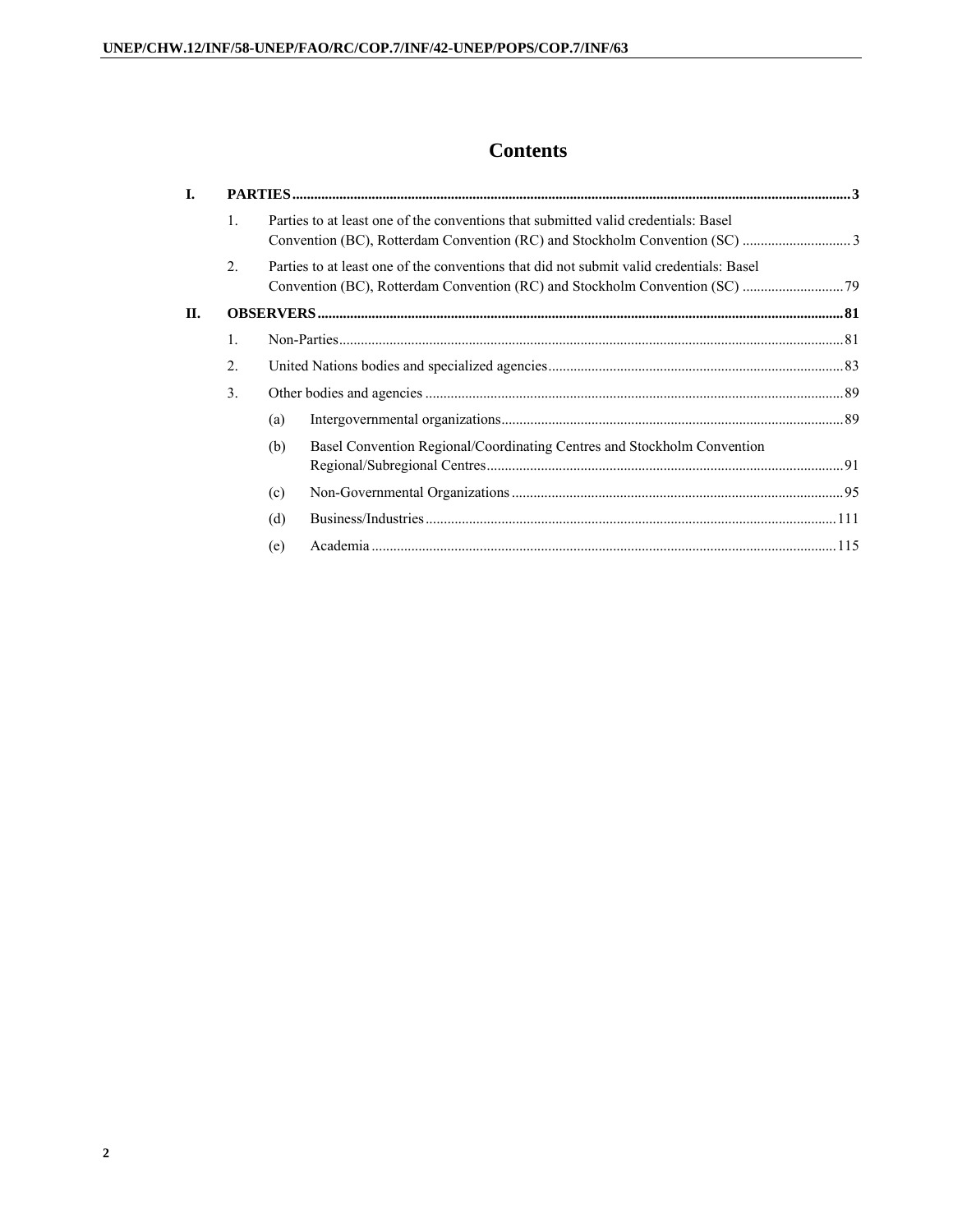# Contents

**I. PARTIES** .......... **3**

1. Parties to at least one of the conventions that submitted valid credentials: Basel Convention (BC), Rotterdam Convention (RC) and Stockholm Convention (SC) .......... 3
2. Parties to at least one of the conventions that did not submit valid credentials: Basel Convention (BC), Rotterdam Convention (RC) and Stockholm Convention (SC) .......... 79

**II. OBSERVERS** .......... **81**

1. Non-Parties .......... 81
2. United Nations bodies and specialized agencies .......... 83
3. Other bodies and agencies .......... 89
   - (a) Intergovernmental organizations .......... 89
   - (b) Basel Convention Regional/Coordinating Centres and Stockholm Convention Regional/Subregional Centres .......... 91
   - (c) Non-Governmental Organizations .......... 95
   - (d) Business/Industries .......... 111
   - (e) Academia .......... 115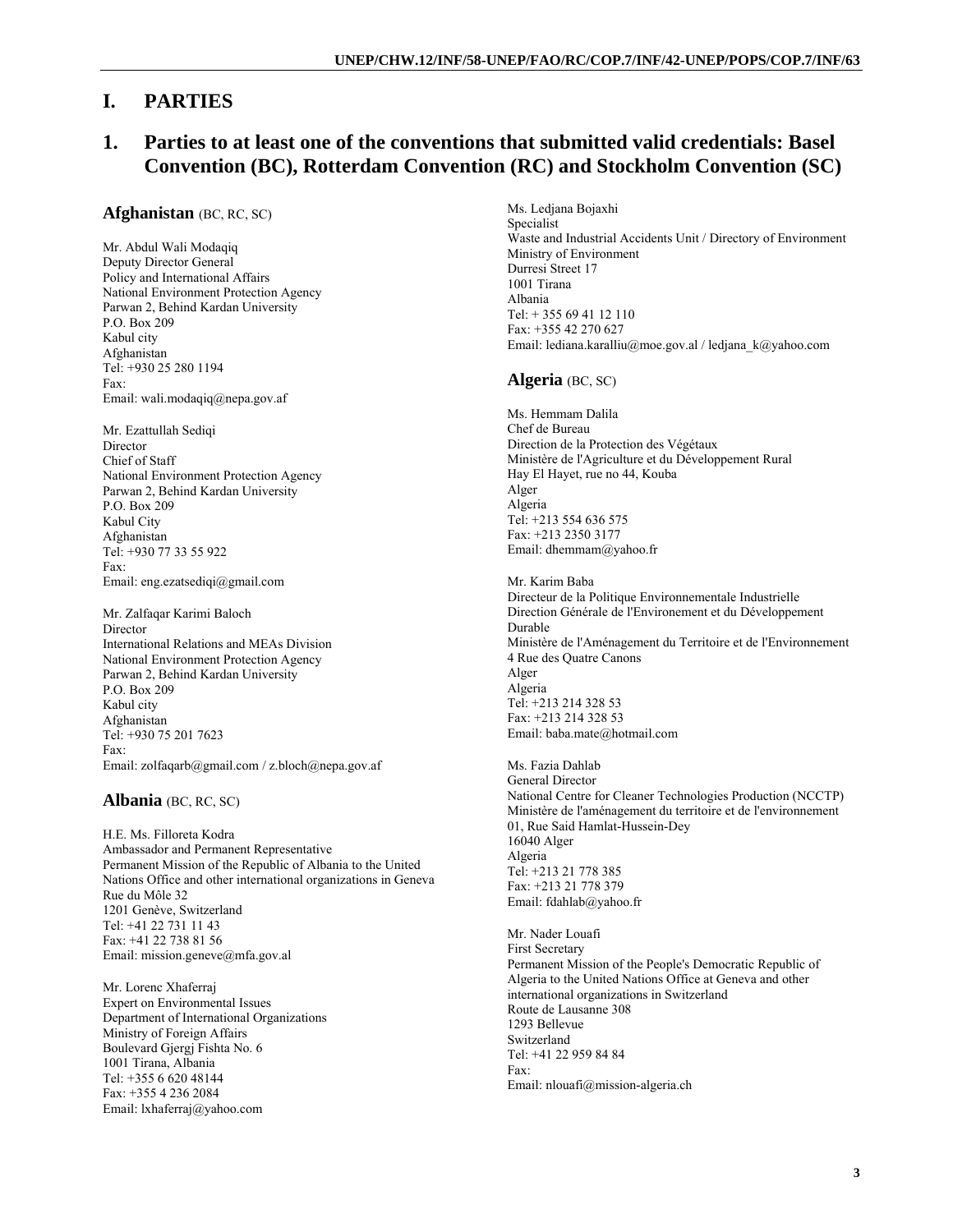# I. PARTIES

## 1. Parties to at least one of the conventions that submitted valid credentials: Basel Convention (BC), Rotterdam Convention (RC) and Stockholm Convention (SC)

### Afghanistan (BC, RC, SC)

Mr. Abdul Wali Modaqiq
Deputy Director General
Policy and International Affairs
National Environment Protection Agency
Parwan 2, Behind Kardan University
P.O. Box 209
Kabul city
Afghanistan
Tel: +930 25 280 1194
Fax:
Email: wali.modaqiq@nepa.gov.af

Mr. Ezattullah Sediqi
Director
Chief of Staff
National Environment Protection Agency
Parwan 2, Behind Kardan University
P.O. Box 209
Kabul City
Afghanistan
Tel: +930 77 33 55 922
Fax:
Email: eng.ezatsediqi@gmail.com

Mr. Zalfaqar Karimi Baloch
Director
International Relations and MEAs Division
National Environment Protection Agency
Parwan 2, Behind Kardan University
P.O. Box 209
Kabul city
Afghanistan
Tel: +930 75 201 7623
Fax:
Email: zolfaqarb@gmail.com / z.bloch@nepa.gov.af

### Albania (BC, RC, SC)

H.E. Ms. Filloreta Kodra
Ambassador and Permanent Representative
Permanent Mission of the Republic of Albania to the United Nations Office and other international organizations in Geneva
Rue du Môle 32
1201 Genève, Switzerland
Tel: +41 22 731 11 43
Fax: +41 22 738 81 56
Email: mission.geneve@mfa.gov.al

Mr. Lorenc Xhaferraj
Expert on Environmental Issues
Department of International Organizations
Ministry of Foreign Affairs
Boulevard Gjergj Fishta No. 6
1001 Tirana, Albania
Tel: +355 6 620 48144
Fax: +355 4 236 2084
Email: lxhaferraj@yahoo.com

Ms. Ledjana Bojaxhi
Specialist
Waste and Industrial Accidents Unit / Directory of Environment
Ministry of Environment
Durresi Street 17
1001 Tirana
Albania
Tel: + 355 69 41 12 110
Fax: +355 42 270 627
Email: lediana.karalliu@moe.gov.al / ledjana_k@yahoo.com

### Algeria (BC, SC)

Ms. Hemmam Dalila
Chef de Bureau
Direction de la Protection des Végétaux
Ministère de l'Agriculture et du Développement Rural
Hay El Hayet, rue no 44, Kouba
Alger
Algeria
Tel: +213 554 636 575
Fax: +213 2350 3177
Email: dhemmam@yahoo.fr

Mr. Karim Baba
Directeur de la Politique Environnementale Industrielle
Direction Générale de l'Environement et du Développement Durable
Ministère de l'Aménagement du Territoire et de l'Environnement
4 Rue des Quatre Canons
Alger
Algeria
Tel: +213 214 328 53
Fax: +213 214 328 53
Email: baba.mate@hotmail.com

Ms. Fazia Dahlab
General Director
National Centre for Cleaner Technologies Production (NCCTP)
Ministère de l'aménagement du territoire et de l'environnement
01, Rue Said Hamlat-Hussein-Dey
16040 Alger
Algeria
Tel: +213 21 778 385
Fax: +213 21 778 379
Email: fdahlab@yahoo.fr

Mr. Nader Louafi
First Secretary
Permanent Mission of the People's Democratic Republic of Algeria to the United Nations Office at Geneva and other international organizations in Switzerland
Route de Lausanne 308
1293 Bellevue
Switzerland
Tel: +41 22 959 84 84
Fax:
Email: nlouafi@mission-algeria.ch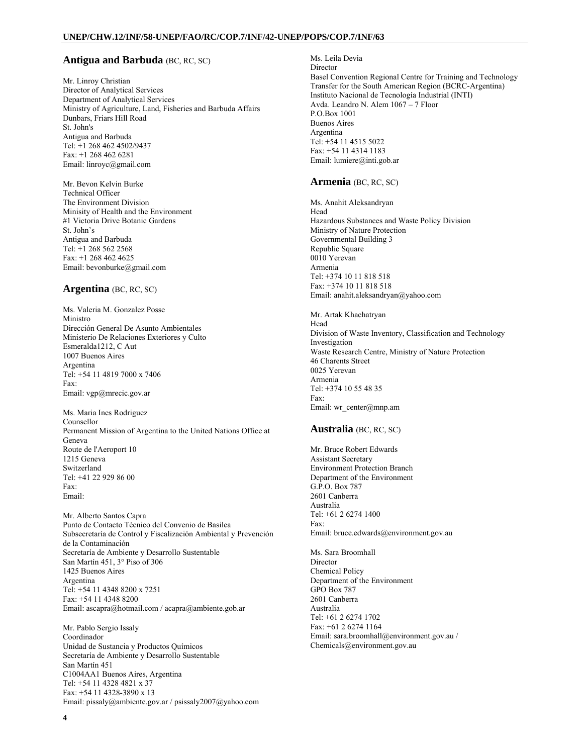## Antigua and Barbuda (BC, RC, SC)

Mr. Linroy Christian
Director of Analytical Services
Department of Analytical Services
Ministry of Agriculture, Land, Fisheries and Barbuda Affairs
Dunbars, Friars Hill Road
St. John's
Antigua and Barbuda
Tel: +1 268 462 4502/9437
Fax: +1 268 462 6281
Email: linroyc@gmail.com

Mr. Bevon Kelvin Burke
Technical Officer
The Environment Division
Minisity of Health and the Environment
#1 Victoria Drive Botanic Gardens
St. John's
Antigua and Barbuda
Tel: +1 268 562 2568
Fax: +1 268 462 4625
Email: bevonburke@gmail.com

## Argentina (BC, RC, SC)

Ms. Valeria M. Gonzalez Posse
Ministro
Dirección General De Asunto Ambientales
Ministerio De Relaciones Exteriores y Culto
Esmeralda1212, C Aut
1007 Buenos Aires
Argentina
Tel: +54 11 4819 7000 x 7406
Fax:
Email: vgp@mrecic.gov.ar

Ms. Maria Ines Rodriguez
Counsellor
Permanent Mission of Argentina to the United Nations Office at Geneva
Route de l'Aeroport 10
1215 Geneva
Switzerland
Tel: +41 22 929 86 00
Fax:
Email:

Mr. Alberto Santos Capra
Punto de Contacto Técnico del Convenio de Basilea
Subsecretaría de Control y Fiscalización Ambiental y Prevención de la Contaminación
Secretaría de Ambiente y Desarrollo Sustentable
San Martín 451, 3° Piso of 306
1425 Buenos Aires
Argentina
Tel: +54 11 4348 8200 x 7251
Fax: +54 11 4348 8200
Email: ascapra@hotmail.com / acapra@ambiente.gob.ar

Mr. Pablo Sergio Issaly
Coordinador
Unidad de Sustancia y Productos Químicos
Secretaría de Ambiente y Desarrollo Sustentable
San Martín 451
C1004AA1 Buenos Aires, Argentina
Tel: +54 11 4328 4821 x 37
Fax: +54 11 4328-3890 x 13
Email: pissaly@ambiente.gov.ar / psissaly2007@yahoo.com

Ms. Leila Devia
Director
Basel Convention Regional Centre for Training and Technology Transfer for the South American Region (BCRC-Argentina)
Instituto Nacional de Tecnología Industrial (INTI)
Avda. Leandro N. Alem 1067 – 7 Floor
P.O.Box 1001
Buenos Aires
Argentina
Tel: +54 11 4515 5022
Fax: +54 11 4314 1183
Email: lumiere@inti.gob.ar

## Armenia (BC, RC, SC)

Ms. Anahit Aleksandryan
Head
Hazardous Substances and Waste Policy Division
Ministry of Nature Protection
Governmental Building 3
Republic Square
0010 Yerevan
Armenia
Tel: +374 10 11 818 518
Fax: +374 10 11 818 518
Email: anahit.aleksandryan@yahoo.com

Mr. Artak Khachatryan
Head
Division of Waste Inventory, Classification and Technology Investigation
Waste Research Centre, Ministry of Nature Protection
46 Charents Street
0025 Yerevan
Armenia
Tel: +374 10 55 48 35
Fax:
Email: wr_center@mnp.am

## Australia (BC, RC, SC)

Mr. Bruce Robert Edwards
Assistant Secretary
Environment Protection Branch
Department of the Environment
G.P.O. Box 787
2601 Canberra
Australia
Tel: +61 2 6274 1400
Fax:
Email: bruce.edwards@environment.gov.au

Ms. Sara Broomhall
Director
Chemical Policy
Department of the Environment
GPO Box 787
2601 Canberra
Australia
Tel: +61 2 6274 1702
Fax: +61 2 6274 1164
Email: sara.broomhall@environment.gov.au / Chemicals@environment.gov.au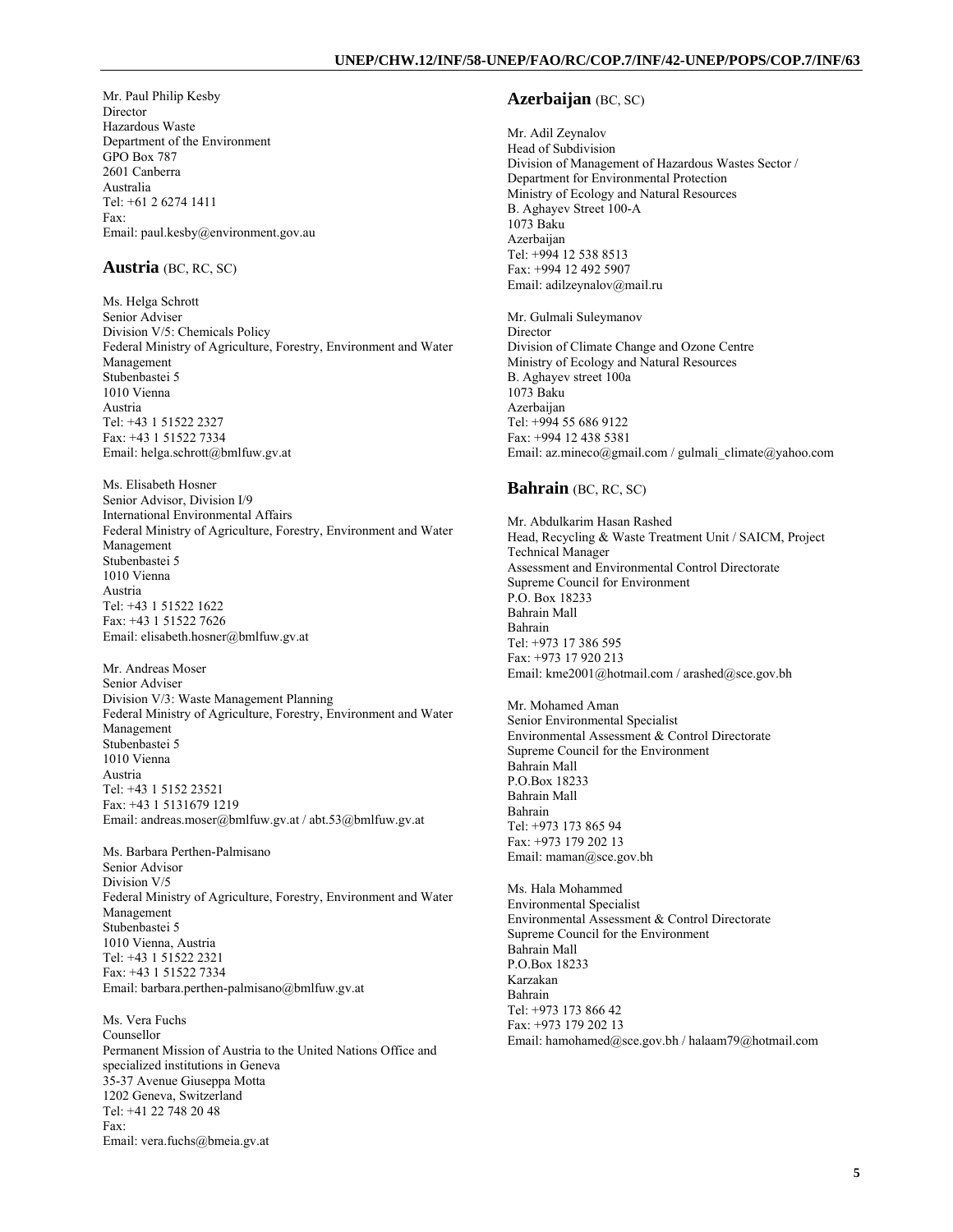Mr. Paul Philip Kesby
Director
Hazardous Waste
Department of the Environment
GPO Box 787
2601 Canberra
Australia
Tel: +61 2 6274 1411
Fax:
Email: paul.kesby@environment.gov.au

## Austria (BC, RC, SC)

Ms. Helga Schrott
Senior Adviser
Division V/5: Chemicals Policy
Federal Ministry of Agriculture, Forestry, Environment and Water Management
Stubenbastei 5
1010 Vienna
Austria
Tel: +43 1 51522 2327
Fax: +43 1 51522 7334
Email: helga.schrott@bmlfuw.gv.at

Ms. Elisabeth Hosner
Senior Advisor, Division I/9
International Environmental Affairs
Federal Ministry of Agriculture, Forestry, Environment and Water Management
Stubenbastei 5
1010 Vienna
Austria
Tel: +43 1 51522 1622
Fax: +43 1 51522 7626
Email: elisabeth.hosner@bmlfuw.gv.at

Mr. Andreas Moser
Senior Adviser
Division V/3: Waste Management Planning
Federal Ministry of Agriculture, Forestry, Environment and Water Management
Stubenbastei 5
1010 Vienna
Austria
Tel: +43 1 5152 23521
Fax: +43 1 5131679 1219
Email: andreas.moser@bmlfuw.gv.at / abt.53@bmlfuw.gv.at

Ms. Barbara Perthen-Palmisano
Senior Advisor
Division V/5
Federal Ministry of Agriculture, Forestry, Environment and Water Management
Stubenbastei 5
1010 Vienna, Austria
Tel: +43 1 51522 2321
Fax: +43 1 51522 7334
Email: barbara.perthen-palmisano@bmlfuw.gv.at

Ms. Vera Fuchs
Counsellor
Permanent Mission of Austria to the United Nations Office and specialized institutions in Geneva
35-37 Avenue Giuseppa Motta
1202 Geneva, Switzerland
Tel: +41 22 748 20 48
Fax:
Email: vera.fuchs@bmeia.gv.at

## Azerbaijan (BC, SC)

Mr. Adil Zeynalov
Head of Subdivision
Division of Management of Hazardous Wastes Sector / Department for Environmental Protection
Ministry of Ecology and Natural Resources
B. Aghayev Street 100-A
1073 Baku
Azerbaijan
Tel: +994 12 538 8513
Fax: +994 12 492 5907
Email: adilzeynalov@mail.ru

Mr. Gulmali Suleymanov
Director
Division of Climate Change and Ozone Centre
Ministry of Ecology and Natural Resources
B. Aghayev street 100a
1073 Baku
Azerbaijan
Tel: +994 55 686 9122
Fax: +994 12 438 5381
Email: az.mineco@gmail.com / gulmali_climate@yahoo.com

## Bahrain (BC, RC, SC)

Mr. Abdulkarim Hasan Rashed
Head, Recycling & Waste Treatment Unit / SAICM, Project Technical Manager
Assessment and Environmental Control Directorate
Supreme Council for Environment
P.O. Box 18233
Bahrain Mall
Bahrain
Tel: +973 17 386 595
Fax: +973 17 920 213
Email: kme2001@hotmail.com / arashed@sce.gov.bh

Mr. Mohamed Aman
Senior Environmental Specialist
Environmental Assessment & Control Directorate
Supreme Council for the Environment
Bahrain Mall
P.O.Box 18233
Bahrain Mall
Bahrain
Tel: +973 173 865 94
Fax: +973 179 202 13
Email: maman@sce.gov.bh

Ms. Hala Mohammed
Environmental Specialist
Environmental Assessment & Control Directorate
Supreme Council for the Environment
Bahrain Mall
P.O.Box 18233
Karzakan
Bahrain
Tel: +973 173 866 42
Fax: +973 179 202 13
Email: hamohamed@sce.gov.bh / halaam79@hotmail.com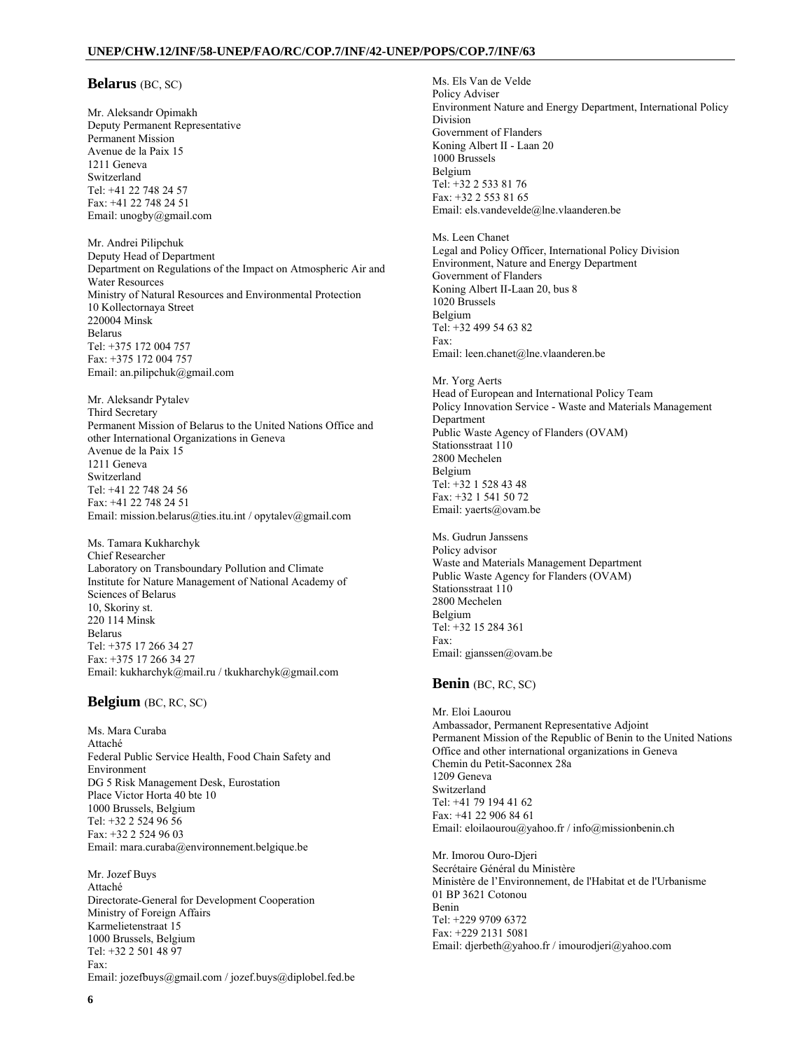## Belarus (BC, SC)

Mr. Aleksandr Opimakh
Deputy Permanent Representative
Permanent Mission
Avenue de la Paix 15
1211 Geneva
Switzerland
Tel: +41 22 748 24 57
Fax: +41 22 748 24 51
Email: unogby@gmail.com

Mr. Andrei Pilipchuk
Deputy Head of Department
Department on Regulations of the Impact on Atmospheric Air and Water Resources
Ministry of Natural Resources and Environmental Protection
10 Kollectornaya Street
220004 Minsk
Belarus
Tel: +375 172 004 757
Fax: +375 172 004 757
Email: an.pilipchuk@gmail.com

Mr. Aleksandr Pytalev
Third Secretary
Permanent Mission of Belarus to the United Nations Office and other International Organizations in Geneva
Avenue de la Paix 15
1211 Geneva
Switzerland
Tel: +41 22 748 24 56
Fax: +41 22 748 24 51
Email: mission.belarus@ties.itu.int / opytalev@gmail.com

Ms. Tamara Kukharchyk
Chief Researcher
Laboratory on Transboundary Pollution and Climate
Institute for Nature Management of National Academy of Sciences of Belarus
10, Skoriny st.
220 114 Minsk
Belarus
Tel: +375 17 266 34 27
Fax: +375 17 266 34 27
Email: kukharchyk@mail.ru / tkukharchyk@gmail.com

## Belgium (BC, RC, SC)

Ms. Mara Curaba
Attaché
Federal Public Service Health, Food Chain Safety and Environment
DG 5 Risk Management Desk, Eurostation
Place Victor Horta 40 bte 10
1000 Brussels, Belgium
Tel: +32 2 524 96 56
Fax: +32 2 524 96 03
Email: mara.curaba@environnement.belgique.be

Mr. Jozef Buys
Attaché
Directorate-General for Development Cooperation
Ministry of Foreign Affairs
Karmelietenstraat 15
1000 Brussels, Belgium
Tel: +32 2 501 48 97
Fax:
Email: jozefbuys@gmail.com / jozef.buys@diplobel.fed.be

Ms. Els Van de Velde
Policy Adviser
Environment Nature and Energy Department, International Policy Division
Government of Flanders
Koning Albert II - Laan 20
1000 Brussels
Belgium
Tel: +32 2 533 81 76
Fax: +32 2 553 81 65
Email: els.vandevelde@lne.vlaanderen.be

Ms. Leen Chanet
Legal and Policy Officer, International Policy Division
Environment, Nature and Energy Department
Government of Flanders
Koning Albert II-Laan 20, bus 8
1020 Brussels
Belgium
Tel: +32 499 54 63 82
Fax:
Email: leen.chanet@lne.vlaanderen.be

Mr. Yorg Aerts
Head of European and International Policy Team
Policy Innovation Service - Waste and Materials Management Department
Public Waste Agency of Flanders (OVAM)
Stationsstraat 110
2800 Mechelen
Belgium
Tel: +32 1 528 43 48
Fax: +32 1 541 50 72
Email: yaerts@ovam.be

Ms. Gudrun Janssens
Policy advisor
Waste and Materials Management Department
Public Waste Agency for Flanders (OVAM)
Stationsstraat 110
2800 Mechelen
Belgium
Tel: +32 15 284 361
Fax:
Email: gjanssen@ovam.be

## Benin (BC, RC, SC)

Mr. Eloi Laourou
Ambassador, Permanent Representative Adjoint
Permanent Mission of the Republic of Benin to the United Nations Office and other international organizations in Geneva
Chemin du Petit-Saconnex 28a
1209 Geneva
Switzerland
Tel: +41 79 194 41 62
Fax: +41 22 906 84 61
Email: eloilaourou@yahoo.fr / info@missionbenin.ch

Mr. Imorou Ouro-Djeri
Secrétaire Général du Ministère
Ministère de l'Environnement, de l'Habitat et de l'Urbanisme
01 BP 3621 Cotonou
Benin
Tel: +229 9709 6372
Fax: +229 2131 5081
Email: djerbeth@yahoo.fr / imourodjeri@yahoo.com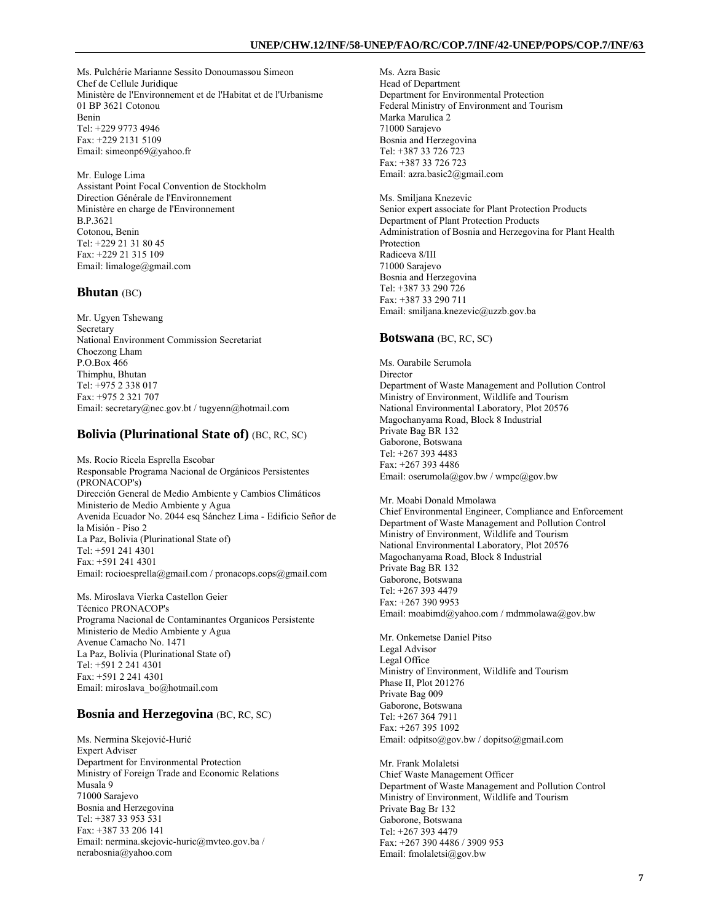Ms. Pulchérie Marianne Sessito Donoumassou Simeon
Chef de Cellule Juridique
Ministère de l'Environnement et de l'Habitat et de l'Urbanisme
01 BP 3621 Cotonou
Benin
Tel: +229 9773 4946
Fax: +229 2131 5109
Email: simeonp69@yahoo.fr

Mr. Euloge Lima
Assistant Point Focal Convention de Stockholm
Direction Générale de l'Environnement
Ministère en charge de l'Environnement
B.P.3621
Cotonou, Benin
Tel: +229 21 31 80 45
Fax: +229 21 315 109
Email: limaloge@gmail.com

## Bhutan (BC)

Mr. Ugyen Tshewang
Secretary
National Environment Commission Secretariat
Choezong Lham
P.O.Box 466
Thimphu, Bhutan
Tel: +975 2 338 017
Fax: +975 2 321 707
Email: secretary@nec.gov.bt / tugyenn@hotmail.com

## Bolivia (Plurinational State of) (BC, RC, SC)

Ms. Rocio Ricela Esprella Escobar
Responsable Programa Nacional de Orgánicos Persistentes (PRONACOP's)
Dirección General de Medio Ambiente y Cambios Climáticos
Ministerio de Medio Ambiente y Agua
Avenida Ecuador No. 2044 esq Sánchez Lima - Edificio Señor de la Misión - Piso 2
La Paz, Bolivia (Plurinational State of)
Tel: +591 241 4301
Fax: +591 241 4301
Email: rocioesprella@gmail.com / pronacops.cops@gmail.com

Ms. Miroslava Vierka Castellon Geier
Técnico PRONACOP's
Programa Nacional de Contaminantes Organicos Persistente
Ministerio de Medio Ambiente y Agua
Avenue Camacho No. 1471
La Paz, Bolivia (Plurinational State of)
Tel: +591 2 241 4301
Fax: +591 2 241 4301
Email: miroslava_bo@hotmail.com

## Bosnia and Herzegovina (BC, RC, SC)

Ms. Nermina Skejović-Hurić
Expert Adviser
Department for Environmental Protection
Ministry of Foreign Trade and Economic Relations
Musala 9
71000 Sarajevo
Bosnia and Herzegovina
Tel: +387 33 953 531
Fax: +387 33 206 141
Email: nermina.skejovic-huric@mvteo.gov.ba / nerabosnia@yahoo.com

Ms. Azra Basic
Head of Department
Department for Environmental Protection
Federal Ministry of Environment and Tourism
Marka Marulica 2
71000 Sarajevo
Bosnia and Herzegovina
Tel: +387 33 726 723
Fax: +387 33 726 723
Email: azra.basic2@gmail.com

Ms. Smiljana Knezevic
Senior expert associate for Plant Protection Products
Department of Plant Protection Products
Administration of Bosnia and Herzegovina for Plant Health Protection
Radiceva 8/III
71000 Sarajevo
Bosnia and Herzegovina
Tel: +387 33 290 726
Fax: +387 33 290 711
Email: smiljana.knezevic@uzzb.gov.ba

## Botswana (BC, RC, SC)

Ms. Oarabile Serumola
Director
Department of Waste Management and Pollution Control
Ministry of Environment, Wildlife and Tourism
National Environmental Laboratory, Plot 20576
Magochanyama Road, Block 8 Industrial
Private Bag BR 132
Gaborone, Botswana
Tel: +267 393 4483
Fax: +267 393 4486
Email: oserumola@gov.bw / wmpc@gov.bw

Mr. Moabi Donald Mmolawa
Chief Environmental Engineer, Compliance and Enforcement
Department of Waste Management and Pollution Control
Ministry of Environment, Wildlife and Tourism
National Environmental Laboratory, Plot 20576
Magochanyama Road, Block 8 Industrial
Private Bag BR 132
Gaborone, Botswana
Tel: +267 393 4479
Fax: +267 390 9953
Email: moabimd@yahoo.com / mdmmolawa@gov.bw

Mr. Onkemetse Daniel Pitso
Legal Advisor
Legal Office
Ministry of Environment, Wildlife and Tourism
Phase II, Plot 201276
Private Bag 009
Gaborone, Botswana
Tel: +267 364 7911
Fax: +267 395 1092
Email: odpitso@gov.bw / dopitso@gmail.com

Mr. Frank Molaletsi
Chief Waste Management Officer
Department of Waste Management and Pollution Control
Ministry of Environment, Wildlife and Tourism
Private Bag Br 132
Gaborone, Botswana
Tel: +267 393 4479
Fax: +267 390 4486 / 3909 953
Email: fmolaletsi@gov.bw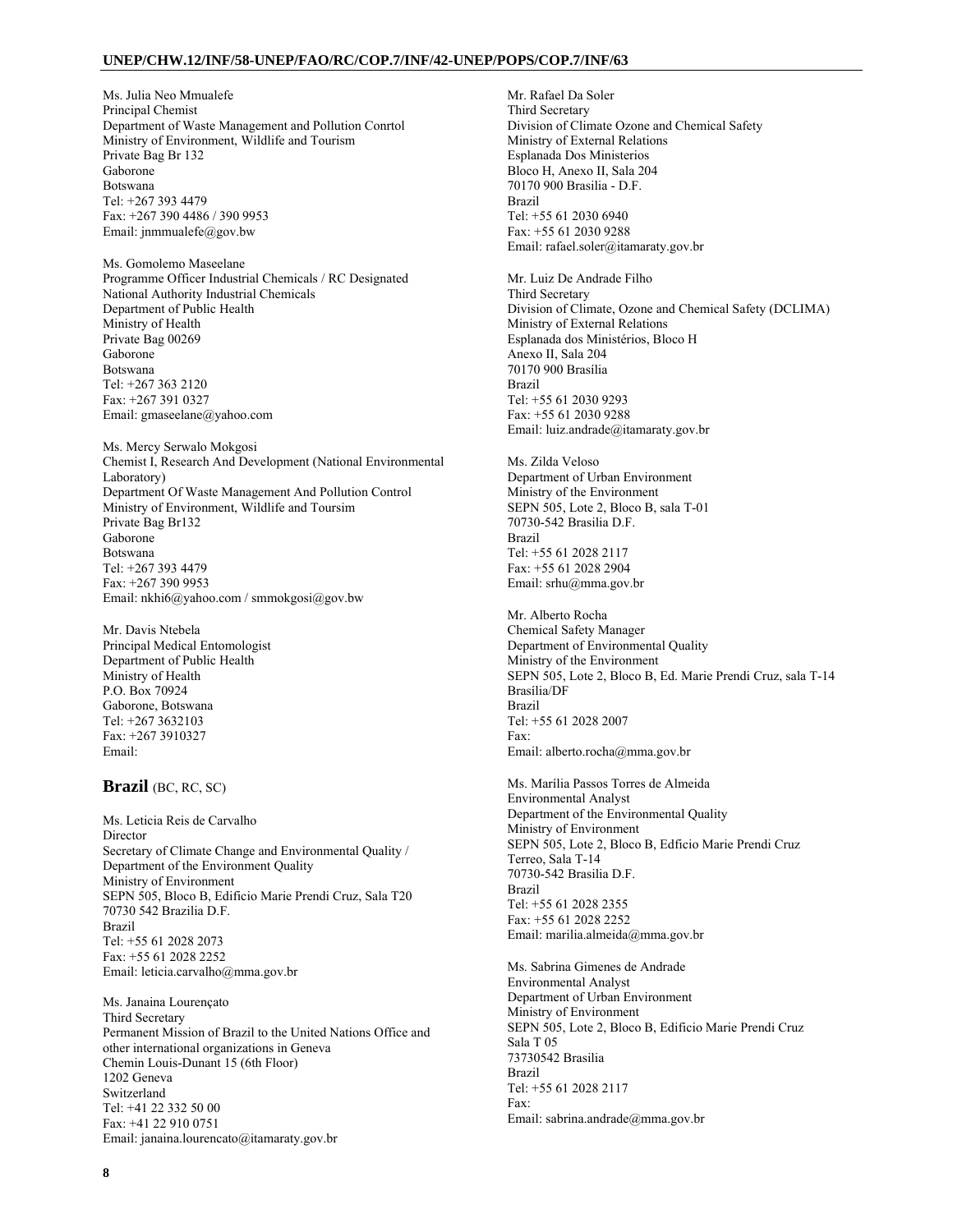Ms. Julia Neo Mmualefe
Principal Chemist
Department of Waste Management and Pollution Conrtol
Ministry of Environment, Wildlife and Tourism
Private Bag Br 132
Gaborone
Botswana
Tel: +267 393 4479
Fax: +267 390 4486 / 390 9953
Email: jnmmualefe@gov.bw

Ms. Gomolemo Maseelane
Programme Officer Industrial Chemicals / RC Designated National Authority Industrial Chemicals
Department of Public Health
Ministry of Health
Private Bag 00269
Gaborone
Botswana
Tel: +267 363 2120
Fax: +267 391 0327
Email: gmaseelane@yahoo.com

Ms. Mercy Serwalo Mokgosi
Chemist I, Research And Development (National Environmental Laboratory)
Department Of Waste Management And Pollution Control
Ministry of Environment, Wildlife and Toursim
Private Bag Br132
Gaborone
Botswana
Tel: +267 393 4479
Fax: +267 390 9953
Email: nkhi6@yahoo.com / smmokgosi@gov.bw

Mr. Davis Ntebela
Principal Medical Entomologist
Department of Public Health
Ministry of Health
P.O. Box 70924
Gaborone, Botswana
Tel: +267 3632103
Fax: +267 3910327
Email:

## Brazil (BC, RC, SC)

Ms. Leticia Reis de Carvalho
Director
Secretary of Climate Change and Environmental Quality / Department of the Environment Quality
Ministry of Environment
SEPN 505, Bloco B, Edificio Marie Prendi Cruz, Sala T20
70730 542 Brazilia D.F.
Brazil
Tel: +55 61 2028 2073
Fax: +55 61 2028 2252
Email: leticia.carvalho@mma.gov.br

Ms. Janaina Lourençato
Third Secretary
Permanent Mission of Brazil to the United Nations Office and other international organizations in Geneva
Chemin Louis-Dunant 15 (6th Floor)
1202 Geneva
Switzerland
Tel: +41 22 332 50 00
Fax: +41 22 910 0751
Email: janaina.lourencato@itamaraty.gov.br

Mr. Rafael Da Soler
Third Secretary
Division of Climate Ozone and Chemical Safety
Ministry of External Relations
Esplanada Dos Ministerios
Bloco H, Anexo II, Sala 204
70170 900 Brasilia - D.F.
Brazil
Tel: +55 61 2030 6940
Fax: +55 61 2030 9288
Email: rafael.soler@itamaraty.gov.br

Mr. Luiz De Andrade Filho
Third Secretary
Division of Climate, Ozone and Chemical Safety (DCLIMA)
Ministry of External Relations
Esplanada dos Ministérios, Bloco H
Anexo II, Sala 204
70170 900 Brasília
Brazil
Tel: +55 61 2030 9293
Fax: +55 61 2030 9288
Email: luiz.andrade@itamaraty.gov.br

Ms. Zilda Veloso
Department of Urban Environment
Ministry of the Environment
SEPN 505, Lote 2, Bloco B, sala T-01
70730-542 Brasilia D.F.
Brazil
Tel: +55 61 2028 2117
Fax: +55 61 2028 2904
Email: srhu@mma.gov.br

Mr. Alberto Rocha
Chemical Safety Manager
Department of Environmental Quality
Ministry of the Environment
SEPN 505, Lote 2, Bloco B, Ed. Marie Prendi Cruz, sala T-14
Brasília/DF
Brazil
Tel: +55 61 2028 2007
Fax:
Email: alberto.rocha@mma.gov.br

Ms. Marília Passos Torres de Almeida
Environmental Analyst
Department of the Environmental Quality
Ministry of Environment
SEPN 505, Lote 2, Bloco B, Edficio Marie Prendi Cruz
Terreo, Sala T-14
70730-542 Brasilia D.F.
Brazil
Tel: +55 61 2028 2355
Fax: +55 61 2028 2252
Email: marilia.almeida@mma.gov.br

Ms. Sabrina Gimenes de Andrade
Environmental Analyst
Department of Urban Environment
Ministry of Environment
SEPN 505, Lote 2, Bloco B, Edificio Marie Prendi Cruz
Sala T 05
73730542 Brasilia
Brazil
Tel: +55 61 2028 2117
Fax:
Email: sabrina.andrade@mma.gov.br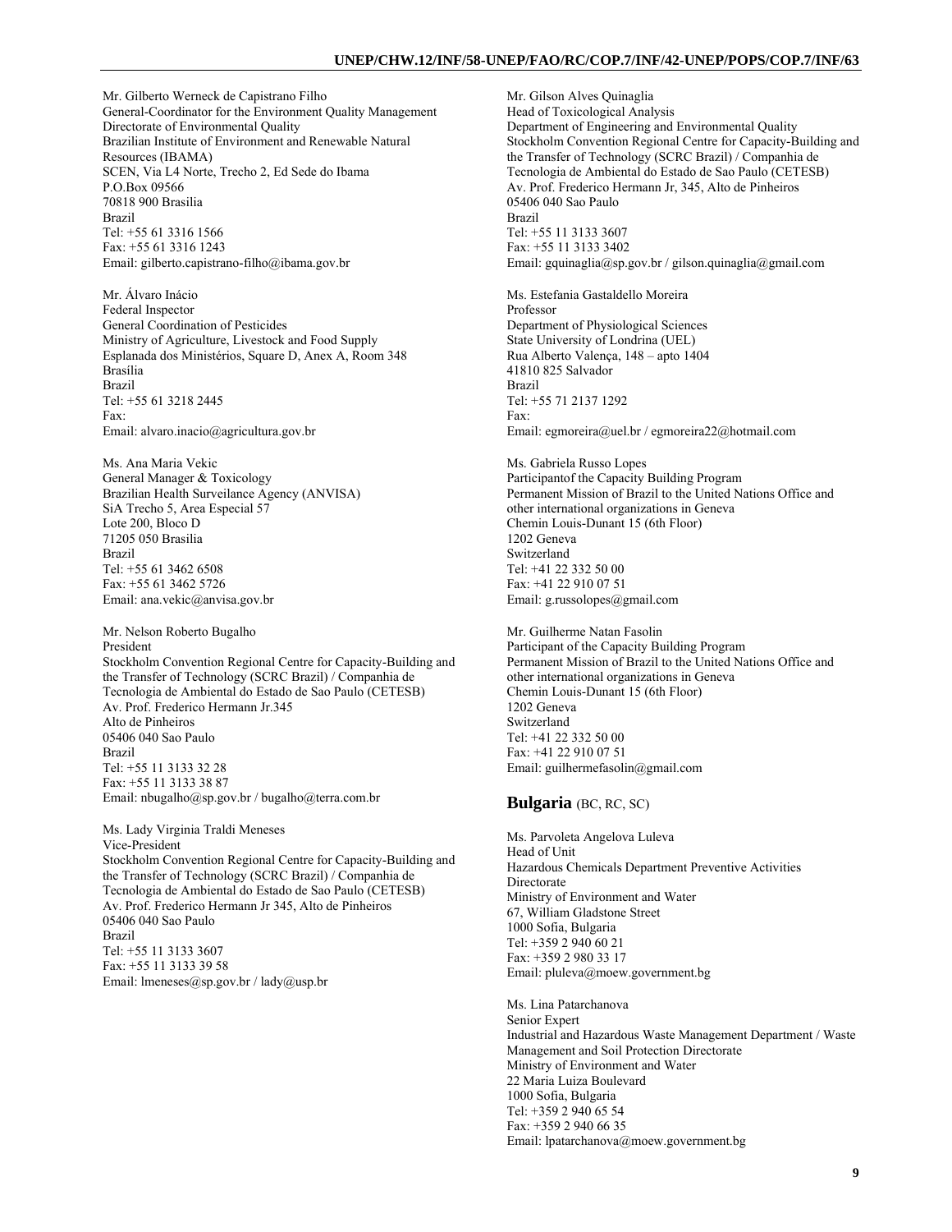Mr. Gilberto Werneck de Capistrano Filho
General-Coordinator for the Environment Quality Management
Directorate of Environmental Quality
Brazilian Institute of Environment and Renewable Natural Resources (IBAMA)
SCEN, Via L4 Norte, Trecho 2, Ed Sede do Ibama
P.O.Box 09566
70818 900 Brasilia
Brazil
Tel: +55 61 3316 1566
Fax: +55 61 3316 1243
Email: gilberto.capistrano-filho@ibama.gov.br

Mr. Álvaro Inácio
Federal Inspector
General Coordination of Pesticides
Ministry of Agriculture, Livestock and Food Supply
Esplanada dos Ministérios, Square D, Anex A, Room 348
Brasília
Brazil
Tel: +55 61 3218 2445
Fax:
Email: alvaro.inacio@agricultura.gov.br

Ms. Ana Maria Vekic
General Manager & Toxicology
Brazilian Health Surveilance Agency (ANVISA)
SiA Trecho 5, Area Especial 57
Lote 200, Bloco D
71205 050 Brasilia
Brazil
Tel: +55 61 3462 6508
Fax: +55 61 3462 5726
Email: ana.vekic@anvisa.gov.br

Mr. Nelson Roberto Bugalho
President
Stockholm Convention Regional Centre for Capacity-Building and the Transfer of Technology (SCRC Brazil) / Companhia de Tecnologia de Ambiental do Estado de Sao Paulo (CETESB)
Av. Prof. Frederico Hermann Jr.345
Alto de Pinheiros
05406 040 Sao Paulo
Brazil
Tel: +55 11 3133 32 28
Fax: +55 11 3133 38 87
Email: nbugalho@sp.gov.br / bugalho@terra.com.br

Ms. Lady Virginia Traldi Meneses
Vice-President
Stockholm Convention Regional Centre for Capacity-Building and the Transfer of Technology (SCRC Brazil) / Companhia de Tecnologia de Ambiental do Estado de Sao Paulo (CETESB)
Av. Prof. Frederico Hermann Jr 345, Alto de Pinheiros
05406 040 Sao Paulo
Brazil
Tel: +55 11 3133 3607
Fax: +55 11 3133 39 58
Email: lmeneses@sp.gov.br / lady@usp.br

Mr. Gilson Alves Quinaglia
Head of Toxicological Analysis
Department of Engineering and Environmental Quality
Stockholm Convention Regional Centre for Capacity-Building and the Transfer of Technology (SCRC Brazil) / Companhia de Tecnologia de Ambiental do Estado de Sao Paulo (CETESB)
Av. Prof. Frederico Hermann Jr, 345, Alto de Pinheiros
05406 040 Sao Paulo
Brazil
Tel: +55 11 3133 3607
Fax: +55 11 3133 3402
Email: gquinaglia@sp.gov.br / gilson.quinaglia@gmail.com

Ms. Estefania Gastaldello Moreira
Professor
Department of Physiological Sciences
State University of Londrina (UEL)
Rua Alberto Valença, 148 – apto 1404
41810 825 Salvador
Brazil
Tel: +55 71 2137 1292
Fax:
Email: egmoreira@uel.br / egmoreira22@hotmail.com

Ms. Gabriela Russo Lopes
Participantof the Capacity Building Program
Permanent Mission of Brazil to the United Nations Office and other international organizations in Geneva
Chemin Louis-Dunant 15 (6th Floor)
1202 Geneva
Switzerland
Tel: +41 22 332 50 00
Fax: +41 22 910 07 51
Email: g.russolopes@gmail.com

Mr. Guilherme Natan Fasolin
Participant of the Capacity Building Program
Permanent Mission of Brazil to the United Nations Office and other international organizations in Geneva
Chemin Louis-Dunant 15 (6th Floor)
1202 Geneva
Switzerland
Tel: +41 22 332 50 00
Fax: +41 22 910 07 51
Email: guilhermefasolin@gmail.com

## **Bulgaria** (BC, RC, SC)

Ms. Parvoleta Angelova Luleva
Head of Unit
Hazardous Chemicals Department Preventive Activities Directorate
Ministry of Environment and Water
67, William Gladstone Street
1000 Sofia, Bulgaria
Tel: +359 2 940 60 21
Fax: +359 2 980 33 17
Email: pluleva@moew.government.bg

Ms. Lina Patarchanova
Senior Expert
Industrial and Hazardous Waste Management Department / Waste Management and Soil Protection Directorate
Ministry of Environment and Water
22 Maria Luiza Boulevard
1000 Sofia, Bulgaria
Tel: +359 2 940 65 54
Fax: +359 2 940 66 35
Email: lpatarchanova@moew.government.bg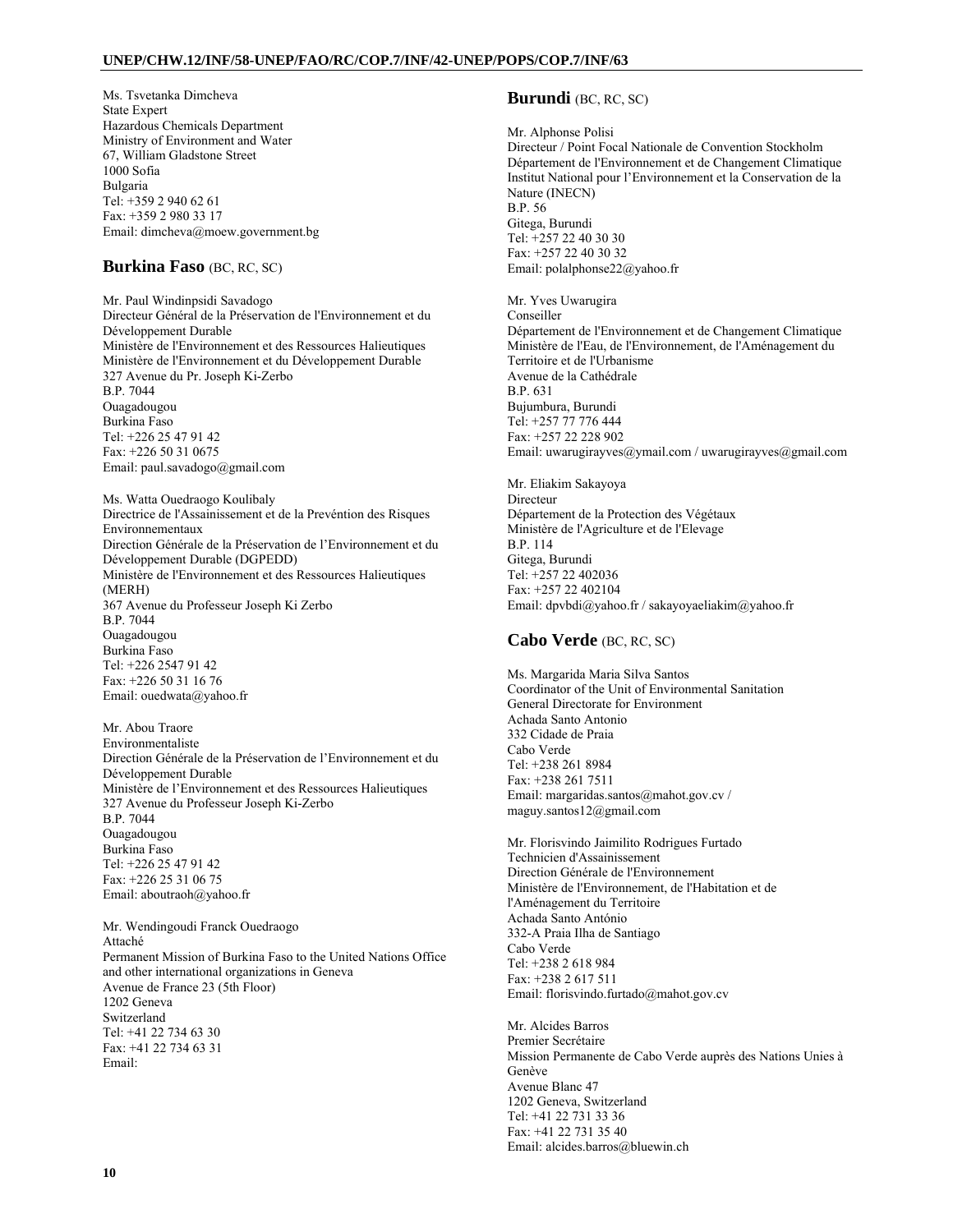Ms. Tsvetanka Dimcheva
State Expert
Hazardous Chemicals Department
Ministry of Environment and Water
67, William Gladstone Street
1000 Sofia
Bulgaria
Tel: +359 2 940 62 61
Fax: +359 2 980 33 17
Email: dimcheva@moew.government.bg

## Burkina Faso (BC, RC, SC)

Mr. Paul Windinpsidi Savadogo
Directeur Général de la Préservation de l'Environnement et du Développement Durable
Ministère de l'Environnement et des Ressources Halieutiques
Ministère de l'Environnement et du Développement Durable
327 Avenue du Pr. Joseph Ki-Zerbo
B.P. 7044
Ouagadougou
Burkina Faso
Tel: +226 25 47 91 42
Fax: +226 50 31 0675
Email: paul.savadogo@gmail.com

Ms. Watta Ouedraogo Koulibaly
Directrice de l'Assainissement et de la Prevéntion des Risques Environnementaux
Direction Générale de la Préservation de l'Environnement et du Développement Durable (DGPEDD)
Ministère de l'Environnement et des Ressources Halieutiques (MERH)
367 Avenue du Professeur Joseph Ki Zerbo
B.P. 7044
Ouagadougou
Burkina Faso
Tel: +226 2547 91 42
Fax: +226 50 31 16 76
Email: ouedwata@yahoo.fr

Mr. Abou Traore
Environmentaliste
Direction Générale de la Préservation de l'Environnement et du Développement Durable
Ministère de l'Environnement et des Ressources Halieutiques
327 Avenue du Professeur Joseph Ki-Zerbo
B.P. 7044
Ouagadougou
Burkina Faso
Tel: +226 25 47 91 42
Fax: +226 25 31 06 75
Email: aboutraoh@yahoo.fr

Mr. Wendingoudi Franck Ouedraogo
Attaché
Permanent Mission of Burkina Faso to the United Nations Office and other international organizations in Geneva
Avenue de France 23 (5th Floor)
1202 Geneva
Switzerland
Tel: +41 22 734 63 30
Fax: +41 22 734 63 31
Email:

## Burundi (BC, RC, SC)

Mr. Alphonse Polisi
Directeur / Point Focal Nationale de Convention Stockholm
Département de l'Environnement et de Changement Climatique
Institut National pour l'Environnement et la Conservation de la Nature (INECN)
B.P. 56
Gitega, Burundi
Tel: +257 22 40 30 30
Fax: +257 22 40 30 32
Email: polalphonse22@yahoo.fr

Mr. Yves Uwarugira
Conseiller
Département de l'Environnement et de Changement Climatique
Ministère de l'Eau, de l'Environnement, de l'Aménagement du Territoire et de l'Urbanisme
Avenue de la Cathédrale
B.P. 631
Bujumbura, Burundi
Tel: +257 77 776 444
Fax: +257 22 228 902
Email: uwarugirayves@ymail.com / uwarugirayves@gmail.com

Mr. Eliakim Sakayoya
Directeur
Département de la Protection des Végétaux
Ministère de l'Agriculture et de l'Elevage
B.P. 114
Gitega, Burundi
Tel: +257 22 402036
Fax: +257 22 402104
Email: dpvbdi@yahoo.fr / sakayoyaeliakim@yahoo.fr

## Cabo Verde (BC, RC, SC)

Ms. Margarida Maria Silva Santos
Coordinator of the Unit of Environmental Sanitation
General Directorate for Environment
Achada Santo Antonio
332 Cidade de Praia
Cabo Verde
Tel: +238 261 8984
Fax: +238 261 7511
Email: margaridas.santos@mahot.gov.cv / maguy.santos12@gmail.com

Mr. Florisvindo Jaimilito Rodrigues Furtado
Technicien d'Assainissement
Direction Générale de l'Environnement
Ministère de l'Environnement, de l'Habitation et de l'Aménagement du Territoire
Achada Santo António
332-A Praia Ilha de Santiago
Cabo Verde
Tel: +238 2 618 984
Fax: +238 2 617 511
Email: florisvindo.furtado@mahot.gov.cv

Mr. Alcides Barros
Premier Secrétaire
Mission Permanente de Cabo Verde auprès des Nations Unies à Genève
Avenue Blanc 47
1202 Geneva, Switzerland
Tel: +41 22 731 33 36
Fax: +41 22 731 35 40
Email: alcides.barros@bluewin.ch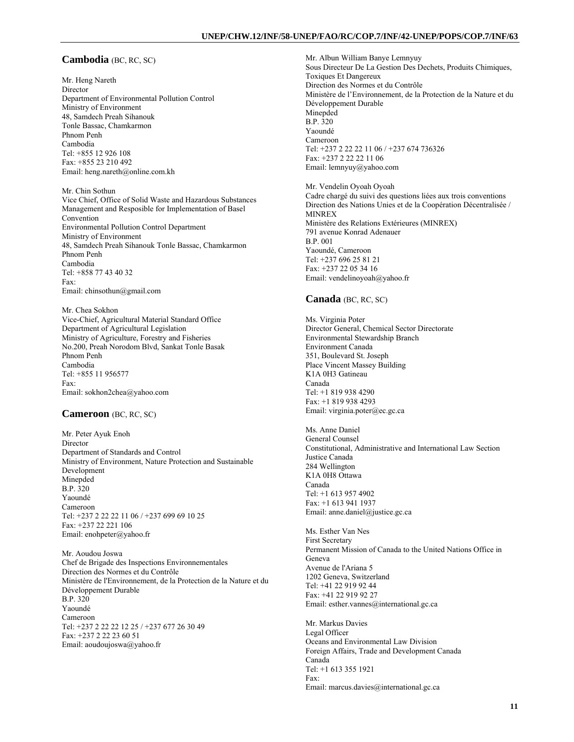## Cambodia (BC, RC, SC)

Mr. Heng Nareth
Director
Department of Environmental Pollution Control
Ministry of Environment
48, Samdech Preah Sihanouk
Tonle Bassac, Chamkarmon
Phnom Penh
Cambodia
Tel: +855 12 926 108
Fax: +855 23 210 492
Email: heng.nareth@online.com.kh

Mr. Chin Sothun
Vice Chief, Office of Solid Waste and Hazardous Substances Management and Resposible for Implementation of Basel Convention
Environmental Pollution Control Department
Ministry of Environment
48, Samdech Preah Sihanouk Tonle Bassac, Chamkarmon
Phnom Penh
Cambodia
Tel: +858 77 43 40 32
Fax:
Email: chinsothun@gmail.com

Mr. Chea Sokhon
Vice-Chief, Agricultural Material Standard Office
Department of Agricultural Legislation
Ministry of Agriculture, Forestry and Fisheries
No.200, Preah Norodom Blvd, Sankat Tonle Basak
Phnom Penh
Cambodia
Tel: +855 11 956577
Fax:
Email: sokhon2chea@yahoo.com

## Cameroon (BC, RC, SC)

Mr. Peter Ayuk Enoh
Director
Department of Standards and Control
Ministry of Environment, Nature Protection and Sustainable Development
Minepded
B.P. 320
Yaoundé
Cameroon
Tel: +237 2 22 22 11 06 / +237 699 69 10 25
Fax: +237 22 221 106
Email: enohpeter@yahoo.fr

Mr. Aoudou Joswa
Chef de Brigade des Inspections Environnementales
Direction des Normes et du Contrôle
Ministère de l'Environnement, de la Protection de la Nature et du Développement Durable
B.P. 320
Yaoundé
Cameroon
Tel: +237 2 22 22 12 25 / +237 677 26 30 49
Fax: +237 2 22 23 60 51
Email: aoudoujoswa@yahoo.fr

Mr. Albun William Banye Lemnyuy
Sous Directeur De La Gestion Des Dechets, Produits Chimiques, Toxiques Et Dangereux
Direction des Normes et du Contrôle
Ministère de l'Environnement, de la Protection de la Nature et du Développement Durable
Minepded
B.P. 320
Yaoundé
Cameroon
Tel: +237 2 22 22 11 06 / +237 674 736326
Fax: +237 2 22 22 11 06
Email: lemnyuy@yahoo.com

Mr. Vendelin Oyoah Oyoah
Cadre chargé du suivi des questions liées aux trois conventions
Direction des Nations Unies et de la Coopération Décentralisée / MINREX
Ministère des Relations Extérieures (MINREX)
791 avenue Konrad Adenauer
B.P. 001
Yaoundé, Cameroon
Tel: +237 696 25 81 21
Fax: +237 22 05 34 16
Email: vendelinoyoah@yahoo.fr

## Canada (BC, RC, SC)

Ms. Virginia Poter
Director General, Chemical Sector Directorate
Environmental Stewardship Branch
Environment Canada
351, Boulevard St. Joseph
Place Vincent Massey Building
K1A 0H3 Gatineau
Canada
Tel: +1 819 938 4290
Fax: +1 819 938 4293
Email: virginia.poter@ec.gc.ca

Ms. Anne Daniel
General Counsel
Constitutional, Administrative and International Law Section
Justice Canada
284 Wellington
K1A 0H8 Ottawa
Canada
Tel: +1 613 957 4902
Fax: +1 613 941 1937
Email: anne.daniel@justice.gc.ca

Ms. Esther Van Nes
First Secretary
Permanent Mission of Canada to the United Nations Office in Geneva
Avenue de l'Ariana 5
1202 Geneva, Switzerland
Tel: +41 22 919 92 44
Fax: +41 22 919 92 27
Email: esther.vannes@international.gc.ca

Mr. Markus Davies
Legal Officer
Oceans and Environmental Law Division
Foreign Affairs, Trade and Development Canada
Canada
Tel: +1 613 355 1921
Fax:
Email: marcus.davies@international.gc.ca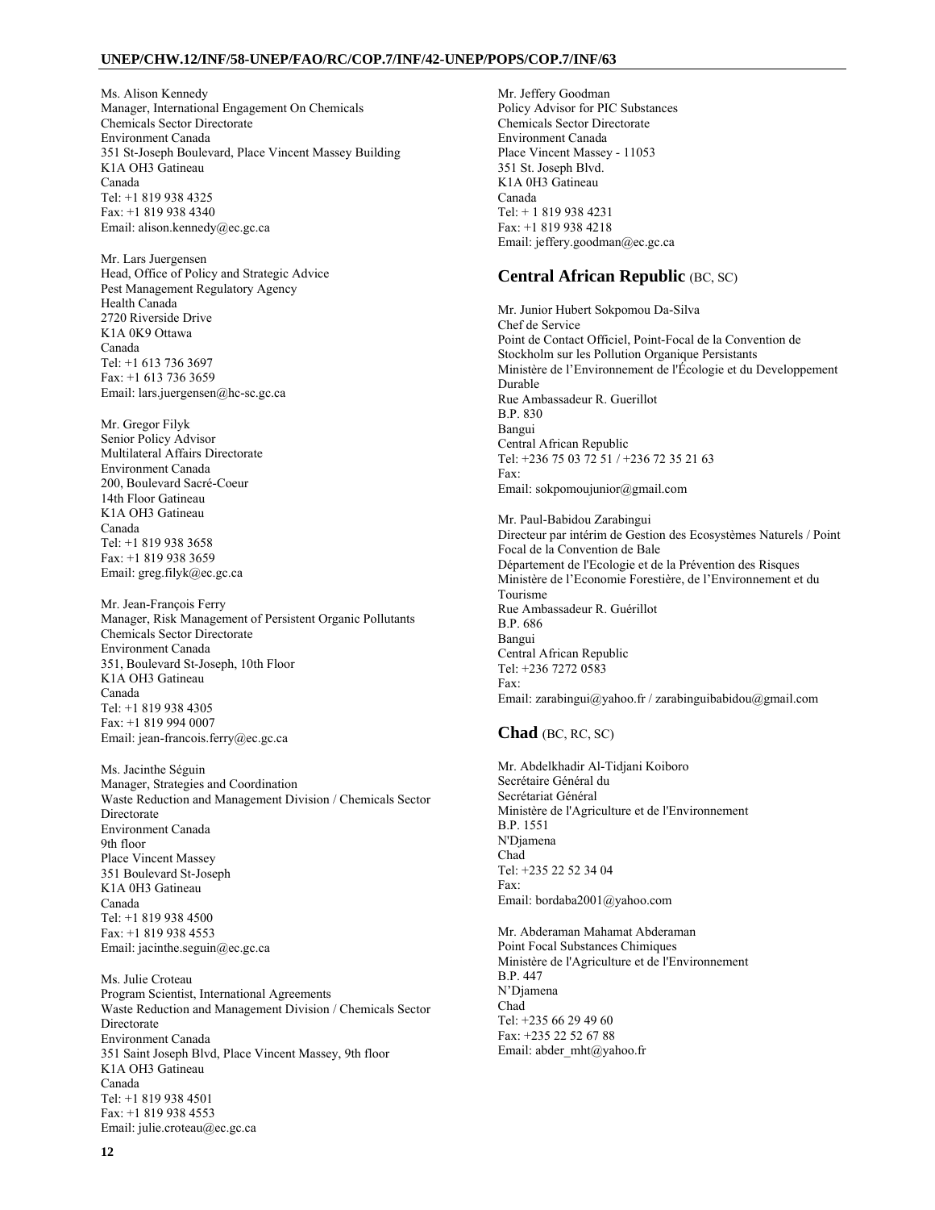Ms. Alison Kennedy
Manager, International Engagement On Chemicals
Chemicals Sector Directorate
Environment Canada
351 St-Joseph Boulevard, Place Vincent Massey Building
K1A OH3 Gatineau
Canada
Tel: +1 819 938 4325
Fax: +1 819 938 4340
Email: alison.kennedy@ec.gc.ca

Mr. Lars Juergensen
Head, Office of Policy and Strategic Advice
Pest Management Regulatory Agency
Health Canada
2720 Riverside Drive
K1A 0K9 Ottawa
Canada
Tel: +1 613 736 3697
Fax: +1 613 736 3659
Email: lars.juergensen@hc-sc.gc.ca

Mr. Gregor Filyk
Senior Policy Advisor
Multilateral Affairs Directorate
Environment Canada
200, Boulevard Sacré-Coeur
14th Floor Gatineau
K1A OH3 Gatineau
Canada
Tel: +1 819 938 3658
Fax: +1 819 938 3659
Email: greg.filyk@ec.gc.ca

Mr. Jean-François Ferry
Manager, Risk Management of Persistent Organic Pollutants
Chemicals Sector Directorate
Environment Canada
351, Boulevard St-Joseph, 10th Floor
K1A OH3 Gatineau
Canada
Tel: +1 819 938 4305
Fax: +1 819 994 0007
Email: jean-francois.ferry@ec.gc.ca

Ms. Jacinthe Séguin
Manager, Strategies and Coordination
Waste Reduction and Management Division / Chemicals Sector Directorate
Environment Canada
9th floor
Place Vincent Massey
351 Boulevard St-Joseph
K1A 0H3 Gatineau
Canada
Tel: +1 819 938 4500
Fax: +1 819 938 4553
Email: jacinthe.seguin@ec.gc.ca

Ms. Julie Croteau
Program Scientist, International Agreements
Waste Reduction and Management Division / Chemicals Sector Directorate
Environment Canada
351 Saint Joseph Blvd, Place Vincent Massey, 9th floor
K1A OH3 Gatineau
Canada
Tel: +1 819 938 4501
Fax: +1 819 938 4553
Email: julie.croteau@ec.gc.ca

Mr. Jeffery Goodman
Policy Advisor for PIC Substances
Chemicals Sector Directorate
Environment Canada
Place Vincent Massey - 11053
351 St. Joseph Blvd.
K1A 0H3 Gatineau
Canada
Tel: + 1 819 938 4231
Fax: +1 819 938 4218
Email: jeffery.goodman@ec.gc.ca

## Central African Republic (BC, SC)

Mr. Junior Hubert Sokpomou Da-Silva
Chef de Service
Point de Contact Officiel, Point-Focal de la Convention de Stockholm sur les Pollution Organique Persistants
Ministère de l'Environnement de l'Écologie et du Developpement Durable
Rue Ambassadeur R. Guerillot
B.P. 830
Bangui
Central African Republic
Tel: +236 75 03 72 51 / +236 72 35 21 63
Fax:
Email: sokpomoujunior@gmail.com

Mr. Paul-Babidou Zarabingui
Directeur par intérim de Gestion des Ecosystèmes Naturels / Point Focal de la Convention de Bale
Département de l'Ecologie et de la Prévention des Risques
Ministère de l'Economie Forestière, de l'Environnement et du Tourisme
Rue Ambassadeur R. Guérillot
B.P. 686
Bangui
Central African Republic
Tel: +236 7272 0583
Fax:
Email: zarabingui@yahoo.fr / zarabinguibabidou@gmail.com

## Chad (BC, RC, SC)

Mr. Abdelkhadir Al-Tidjani Koiboro
Secrétaire Général du
Secrétariat Général
Ministère de l'Agriculture et de l'Environnement
B.P. 1551
N'Djamena
Chad
Tel: +235 22 52 34 04
Fax:
Email: bordaba2001@yahoo.com

Mr. Abderaman Mahamat Abderaman
Point Focal Substances Chimiques
Ministère de l'Agriculture et de l'Environnement
B.P. 447
N'Djamena
Chad
Tel: +235 66 29 49 60
Fax: +235 22 52 67 88
Email: abder_mht@yahoo.fr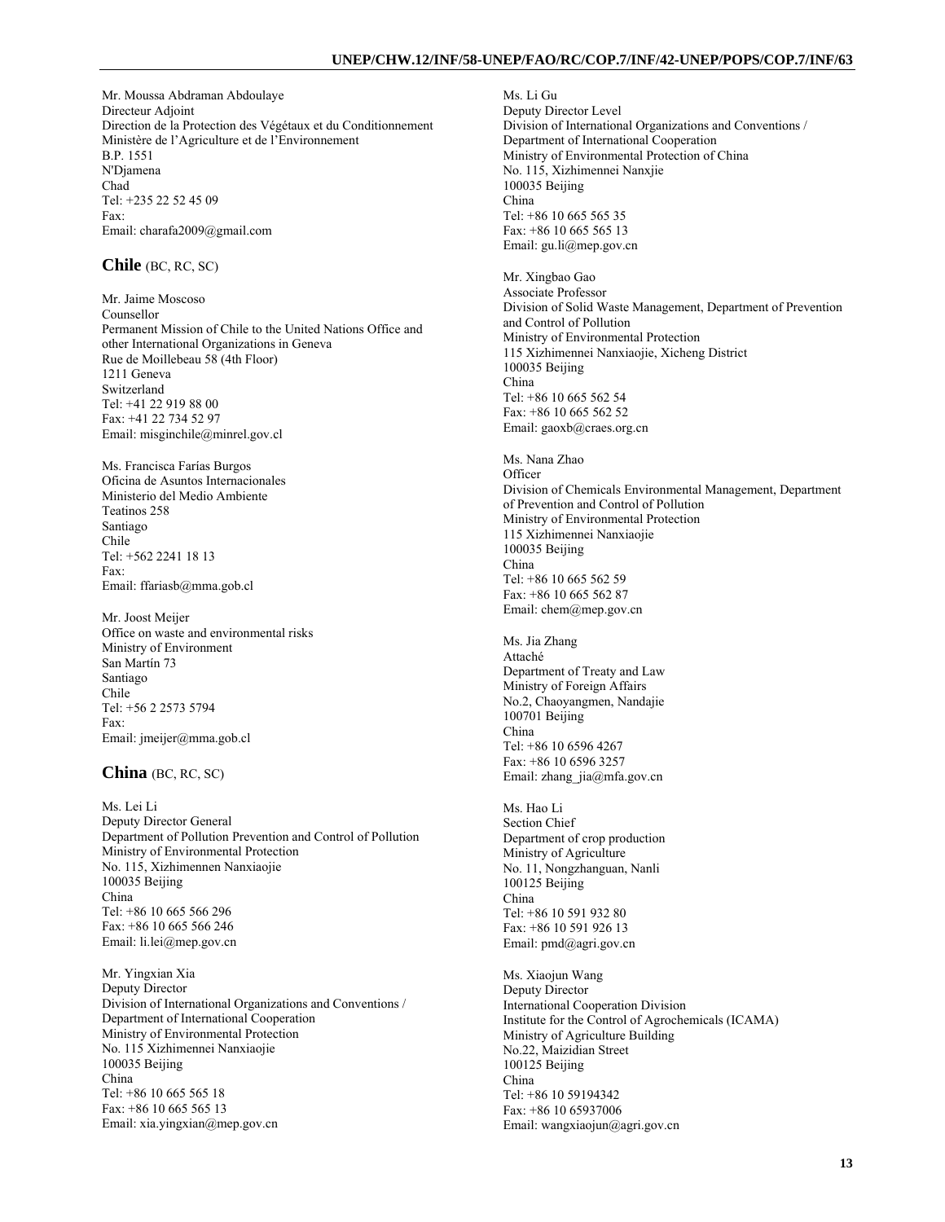Mr. Moussa Abdraman Abdoulaye
Directeur Adjoint
Direction de la Protection des Végétaux et du Conditionnement
Ministère de l'Agriculture et de l'Environnement
B.P. 1551
N'Djamena
Chad
Tel: +235 22 52 45 09
Fax:
Email: charafa2009@gmail.com

## Chile (BC, RC, SC)

Mr. Jaime Moscoso
Counsellor
Permanent Mission of Chile to the United Nations Office and other International Organizations in Geneva
Rue de Moillebeau 58 (4th Floor)
1211 Geneva
Switzerland
Tel: +41 22 919 88 00
Fax: +41 22 734 52 97
Email: misginchile@minrel.gov.cl

Ms. Francisca Farías Burgos
Oficina de Asuntos Internacionales
Ministerio del Medio Ambiente
Teatinos 258
Santiago
Chile
Tel: +562 2241 18 13
Fax:
Email: ffariasb@mma.gob.cl

Mr. Joost Meijer
Office on waste and environmental risks
Ministry of Environment
San Martín 73
Santiago
Chile
Tel: +56 2 2573 5794
Fax:
Email: jmeijer@mma.gob.cl

## China (BC, RC, SC)

Ms. Lei Li
Deputy Director General
Department of Pollution Prevention and Control of Pollution
Ministry of Environmental Protection
No. 115, Xizhimennen Nanxiaojie
100035 Beijing
China
Tel: +86 10 665 566 296
Fax: +86 10 665 566 246
Email: li.lei@mep.gov.cn

Mr. Yingxian Xia
Deputy Director
Division of International Organizations and Conventions / Department of International Cooperation
Ministry of Environmental Protection
No. 115 Xizhimennei Nanxiaojie
100035 Beijing
China
Tel: +86 10 665 565 18
Fax: +86 10 665 565 13
Email: xia.yingxian@mep.gov.cn

Ms. Li Gu
Deputy Director Level
Division of International Organizations and Conventions / Department of International Cooperation
Ministry of Environmental Protection of China
No. 115, Xizhimennei Nanxjie
100035 Beijing
China
Tel: +86 10 665 565 35
Fax: +86 10 665 565 13
Email: gu.li@mep.gov.cn

Mr. Xingbao Gao
Associate Professor
Division of Solid Waste Management, Department of Prevention and Control of Pollution
Ministry of Environmental Protection
115 Xizhimennei Nanxiaojie, Xicheng District
100035 Beijing
China
Tel: +86 10 665 562 54
Fax: +86 10 665 562 52
Email: gaoxb@craes.org.cn

Ms. Nana Zhao
Officer
Division of Chemicals Environmental Management, Department of Prevention and Control of Pollution
Ministry of Environmental Protection
115 Xizhimennei Nanxiaojie
100035 Beijing
China
Tel: +86 10 665 562 59
Fax: +86 10 665 562 87
Email: chem@mep.gov.cn

Ms. Jia Zhang
Attaché
Department of Treaty and Law
Ministry of Foreign Affairs
No.2, Chaoyangmen, Nandajie
100701 Beijing
China
Tel: +86 10 6596 4267
Fax: +86 10 6596 3257
Email: zhang_jia@mfa.gov.cn

Ms. Hao Li
Section Chief
Department of crop production
Ministry of Agriculture
No. 11, Nongzhanguan, Nanli
100125 Beijing
China
Tel: +86 10 591 932 80
Fax: +86 10 591 926 13
Email: pmd@agri.gov.cn

Ms. Xiaojun Wang
Deputy Director
International Cooperation Division
Institute for the Control of Agrochemicals (ICAMA)
Ministry of Agriculture Building
No.22, Maizidian Street
100125 Beijing
China
Tel: +86 10 59194342
Fax: +86 10 65937006
Email: wangxiaojun@agri.gov.cn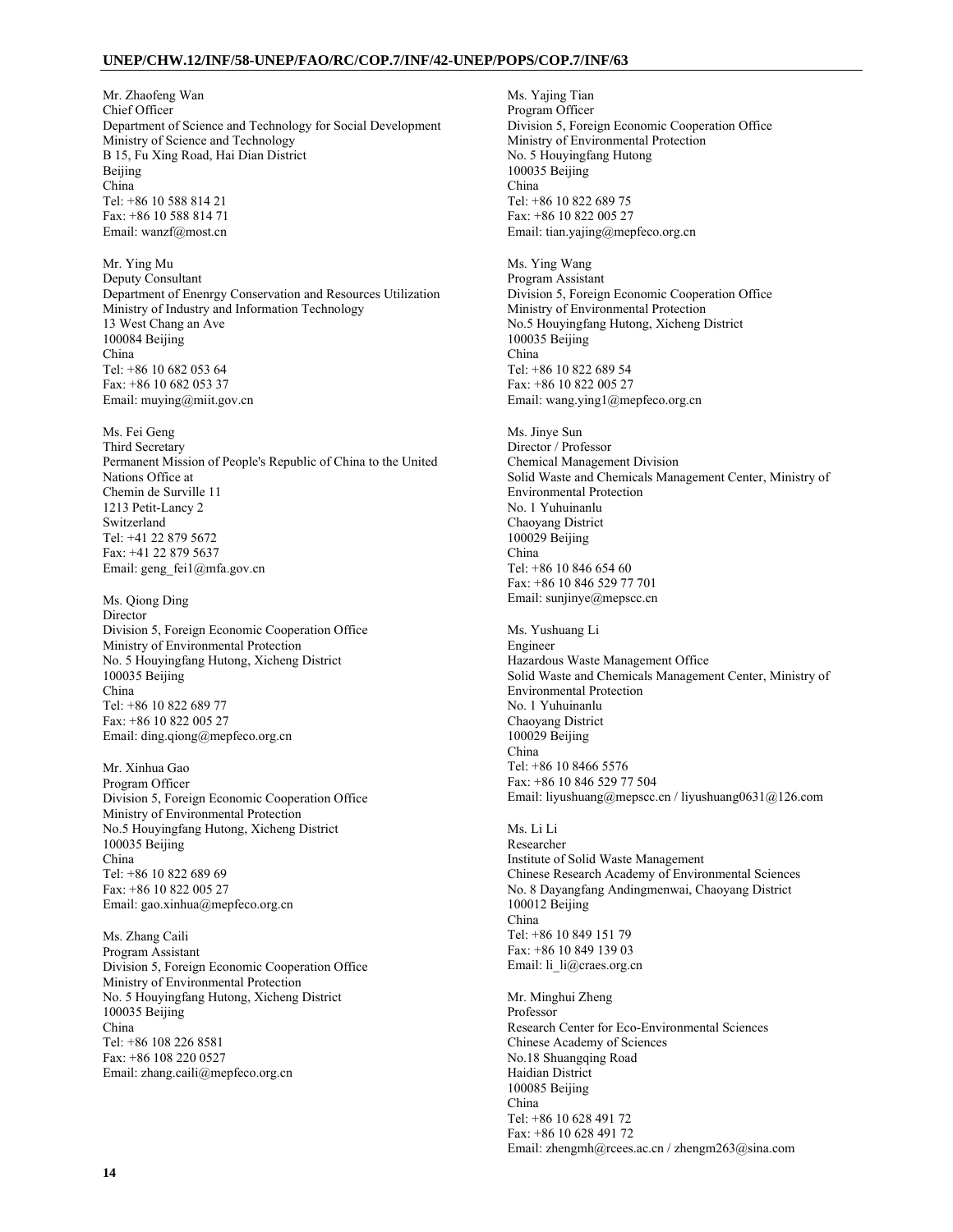Mr. Zhaofeng Wan
Chief Officer
Department of Science and Technology for Social Development
Ministry of Science and Technology
B 15, Fu Xing Road, Hai Dian District
Beijing
China
Tel: +86 10 588 814 21
Fax: +86 10 588 814 71
Email: wanzf@most.cn

Mr. Ying Mu
Deputy Consultant
Department of Enenrgy Conservation and Resources Utilization
Ministry of Industry and Information Technology
13 West Chang an Ave
100084 Beijing
China
Tel: +86 10 682 053 64
Fax: +86 10 682 053 37
Email: muying@miit.gov.cn

Ms. Fei Geng
Third Secretary
Permanent Mission of People's Republic of China to the United Nations Office at
Chemin de Surville 11
1213 Petit-Lancy 2
Switzerland
Tel: +41 22 879 5672
Fax: +41 22 879 5637
Email: geng_fei1@mfa.gov.cn

Ms. Qiong Ding
Director
Division 5, Foreign Economic Cooperation Office
Ministry of Environmental Protection
No. 5 Houyingfang Hutong, Xicheng District
100035 Beijing
China
Tel: +86 10 822 689 77
Fax: +86 10 822 005 27
Email: ding.qiong@mepfeco.org.cn

Mr. Xinhua Gao
Program Officer
Division 5, Foreign Economic Cooperation Office
Ministry of Environmental Protection
No.5 Houyingfang Hutong, Xicheng District
100035 Beijing
China
Tel: +86 10 822 689 69
Fax: +86 10 822 005 27
Email: gao.xinhua@mepfeco.org.cn

Ms. Zhang Caili
Program Assistant
Division 5, Foreign Economic Cooperation Office
Ministry of Environmental Protection
No. 5 Houyingfang Hutong, Xicheng District
100035 Beijing
China
Tel: +86 108 226 8581
Fax: +86 108 220 0527
Email: zhang.caili@mepfeco.org.cn

Ms. Yajing Tian
Program Officer
Division 5, Foreign Economic Cooperation Office
Ministry of Environmental Protection
No. 5 Houyingfang Hutong
100035 Beijing
China
Tel: +86 10 822 689 75
Fax: +86 10 822 005 27
Email: tian.yajing@mepfeco.org.cn

Ms. Ying Wang
Program Assistant
Division 5, Foreign Economic Cooperation Office
Ministry of Environmental Protection
No.5 Houyingfang Hutong, Xicheng District
100035 Beijing
China
Tel: +86 10 822 689 54
Fax: +86 10 822 005 27
Email: wang.ying1@mepfeco.org.cn

Ms. Jinye Sun
Director / Professor
Chemical Management Division
Solid Waste and Chemicals Management Center, Ministry of Environmental Protection
No. 1 Yuhuinanlu
Chaoyang District
100029 Beijing
China
Tel: +86 10 846 654 60
Fax: +86 10 846 529 77 701
Email: sunjinye@mepscc.cn

Ms. Yushuang Li
Engineer
Hazardous Waste Management Office
Solid Waste and Chemicals Management Center, Ministry of Environmental Protection
No. 1 Yuhuinanlu
Chaoyang District
100029 Beijing
China
Tel: +86 10 8466 5576
Fax: +86 10 846 529 77 504
Email: liyushuang@mepscc.cn / liyushuang0631@126.com

Ms. Li Li
Researcher
Institute of Solid Waste Management
Chinese Research Academy of Environmental Sciences
No. 8 Dayangfang Andingmenwai, Chaoyang District
100012 Beijing
China
Tel: +86 10 849 151 79
Fax: +86 10 849 139 03
Email: li_li@craes.org.cn

Mr. Minghui Zheng
Professor
Research Center for Eco-Environmental Sciences
Chinese Academy of Sciences
No.18 Shuangqing Road
Haidian District
100085 Beijing
China
Tel: +86 10 628 491 72
Fax: +86 10 628 491 72
Email: zhengmh@rcees.ac.cn / zhengm263@sina.com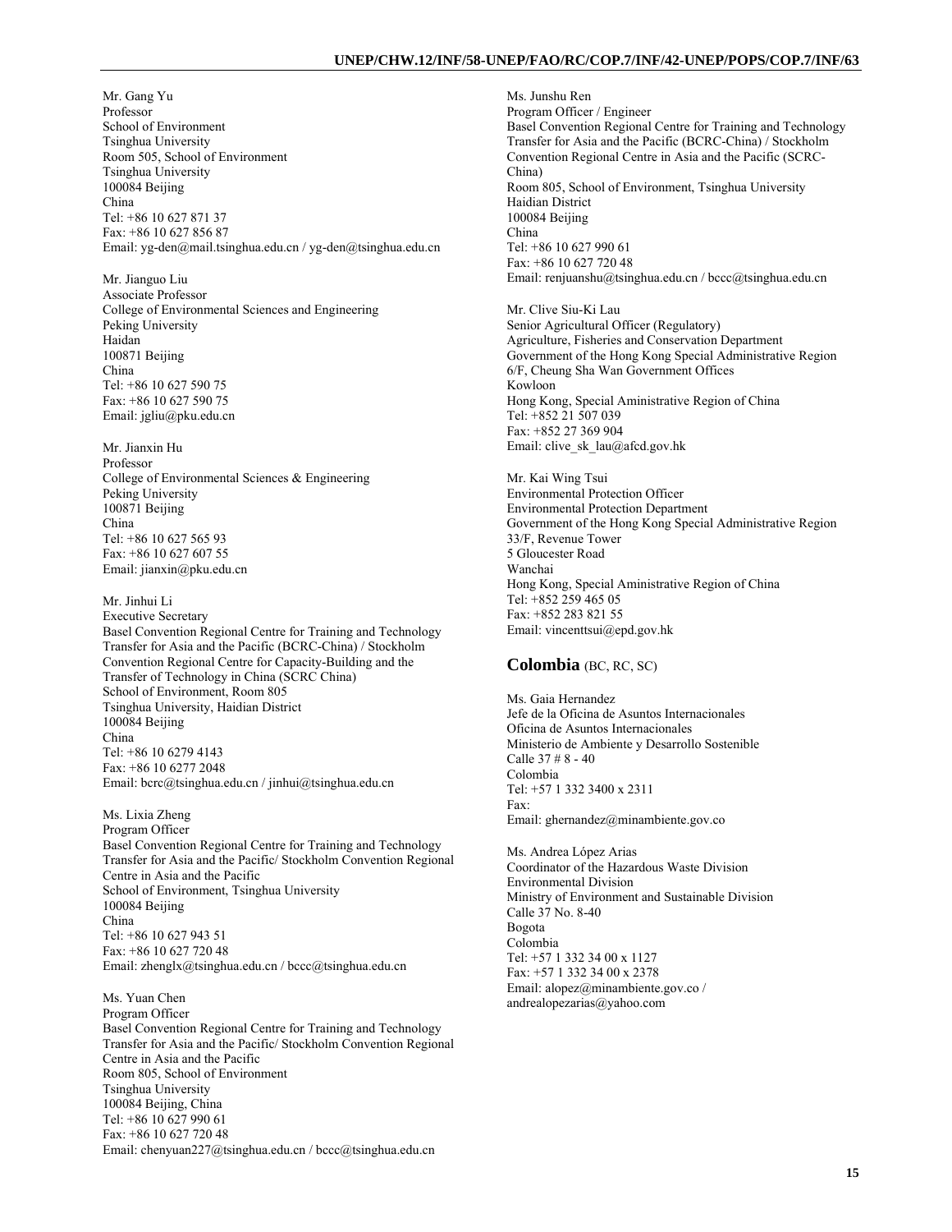Mr. Gang Yu
Professor
School of Environment
Tsinghua University
Room 505, School of Environment
Tsinghua University
100084 Beijing
China
Tel: +86 10 627 871 37
Fax: +86 10 627 856 87
Email: yg-den@mail.tsinghua.edu.cn / yg-den@tsinghua.edu.cn

Mr. Jianguo Liu
Associate Professor
College of Environmental Sciences and Engineering
Peking University
Haidan
100871 Beijing
China
Tel: +86 10 627 590 75
Fax: +86 10 627 590 75
Email: jgliu@pku.edu.cn

Mr. Jianxin Hu
Professor
College of Environmental Sciences & Engineering
Peking University
100871 Beijing
China
Tel: +86 10 627 565 93
Fax: +86 10 627 607 55
Email: jianxin@pku.edu.cn

Mr. Jinhui Li
Executive Secretary
Basel Convention Regional Centre for Training and Technology Transfer for Asia and the Pacific (BCRC-China) / Stockholm Convention Regional Centre for Capacity-Building and the Transfer of Technology in China (SCRC China)
School of Environment, Room 805
Tsinghua University, Haidian District
100084 Beijing
China
Tel: +86 10 6279 4143
Fax: +86 10 6277 2048
Email: bcrc@tsinghua.edu.cn / jinhui@tsinghua.edu.cn

Ms. Lixia Zheng
Program Officer
Basel Convention Regional Centre for Training and Technology Transfer for Asia and the Pacific/ Stockholm Convention Regional Centre in Asia and the Pacific
School of Environment, Tsinghua University
100084 Beijing
China
Tel: +86 10 627 943 51
Fax: +86 10 627 720 48
Email: zhenglx@tsinghua.edu.cn / bccc@tsinghua.edu.cn

Ms. Yuan Chen
Program Officer
Basel Convention Regional Centre for Training and Technology Transfer for Asia and the Pacific/ Stockholm Convention Regional Centre in Asia and the Pacific
Room 805, School of Environment
Tsinghua University
100084 Beijing, China
Tel: +86 10 627 990 61
Fax: +86 10 627 720 48
Email: chenyuan227@tsinghua.edu.cn / bccc@tsinghua.edu.cn

Ms. Junshu Ren
Program Officer / Engineer
Basel Convention Regional Centre for Training and Technology Transfer for Asia and the Pacific (BCRC-China) / Stockholm Convention Regional Centre in Asia and the Pacific (SCRC-China)
Room 805, School of Environment, Tsinghua University
Haidian District
100084 Beijing
China
Tel: +86 10 627 990 61
Fax: +86 10 627 720 48
Email: renjuanshu@tsinghua.edu.cn / bccc@tsinghua.edu.cn

Mr. Clive Siu-Ki Lau
Senior Agricultural Officer (Regulatory)
Agriculture, Fisheries and Conservation Department
Government of the Hong Kong Special Administrative Region
6/F, Cheung Sha Wan Government Offices
Kowloon
Hong Kong, Special Aministrative Region of China
Tel: +852 21 507 039
Fax: +852 27 369 904
Email: clive_sk_lau@afcd.gov.hk

Mr. Kai Wing Tsui
Environmental Protection Officer
Environmental Protection Department
Government of the Hong Kong Special Administrative Region
33/F, Revenue Tower
5 Gloucester Road
Wanchai
Hong Kong, Special Aministrative Region of China
Tel: +852 259 465 05
Fax: +852 283 821 55
Email: vincenttsui@epd.gov.hk

## **Colombia** (BC, RC, SC)

Ms. Gaia Hernandez
Jefe de la Oficina de Asuntos Internacionales
Oficina de Asuntos Internacionales
Ministerio de Ambiente y Desarrollo Sostenible
Calle 37 # 8 - 40
Colombia
Tel: +57 1 332 3400 x 2311
Fax:
Email: ghernandez@minambiente.gov.co

Ms. Andrea López Arias
Coordinator of the Hazardous Waste Division
Environmental Division
Ministry of Environment and Sustainable Division
Calle 37 No. 8-40
Bogota
Colombia
Tel: +57 1 332 34 00 x 1127
Fax: +57 1 332 34 00 x 2378
Email: alopez@minambiente.gov.co / andrealopezarias@yahoo.com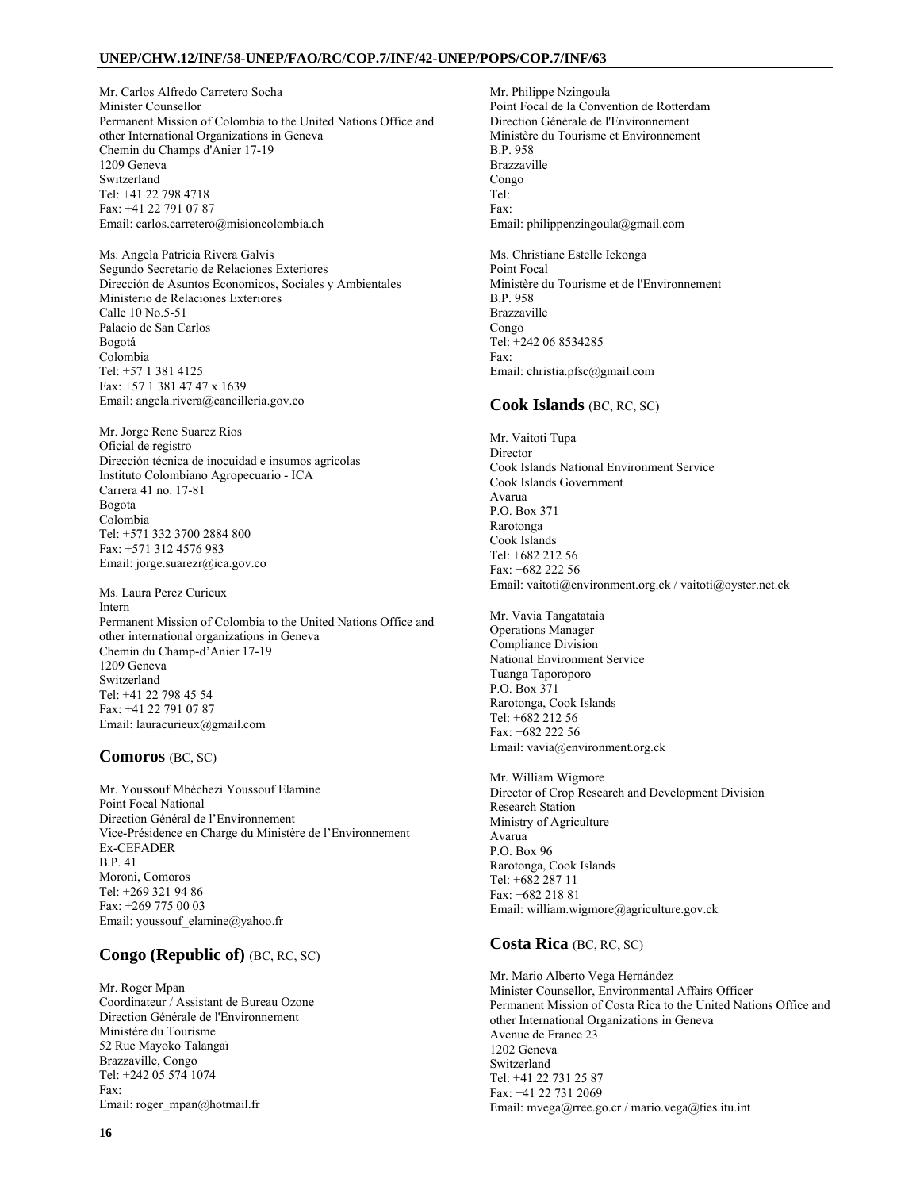Mr. Carlos Alfredo Carretero Socha
Minister Counsellor
Permanent Mission of Colombia to the United Nations Office and other International Organizations in Geneva
Chemin du Champs d'Anier 17-19
1209 Geneva
Switzerland
Tel: +41 22 798 4718
Fax: +41 22 791 07 87
Email: carlos.carretero@misioncolombia.ch

Ms. Angela Patricia Rivera Galvis
Segundo Secretario de Relaciones Exteriores
Dirección de Asuntos Economicos, Sociales y Ambientales
Ministerio de Relaciones Exteriores
Calle 10 No.5-51
Palacio de San Carlos
Bogotá
Colombia
Tel: +57 1 381 4125
Fax: +57 1 381 47 47 x 1639
Email: angela.rivera@cancilleria.gov.co

Mr. Jorge Rene Suarez Rios
Oficial de registro
Dirección técnica de inocuidad e insumos agricolas
Instituto Colombiano Agropecuario - ICA
Carrera 41 no. 17-81
Bogota
Colombia
Tel: +571 332 3700 2884 800
Fax: +571 312 4576 983
Email: jorge.suarezr@ica.gov.co

Ms. Laura Perez Curieux
Intern
Permanent Mission of Colombia to the United Nations Office and other international organizations in Geneva
Chemin du Champ-d'Anier 17-19
1209 Geneva
Switzerland
Tel: +41 22 798 45 54
Fax: +41 22 791 07 87
Email: lauracurieux@gmail.com

## Comoros (BC, SC)

Mr. Youssouf Mbéchezi Youssouf Elamine
Point Focal National
Direction Général de l'Environnement
Vice-Présidence en Charge du Ministère de l'Environnement
Ex-CEFADER
B.P. 41
Moroni, Comoros
Tel: +269 321 94 86
Fax: +269 775 00 03
Email: youssouf_elamine@yahoo.fr

## Congo (Republic of) (BC, RC, SC)

Mr. Roger Mpan
Coordinateur / Assistant de Bureau Ozone
Direction Générale de l'Environnement
Ministère du Tourisme
52 Rue Mayoko Talangaï
Brazzaville, Congo
Tel: +242 05 574 1074
Fax:
Email: roger_mpan@hotmail.fr

Mr. Philippe Nzingoula
Point Focal de la Convention de Rotterdam
Direction Générale de l'Environnement
Ministère du Tourisme et Environnement
B.P. 958
Brazzaville
Congo
Tel:
Fax:
Email: philippenzingoula@gmail.com

Ms. Christiane Estelle Ickonga
Point Focal
Ministère du Tourisme et de l'Environnement
B.P. 958
Brazzaville
Congo
Tel: +242 06 8534285
Fax:
Email: christia.pfsc@gmail.com

## Cook Islands (BC, RC, SC)

Mr. Vaitoti Tupa
Director
Cook Islands National Environment Service
Cook Islands Government
Avarua
P.O. Box 371
Rarotonga
Cook Islands
Tel: +682 212 56
Fax: +682 222 56
Email: vaitoti@environment.org.ck / vaitoti@oyster.net.ck

Mr. Vavia Tangatataia
Operations Manager
Compliance Division
National Environment Service
Tuanga Taporoporo
P.O. Box 371
Rarotonga, Cook Islands
Tel: +682 212 56
Fax: +682 222 56
Email: vavia@environment.org.ck

Mr. William Wigmore
Director of Crop Research and Development Division
Research Station
Ministry of Agriculture
Avarua
P.O. Box 96
Rarotonga, Cook Islands
Tel: +682 287 11
Fax: +682 218 81
Email: william.wigmore@agriculture.gov.ck

## Costa Rica (BC, RC, SC)

Mr. Mario Alberto Vega Hernández
Minister Counsellor, Environmental Affairs Officer
Permanent Mission of Costa Rica to the United Nations Office and other International Organizations in Geneva
Avenue de France 23
1202 Geneva
Switzerland
Tel: +41 22 731 25 87
Fax: +41 22 731 2069
Email: mvega@rree.go.cr / mario.vega@ties.itu.int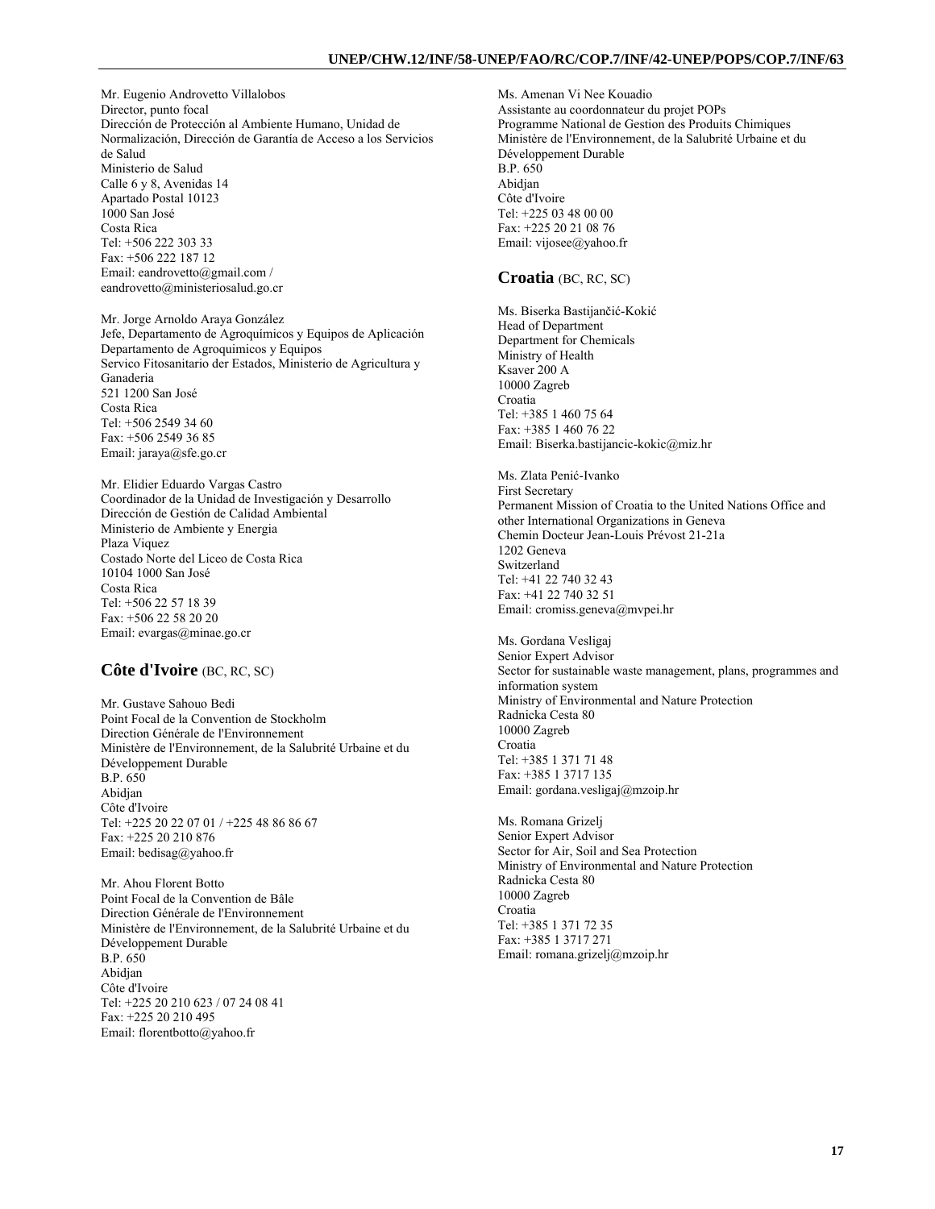Mr. Eugenio Androvetto Villalobos
Director, punto focal
Dirección de Protección al Ambiente Humano, Unidad de Normalización, Dirección de Garantía de Acceso a los Servicios de Salud
Ministerio de Salud
Calle 6 y 8, Avenidas 14
Apartado Postal 10123
1000 San José
Costa Rica
Tel: +506 222 303 33
Fax: +506 222 187 12
Email: eandrovetto@gmail.com / eandrovetto@ministeriosalud.go.cr

Mr. Jorge Arnoldo Araya González
Jefe, Departamento de Agroquímicos y Equipos de Aplicación
Departamento de Agroquimicos y Equipos
Servico Fitosanitario der Estados, Ministerio de Agricultura y Ganaderia
521 1200 San José
Costa Rica
Tel: +506 2549 34 60
Fax: +506 2549 36 85
Email: jaraya@sfe.go.cr

Mr. Elidier Eduardo Vargas Castro
Coordinador de la Unidad de Investigación y Desarrollo
Dirección de Gestión de Calidad Ambiental
Ministerio de Ambiente y Energia
Plaza Viquez
Costado Norte del Liceo de Costa Rica
10104 1000 San José
Costa Rica
Tel: +506 22 57 18 39
Fax: +506 22 58 20 20
Email: evargas@minae.go.cr

## Côte d'Ivoire (BC, RC, SC)

Mr. Gustave Sahouo Bedi
Point Focal de la Convention de Stockholm
Direction Générale de l'Environnement
Ministère de l'Environnement, de la Salubrité Urbaine et du Développement Durable
B.P. 650
Abidjan
Côte d'Ivoire
Tel: +225 20 22 07 01 / +225 48 86 86 67
Fax: +225 20 210 876
Email: bedisag@yahoo.fr

Mr. Ahou Florent Botto
Point Focal de la Convention de Bâle
Direction Générale de l'Environnement
Ministère de l'Environnement, de la Salubrité Urbaine et du Développement Durable
B.P. 650
Abidjan
Côte d'Ivoire
Tel: +225 20 210 623 / 07 24 08 41
Fax: +225 20 210 495
Email: florentbotto@yahoo.fr

Ms. Amenan Vi Nee Kouadio
Assistante au coordonnateur du projet POPs
Programme National de Gestion des Produits Chimiques
Ministère de l'Environnement, de la Salubrité Urbaine et du Développement Durable
B.P. 650
Abidjan
Côte d'Ivoire
Tel: +225 03 48 00 00
Fax: +225 20 21 08 76
Email: vijosee@yahoo.fr

## Croatia (BC, RC, SC)

Ms. Biserka Bastijančić-Kokić
Head of Department
Department for Chemicals
Ministry of Health
Ksaver 200 A
10000 Zagreb
Croatia
Tel: +385 1 460 75 64
Fax: +385 1 460 76 22
Email: Biserka.bastijancic-kokic@miz.hr

Ms. Zlata Penić-Ivanko
First Secretary
Permanent Mission of Croatia to the United Nations Office and other International Organizations in Geneva
Chemin Docteur Jean-Louis Prévost 21-21a
1202 Geneva
Switzerland
Tel: +41 22 740 32 43
Fax: +41 22 740 32 51
Email: cromiss.geneva@mvpei.hr

Ms. Gordana Vesligaj
Senior Expert Advisor
Sector for sustainable waste management, plans, programmes and information system
Ministry of Environmental and Nature Protection
Radnicka Cesta 80
10000 Zagreb
Croatia
Tel: +385 1 371 71 48
Fax: +385 1 3717 135
Email: gordana.vesligaj@mzoip.hr

Ms. Romana Grizelj
Senior Expert Advisor
Sector for Air, Soil and Sea Protection
Ministry of Environmental and Nature Protection
Radnicka Cesta 80
10000 Zagreb
Croatia
Tel: +385 1 371 72 35
Fax: +385 1 3717 271
Email: romana.grizelj@mzoip.hr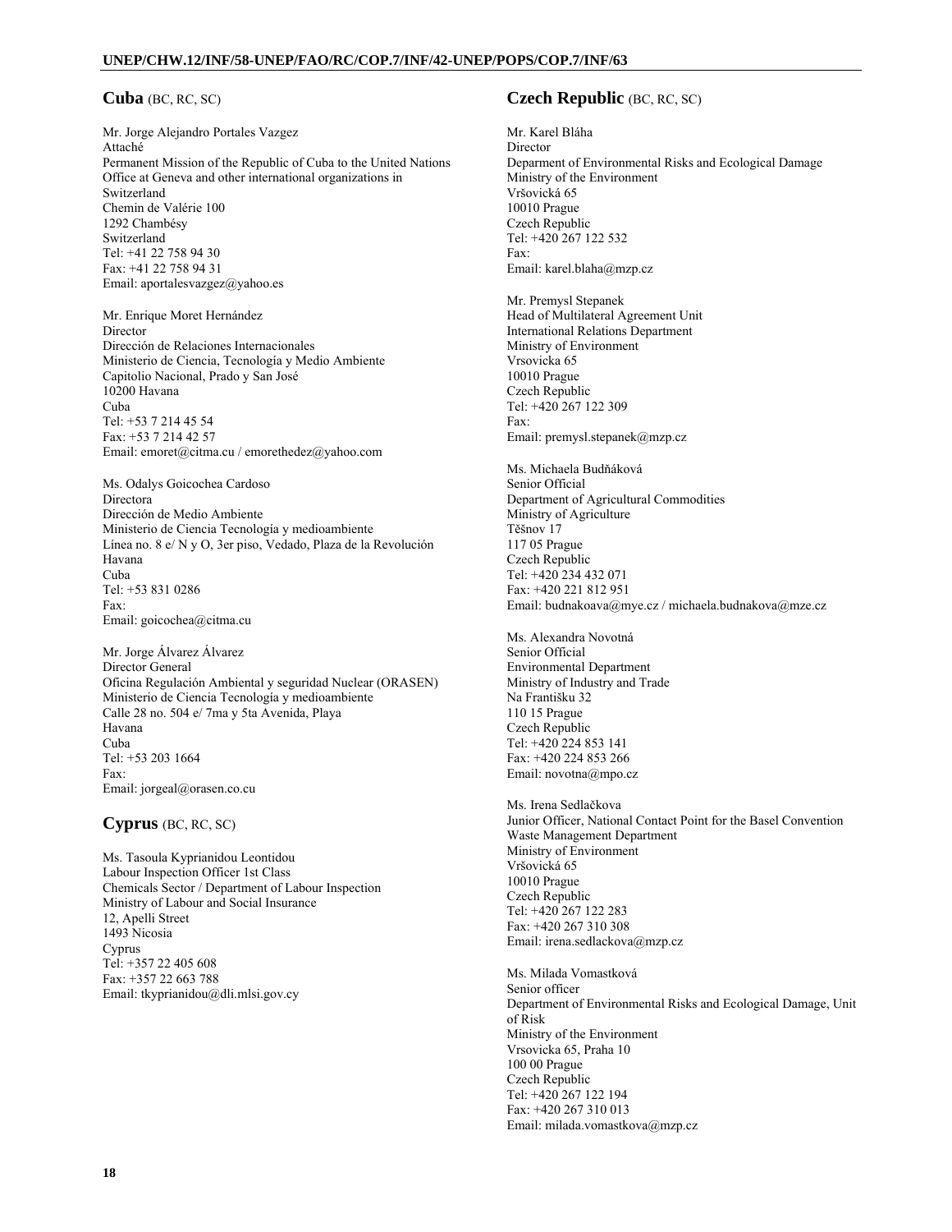## **Cuba** (BC, RC, SC)

Mr. Jorge Alejandro Portales Vazgez
Attaché
Permanent Mission of the Republic of Cuba to the United Nations Office at Geneva and other international organizations in Switzerland
Chemin de Valérie 100
1292 Chambésy
Switzerland
Tel: +41 22 758 94 30
Fax: +41 22 758 94 31
Email: aportalesvazgez@yahoo.es

Mr. Enrique Moret Hernández
Director
Dirección de Relaciones Internacionales
Ministerio de Ciencia, Tecnología y Medio Ambiente
Capitolio Nacional, Prado y San José
10200 Havana
Cuba
Tel: +53 7 214 45 54
Fax: +53 7 214 42 57
Email: emoret@citma.cu / emorethedez@yahoo.com

Ms. Odalys Goicochea Cardoso
Directora
Dirección de Medio Ambiente
Ministerio de Ciencia Tecnología y medioambiente
Línea no. 8 e/ N y O, 3er piso, Vedado, Plaza de la Revolución
Havana
Cuba
Tel: +53 831 0286
Fax:
Email: goicochea@citma.cu

Mr. Jorge Álvarez Álvarez
Director General
Oficina Regulación Ambiental y seguridad Nuclear (ORASEN)
Ministerio de Ciencia Tecnología y medioambiente
Calle 28 no. 504 e/ 7ma y 5ta Avenida, Playa
Havana
Cuba
Tel: +53 203 1664
Fax:
Email: jorgeal@orasen.co.cu

## **Cyprus** (BC, RC, SC)

Ms. Tasoula Kyprianidou Leontidou
Labour Inspection Officer 1st Class
Chemicals Sector / Department of Labour Inspection
Ministry of Labour and Social Insurance
12, Apelli Street
1493 Nicosia
Cyprus
Tel: +357 22 405 608
Fax: +357 22 663 788
Email: tkyprianidou@dli.mlsi.gov.cy

## **Czech Republic** (BC, RC, SC)

Mr. Karel Bláha
Director
Deparment of Environmental Risks and Ecological Damage
Ministry of the Environment
Vršovická 65
10010 Prague
Czech Republic
Tel: +420 267 122 532
Fax:
Email: karel.blaha@mzp.cz

Mr. Premysl Stepanek
Head of Multilateral Agreement Unit
International Relations Department
Ministry of Environment
Vrsovicka 65
10010 Prague
Czech Republic
Tel: +420 267 122 309
Fax:
Email: premysl.stepanek@mzp.cz

Ms. Michaela Budňáková
Senior Official
Department of Agricultural Commodities
Ministry of Agriculture
Těšnov 17
117 05 Prague
Czech Republic
Tel: +420 234 432 071
Fax: +420 221 812 951
Email: budnakoava@mye.cz / michaela.budnakova@mze.cz

Ms. Alexandra Novotná
Senior Official
Environmental Department
Ministry of Industry and Trade
Na Františku 32
110 15 Prague
Czech Republic
Tel: +420 224 853 141
Fax: +420 224 853 266
Email: novotna@mpo.cz

Ms. Irena Sedlačkova
Junior Officer, National Contact Point for the Basel Convention
Waste Management Department
Ministry of Environment
Vršovická 65
10010 Prague
Czech Republic
Tel: +420 267 122 283
Fax: +420 267 310 308
Email: irena.sedlackova@mzp.cz

Ms. Milada Vomastková
Senior officer
Department of Environmental Risks and Ecological Damage, Unit of Risk
Ministry of the Environment
Vrsovicka 65, Praha 10
100 00 Prague
Czech Republic
Tel: +420 267 122 194
Fax: +420 267 310 013
Email: milada.vomastkova@mzp.cz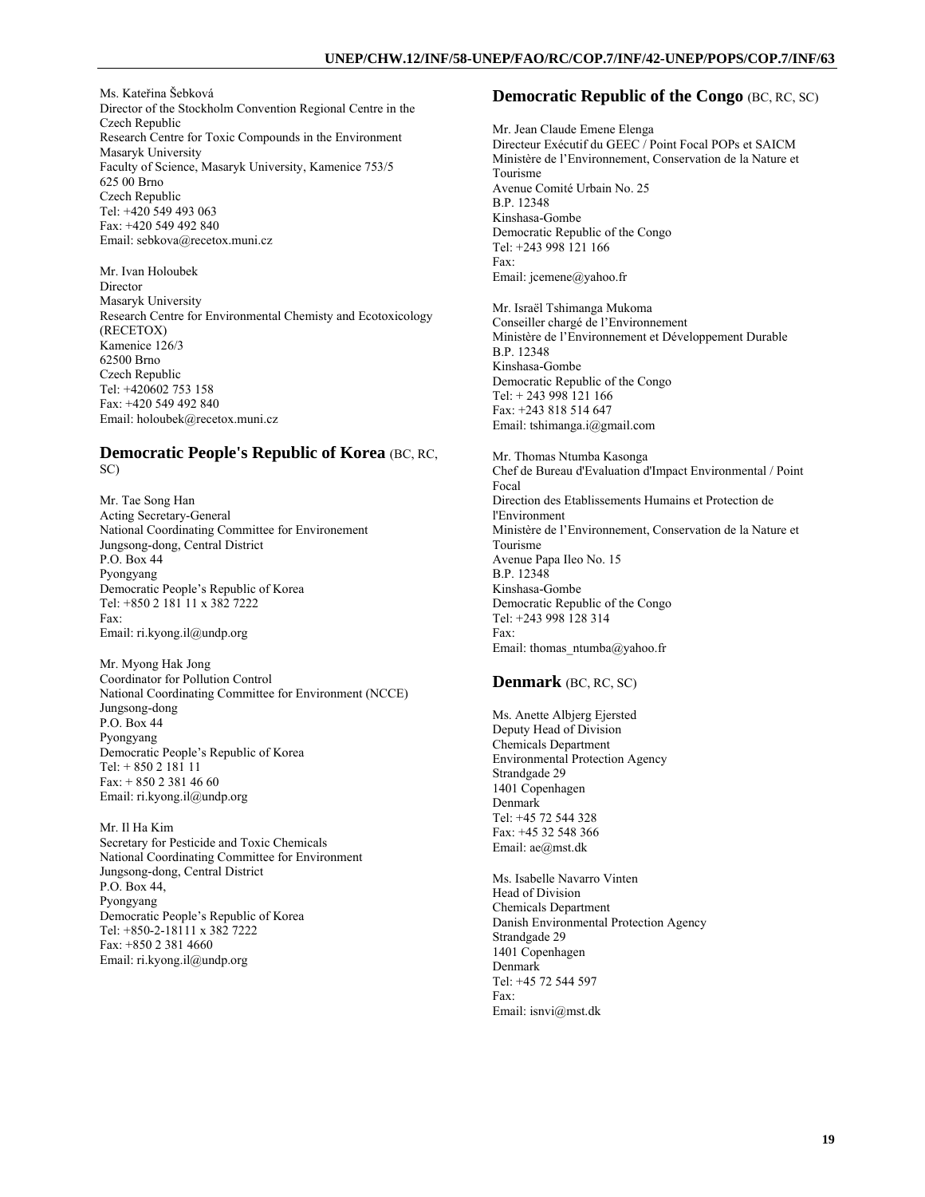Ms. Kateřina Šebková
Director of the Stockholm Convention Regional Centre in the Czech Republic
Research Centre for Toxic Compounds in the Environment
Masaryk University
Faculty of Science, Masaryk University, Kamenice 753/5
625 00 Brno
Czech Republic
Tel: +420 549 493 063
Fax: +420 549 492 840
Email: sebkova@recetox.muni.cz

Mr. Ivan Holoubek
Director
Masaryk University
Research Centre for Environmental Chemisty and Ecotoxicology (RECETOX)
Kamenice 126/3
62500 Brno
Czech Republic
Tel: +420602 753 158
Fax: +420 549 492 840
Email: holoubek@recetox.muni.cz

## Democratic People's Republic of Korea (BC, RC, SC)

Mr. Tae Song Han
Acting Secretary-General
National Coordinating Committee for Environement
Jungsong-dong, Central District
P.O. Box 44
Pyongyang
Democratic People's Republic of Korea
Tel: +850 2 181 11 x 382 7222
Fax:
Email: ri.kyong.il@undp.org

Mr. Myong Hak Jong
Coordinator for Pollution Control
National Coordinating Committee for Environment (NCCE)
Jungsong-dong
P.O. Box 44
Pyongyang
Democratic People's Republic of Korea
Tel: + 850 2 181 11
Fax: + 850 2 381 46 60
Email: ri.kyong.il@undp.org

Mr. Il Ha Kim
Secretary for Pesticide and Toxic Chemicals
National Coordinating Committee for Environment
Jungsong-dong, Central District
P.O. Box 44,
Pyongyang
Democratic People's Republic of Korea
Tel: +850-2-18111 x 382 7222
Fax: +850 2 381 4660
Email: ri.kyong.il@undp.org

## Democratic Republic of the Congo (BC, RC, SC)

Mr. Jean Claude Emene Elenga
Directeur Exécutif du GEEC / Point Focal POPs et SAICM
Ministère de l'Environnement, Conservation de la Nature et Tourisme
Avenue Comité Urbain No. 25
B.P. 12348
Kinshasa-Gombe
Democratic Republic of the Congo
Tel: +243 998 121 166
Fax:
Email: jcemene@yahoo.fr

Mr. Israël Tshimanga Mukoma
Conseiller chargé de l'Environnement
Ministère de l'Environnement et Développement Durable
B.P. 12348
Kinshasa-Gombe
Democratic Republic of the Congo
Tel: + 243 998 121 166
Fax: +243 818 514 647
Email: tshimanga.i@gmail.com

Mr. Thomas Ntumba Kasonga
Chef de Bureau d'Evaluation d'Impact Environmental / Point Focal
Direction des Etablissements Humains et Protection de l'Environment
Ministère de l'Environnement, Conservation de la Nature et Tourisme
Avenue Papa Ileo No. 15
B.P. 12348
Kinshasa-Gombe
Democratic Republic of the Congo
Tel: +243 998 128 314
Fax:
Email: thomas_ntumba@yahoo.fr

## Denmark (BC, RC, SC)

Ms. Anette Albjerg Ejersted
Deputy Head of Division
Chemicals Department
Environmental Protection Agency
Strandgade 29
1401 Copenhagen
Denmark
Tel: +45 72 544 328
Fax: +45 32 548 366
Email: ae@mst.dk

Ms. Isabelle Navarro Vinten
Head of Division
Chemicals Department
Danish Environmental Protection Agency
Strandgade 29
1401 Copenhagen
Denmark
Tel: +45 72 544 597
Fax:
Email: isnvi@mst.dk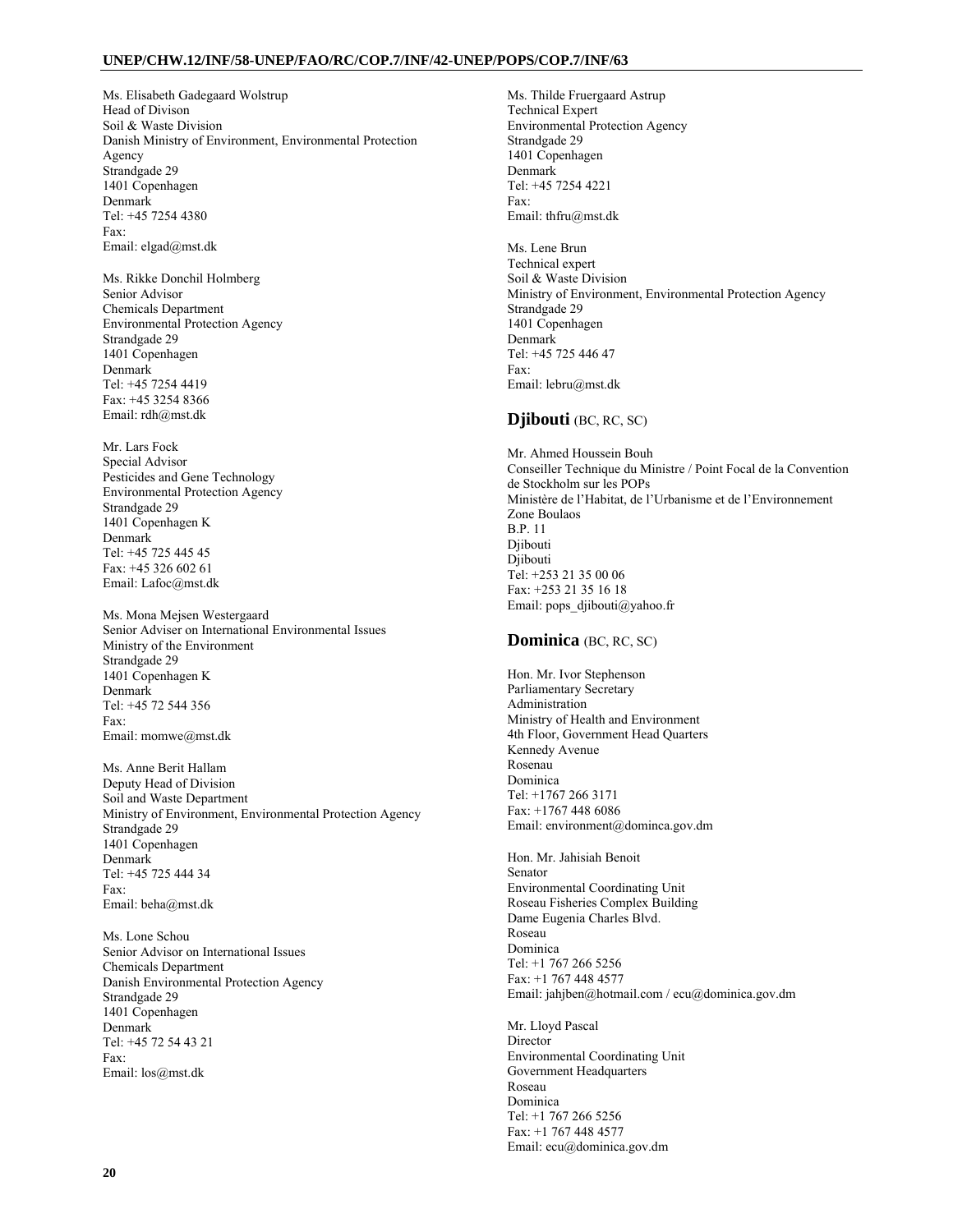Ms. Elisabeth Gadegaard Wolstrup
Head of Divison
Soil & Waste Division
Danish Ministry of Environment, Environmental Protection Agency
Strandgade 29
1401 Copenhagen
Denmark
Tel: +45 7254 4380
Fax:
Email: elgad@mst.dk

Ms. Rikke Donchil Holmberg
Senior Advisor
Chemicals Department
Environmental Protection Agency
Strandgade 29
1401 Copenhagen
Denmark
Tel: +45 7254 4419
Fax: +45 3254 8366
Email: rdh@mst.dk

Mr. Lars Fock
Special Advisor
Pesticides and Gene Technology
Environmental Protection Agency
Strandgade 29
1401 Copenhagen K
Denmark
Tel: +45 725 445 45
Fax: +45 326 602 61
Email: Lafoc@mst.dk

Ms. Mona Mejsen Westergaard
Senior Adviser on International Environmental Issues
Ministry of the Environment
Strandgade 29
1401 Copenhagen K
Denmark
Tel: +45 72 544 356
Fax:
Email: momwe@mst.dk

Ms. Anne Berit Hallam
Deputy Head of Division
Soil and Waste Department
Ministry of Environment, Environmental Protection Agency
Strandgade 29
1401 Copenhagen
Denmark
Tel: +45 725 444 34
Fax:
Email: beha@mst.dk

Ms. Lone Schou
Senior Advisor on International Issues
Chemicals Department
Danish Environmental Protection Agency
Strandgade 29
1401 Copenhagen
Denmark
Tel: +45 72 54 43 21
Fax:
Email: los@mst.dk

Ms. Thilde Fruergaard Astrup
Technical Expert
Environmental Protection Agency
Strandgade 29
1401 Copenhagen
Denmark
Tel: +45 7254 4221
Fax:
Email: thfru@mst.dk

Ms. Lene Brun
Technical expert
Soil & Waste Division
Ministry of Environment, Environmental Protection Agency
Strandgade 29
1401 Copenhagen
Denmark
Tel: +45 725 446 47
Fax:
Email: lebru@mst.dk

## **Djibouti** (BC, RC, SC)

Mr. Ahmed Houssein Bouh
Conseiller Technique du Ministre / Point Focal de la Convention de Stockholm sur les POPs
Ministère de l'Habitat, de l'Urbanisme et de l'Environnement
Zone Boulaos
B.P. 11
Djibouti
Djibouti
Tel: +253 21 35 00 06
Fax: +253 21 35 16 18
Email: pops_djibouti@yahoo.fr

## **Dominica** (BC, RC, SC)

Hon. Mr. Ivor Stephenson
Parliamentary Secretary
Administration
Ministry of Health and Environment
4th Floor, Government Head Quarters
Kennedy Avenue
Rosenau
Dominica
Tel: +1767 266 3171
Fax: +1767 448 6086
Email: environment@dominca.gov.dm

Hon. Mr. Jahisiah Benoit
Senator
Environmental Coordinating Unit
Roseau Fisheries Complex Building
Dame Eugenia Charles Blvd.
Roseau
Dominica
Tel: +1 767 266 5256
Fax: +1 767 448 4577
Email: jahjben@hotmail.com / ecu@dominica.gov.dm

Mr. Lloyd Pascal
Director
Environmental Coordinating Unit
Government Headquarters
Roseau
Dominica
Tel: +1 767 266 5256
Fax: +1 767 448 4577
Email: ecu@dominica.gov.dm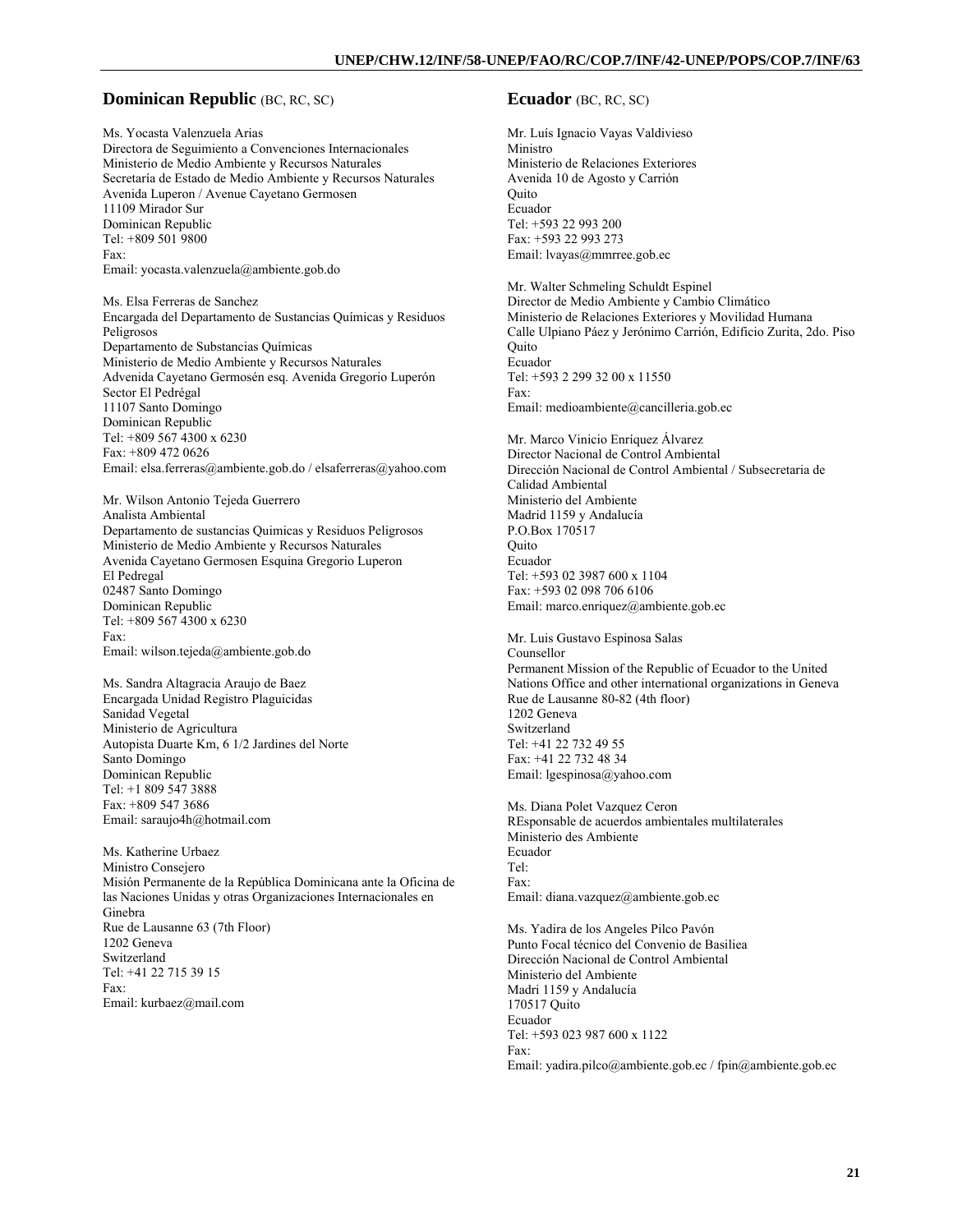## Dominican Republic (BC, RC, SC)

Ms. Yocasta Valenzuela Arias
Directora de Seguimiento a Convenciones Internacionales
Ministerio de Medio Ambiente y Recursos Naturales
Secretaría de Estado de Medio Ambiente y Recursos Naturales
Avenida Luperon / Avenue Cayetano Germosen
11109 Mirador Sur
Dominican Republic
Tel: +809 501 9800
Fax:
Email: yocasta.valenzuela@ambiente.gob.do

Ms. Elsa Ferreras de Sanchez
Encargada del Departamento de Sustancias Químicas y Residuos Peligrosos
Departamento de Substancias Químicas
Ministerio de Medio Ambiente y Recursos Naturales
Advenida Cayetano Germosén esq. Avenida Gregorio Luperón
Sector El Pedrégal
11107 Santo Domingo
Dominican Republic
Tel: +809 567 4300 x 6230
Fax: +809 472 0626
Email: elsa.ferreras@ambiente.gob.do / elsaferreras@yahoo.com

Mr. Wilson Antonio Tejeda Guerrero
Analista Ambiental
Departamento de sustancias Quimicas y Residuos Peligrosos
Ministerio de Medio Ambiente y Recursos Naturales
Avenida Cayetano Germosen Esquina Gregorio Luperon
El Pedregal
02487 Santo Domingo
Dominican Republic
Tel: +809 567 4300 x 6230
Fax:
Email: wilson.tejeda@ambiente.gob.do

Ms. Sandra Altagracia Araujo de Baez
Encargada Unidad Registro Plaguicidas
Sanidad Vegetal
Ministerio de Agricultura
Autopista Duarte Km, 6 1/2 Jardines del Norte
Santo Domingo
Dominican Republic
Tel: +1 809 547 3888
Fax: +809 547 3686
Email: saraujo4h@hotmail.com

Ms. Katherine Urbaez
Ministro Consejero
Misión Permanente de la República Dominicana ante la Oficina de las Naciones Unidas y otras Organizaciones Internacionales en Ginebra
Rue de Lausanne 63 (7th Floor)
1202 Geneva
Switzerland
Tel: +41 22 715 39 15
Fax:
Email: kurbaez@mail.com

## Ecuador (BC, RC, SC)

Mr. Luís Ignacio Vayas Valdivieso
Ministro
Ministerio de Relaciones Exteriores
Avenida 10 de Agosto y Carrión
Quito
Ecuador
Tel: +593 22 993 200
Fax: +593 22 993 273
Email: lvayas@mmrree.gob.ec

Mr. Walter Schmeling Schuldt Espinel
Director de Medio Ambiente y Cambio Climático
Ministerio de Relaciones Exteriores y Movilidad Humana
Calle Ulpiano Páez y Jerónimo Carrión, Edificio Zurita, 2do. Piso
Quito
Ecuador
Tel: +593 2 299 32 00 x 11550
Fax:
Email: medioambiente@cancilleria.gob.ec

Mr. Marco Vinicio Enríquez Álvarez
Director Nacional de Control Ambiental
Dirección Nacional de Control Ambiental / Subsecretaria de Calidad Ambiental
Ministerio del Ambiente
Madrid 1159 y Andalucía
P.O.Box 170517
Quito
Ecuador
Tel: +593 02 3987 600 x 1104
Fax: +593 02 098 706 6106
Email: marco.enriquez@ambiente.gob.ec

Mr. Luis Gustavo Espinosa Salas
Counsellor
Permanent Mission of the Republic of Ecuador to the United Nations Office and other international organizations in Geneva
Rue de Lausanne 80-82 (4th floor)
1202 Geneva
Switzerland
Tel: +41 22 732 49 55
Fax: +41 22 732 48 34
Email: lgespinosa@yahoo.com

Ms. Diana Polet Vazquez Ceron
REsponsable de acuerdos ambientales multilaterales
Ministerio des Ambiente
Ecuador
Tel:
Fax:
Email: diana.vazquez@ambiente.gob.ec

Ms. Yadira de los Angeles Pilco Pavón
Punto Focal técnico del Convenio de Basiliea
Dirección Nacional de Control Ambiental
Ministerio del Ambiente
Madri 1159 y Andalucía
170517 Quito
Ecuador
Tel: +593 023 987 600 x 1122
Fax:
Email: yadira.pilco@ambiente.gob.ec / fpin@ambiente.gob.ec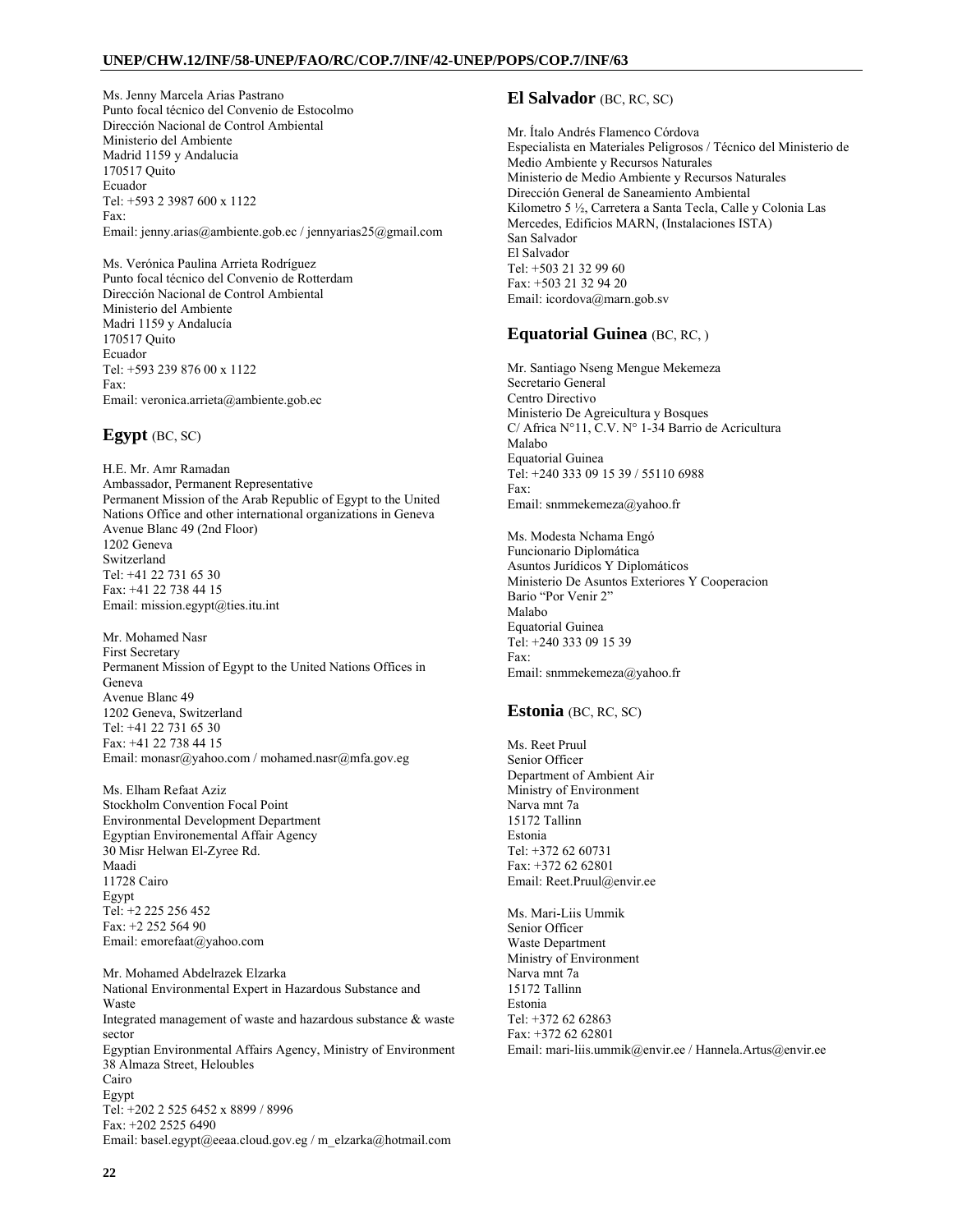Ms. Jenny Marcela Arias Pastrano
Punto focal técnico del Convenio de Estocolmo
Dirección Nacional de Control Ambiental
Ministerio del Ambiente
Madrid 1159 y Andalucia
170517 Quito
Ecuador
Tel: +593 2 3987 600 x 1122
Fax:
Email: jenny.arias@ambiente.gob.ec / jennyarias25@gmail.com

Ms. Verónica Paulina Arrieta Rodríguez
Punto focal técnico del Convenio de Rotterdam
Dirección Nacional de Control Ambiental
Ministerio del Ambiente
Madri 1159 y Andalucía
170517 Quito
Ecuador
Tel: +593 239 876 00 x 1122
Fax:
Email: veronica.arrieta@ambiente.gob.ec

## Egypt (BC, SC)

H.E. Mr. Amr Ramadan
Ambassador, Permanent Representative
Permanent Mission of the Arab Republic of Egypt to the United Nations Office and other international organizations in Geneva
Avenue Blanc 49 (2nd Floor)
1202 Geneva
Switzerland
Tel: +41 22 731 65 30
Fax: +41 22 738 44 15
Email: mission.egypt@ties.itu.int

Mr. Mohamed Nasr
First Secretary
Permanent Mission of Egypt to the United Nations Offices in Geneva
Avenue Blanc 49
1202 Geneva, Switzerland
Tel: +41 22 731 65 30
Fax: +41 22 738 44 15
Email: monasr@yahoo.com / mohamed.nasr@mfa.gov.eg

Ms. Elham Refaat Aziz
Stockholm Convention Focal Point
Environmental Development Department
Egyptian Environemental Affair Agency
30 Misr Helwan El-Zyree Rd.
Maadi
11728 Cairo
Egypt
Tel: +2 225 256 452
Fax: +2 252 564 90
Email: emorefaat@yahoo.com

Mr. Mohamed Abdelrazek Elzarka
National Environmental Expert in Hazardous Substance and Waste
Integrated management of waste and hazardous substance & waste sector
Egyptian Environmental Affairs Agency, Ministry of Environment
38 Almaza Street, Heloubles
Cairo
Egypt
Tel: +202 2 525 6452 x 8899 / 8996
Fax: +202 2525 6490
Email: basel.egypt@eeaa.cloud.gov.eg / m_elzarka@hotmail.com

## El Salvador (BC, RC, SC)

Mr. Ítalo Andrés Flamenco Córdova
Especialista en Materiales Peligrosos / Técnico del Ministerio de Medio Ambiente y Recursos Naturales
Ministerio de Medio Ambiente y Recursos Naturales
Dirección General de Saneamiento Ambiental
Kilometro 5 ½, Carretera a Santa Tecla, Calle y Colonia Las Mercedes, Edificios MARN, (Instalaciones ISTA)
San Salvador
El Salvador
Tel: +503 21 32 99 60
Fax: +503 21 32 94 20
Email: icordova@marn.gob.sv

## Equatorial Guinea (BC, RC, )

Mr. Santiago Nseng Mengue Mekemeza
Secretario General
Centro Directivo
Ministerio De Agreicultura y Bosques
C/ Africa N°11, C.V. N° 1-34 Barrio de Acricultura
Malabo
Equatorial Guinea
Tel: +240 333 09 15 39 / 55110 6988
Fax:
Email: snmmekemeza@yahoo.fr

Ms. Modesta Nchama Engó
Funcionario Diplomática
Asuntos Jurídicos Y Diplomáticos
Ministerio De Asuntos Exteriores Y Cooperacion
Bario "Por Venir 2"
Malabo
Equatorial Guinea
Tel: +240 333 09 15 39
Fax:
Email: snmmekemeza@yahoo.fr

## Estonia (BC, RC, SC)

Ms. Reet Pruul
Senior Officer
Department of Ambient Air
Ministry of Environment
Narva mnt 7a
15172 Tallinn
Estonia
Tel: +372 62 60731
Fax: +372 62 62801
Email: Reet.Pruul@envir.ee

Ms. Mari-Liis Ummik
Senior Officer
Waste Department
Ministry of Environment
Narva mnt 7a
15172 Tallinn
Estonia
Tel: +372 62 62863
Fax: +372 62 62801
Email: mari-liis.ummik@envir.ee / Hannela.Artus@envir.ee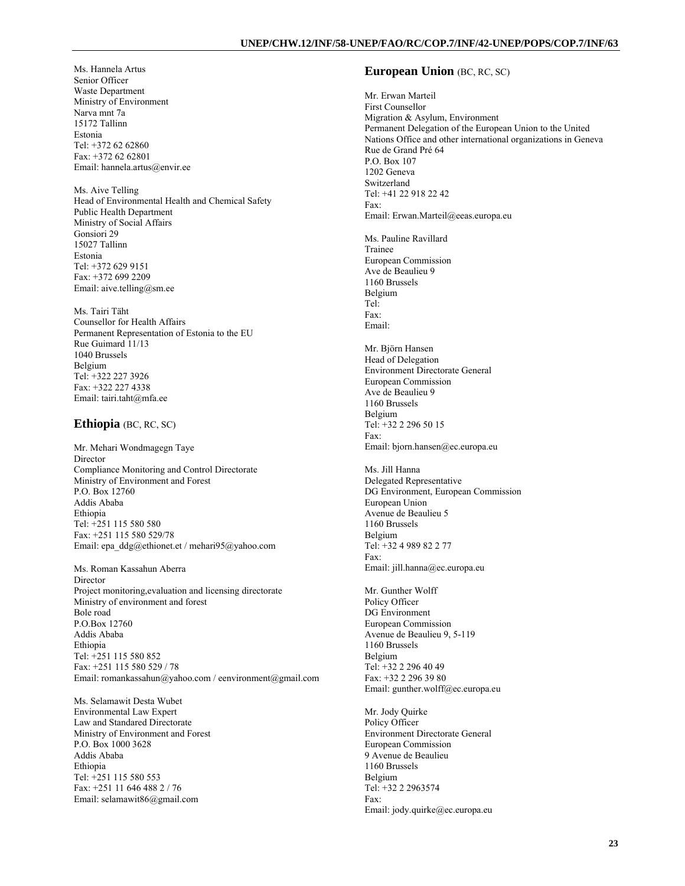Ms. Hannela Artus
Senior Officer
Waste Department
Ministry of Environment
Narva mnt 7a
15172 Tallinn
Estonia
Tel: +372 62 62860
Fax: +372 62 62801
Email: hannela.artus@envir.ee

Ms. Aive Telling
Head of Environmental Health and Chemical Safety
Public Health Department
Ministry of Social Affairs
Gonsiori 29
15027 Tallinn
Estonia
Tel: +372 629 9151
Fax: +372 699 2209
Email: aive.telling@sm.ee

Ms. Tairi Täht
Counsellor for Health Affairs
Permanent Representation of Estonia to the EU
Rue Guimard 11/13
1040 Brussels
Belgium
Tel: +322 227 3926
Fax: +322 227 4338
Email: tairi.taht@mfa.ee

## Ethiopia (BC, RC, SC)

Mr. Mehari Wondmagegn Taye
Director
Compliance Monitoring and Control Directorate
Ministry of Environment and Forest
P.O. Box 12760
Addis Ababa
Ethiopia
Tel: +251 115 580 580
Fax: +251 115 580 529/78
Email: epa_ddg@ethionet.et / mehari95@yahoo.com

Ms. Roman Kassahun Aberra
Director
Project monitoring,evaluation and licensing directorate
Ministry of environment and forest
Bole road
P.O.Box 12760
Addis Ababa
Ethiopia
Tel: +251 115 580 852
Fax: +251 115 580 529 / 78
Email: romankassahun@yahoo.com / eenvironment@gmail.com

Ms. Selamawit Desta Wubet
Environmental Law Expert
Law and Standared Directorate
Ministry of Environment and Forest
P.O. Box 1000 3628
Addis Ababa
Ethiopia
Tel: +251 115 580 553
Fax: +251 11 646 488 2 / 76
Email: selamawit86@gmail.com

## European Union (BC, RC, SC)

Mr. Erwan Marteil
First Counsellor
Migration & Asylum, Environment
Permanent Delegation of the European Union to the United Nations Office and other international organizations in Geneva
Rue de Grand Pré 64
P.O. Box 107
1202 Geneva
Switzerland
Tel: +41 22 918 22 42
Fax:
Email: Erwan.Marteil@eeas.europa.eu

Ms. Pauline Ravillard
Trainee
European Commission
Ave de Beaulieu 9
1160 Brussels
Belgium
Tel:
Fax:
Email:

Mr. Björn Hansen
Head of Delegation
Environment Directorate General
European Commission
Ave de Beaulieu 9
1160 Brussels
Belgium
Tel: +32 2 296 50 15
Fax:
Email: bjorn.hansen@ec.europa.eu

Ms. Jill Hanna
Delegated Representative
DG Environment, European Commission
European Union
Avenue de Beaulieu 5
1160 Brussels
Belgium
Tel: +32 4 989 82 2 77
Fax:
Email: jill.hanna@ec.europa.eu

Mr. Gunther Wolff
Policy Officer
DG Environment
European Commission
Avenue de Beaulieu 9, 5-119
1160 Brussels
Belgium
Tel: +32 2 296 40 49
Fax: +32 2 296 39 80
Email: gunther.wolff@ec.europa.eu

Mr. Jody Quirke
Policy Officer
Environment Directorate General
European Commission
9 Avenue de Beaulieu
1160 Brussels
Belgium
Tel: +32 2 2963574
Fax:
Email: jody.quirke@ec.europa.eu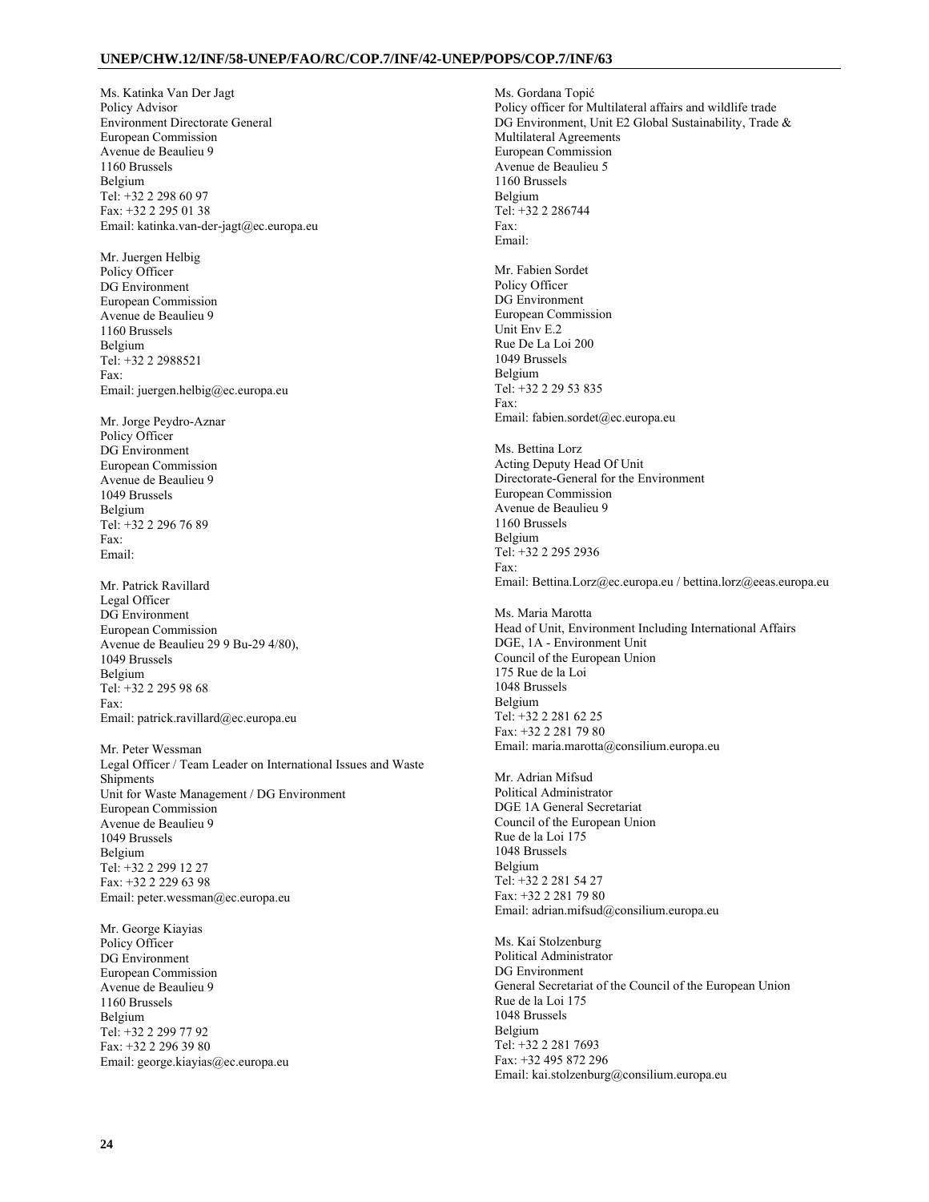Ms. Katinka Van Der Jagt
Policy Advisor
Environment Directorate General
European Commission
Avenue de Beaulieu 9
1160 Brussels
Belgium
Tel: +32 2 298 60 97
Fax: +32 2 295 01 38
Email: katinka.van-der-jagt@ec.europa.eu

Mr. Juergen Helbig
Policy Officer
DG Environment
European Commission
Avenue de Beaulieu 9
1160 Brussels
Belgium
Tel: +32 2 2988521
Fax:
Email: juergen.helbig@ec.europa.eu

Mr. Jorge Peydro-Aznar
Policy Officer
DG Environment
European Commission
Avenue de Beaulieu 9
1049 Brussels
Belgium
Tel: +32 2 296 76 89
Fax:
Email:

Mr. Patrick Ravillard
Legal Officer
DG Environment
European Commission
Avenue de Beaulieu 29 9 Bu-29 4/80),
1049 Brussels
Belgium
Tel: +32 2 295 98 68
Fax:
Email: patrick.ravillard@ec.europa.eu

Mr. Peter Wessman
Legal Officer / Team Leader on International Issues and Waste Shipments
Unit for Waste Management / DG Environment
European Commission
Avenue de Beaulieu 9
1049 Brussels
Belgium
Tel: +32 2 299 12 27
Fax: +32 2 229 63 98
Email: peter.wessman@ec.europa.eu

Mr. George Kiayias
Policy Officer
DG Environment
European Commission
Avenue de Beaulieu 9
1160 Brussels
Belgium
Tel: +32 2 299 77 92
Fax: +32 2 296 39 80
Email: george.kiayias@ec.europa.eu

Ms. Gordana Topić
Policy officer for Multilateral affairs and wildlife trade
DG Environment, Unit E2 Global Sustainability, Trade & Multilateral Agreements
European Commission
Avenue de Beaulieu 5
1160 Brussels
Belgium
Tel: +32 2 286744
Fax:
Email:

Mr. Fabien Sordet
Policy Officer
DG Environment
European Commission
Unit Env E.2
Rue De La Loi 200
1049 Brussels
Belgium
Tel: +32 2 29 53 835
Fax:
Email: fabien.sordet@ec.europa.eu

Ms. Bettina Lorz
Acting Deputy Head Of Unit
Directorate-General for the Environment
European Commission
Avenue de Beaulieu 9
1160 Brussels
Belgium
Tel: +32 2 295 2936
Fax:
Email: Bettina.Lorz@ec.europa.eu / bettina.lorz@eeas.europa.eu

Ms. Maria Marotta
Head of Unit, Environment Including International Affairs
DGE, 1A - Environment Unit
Council of the European Union
175 Rue de la Loi
1048 Brussels
Belgium
Tel: +32 2 281 62 25
Fax: +32 2 281 79 80
Email: maria.marotta@consilium.europa.eu

Mr. Adrian Mifsud
Political Administrator
DGE 1A General Secretariat
Council of the European Union
Rue de la Loi 175
1048 Brussels
Belgium
Tel: +32 2 281 54 27
Fax: +32 2 281 79 80
Email: adrian.mifsud@consilium.europa.eu

Ms. Kai Stolzenburg
Political Administrator
DG Environment
General Secretariat of the Council of the European Union
Rue de la Loi 175
1048 Brussels
Belgium
Tel: +32 2 281 7693
Fax: +32 495 872 296
Email: kai.stolzenburg@consilium.europa.eu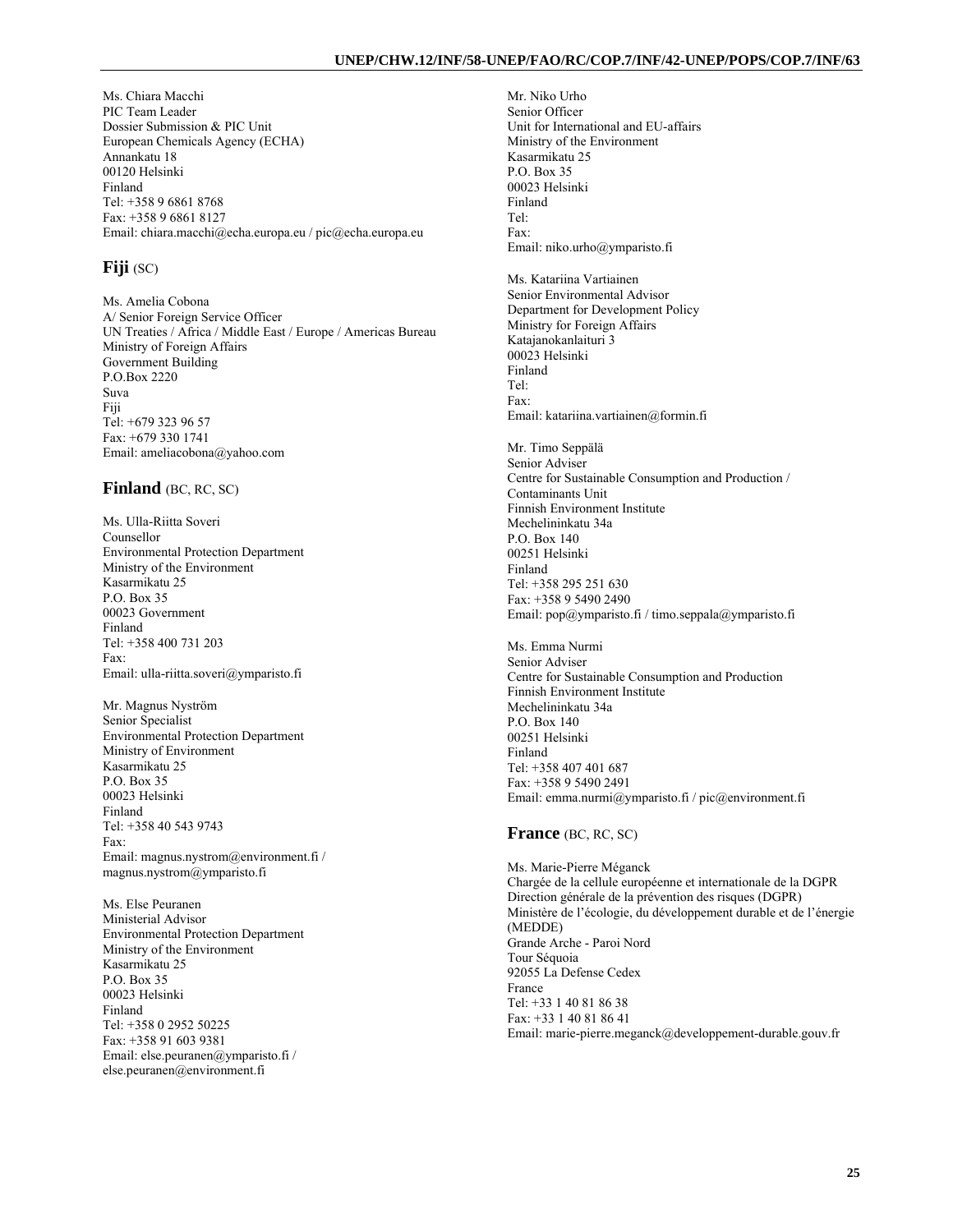Ms. Chiara Macchi
PIC Team Leader
Dossier Submission & PIC Unit
European Chemicals Agency (ECHA)
Annankatu 18
00120 Helsinki
Finland
Tel: +358 9 6861 8768
Fax: +358 9 6861 8127
Email: chiara.macchi@echa.europa.eu / pic@echa.europa.eu

## Fiji (SC)

Ms. Amelia Cobona
A/ Senior Foreign Service Officer
UN Treaties / Africa / Middle East / Europe / Americas Bureau
Ministry of Foreign Affairs
Government Building
P.O.Box 2220
Suva
Fiji
Tel: +679 323 96 57
Fax: +679 330 1741
Email: ameliacobona@yahoo.com

## Finland (BC, RC, SC)

Ms. Ulla-Riitta Soveri
Counsellor
Environmental Protection Department
Ministry of the Environment
Kasarmikatu 25
P.O. Box 35
00023 Government
Finland
Tel: +358 400 731 203
Fax:
Email: ulla-riitta.soveri@ymparisto.fi

Mr. Magnus Nyström
Senior Specialist
Environmental Protection Department
Ministry of Environment
Kasarmikatu 25
P.O. Box 35
00023 Helsinki
Finland
Tel: +358 40 543 9743
Fax:
Email: magnus.nystrom@environment.fi / magnus.nystrom@ymparisto.fi

Ms. Else Peuranen
Ministerial Advisor
Environmental Protection Department
Ministry of the Environment
Kasarmikatu 25
P.O. Box 35
00023 Helsinki
Finland
Tel: +358 0 2952 50225
Fax: +358 91 603 9381
Email: else.peuranen@ymparisto.fi / else.peuranen@environment.fi

Mr. Niko Urho
Senior Officer
Unit for International and EU-affairs
Ministry of the Environment
Kasarmikatu 25
P.O. Box 35
00023 Helsinki
Finland
Tel:
Fax:
Email: niko.urho@ymparisto.fi

Ms. Katariina Vartiainen
Senior Environmental Advisor
Department for Development Policy
Ministry for Foreign Affairs
Katajanokanlaituri 3
00023 Helsinki
Finland
Tel:
Fax:
Email: katariina.vartiainen@formin.fi

Mr. Timo Seppälä
Senior Adviser
Centre for Sustainable Consumption and Production / Contaminants Unit
Finnish Environment Institute
Mechelininkatu 34a
P.O. Box 140
00251 Helsinki
Finland
Tel: +358 295 251 630
Fax: +358 9 5490 2490
Email: pop@ymparisto.fi / timo.seppala@ymparisto.fi

Ms. Emma Nurmi
Senior Adviser
Centre for Sustainable Consumption and Production
Finnish Environment Institute
Mechelininkatu 34a
P.O. Box 140
00251 Helsinki
Finland
Tel: +358 407 401 687
Fax: +358 9 5490 2491
Email: emma.nurmi@ymparisto.fi / pic@environment.fi

## France (BC, RC, SC)

Ms. Marie-Pierre Méganck
Chargée de la cellule européenne et internationale de la DGPR
Direction générale de la prévention des risques (DGPR)
Ministère de l'écologie, du développement durable et de l'énergie (MEDDE)
Grande Arche - Paroi Nord
Tour Séquoia
92055 La Defense Cedex
France
Tel: +33 1 40 81 86 38
Fax: +33 1 40 81 86 41
Email: marie-pierre.meganck@developpement-durable.gouv.fr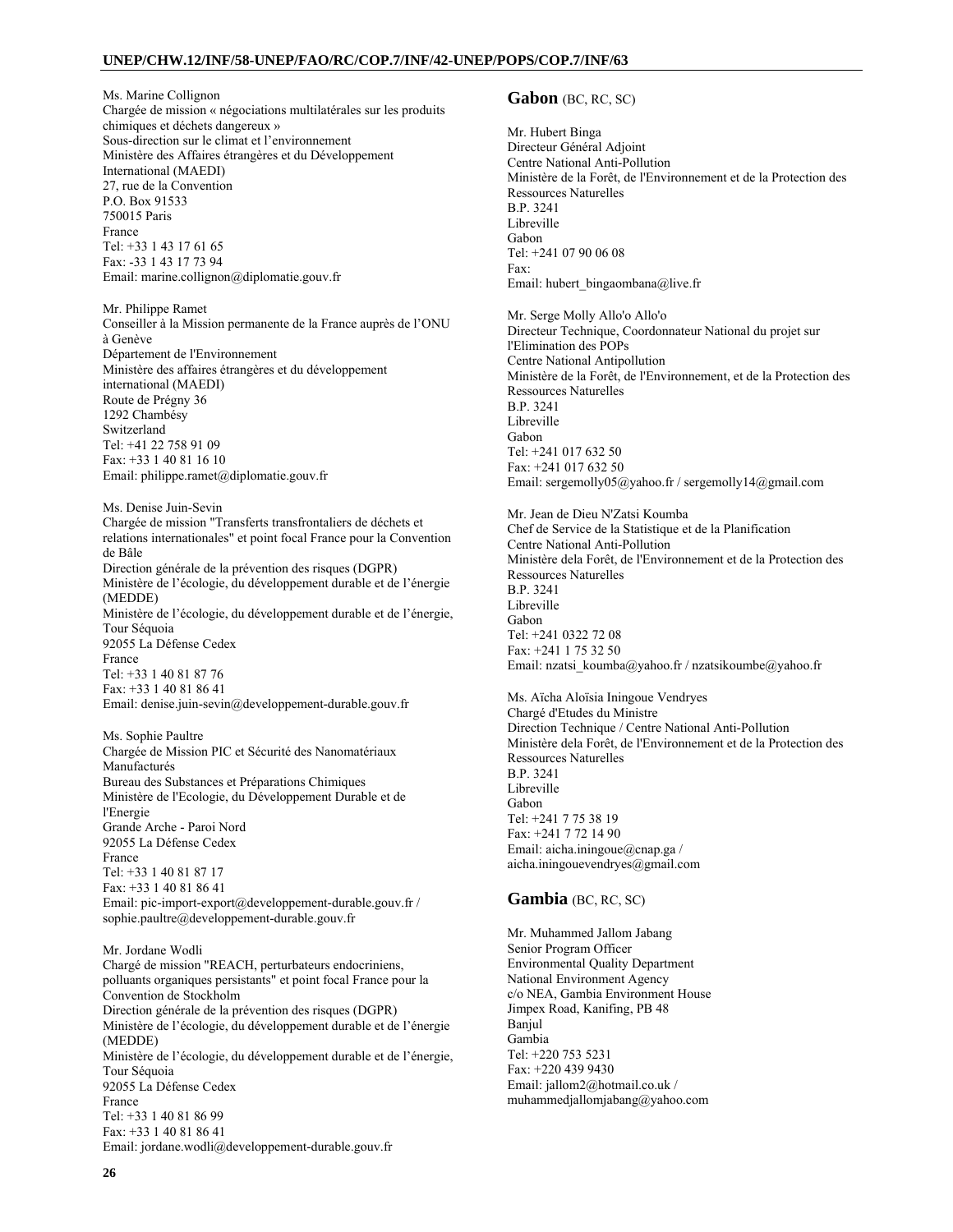Ms. Marine Collignon
Chargée de mission « négociations multilatérales sur les produits chimiques et déchets dangereux »
Sous-direction sur le climat et l'environnement
Ministère des Affaires étrangères et du Développement International (MAEDI)
27, rue de la Convention
P.O. Box 91533
750015 Paris
France
Tel: +33 1 43 17 61 65
Fax: -33 1 43 17 73 94
Email: marine.collignon@diplomatie.gouv.fr

Mr. Philippe Ramet
Conseiller à la Mission permanente de la France auprès de l'ONU à Genève
Département de l'Environnement
Ministère des affaires étrangères et du développement international (MAEDI)
Route de Prégny 36
1292 Chambésy
Switzerland
Tel: +41 22 758 91 09
Fax: +33 1 40 81 16 10
Email: philippe.ramet@diplomatie.gouv.fr

Ms. Denise Juin-Sevin
Chargée de mission "Transferts transfrontaliers de déchets et relations internationales" et point focal France pour la Convention de Bâle
Direction générale de la prévention des risques (DGPR)
Ministère de l'écologie, du développement durable et de l'énergie (MEDDE)
Ministère de l'écologie, du développement durable et de l'énergie, Tour Séquoia
92055 La Défense Cedex
France
Tel: +33 1 40 81 87 76
Fax: +33 1 40 81 86 41
Email: denise.juin-sevin@developpement-durable.gouv.fr

Ms. Sophie Paultre
Chargée de Mission PIC et Sécurité des Nanomatériaux Manufacturés
Bureau des Substances et Préparations Chimiques
Ministère de l'Ecologie, du Développement Durable et de l'Energie
Grande Arche - Paroi Nord
92055 La Défense Cedex
France
Tel: +33 1 40 81 87 17
Fax: +33 1 40 81 86 41
Email: pic-import-export@developpement-durable.gouv.fr / sophie.paultre@developpement-durable.gouv.fr

Mr. Jordane Wodli
Chargé de mission "REACH, perturbateurs endocriniens, polluants organiques persistants" et point focal France pour la Convention de Stockholm
Direction générale de la prévention des risques (DGPR)
Ministère de l'écologie, du développement durable et de l'énergie (MEDDE)
Ministère de l'écologie, du développement durable et de l'énergie, Tour Séquoia
92055 La Défense Cedex
France
Tel: +33 1 40 81 86 99
Fax: +33 1 40 81 86 41
Email: jordane.wodli@developpement-durable.gouv.fr

## Gabon (BC, RC, SC)

Mr. Hubert Binga
Directeur Général Adjoint
Centre National Anti-Pollution
Ministère de la Forêt, de l'Environnement et de la Protection des Ressources Naturelles
B.P. 3241
Libreville
Gabon
Tel: +241 07 90 06 08
Fax:
Email: hubert_bingaombana@live.fr

Mr. Serge Molly Allo'o Allo'o
Directeur Technique, Coordonnateur National du projet sur l'Elimination des POPs
Centre National Antipollution
Ministère de la Forêt, de l'Environnement, et de la Protection des Ressources Naturelles
B.P. 3241
Libreville
Gabon
Tel: +241 017 632 50
Fax: +241 017 632 50
Email: sergemolly05@yahoo.fr / sergemolly14@gmail.com

Mr. Jean de Dieu N'Zatsi Koumba
Chef de Service de la Statistique et de la Planification
Centre National Anti-Pollution
Ministère dela Forêt, de l'Environnement et de la Protection des Ressources Naturelles
B.P. 3241
Libreville
Gabon
Tel: +241 0322 72 08
Fax: +241 1 75 32 50
Email: nzatsi_koumba@yahoo.fr / nzatsikoumbe@yahoo.fr

Ms. Aïcha Aloïsia Iningoue Vendryes
Chargé d'Etudes du Ministre
Direction Technique / Centre National Anti-Pollution
Ministère dela Forêt, de l'Environnement et de la Protection des Ressources Naturelles
B.P. 3241
Libreville
Gabon
Tel: +241 7 75 38 19
Fax: +241 7 72 14 90
Email: aicha.iningoue@cnap.ga / aicha.iningouevendryes@gmail.com

## Gambia (BC, RC, SC)

Mr. Muhammed Jallom Jabang
Senior Program Officer
Environmental Quality Department
National Environment Agency
c/o NEA, Gambia Environment House
Jimpex Road, Kanifing, PB 48
Banjul
Gambia
Tel: +220 753 5231
Fax: +220 439 9430
Email: jallom2@hotmail.co.uk / muhammedjallomjabang@yahoo.com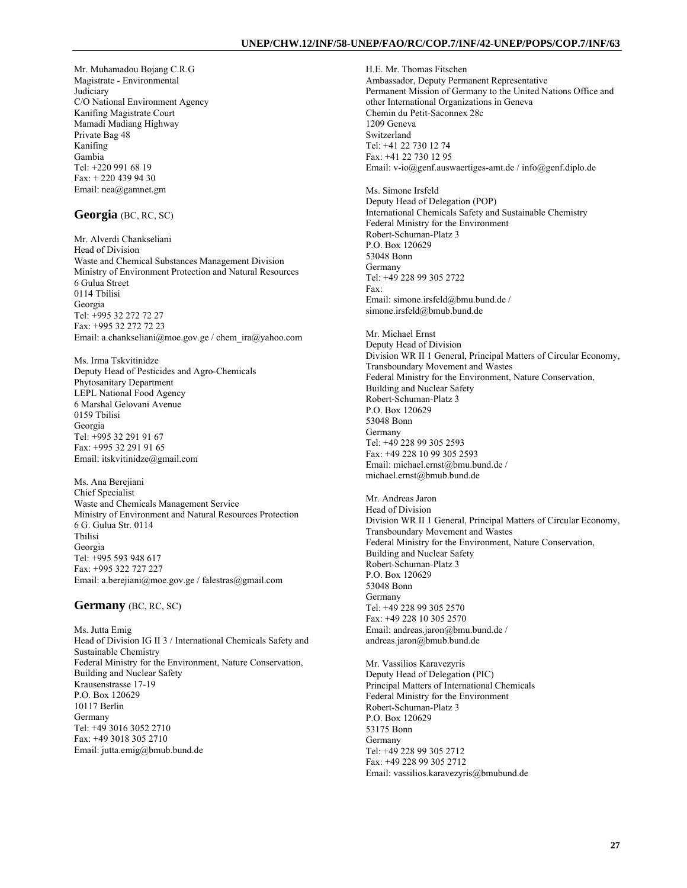Mr. Muhamadou Bojang C.R.G
Magistrate - Environmental
Judiciary
C/O National Environment Agency
Kanifing Magistrate Court
Mamadi Madiang Highway
Private Bag 48
Kanifing
Gambia
Tel: +220 991 68 19
Fax: + 220 439 94 30
Email: nea@gamnet.gm

## Georgia (BC, RC, SC)

Mr. Alverdi Chankseliani
Head of Division
Waste and Chemical Substances Management Division
Ministry of Environment Protection and Natural Resources
6 Gulua Street
0114 Tbilisi
Georgia
Tel: +995 32 272 72 27
Fax: +995 32 272 72 23
Email: a.chankseliani@moe.gov.ge / chem_ira@yahoo.com

Ms. Irma Tskvitinidze
Deputy Head of Pesticides and Agro-Chemicals
Phytosanitary Department
LEPL National Food Agency
6 Marshal Gelovani Avenue
0159 Tbilisi
Georgia
Tel: +995 32 291 91 67
Fax: +995 32 291 91 65
Email: itskvitinidze@gmail.com

Ms. Ana Berejiani
Chief Specialist
Waste and Chemicals Management Service
Ministry of Environment and Natural Resources Protection
6 G. Gulua Str. 0114
Tbilisi
Georgia
Tel: +995 593 948 617
Fax: +995 322 727 227
Email: a.berejiani@moe.gov.ge / falestras@gmail.com

## Germany (BC, RC, SC)

Ms. Jutta Emig
Head of Division IG II 3 / International Chemicals Safety and Sustainable Chemistry
Federal Ministry for the Environment, Nature Conservation, Building and Nuclear Safety
Krausenstrasse 17-19
P.O. Box 120629
10117 Berlin
Germany
Tel: +49 3016 3052 2710
Fax: +49 3018 305 2710
Email: jutta.emig@bmub.bund.de

H.E. Mr. Thomas Fitschen
Ambassador, Deputy Permanent Representative
Permanent Mission of Germany to the United Nations Office and other International Organizations in Geneva
Chemin du Petit-Saconnex 28c
1209 Geneva
Switzerland
Tel: +41 22 730 12 74
Fax: +41 22 730 12 95
Email: v-io@genf.auswaertiges-amt.de / info@genf.diplo.de

Ms. Simone Irsfeld
Deputy Head of Delegation (POP)
International Chemicals Safety and Sustainable Chemistry
Federal Ministry for the Environment
Robert-Schuman-Platz 3
P.O. Box 120629
53048 Bonn
Germany
Tel: +49 228 99 305 2722
Fax:
Email: simone.irsfeld@bmu.bund.de / simone.irsfeld@bmub.bund.de

Mr. Michael Ernst
Deputy Head of Division
Division WR II 1 General, Principal Matters of Circular Economy, Transboundary Movement and Wastes
Federal Ministry for the Environment, Nature Conservation, Building and Nuclear Safety
Robert-Schuman-Platz 3
P.O. Box 120629
53048 Bonn
Germany
Tel: +49 228 99 305 2593
Fax: +49 228 10 99 305 2593
Email: michael.ernst@bmu.bund.de / michael.ernst@bmub.bund.de

Mr. Andreas Jaron
Head of Division
Division WR II 1 General, Principal Matters of Circular Economy, Transboundary Movement and Wastes
Federal Ministry for the Environment, Nature Conservation, Building and Nuclear Safety
Robert-Schuman-Platz 3
P.O. Box 120629
53048 Bonn
Germany
Tel: +49 228 99 305 2570
Fax: +49 228 10 305 2570
Email: andreas.jaron@bmu.bund.de / andreas.jaron@bmub.bund.de

Mr. Vassilios Karavezyris
Deputy Head of Delegation (PIC)
Principal Matters of International Chemicals
Federal Ministry for the Environment
Robert-Schuman-Platz 3
P.O. Box 120629
53175 Bonn
Germany
Tel: +49 228 99 305 2712
Fax: +49 228 99 305 2712
Email: vassilios.karavezyris@bmubund.de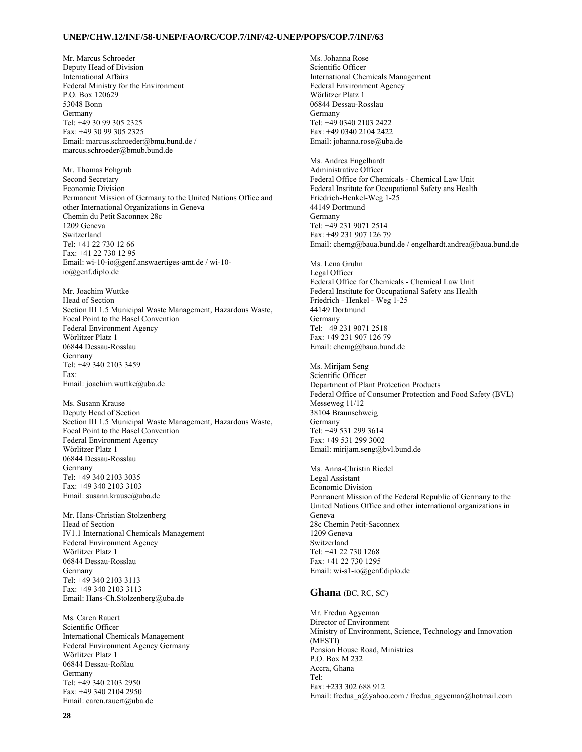Mr. Marcus Schroeder
Deputy Head of Division
International Affairs
Federal Ministry for the Environment
P.O. Box 120629
53048 Bonn
Germany
Tel: +49 30 99 305 2325
Fax: +49 30 99 305 2325
Email: marcus.schroeder@bmu.bund.de / marcus.schroeder@bmub.bund.de

Mr. Thomas Fohgrub
Second Secretary
Economic Division
Permanent Mission of Germany to the United Nations Office and other International Organizations in Geneva
Chemin du Petit Saconnex 28c
1209 Geneva
Switzerland
Tel: +41 22 730 12 66
Fax: +41 22 730 12 95
Email: wi-10-io@genf.answaertiges-amt.de / wi-10-io@genf.diplo.de

Mr. Joachim Wuttke
Head of Section
Section III 1.5 Municipal Waste Management, Hazardous Waste, Focal Point to the Basel Convention
Federal Environment Agency
Wörlitzer Platz 1
06844 Dessau-Rosslau
Germany
Tel: +49 340 2103 3459
Fax:
Email: joachim.wuttke@uba.de

Ms. Susann Krause
Deputy Head of Section
Section III 1.5 Municipal Waste Management, Hazardous Waste, Focal Point to the Basel Convention
Federal Environment Agency
Wörlitzer Platz 1
06844 Dessau-Rosslau
Germany
Tel: +49 340 2103 3035
Fax: +49 340 2103 3103
Email: susann.krause@uba.de

Mr. Hans-Christian Stolzenberg
Head of Section
IV1.1 International Chemicals Management
Federal Environment Agency
Wörlitzer Platz 1
06844 Dessau-Rosslau
Germany
Tel: +49 340 2103 3113
Fax: +49 340 2103 3113
Email: Hans-Ch.Stolzenberg@uba.de

Ms. Caren Rauert
Scientific Officer
International Chemicals Management
Federal Environment Agency Germany
Wörlitzer Platz 1
06844 Dessau-Roßlau
Germany
Tel: +49 340 2103 2950
Fax: +49 340 2104 2950
Email: caren.rauert@uba.de

Ms. Johanna Rose
Scientific Officer
International Chemicals Management
Federal Environment Agency
Wörlitzer Platz 1
06844 Dessau-Rosslau
Germany
Tel: +49 0340 2103 2422
Fax: +49 0340 2104 2422
Email: johanna.rose@uba.de

Ms. Andrea Engelhardt
Administrative Officer
Federal Office for Chemicals - Chemical Law Unit
Federal Institute for Occupational Safety ans Health
Friedrich-Henkel-Weg 1-25
44149 Dortmund
Germany
Tel: +49 231 9071 2514
Fax: +49 231 907 126 79
Email: chemg@baua.bund.de / engelhardt.andrea@baua.bund.de

Ms. Lena Gruhn
Legal Officer
Federal Office for Chemicals - Chemical Law Unit
Federal Institute for Occupational Safety ans Health
Friedrich - Henkel - Weg 1-25
44149 Dortmund
Germany
Tel: +49 231 9071 2518
Fax: +49 231 907 126 79
Email: chemg@baua.bund.de

Ms. Mirijam Seng
Scientific Officer
Department of Plant Protection Products
Federal Office of Consumer Protection and Food Safety (BVL)
Messeweg 11/12
38104 Braunschweig
Germany
Tel: +49 531 299 3614
Fax: +49 531 299 3002
Email: mirijam.seng@bvl.bund.de

Ms. Anna-Christin Riedel
Legal Assistant
Economic Division
Permanent Mission of the Federal Republic of Germany to the United Nations Office and other international organizations in Geneva
28c Chemin Petit-Saconnex
1209 Geneva
Switzerland
Tel: +41 22 730 1268
Fax: +41 22 730 1295
Email: wi-s1-io@genf.diplo.de

## Ghana (BC, RC, SC)

Mr. Fredua Agyeman
Director of Environment
Ministry of Environment, Science, Technology and Innovation (MESTI)
Pension House Road, Ministries
P.O. Box M 232
Accra, Ghana
Tel:
Fax: +233 302 688 912
Email: fredua_a@yahoo.com / fredua_agyeman@hotmail.com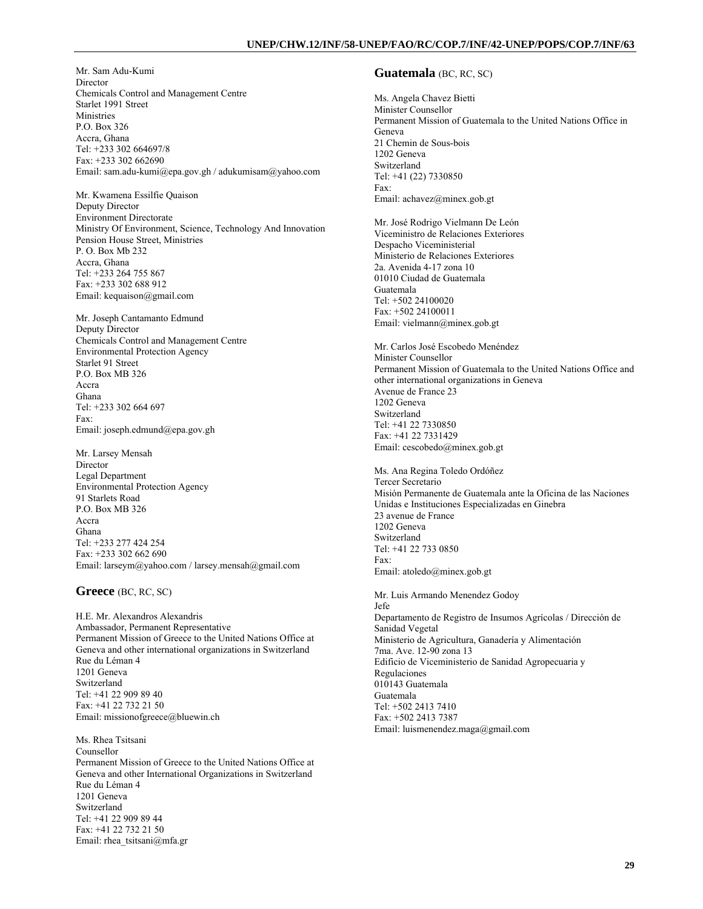Mr. Sam Adu-Kumi
Director
Chemicals Control and Management Centre
Starlet 1991 Street
Ministries
P.O. Box 326
Accra, Ghana
Tel: +233 302 664697/8
Fax: +233 302 662690
Email: sam.adu-kumi@epa.gov.gh / adukumisam@yahoo.com

Mr. Kwamena Essilfie Quaison
Deputy Director
Environment Directorate
Ministry Of Environment, Science, Technology And Innovation
Pension House Street, Ministries
P. O. Box Mb 232
Accra, Ghana
Tel: +233 264 755 867
Fax: +233 302 688 912
Email: kequaison@gmail.com

Mr. Joseph Cantamanto Edmund
Deputy Director
Chemicals Control and Management Centre
Environmental Protection Agency
Starlet 91 Street
P.O. Box MB 326
Accra
Ghana
Tel: +233 302 664 697
Fax:
Email: joseph.edmund@epa.gov.gh

Mr. Larsey Mensah
Director
Legal Department
Environmental Protection Agency
91 Starlets Road
P.O. Box MB 326
Accra
Ghana
Tel: +233 277 424 254
Fax: +233 302 662 690
Email: larseym@yahoo.com / larsey.mensah@gmail.com

## Greece (BC, RC, SC)

H.E. Mr. Alexandros Alexandris
Ambassador, Permanent Representative
Permanent Mission of Greece to the United Nations Office at Geneva and other international organizations in Switzerland
Rue du Léman 4
1201 Geneva
Switzerland
Tel: +41 22 909 89 40
Fax: +41 22 732 21 50
Email: missionofgreece@bluewin.ch

Ms. Rhea Tsitsani
Counsellor
Permanent Mission of Greece to the United Nations Office at Geneva and other International Organizations in Switzerland
Rue du Léman 4
1201 Geneva
Switzerland
Tel: +41 22 909 89 44
Fax: +41 22 732 21 50
Email: rhea_tsitsani@mfa.gr

## Guatemala (BC, RC, SC)

Ms. Angela Chavez Bietti
Minister Counsellor
Permanent Mission of Guatemala to the United Nations Office in Geneva
21 Chemin de Sous-bois
1202 Geneva
Switzerland
Tel: +41 (22) 7330850
Fax:
Email: achavez@minex.gob.gt

Mr. José Rodrigo Vielmann De León
Viceministro de Relaciones Exteriores
Despacho Viceministerial
Ministerio de Relaciones Exteriores
2a. Avenida 4-17 zona 10
01010 Ciudad de Guatemala
Guatemala
Tel: +502 24100020
Fax: +502 24100011
Email: vielmann@minex.gob.gt

Mr. Carlos José Escobedo Menéndez
Minister Counsellor
Permanent Mission of Guatemala to the United Nations Office and other international organizations in Geneva
Avenue de France 23
1202 Geneva
Switzerland
Tel: +41 22 7330850
Fax: +41 22 7331429
Email: cescobedo@minex.gob.gt

Ms. Ana Regina Toledo Ordóñez
Tercer Secretario
Misión Permanente de Guatemala ante la Oficina de las Naciones Unidas e Instituciones Especializadas en Ginebra
23 avenue de France
1202 Geneva
Switzerland
Tel: +41 22 733 0850
Fax:
Email: atoledo@minex.gob.gt

Mr. Luis Armando Menendez Godoy
Jefe
Departamento de Registro de Insumos Agrícolas / Dirección de Sanidad Vegetal
Ministerio de Agricultura, Ganadería y Alimentación
7ma. Ave. 12-90 zona 13
Edificio de Viceministerio de Sanidad Agropecuaria y Regulaciones
010143 Guatemala
Guatemala
Tel: +502 2413 7410
Fax: +502 2413 7387
Email: luismenendez.maga@gmail.com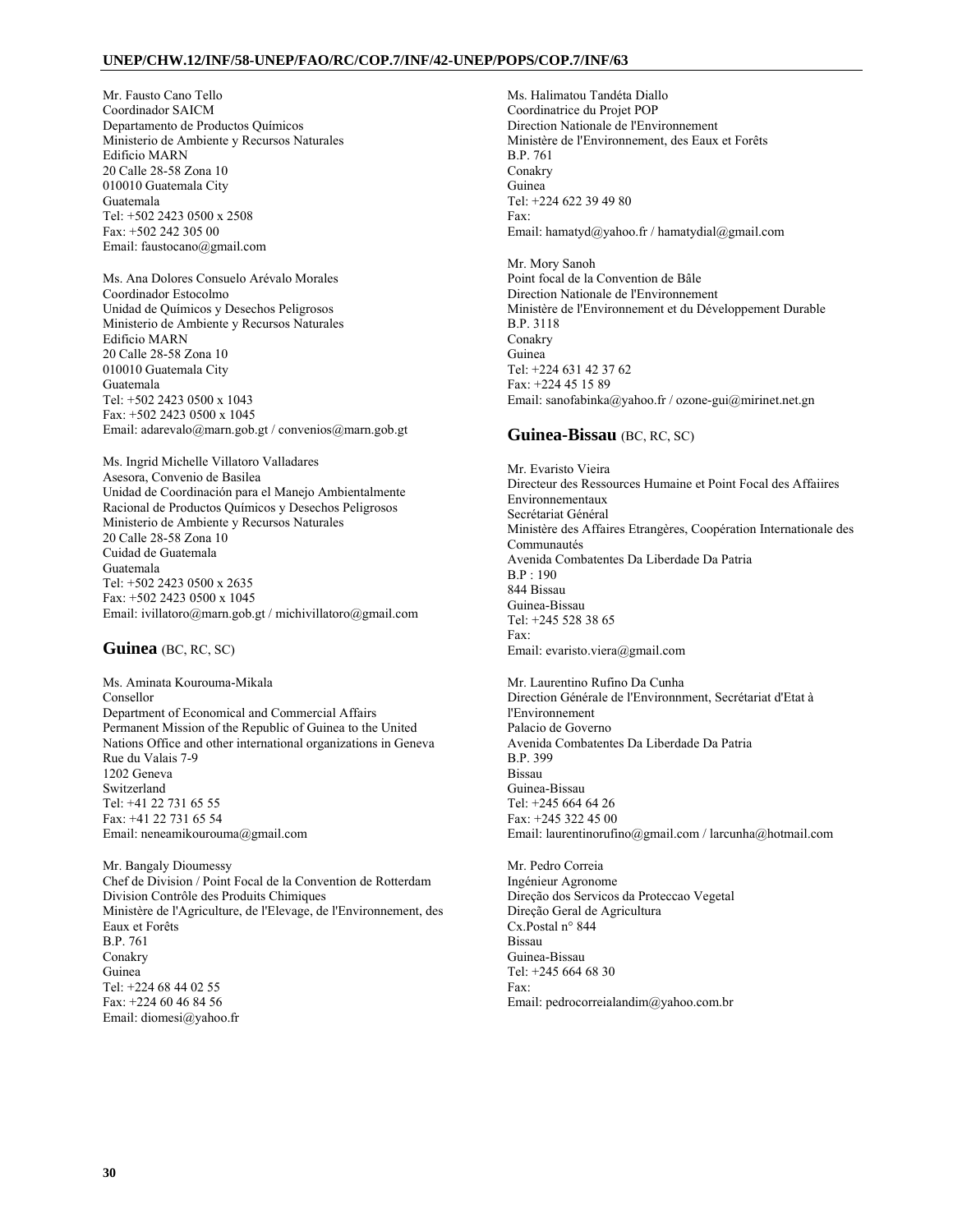Mr. Fausto Cano Tello
Coordinador SAICM
Departamento de Productos Químicos
Ministerio de Ambiente y Recursos Naturales
Edificio MARN
20 Calle 28-58 Zona 10
010010 Guatemala City
Guatemala
Tel: +502 2423 0500 x 2508
Fax: +502 242 305 00
Email: faustocano@gmail.com

Ms. Ana Dolores Consuelo Arévalo Morales
Coordinador Estocolmo
Unidad de Químicos y Desechos Peligrosos
Ministerio de Ambiente y Recursos Naturales
Edificio MARN
20 Calle 28-58 Zona 10
010010 Guatemala City
Guatemala
Tel: +502 2423 0500 x 1043
Fax: +502 2423 0500 x 1045
Email: adarevalo@marn.gob.gt / convenios@marn.gob.gt

Ms. Ingrid Michelle Villatoro Valladares
Asesora, Convenio de Basilea
Unidad de Coordinación para el Manejo Ambientalmente Racional de Productos Químicos y Desechos Peligrosos
Ministerio de Ambiente y Recursos Naturales
20 Calle 28-58 Zona 10
Cuidad de Guatemala
Guatemala
Tel: +502 2423 0500 x 2635
Fax: +502 2423 0500 x 1045
Email: ivillatoro@marn.gob.gt / michivillatoro@gmail.com

## Guinea (BC, RC, SC)

Ms. Aminata Kourouma-Mikala
Consellor
Department of Economical and Commercial Affairs
Permanent Mission of the Republic of Guinea to the United Nations Office and other international organizations in Geneva
Rue du Valais 7-9
1202 Geneva
Switzerland
Tel: +41 22 731 65 55
Fax: +41 22 731 65 54
Email: neneamikourouma@gmail.com

Mr. Bangaly Dioumessy
Chef de Division / Point Focal de la Convention de Rotterdam
Division Contrôle des Produits Chimiques
Ministère de l'Agriculture, de l'Elevage, de l'Environnement, des Eaux et Forêts
B.P. 761
Conakry
Guinea
Tel: +224 68 44 02 55
Fax: +224 60 46 84 56
Email: diomesi@yahoo.fr

Ms. Halimatou Tandéta Diallo
Coordinatrice du Projet POP
Direction Nationale de l'Environnement
Ministère de l'Environnement, des Eaux et Forêts
B.P. 761
Conakry
Guinea
Tel: +224 622 39 49 80
Fax:
Email: hamatyd@yahoo.fr / hamatydial@gmail.com

Mr. Mory Sanoh
Point focal de la Convention de Bâle
Direction Nationale de l'Environnement
Ministère de l'Environnement et du Développement Durable
B.P. 3118
Conakry
Guinea
Tel: +224 631 42 37 62
Fax: +224 45 15 89
Email: sanofabinka@yahoo.fr / ozone-gui@mirinet.net.gn

## Guinea-Bissau (BC, RC, SC)

Mr. Evaristo Vieira
Directeur des Ressources Humaine et Point Focal des Affaiires Environnementaux
Secrétariat Général
Ministère des Affaires Etrangères, Coopération Internationale des Communautés
Avenida Combatentes Da Liberdade Da Patria
B.P : 190
844 Bissau
Guinea-Bissau
Tel: +245 528 38 65
Fax:
Email: evaristo.viera@gmail.com

Mr. Laurentino Rufino Da Cunha
Direction Générale de l'Environnment, Secrétariat d'Etat à l'Environnement
Palacio de Governo
Avenida Combatentes Da Liberdade Da Patria
B.P. 399
Bissau
Guinea-Bissau
Tel: +245 664 64 26
Fax: +245 322 45 00
Email: laurentinorufino@gmail.com / larcunha@hotmail.com

Mr. Pedro Correia
Ingénieur Agronome
Direção dos Servicos da Proteccao Vegetal
Direção Geral de Agricultura
Cx.Postal n° 844
Bissau
Guinea-Bissau
Tel: +245 664 68 30
Fax:
Email: pedrocorreialandim@yahoo.com.br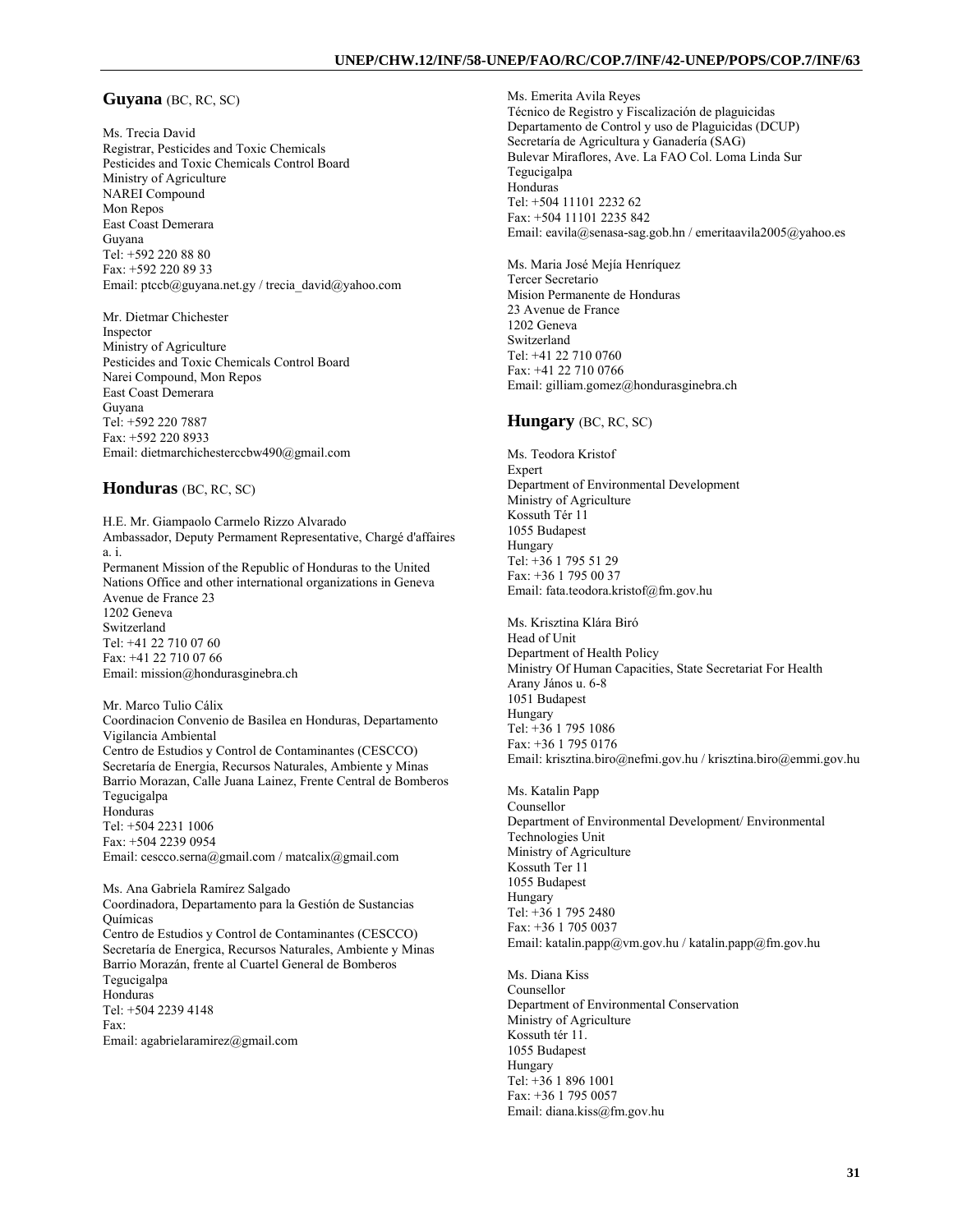## Guyana (BC, RC, SC)

Ms. Trecia David
Registrar, Pesticides and Toxic Chemicals
Pesticides and Toxic Chemicals Control Board
Ministry of Agriculture
NAREI Compound
Mon Repos
East Coast Demerara
Guyana
Tel: +592 220 88 80
Fax: +592 220 89 33
Email: ptccb@guyana.net.gy / trecia_david@yahoo.com

Mr. Dietmar Chichester
Inspector
Ministry of Agriculture
Pesticides and Toxic Chemicals Control Board
Narei Compound, Mon Repos
East Coast Demerara
Guyana
Tel: +592 220 7887
Fax: +592 220 8933
Email: dietmarchichesterccbw490@gmail.com

## Honduras (BC, RC, SC)

H.E. Mr. Giampaolo Carmelo Rizzo Alvarado
Ambassador, Deputy Permament Representative, Chargé d'affaires a. i.
Permanent Mission of the Republic of Honduras to the United Nations Office and other international organizations in Geneva
Avenue de France 23
1202 Geneva
Switzerland
Tel: +41 22 710 07 60
Fax: +41 22 710 07 66
Email: mission@hondurasginebra.ch

Mr. Marco Tulio Cálix
Coordinacion Convenio de Basilea en Honduras, Departamento Vigilancia Ambiental
Centro de Estudios y Control de Contaminantes (CESCCO)
Secretaría de Energia, Recursos Naturales, Ambiente y Minas
Barrio Morazan, Calle Juana Lainez, Frente Central de Bomberos
Tegucigalpa
Honduras
Tel: +504 2231 1006
Fax: +504 2239 0954
Email: cescco.serna@gmail.com / matcalix@gmail.com

Ms. Ana Gabriela Ramírez Salgado
Coordinadora, Departamento para la Gestión de Sustancias Químicas
Centro de Estudios y Control de Contaminantes (CESCCO)
Secretaría de Energica, Recursos Naturales, Ambiente y Minas
Barrio Morazán, frente al Cuartel General de Bomberos
Tegucigalpa
Honduras
Tel: +504 2239 4148
Fax:
Email: agabrielaramirez@gmail.com

Ms. Emerita Avila Reyes
Técnico de Registro y Fiscalización de plaguicidas
Departamento de Control y uso de Plaguicidas (DCUP)
Secretaría de Agricultura y Ganadería (SAG)
Bulevar Miraflores, Ave. La FAO Col. Loma Linda Sur
Tegucigalpa
Honduras
Tel: +504 11101 2232 62
Fax: +504 11101 2235 842
Email: eavila@senasa-sag.gob.hn / emeritaavila2005@yahoo.es

Ms. Maria José Mejía Henríquez
Tercer Secretario
Mision Permanente de Honduras
23 Avenue de France
1202 Geneva
Switzerland
Tel: +41 22 710 0760
Fax: +41 22 710 0766
Email: gilliam.gomez@hondurasginebra.ch

## Hungary (BC, RC, SC)

Ms. Teodora Kristof
Expert
Department of Environmental Development
Ministry of Agriculture
Kossuth Tér 11
1055 Budapest
Hungary
Tel: +36 1 795 51 29
Fax: +36 1 795 00 37
Email: fata.teodora.kristof@fm.gov.hu

Ms. Krisztina Klára Biró
Head of Unit
Department of Health Policy
Ministry Of Human Capacities, State Secretariat For Health
Arany János u. 6-8
1051 Budapest
Hungary
Tel: +36 1 795 1086
Fax: +36 1 795 0176
Email: krisztina.biro@nefmi.gov.hu / krisztina.biro@emmi.gov.hu

Ms. Katalin Papp
Counsellor
Department of Environmental Development/ Environmental Technologies Unit
Ministry of Agriculture
Kossuth Ter 11
1055 Budapest
Hungary
Tel: +36 1 795 2480
Fax: +36 1 705 0037
Email: katalin.papp@vm.gov.hu / katalin.papp@fm.gov.hu

Ms. Diana Kiss
Counsellor
Department of Environmental Conservation
Ministry of Agriculture
Kossuth tér 11.
1055 Budapest
Hungary
Tel: +36 1 896 1001
Fax: +36 1 795 0057
Email: diana.kiss@fm.gov.hu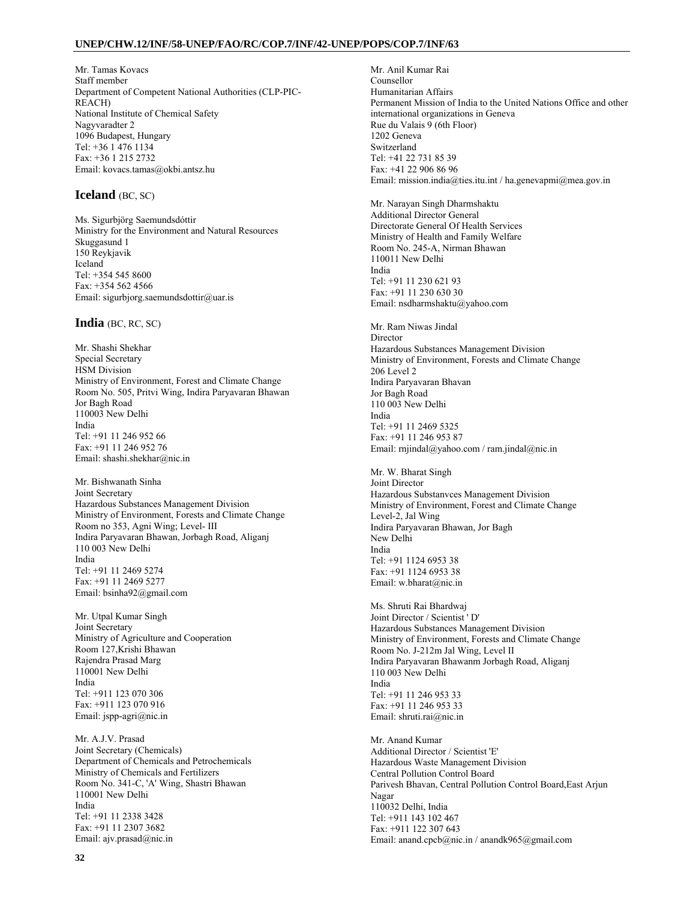Mr. Tamas Kovacs
Staff member
Department of Competent National Authorities (CLP-PIC-REACH)
National Institute of Chemical Safety
Nagyvaradter 2
1096 Budapest, Hungary
Tel: +36 1 476 1134
Fax: +36 1 215 2732
Email: kovacs.tamas@okbi.antsz.hu

## Iceland (BC, SC)

Ms. Sigurbjörg Saemundsdóttir
Ministry for the Environment and Natural Resources
Skuggasund 1
150 Reykjavik
Iceland
Tel: +354 545 8600
Fax: +354 562 4566
Email: sigurbjorg.saemundsdottir@uar.is

## India (BC, RC, SC)

Mr. Shashi Shekhar
Special Secretary
HSM Division
Ministry of Environment, Forest and Climate Change
Room No. 505, Pritvi Wing, Indira Paryavaran Bhawan
Jor Bagh Road
110003 New Delhi
India
Tel: +91 11 246 952 66
Fax: +91 11 246 952 76
Email: shashi.shekhar@nic.in

Mr. Bishwanath Sinha
Joint Secretary
Hazardous Substances Management Division
Ministry of Environment, Forests and Climate Change
Room no 353, Agni Wing; Level- III
Indira Paryavaran Bhawan, Jorbagh Road, Aliganj
110 003 New Delhi
India
Tel: +91 11 2469 5274
Fax: +91 11 2469 5277
Email: bsinha92@gmail.com

Mr. Utpal Kumar Singh
Joint Secretary
Ministry of Agriculture and Cooperation
Room 127,Krishi Bhawan
Rajendra Prasad Marg
110001 New Delhi
India
Tel: +911 123 070 306
Fax: +911 123 070 916
Email: jspp-agri@nic.in

Mr. A.J.V. Prasad
Joint Secretary (Chemicals)
Department of Chemicals and Petrochemicals
Ministry of Chemicals and Fertilizers
Room No. 341-C, 'A' Wing, Shastri Bhawan
110001 New Delhi
India
Tel: +91 11 2338 3428
Fax: +91 11 2307 3682
Email: ajv.prasad@nic.in

Mr. Anil Kumar Rai
Counsellor
Humanitarian Affairs
Permanent Mission of India to the United Nations Office and other international organizations in Geneva
Rue du Valais 9 (6th Floor)
1202 Geneva
Switzerland
Tel: +41 22 731 85 39
Fax: +41 22 906 86 96
Email: mission.india@ties.itu.int / ha.genevapmi@mea.gov.in

Mr. Narayan Singh Dharmshaktu
Additional Director General
Directorate General Of Health Services
Ministry of Health and Family Welfare
Room No. 245-A, Nirman Bhawan
110011 New Delhi
India
Tel: +91 11 230 621 93
Fax: +91 11 230 630 30
Email: nsdharmshaktu@yahoo.com

Mr. Ram Niwas Jindal
Director
Hazardous Substances Management Division
Ministry of Environment, Forests and Climate Change
206 Level 2
Indira Paryavaran Bhavan
Jor Bagh Road
110 003 New Delhi
India
Tel: +91 11 2469 5325
Fax: +91 11 246 953 87
Email: rnjindal@yahoo.com / ram.jindal@nic.in

Mr. W. Bharat Singh
Joint Director
Hazardous Substanvces Management Division
Ministry of Environment, Forest and Climate Change
Level-2, Jal Wing
Indira Paryavaran Bhawan, Jor Bagh
New Delhi
India
Tel: +91 1124 6953 38
Fax: +91 1124 6953 38
Email: w.bharat@nic.in

Ms. Shruti Rai Bhardwaj
Joint Director / Scientist ' D'
Hazardous Substances Management Division
Ministry of Environment, Forests and Climate Change
Room No. J-212m Jal Wing, Level II
Indira Paryavaran Bhawanm Jorbagh Road, Aliganj
110 003 New Delhi
India
Tel: +91 11 246 953 33
Fax: +91 11 246 953 33
Email: shruti.rai@nic.in

Mr. Anand Kumar
Additional Director / Scientist 'E'
Hazardous Waste Management Division
Central Pollution Control Board
Parivesh Bhavan, Central Pollution Control Board,East Arjun Nagar
110032 Delhi, India
Tel: +911 143 102 467
Fax: +911 122 307 643
Email: anand.cpcb@nic.in / anandk965@gmail.com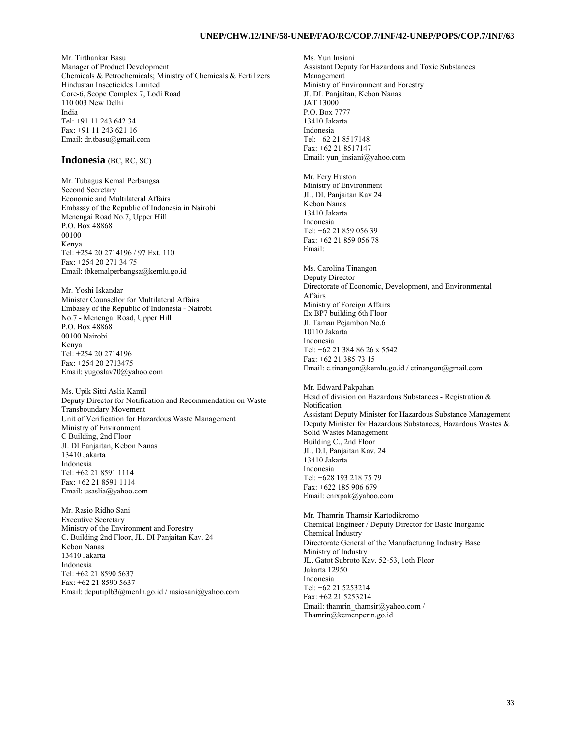Mr. Tirthankar Basu
Manager of Product Development
Chemicals & Petrochemicals; Ministry of Chemicals & Fertilizers
Hindustan Insecticides Limited
Core-6, Scope Complex 7, Lodi Road
110 003 New Delhi
India
Tel: +91 11 243 642 34
Fax: +91 11 243 621 16
Email: dr.tbasu@gmail.com

## Indonesia (BC, RC, SC)

Mr. Tubagus Kemal Perbangsa
Second Secretary
Economic and Multilateral Affairs
Embassy of the Republic of Indonesia in Nairobi
Menengai Road No.7, Upper Hill
P.O. Box 48868
00100
Kenya
Tel: +254 20 2714196 / 97 Ext. 110
Fax: +254 20 271 34 75
Email: tbkemalperbangsa@kemlu.go.id

Mr. Yoshi Iskandar
Minister Counsellor for Multilateral Affairs
Embassy of the Republic of Indonesia - Nairobi
No.7 - Menengai Road, Upper Hill
P.O. Box 48868
00100 Nairobi
Kenya
Tel: +254 20 2714196
Fax: +254 20 2713475
Email: yugoslav70@yahoo.com

Ms. Upik Sitti Aslia Kamil
Deputy Director for Notification and Recommendation on Waste Transboundary Movement
Unit of Verification for Hazardous Waste Management
Ministry of Environment
C Building, 2nd Floor
JI. DI Panjaitan, Kebon Nanas
13410 Jakarta
Indonesia
Tel: +62 21 8591 1114
Fax: +62 21 8591 1114
Email: usaslia@yahoo.com

Mr. Rasio Ridho Sani
Executive Secretary
Ministry of the Environment and Forestry
C. Building 2nd Floor, JL. DI Panjaitan Kav. 24
Kebon Nanas
13410 Jakarta
Indonesia
Tel: +62 21 8590 5637
Fax: +62 21 8590 5637
Email: deputiplb3@menlh.go.id / rasiosani@yahoo.com

Ms. Yun Insiani
Assistant Deputy for Hazardous and Toxic Substances Management
Ministry of Environment and Forestry
JI. DI. Panjaitan, Kebon Nanas
JAT 13000
P.O. Box 7777
13410 Jakarta
Indonesia
Tel: +62 21 8517148
Fax: +62 21 8517147
Email: yun_insiani@yahoo.com

Mr. Fery Huston
Ministry of Environment
JL. DI. Panjaitan Kav 24
Kebon Nanas
13410 Jakarta
Indonesia
Tel: +62 21 859 056 39
Fax: +62 21 859 056 78
Email:

Ms. Carolina Tinangon
Deputy Director
Directorate of Economic, Development, and Environmental Affairs
Ministry of Foreign Affairs
Ex.BP7 building 6th Floor
Jl. Taman Pejambon No.6
10110 Jakarta
Indonesia
Tel: +62 21 384 86 26 x 5542
Fax: +62 21 385 73 15
Email: c.tinangon@kemlu.go.id / ctinangon@gmail.com

Mr. Edward Pakpahan
Head of division on Hazardous Substances - Registration & Notification
Assistant Deputy Minister for Hazardous Substance Management
Deputy Minister for Hazardous Substances, Hazardous Wastes & Solid Wastes Management
Building C., 2nd Floor
JL. D.I, Panjaitan Kav. 24
13410 Jakarta
Indonesia
Tel: +628 193 218 75 79
Fax: +622 185 906 679
Email: enixpak@yahoo.com

Mr. Thamrin Thamsir Kartodikromo
Chemical Engineer / Deputy Director for Basic Inorganic Chemical Industry
Directorate General of the Manufacturing Industry Base
Ministry of Industry
JL. Gatot Subroto Kav. 52-53, 1oth Floor
Jakarta 12950
Indonesia
Tel: +62 21 5253214
Fax: +62 21 5253214
Email: thamrin_thamsir@yahoo.com / Thamrin@kemenperin.go.id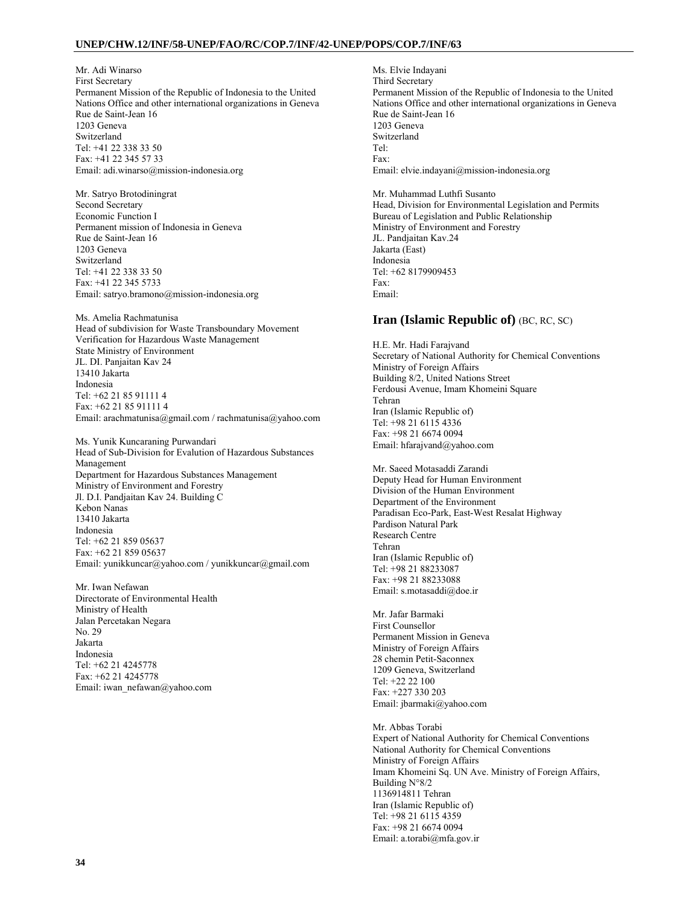Mr. Adi Winarso
First Secretary
Permanent Mission of the Republic of Indonesia to the United Nations Office and other international organizations in Geneva
Rue de Saint-Jean 16
1203 Geneva
Switzerland
Tel: +41 22 338 33 50
Fax: +41 22 345 57 33
Email: adi.winarso@mission-indonesia.org

Mr. Satryo Brotodiningrat
Second Secretary
Economic Function I
Permanent mission of Indonesia in Geneva
Rue de Saint-Jean 16
1203 Geneva
Switzerland
Tel: +41 22 338 33 50
Fax: +41 22 345 5733
Email: satryo.bramono@mission-indonesia.org

Ms. Amelia Rachmatunisa
Head of subdivision for Waste Transboundary Movement Verification for Hazardous Waste Management
State Ministry of Environment
JL. DI. Panjaitan Kav 24
13410 Jakarta
Indonesia
Tel: +62 21 85 91111 4
Fax: +62 21 85 91111 4
Email: arachmatunisa@gmail.com / rachmatunisa@yahoo.com

Ms. Yunik Kuncaraning Purwandari
Head of Sub-Division for Evalution of Hazardous Substances Management
Department for Hazardous Substances Management
Ministry of Environment and Forestry
Jl. D.I. Pandjaitan Kav 24. Building C
Kebon Nanas
13410 Jakarta
Indonesia
Tel: +62 21 859 05637
Fax: +62 21 859 05637
Email: yunikkuncar@yahoo.com / yunikkuncar@gmail.com

Mr. Iwan Nefawan
Directorate of Environmental Health
Ministry of Health
Jalan Percetakan Negara
No. 29
Jakarta
Indonesia
Tel: +62 21 4245778
Fax: +62 21 4245778
Email: iwan_nefawan@yahoo.com

Ms. Elvie Indayani
Third Secretary
Permanent Mission of the Republic of Indonesia to the United Nations Office and other international organizations in Geneva
Rue de Saint-Jean 16
1203 Geneva
Switzerland
Tel:
Fax:
Email: elvie.indayani@mission-indonesia.org

Mr. Muhammad Luthfi Susanto
Head, Division for Environmental Legislation and Permits
Bureau of Legislation and Public Relationship
Ministry of Environment and Forestry
JL. Pandjaitan Kav.24
Jakarta (East)
Indonesia
Tel: +62 8179909453
Fax:
Email:

## Iran (Islamic Republic of) (BC, RC, SC)

H.E. Mr. Hadi Farajvand
Secretary of National Authority for Chemical Conventions
Ministry of Foreign Affairs
Building 8/2, United Nations Street
Ferdousi Avenue, Imam Khomeini Square
Tehran
Iran (Islamic Republic of)
Tel: +98 21 6115 4336
Fax: +98 21 6674 0094
Email: hfarajvand@yahoo.com

Mr. Saeed Motasaddi Zarandi
Deputy Head for Human Environment
Division of the Human Environment
Department of the Environment
Paradisan Eco-Park, East-West Resalat Highway
Pardison Natural Park
Research Centre
Tehran
Iran (Islamic Republic of)
Tel: +98 21 88233087
Fax: +98 21 88233088
Email: s.motasaddi@doe.ir

Mr. Jafar Barmaki
First Counsellor
Permanent Mission in Geneva
Ministry of Foreign Affairs
28 chemin Petit-Saconnex
1209 Geneva, Switzerland
Tel: +22 22 100
Fax: +227 330 203
Email: jbarmaki@yahoo.com

Mr. Abbas Torabi
Expert of National Authority for Chemical Conventions
National Authority for Chemical Conventions
Ministry of Foreign Affairs
Imam Khomeini Sq. UN Ave. Ministry of Foreign Affairs, Building N°8/2
1136914811 Tehran
Iran (Islamic Republic of)
Tel: +98 21 6115 4359
Fax: +98 21 6674 0094
Email: a.torabi@mfa.gov.ir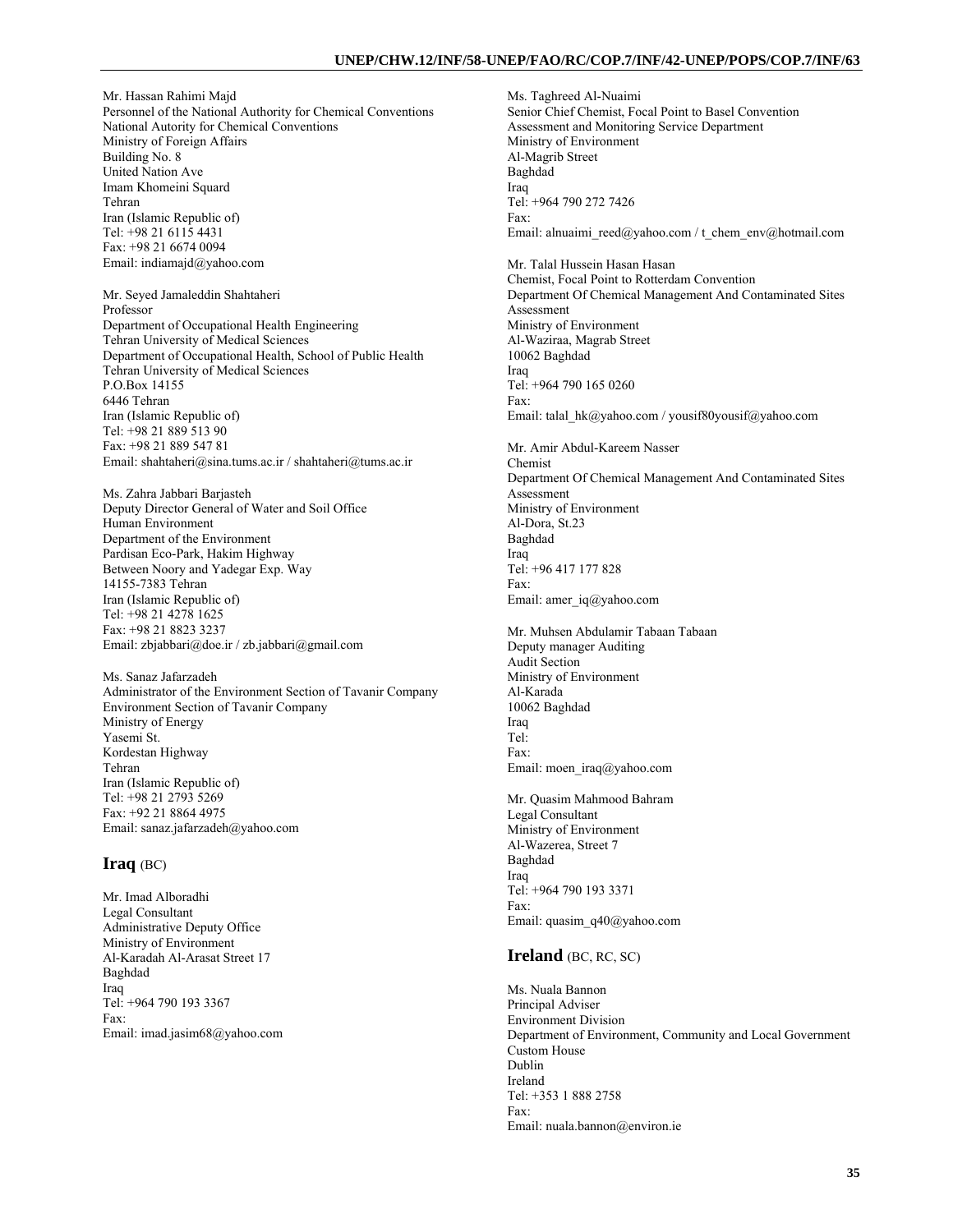Mr. Hassan Rahimi Majd
Personnel of the National Authority for Chemical Conventions
National Autority for Chemical Conventions
Ministry of Foreign Affairs
Building No. 8
United Nation Ave
Imam Khomeini Squard
Tehran
Iran (Islamic Republic of)
Tel: +98 21 6115 4431
Fax: +98 21 6674 0094
Email: indiamajd@yahoo.com

Mr. Seyed Jamaleddin Shahtaheri
Professor
Department of Occupational Health Engineering
Tehran University of Medical Sciences
Department of Occupational Health, School of Public Health
Tehran University of Medical Sciences
P.O.Box 14155
6446 Tehran
Iran (Islamic Republic of)
Tel: +98 21 889 513 90
Fax: +98 21 889 547 81
Email: shahtaheri@sina.tums.ac.ir / shahtaheri@tums.ac.ir

Ms. Zahra Jabbari Barjasteh
Deputy Director General of Water and Soil Office
Human Environment
Department of the Environment
Pardisan Eco-Park, Hakim Highway
Between Noory and Yadegar Exp. Way
14155-7383 Tehran
Iran (Islamic Republic of)
Tel: +98 21 4278 1625
Fax: +98 21 8823 3237
Email: zbjabbari@doe.ir / zb.jabbari@gmail.com

Ms. Sanaz Jafarzadeh
Administrator of the Environment Section of Tavanir Company
Environment Section of Tavanir Company
Ministry of Energy
Yasemi St.
Kordestan Highway
Tehran
Iran (Islamic Republic of)
Tel: +98 21 2793 5269
Fax: +92 21 8864 4975
Email: sanaz.jafarzadeh@yahoo.com

## Iraq (BC)

Mr. Imad Alboradhi
Legal Consultant
Administrative Deputy Office
Ministry of Environment
Al-Karadah Al-Arasat Street 17
Baghdad
Iraq
Tel: +964 790 193 3367
Fax:
Email: imad.jasim68@yahoo.com

Ms. Taghreed Al-Nuaimi
Senior Chief Chemist, Focal Point to Basel Convention
Assessment and Monitoring Service Department
Ministry of Environment
Al-Magrib Street
Baghdad
Iraq
Tel: +964 790 272 7426
Fax:
Email: alnuaimi_reed@yahoo.com / t_chem_env@hotmail.com

Mr. Talal Hussein Hasan Hasan
Chemist, Focal Point to Rotterdam Convention
Department Of Chemical Management And Contaminated Sites Assessment
Ministry of Environment
Al-Waziraa, Magrab Street
10062 Baghdad
Iraq
Tel: +964 790 165 0260
Fax:
Email: talal_hk@yahoo.com / yousif80yousif@yahoo.com

Mr. Amir Abdul-Kareem Nasser
Chemist
Department Of Chemical Management And Contaminated Sites Assessment
Ministry of Environment
Al-Dora, St.23
Baghdad
Iraq
Tel: +96 417 177 828
Fax:
Email: amer_iq@yahoo.com

Mr. Muhsen Abdulamir Tabaan Tabaan
Deputy manager Auditing
Audit Section
Ministry of Environment
Al-Karada
10062 Baghdad
Iraq
Tel:
Fax:
Email: moen_iraq@yahoo.com

Mr. Quasim Mahmood Bahram
Legal Consultant
Ministry of Environment
Al-Wazerea, Street 7
Baghdad
Iraq
Tel: +964 790 193 3371
Fax:
Email: quasim_q40@yahoo.com

## Ireland (BC, RC, SC)

Ms. Nuala Bannon
Principal Adviser
Environment Division
Department of Environment, Community and Local Government
Custom House
Dublin
Ireland
Tel: +353 1 888 2758
Fax:
Email: nuala.bannon@environ.ie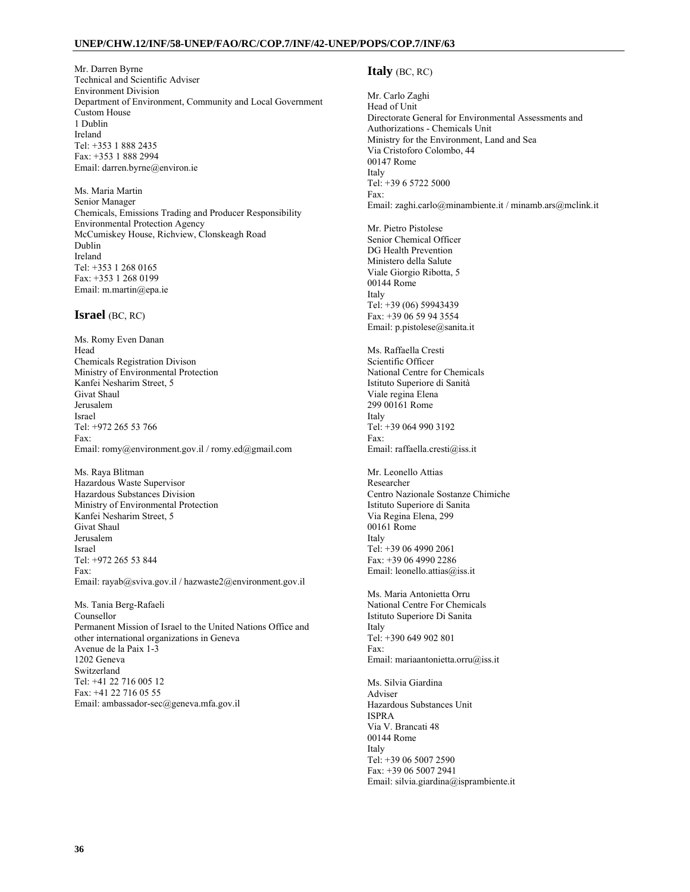Mr. Darren Byrne
Technical and Scientific Adviser
Environment Division
Department of Environment, Community and Local Government
Custom House
1 Dublin
Ireland
Tel: +353 1 888 2435
Fax: +353 1 888 2994
Email: darren.byrne@environ.ie

Ms. Maria Martin
Senior Manager
Chemicals, Emissions Trading and Producer Responsibility
Environmental Protection Agency
McCumiskey House, Richview, Clonskeagh Road
Dublin
Ireland
Tel: +353 1 268 0165
Fax: +353 1 268 0199
Email: m.martin@epa.ie

## Israel (BC, RC)

Ms. Romy Even Danan
Head
Chemicals Registration Divison
Ministry of Environmental Protection
Kanfei Nesharim Street, 5
Givat Shaul
Jerusalem
Israel
Tel: +972 265 53 766
Fax:
Email: romy@environment.gov.il / romy.ed@gmail.com

Ms. Raya Blitman
Hazardous Waste Supervisor
Hazardous Substances Division
Ministry of Environmental Protection
Kanfei Nesharim Street, 5
Givat Shaul
Jerusalem
Israel
Tel: +972 265 53 844
Fax:
Email: rayab@sviva.gov.il / hazwaste2@environment.gov.il

Ms. Tania Berg-Rafaeli
Counsellor
Permanent Mission of Israel to the United Nations Office and other international organizations in Geneva
Avenue de la Paix 1-3
1202 Geneva
Switzerland
Tel: +41 22 716 005 12
Fax: +41 22 716 05 55
Email: ambassador-sec@geneva.mfa.gov.il

## Italy (BC, RC)

Mr. Carlo Zaghi
Head of Unit
Directorate General for Environmental Assessments and Authorizations - Chemicals Unit
Ministry for the Environment, Land and Sea
Via Cristoforo Colombo, 44
00147 Rome
Italy
Tel: +39 6 5722 5000
Fax:
Email: zaghi.carlo@minambiente.it / minamb.ars@mclink.it

Mr. Pietro Pistolese
Senior Chemical Officer
DG Health Prevention
Ministero della Salute
Viale Giorgio Ribotta, 5
00144 Rome
Italy
Tel: +39 (06) 59943439
Fax: +39 06 59 94 3554
Email: p.pistolese@sanita.it

Ms. Raffaella Cresti
Scientific Officer
National Centre for Chemicals
Istituto Superiore di Sanità
Viale regina Elena
299 00161 Rome
Italy
Tel: +39 064 990 3192
Fax:
Email: raffaella.cresti@iss.it

Mr. Leonello Attias
Researcher
Centro Nazionale Sostanze Chimiche
Istituto Superiore di Sanita
Via Regina Elena, 299
00161 Rome
Italy
Tel: +39 06 4990 2061
Fax: +39 06 4990 2286
Email: leonello.attias@iss.it

Ms. Maria Antonietta Orru
National Centre For Chemicals
Istituto Superiore Di Sanita
Italy
Tel: +390 649 902 801
Fax:
Email: mariaantonietta.orru@iss.it

Ms. Silvia Giardina
Adviser
Hazardous Substances Unit
ISPRA
Via V. Brancati 48
00144 Rome
Italy
Tel: +39 06 5007 2590
Fax: +39 06 5007 2941
Email: silvia.giardina@isprambiente.it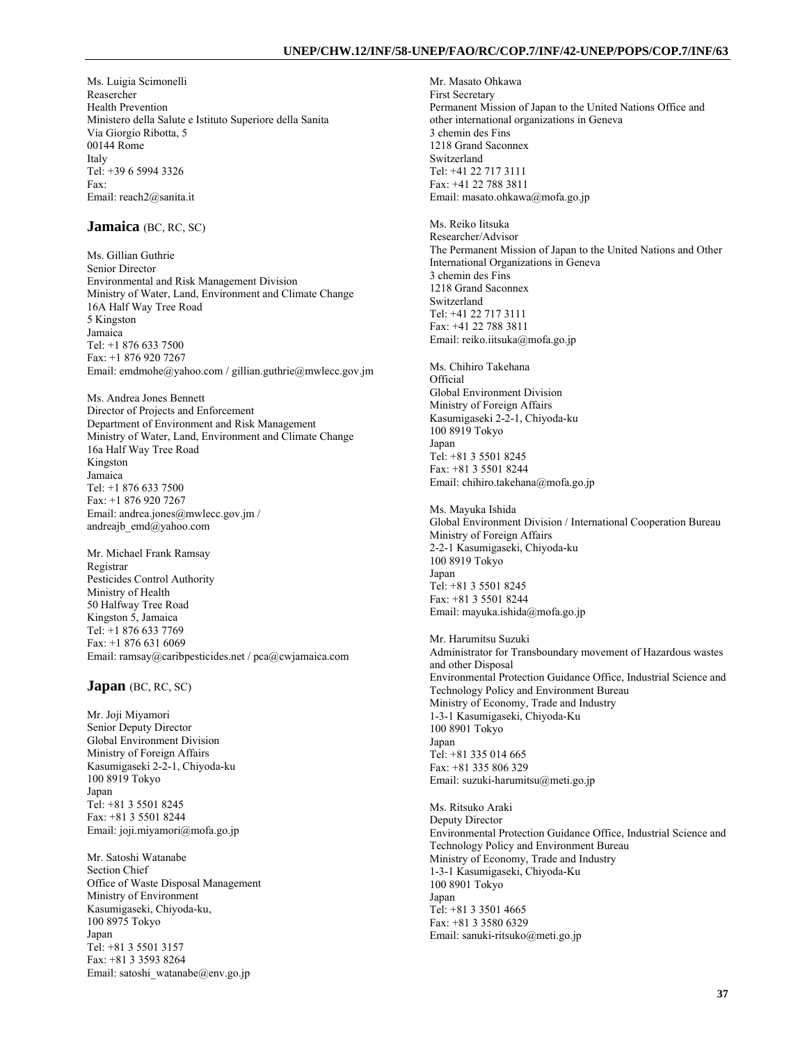Ms. Luigia Scimonelli
Reasercher
Health Prevention
Ministero della Salute e Istituto Superiore della Sanita
Via Giorgio Ribotta, 5
00144 Rome
Italy
Tel: +39 6 5994 3326
Fax:
Email: reach2@sanita.it

## Jamaica (BC, RC, SC)

Ms. Gillian Guthrie
Senior Director
Environmental and Risk Management Division
Ministry of Water, Land, Environment and Climate Change
16A Half Way Tree Road
5 Kingston
Jamaica
Tel: +1 876 633 7500
Fax: +1 876 920 7267
Email: emdmohe@yahoo.com / gillian.guthrie@mwlecc.gov.jm

Ms. Andrea Jones Bennett
Director of Projects and Enforcement
Department of Environment and Risk Management
Ministry of Water, Land, Environment and Climate Change
16a Half Way Tree Road
Kingston
Jamaica
Tel: +1 876 633 7500
Fax: +1 876 920 7267
Email: andrea.jones@mwlecc.gov.jm / andreajb_emd@yahoo.com

Mr. Michael Frank Ramsay
Registrar
Pesticides Control Authority
Ministry of Health
50 Halfway Tree Road
Kingston 5, Jamaica
Tel: +1 876 633 7769
Fax: +1 876 631 6069
Email: ramsay@caribpesticides.net / pca@cwjamaica.com

## Japan (BC, RC, SC)

Mr. Joji Miyamori
Senior Deputy Director
Global Environment Division
Ministry of Foreign Affairs
Kasumigaseki 2-2-1, Chiyoda-ku
100 8919 Tokyo
Japan
Tel: +81 3 5501 8245
Fax: +81 3 5501 8244
Email: joji.miyamori@mofa.go.jp

Mr. Satoshi Watanabe
Section Chief
Office of Waste Disposal Management
Ministry of Environment
Kasumigaseki, Chiyoda-ku,
100 8975 Tokyo
Japan
Tel: +81 3 5501 3157
Fax: +81 3 3593 8264
Email: satoshi_watanabe@env.go.jp

Mr. Masato Ohkawa
First Secretary
Permanent Mission of Japan to the United Nations Office and other international organizations in Geneva
3 chemin des Fins
1218 Grand Saconnex
Switzerland
Tel: +41 22 717 3111
Fax: +41 22 788 3811
Email: masato.ohkawa@mofa.go.jp

Ms. Reiko Iitsuka
Researcher/Advisor
The Permanent Mission of Japan to the United Nations and Other International Organizations in Geneva
3 chemin des Fins
1218 Grand Saconnex
Switzerland
Tel: +41 22 717 3111
Fax: +41 22 788 3811
Email: reiko.iitsuka@mofa.go.jp

Ms. Chihiro Takehana
Official
Global Environment Division
Ministry of Foreign Affairs
Kasumigaseki 2-2-1, Chiyoda-ku
100 8919 Tokyo
Japan
Tel: +81 3 5501 8245
Fax: +81 3 5501 8244
Email: chihiro.takehana@mofa.go.jp

Ms. Mayuka Ishida
Global Environment Division / International Cooperation Bureau
Ministry of Foreign Affairs
2-2-1 Kasumigaseki, Chiyoda-ku
100 8919 Tokyo
Japan
Tel: +81 3 5501 8245
Fax: +81 3 5501 8244
Email: mayuka.ishida@mofa.go.jp

Mr. Harumitsu Suzuki
Administrator for Transboundary movement of Hazardous wastes and other Disposal
Environmental Protection Guidance Office, Industrial Science and Technology Policy and Environment Bureau
Ministry of Economy, Trade and Industry
1-3-1 Kasumigaseki, Chiyoda-Ku
100 8901 Tokyo
Japan
Tel: +81 335 014 665
Fax: +81 335 806 329
Email: suzuki-harumitsu@meti.go.jp

Ms. Ritsuko Araki
Deputy Director
Environmental Protection Guidance Office, Industrial Science and Technology Policy and Environment Bureau
Ministry of Economy, Trade and Industry
1-3-1 Kasumigaseki, Chiyoda-Ku
100 8901 Tokyo
Japan
Tel: +81 3 3501 4665
Fax: +81 3 3580 6329
Email: sanuki-ritsuko@meti.go.jp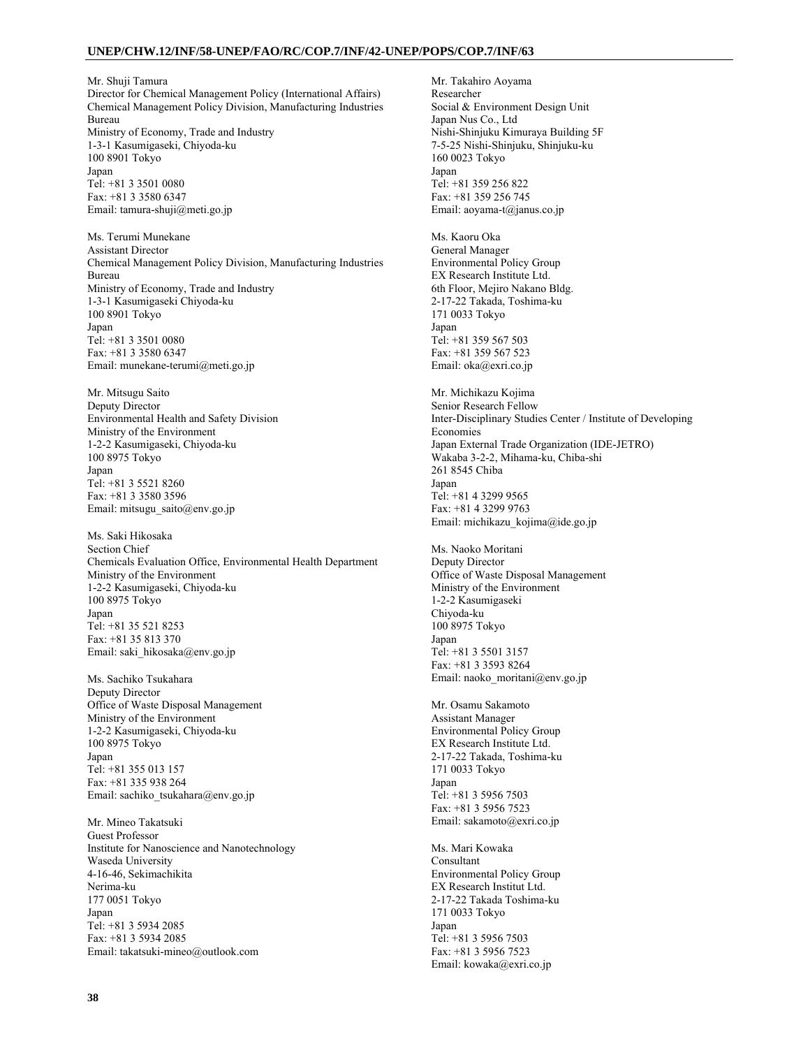Mr. Shuji Tamura
Director for Chemical Management Policy (International Affairs)
Chemical Management Policy Division, Manufacturing Industries Bureau
Ministry of Economy, Trade and Industry
1-3-1 Kasumigaseki, Chiyoda-ku
100 8901 Tokyo
Japan
Tel: +81 3 3501 0080
Fax: +81 3 3580 6347
Email: tamura-shuji@meti.go.jp

Ms. Terumi Munekane
Assistant Director
Chemical Management Policy Division, Manufacturing Industries Bureau
Ministry of Economy, Trade and Industry
1-3-1 Kasumigaseki Chiyoda-ku
100 8901 Tokyo
Japan
Tel: +81 3 3501 0080
Fax: +81 3 3580 6347
Email: munekane-terumi@meti.go.jp

Mr. Mitsugu Saito
Deputy Director
Environmental Health and Safety Division
Ministry of the Environment
1-2-2 Kasumigaseki, Chiyoda-ku
100 8975 Tokyo
Japan
Tel: +81 3 5521 8260
Fax: +81 3 3580 3596
Email: mitsugu_saito@env.go.jp

Ms. Saki Hikosaka
Section Chief
Chemicals Evaluation Office, Environmental Health Department
Ministry of the Environment
1-2-2 Kasumigaseki, Chiyoda-ku
100 8975 Tokyo
Japan
Tel: +81 35 521 8253
Fax: +81 35 813 370
Email: saki_hikosaka@env.go.jp

Ms. Sachiko Tsukahara
Deputy Director
Office of Waste Disposal Management
Ministry of the Environment
1-2-2 Kasumigaseki, Chiyoda-ku
100 8975 Tokyo
Japan
Tel: +81 355 013 157
Fax: +81 335 938 264
Email: sachiko_tsukahara@env.go.jp

Mr. Mineo Takatsuki
Guest Professor
Institute for Nanoscience and Nanotechnology
Waseda University
4-16-46, Sekimachikita
Nerima-ku
177 0051 Tokyo
Japan
Tel: +81 3 5934 2085
Fax: +81 3 5934 2085
Email: takatsuki-mineo@outlook.com

Mr. Takahiro Aoyama
Researcher
Social & Environment Design Unit
Japan Nus Co., Ltd
Nishi-Shinjuku Kimuraya Building 5F
7-5-25 Nishi-Shinjuku, Shinjuku-ku
160 0023 Tokyo
Japan
Tel: +81 359 256 822
Fax: +81 359 256 745
Email: aoyama-t@janus.co.jp

Ms. Kaoru Oka
General Manager
Environmental Policy Group
EX Research Institute Ltd.
6th Floor, Mejiro Nakano Bldg.
2-17-22 Takada, Toshima-ku
171 0033 Tokyo
Japan
Tel: +81 359 567 503
Fax: +81 359 567 523
Email: oka@exri.co.jp

Mr. Michikazu Kojima
Senior Research Fellow
Inter-Disciplinary Studies Center / Institute of Developing Economies
Japan External Trade Organization (IDE-JETRO)
Wakaba 3-2-2, Mihama-ku, Chiba-shi
261 8545 Chiba
Japan
Tel: +81 4 3299 9565
Fax: +81 4 3299 9763
Email: michikazu_kojima@ide.go.jp

Ms. Naoko Moritani
Deputy Director
Office of Waste Disposal Management
Ministry of the Environment
1-2-2 Kasumigaseki
Chiyoda-ku
100 8975 Tokyo
Japan
Tel: +81 3 5501 3157
Fax: +81 3 3593 8264
Email: naoko_moritani@env.go.jp

Mr. Osamu Sakamoto
Assistant Manager
Environmental Policy Group
EX Research Institute Ltd.
2-17-22 Takada, Toshima-ku
171 0033 Tokyo
Japan
Tel: +81 3 5956 7503
Fax: +81 3 5956 7523
Email: sakamoto@exri.co.jp

Ms. Mari Kowaka
Consultant
Environmental Policy Group
EX Research Institut Ltd.
2-17-22 Takada Toshima-ku
171 0033 Tokyo
Japan
Tel: +81 3 5956 7503
Fax: +81 3 5956 7523
Email: kowaka@exri.co.jp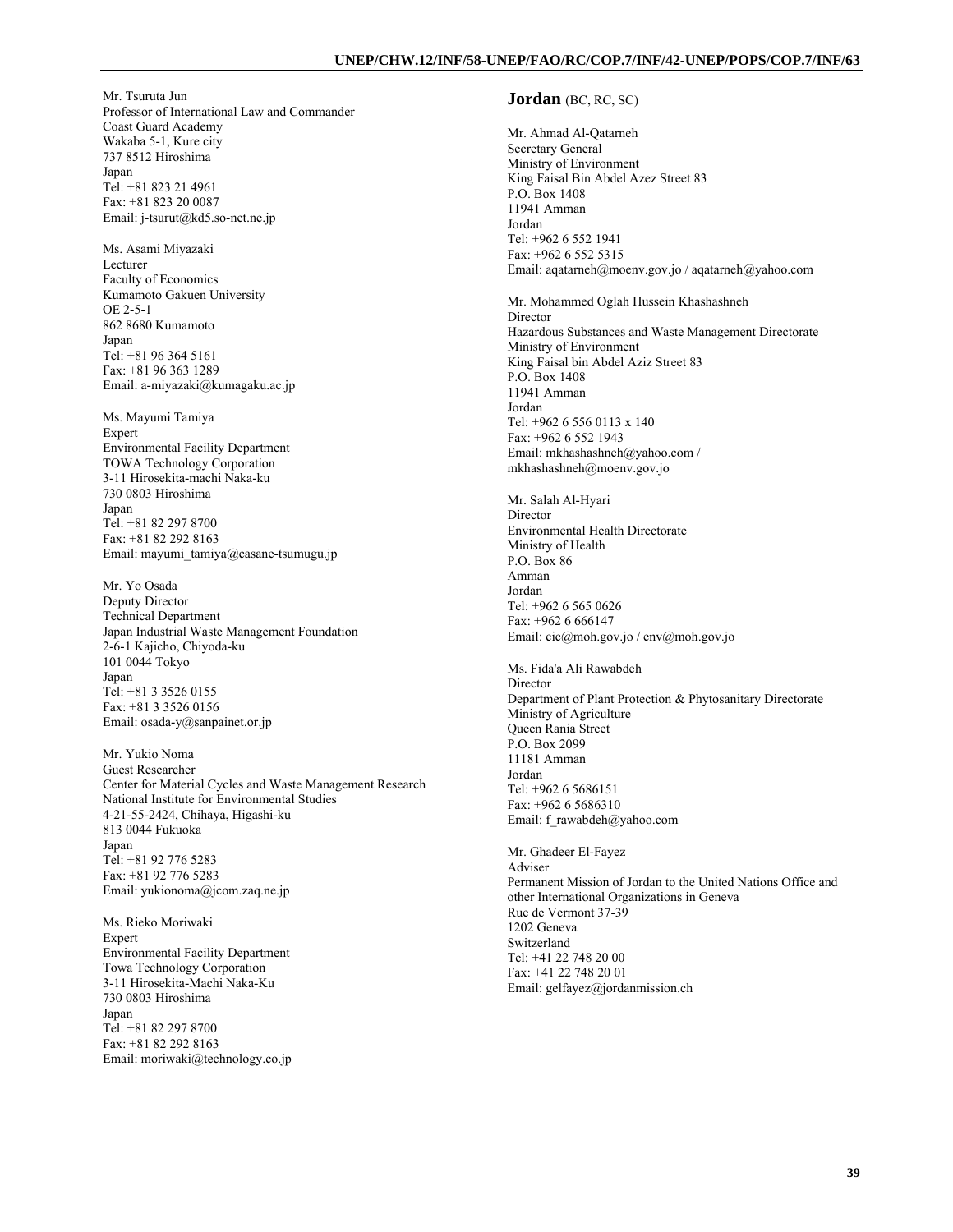Mr. Tsuruta Jun
Professor of International Law and Commander
Coast Guard Academy
Wakaba 5-1, Kure city
737 8512 Hiroshima
Japan
Tel: +81 823 21 4961
Fax: +81 823 20 0087
Email: j-tsurut@kd5.so-net.ne.jp

Ms. Asami Miyazaki
Lecturer
Faculty of Economics
Kumamoto Gakuen University
OE 2-5-1
862 8680 Kumamoto
Japan
Tel: +81 96 364 5161
Fax: +81 96 363 1289
Email: a-miyazaki@kumagaku.ac.jp

Ms. Mayumi Tamiya
Expert
Environmental Facility Department
TOWA Technology Corporation
3-11 Hirosekita-machi Naka-ku
730 0803 Hiroshima
Japan
Tel: +81 82 297 8700
Fax: +81 82 292 8163
Email: mayumi_tamiya@casane-tsumugu.jp

Mr. Yo Osada
Deputy Director
Technical Department
Japan Industrial Waste Management Foundation
2-6-1 Kajicho, Chiyoda-ku
101 0044 Tokyo
Japan
Tel: +81 3 3526 0155
Fax: +81 3 3526 0156
Email: osada-y@sanpainet.or.jp

Mr. Yukio Noma
Guest Researcher
Center for Material Cycles and Waste Management Research
National Institute for Environmental Studies
4-21-55-2424, Chihaya, Higashi-ku
813 0044 Fukuoka
Japan
Tel: +81 92 776 5283
Fax: +81 92 776 5283
Email: yukionoma@jcom.zaq.ne.jp

Ms. Rieko Moriwaki
Expert
Environmental Facility Department
Towa Technology Corporation
3-11 Hirosekita-Machi Naka-Ku
730 0803 Hiroshima
Japan
Tel: +81 82 297 8700
Fax: +81 82 292 8163
Email: moriwaki@technology.co.jp

## Jordan (BC, RC, SC)

Mr. Ahmad Al-Qatarneh
Secretary General
Ministry of Environment
King Faisal Bin Abdel Azez Street 83
P.O. Box 1408
11941 Amman
Jordan
Tel: +962 6 552 1941
Fax: +962 6 552 5315
Email: aqatarneh@moenv.gov.jo / aqatarneh@yahoo.com

Mr. Mohammed Oglah Hussein Khashashneh
Director
Hazardous Substances and Waste Management Directorate
Ministry of Environment
King Faisal bin Abdel Aziz Street 83
P.O. Box 1408
11941 Amman
Jordan
Tel: +962 6 556 0113 x 140
Fax: +962 6 552 1943
Email: mkhashashneh@yahoo.com / mkhashashneh@moenv.gov.jo

Mr. Salah Al-Hyari
Director
Environmental Health Directorate
Ministry of Health
P.O. Box 86
Amman
Jordan
Tel: +962 6 565 0626
Fax: +962 6 666147
Email: cic@moh.gov.jo / env@moh.gov.jo

Ms. Fida'a Ali Rawabdeh
Director
Department of Plant Protection & Phytosanitary Directorate
Ministry of Agriculture
Queen Rania Street
P.O. Box 2099
11181 Amman
Jordan
Tel: +962 6 5686151
Fax: +962 6 5686310
Email: f_rawabdeh@yahoo.com

Mr. Ghadeer El-Fayez
Adviser
Permanent Mission of Jordan to the United Nations Office and other International Organizations in Geneva
Rue de Vermont 37-39
1202 Geneva
Switzerland
Tel: +41 22 748 20 00
Fax: +41 22 748 20 01
Email: gelfayez@jordanmission.ch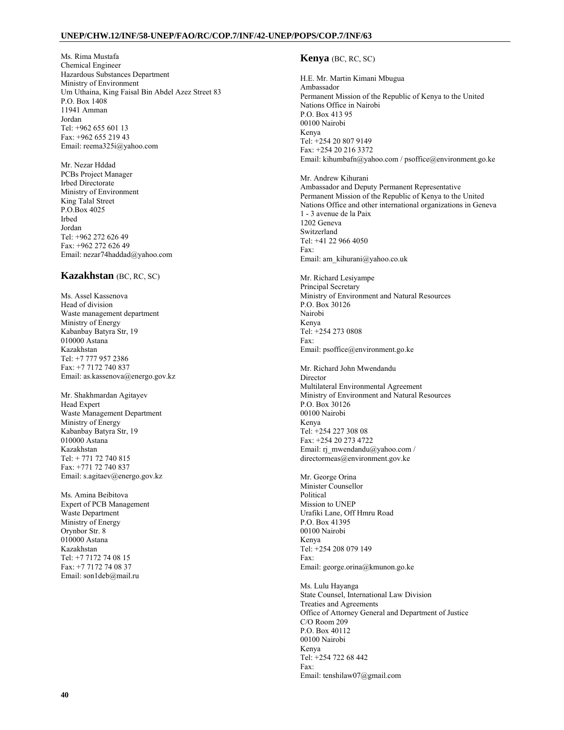Ms. Rima Mustafa
Chemical Engineer
Hazardous Substances Department
Ministry of Environment
Um Uthaina, King Faisal Bin Abdel Azez Street 83
P.O. Box 1408
11941 Amman
Jordan
Tel: +962 655 601 13
Fax: +962 655 219 43
Email: reema325i@yahoo.com

Mr. Nezar Hddad
PCBs Project Manager
Irbed Directorate
Ministry of Environment
King Talal Street
P.O.Box 4025
Irbed
Jordan
Tel: +962 272 626 49
Fax: +962 272 626 49
Email: nezar74haddad@yahoo.com

## Kazakhstan (BC, RC, SC)

Ms. Assel Kassenova
Head of division
Waste management department
Ministry of Energy
Kabanbay Batyra Str, 19
010000 Astana
Kazakhstan
Tel: +7 777 957 2386
Fax: +7 7172 740 837
Email: as.kassenova@energo.gov.kz

Mr. Shakhmardan Agitayev
Head Expert
Waste Management Department
Ministry of Energy
Kabanbay Batyra Str, 19
010000 Astana
Kazakhstan
Tel: + 771 72 740 815
Fax: +771 72 740 837
Email: s.agitaev@energo.gov.kz

Ms. Amina Beibitova
Expert of PCB Management
Waste Department
Ministry of Energy
Orynbor Str. 8
010000 Astana
Kazakhstan
Tel: +7 7172 74 08 15
Fax: +7 7172 74 08 37
Email: son1deb@mail.ru

## Kenya (BC, RC, SC)

H.E. Mr. Martin Kimani Mbugua
Ambassador
Permanent Mission of the Republic of Kenya to the United Nations Office in Nairobi
P.O. Box 413 95
00100 Nairobi
Kenya
Tel: +254 20 807 9149
Fax: +254 20 216 3372
Email: kihumbafn@yahoo.com / psoffice@environment.go.ke

Mr. Andrew Kihurani
Ambassador and Deputy Permanent Representative
Permanent Mission of the Republic of Kenya to the United Nations Office and other international organizations in Geneva
1 - 3 avenue de la Paix
1202 Geneva
Switzerland
Tel: +41 22 966 4050
Fax:
Email: am_kihurani@yahoo.co.uk

Mr. Richard Lesiyampe
Principal Secretary
Ministry of Environment and Natural Resources
P.O. Box 30126
Nairobi
Kenya
Tel: +254 273 0808
Fax:
Email: psoffice@environment.go.ke

Mr. Richard John Mwendandu
Director
Multilateral Environmental Agreement
Ministry of Environment and Natural Resources
P.O. Box 30126
00100 Nairobi
Kenya
Tel: +254 227 308 08
Fax: +254 20 273 4722
Email: rj_mwendandu@yahoo.com / directormeas@environment.gov.ke

Mr. George Orina
Minister Counsellor
Political
Mission to UNEP
Urafiki Lane, Off Hmru Road
P.O. Box 41395
00100 Nairobi
Kenya
Tel: +254 208 079 149
Fax:
Email: george.orina@kmunon.go.ke

Ms. Lulu Hayanga
State Counsel, International Law Division
Treaties and Agreements
Office of Attorney General and Department of Justice
C/O Room 209
P.O. Box 40112
00100 Nairobi
Kenya
Tel: +254 722 68 442
Fax:
Email: tenshilaw07@gmail.com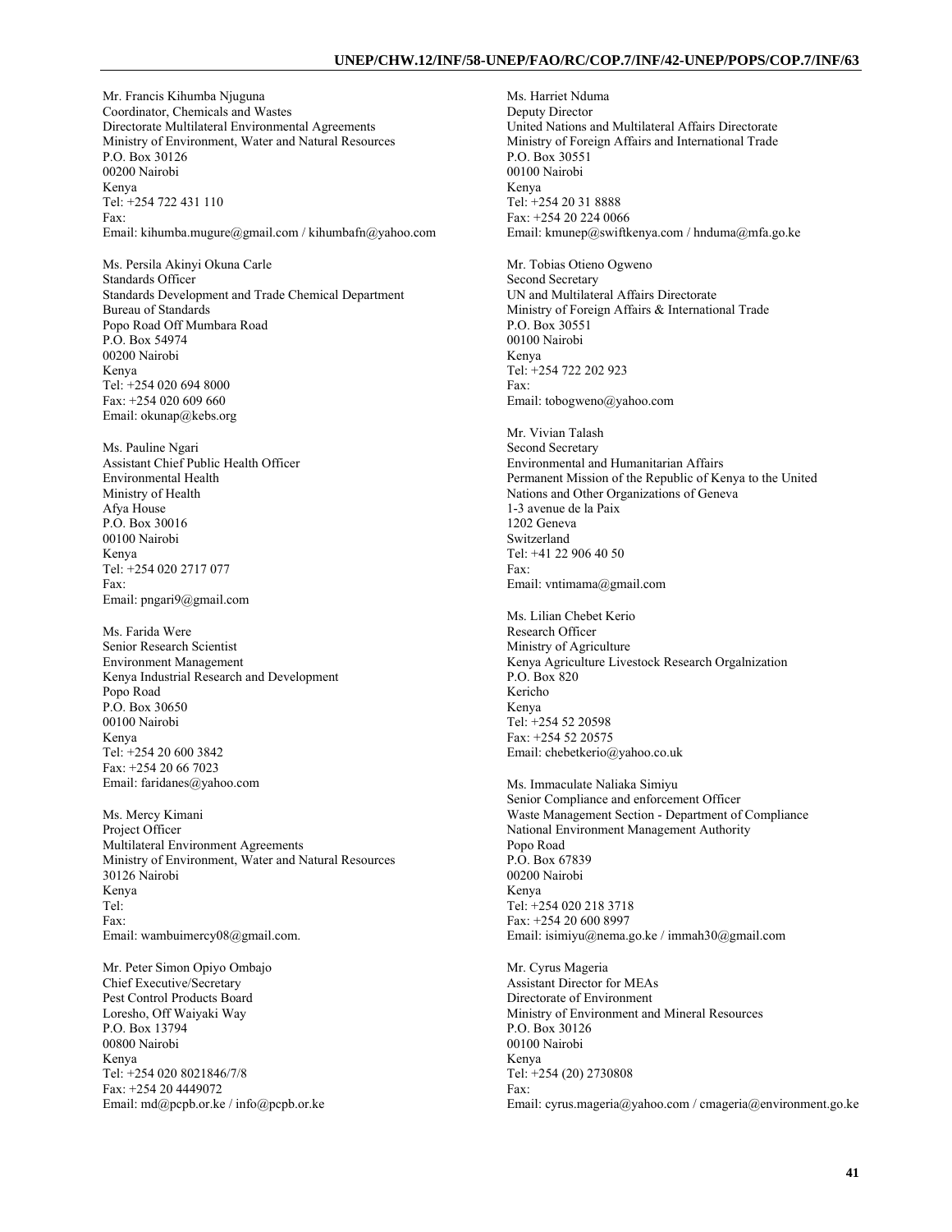Mr. Francis Kihumba Njuguna
Coordinator, Chemicals and Wastes
Directorate Multilateral Environmental Agreements
Ministry of Environment, Water and Natural Resources
P.O. Box 30126
00200 Nairobi
Kenya
Tel: +254 722 431 110
Fax:
Email: kihumba.mugure@gmail.com / kihumbafn@yahoo.com

Ms. Persila Akinyi Okuna Carle
Standards Officer
Standards Development and Trade Chemical Department
Bureau of Standards
Popo Road Off Mumbara Road
P.O. Box 54974
00200 Nairobi
Kenya
Tel: +254 020 694 8000
Fax: +254 020 609 660
Email: okunap@kebs.org

Ms. Pauline Ngari
Assistant Chief Public Health Officer
Environmental Health
Ministry of Health
Afya House
P.O. Box 30016
00100 Nairobi
Kenya
Tel: +254 020 2717 077
Fax:
Email: pngari9@gmail.com

Ms. Farida Were
Senior Research Scientist
Environment Management
Kenya Industrial Research and Development
Popo Road
P.O. Box 30650
00100 Nairobi
Kenya
Tel: +254 20 600 3842
Fax: +254 20 66 7023
Email: faridanes@yahoo.com

Ms. Mercy Kimani
Project Officer
Multilateral Environment Agreements
Ministry of Environment, Water and Natural Resources
30126 Nairobi
Kenya
Tel:
Fax:
Email: wambuimercy08@gmail.com.

Mr. Peter Simon Opiyo Ombajo
Chief Executive/Secretary
Pest Control Products Board
Loresho, Off Waiyaki Way
P.O. Box 13794
00800 Nairobi
Kenya
Tel: +254 020 8021846/7/8
Fax: +254 20 4449072
Email: md@pcpb.or.ke / info@pcpb.or.ke

Ms. Harriet Nduma
Deputy Director
United Nations and Multilateral Affairs Directorate
Ministry of Foreign Affairs and International Trade
P.O. Box 30551
00100 Nairobi
Kenya
Tel: +254 20 31 8888
Fax: +254 20 224 0066
Email: kmunep@swiftkenya.com / hnduma@mfa.go.ke

Mr. Tobias Otieno Ogweno
Second Secretary
UN and Multilateral Affairs Directorate
Ministry of Foreign Affairs & International Trade
P.O. Box 30551
00100 Nairobi
Kenya
Tel: +254 722 202 923
Fax:
Email: tobogweno@yahoo.com

Mr. Vivian Talash
Second Secretary
Environmental and Humanitarian Affairs
Permanent Mission of the Republic of Kenya to the United Nations and Other Organizations of Geneva
1-3 avenue de la Paix
1202 Geneva
Switzerland
Tel: +41 22 906 40 50
Fax:
Email: vntimama@gmail.com

Ms. Lilian Chebet Kerio
Research Officer
Ministry of Agriculture
Kenya Agriculture Livestock Research Orgalnization
P.O. Box 820
Kericho
Kenya
Tel: +254 52 20598
Fax: +254 52 20575
Email: chebetkerio@yahoo.co.uk

Ms. Immaculate Naliaka Simiyu
Senior Compliance and enforcement Officer
Waste Management Section - Department of Compliance
National Environment Management Authority
Popo Road
P.O. Box 67839
00200 Nairobi
Kenya
Tel: +254 020 218 3718
Fax: +254 20 600 8997
Email: isimiyu@nema.go.ke / immah30@gmail.com

Mr. Cyrus Mageria
Assistant Director for MEAs
Directorate of Environment
Ministry of Environment and Mineral Resources
P.O. Box 30126
00100 Nairobi
Kenya
Tel: +254 (20) 2730808
Fax:
Email: cyrus.mageria@yahoo.com / cmageria@environment.go.ke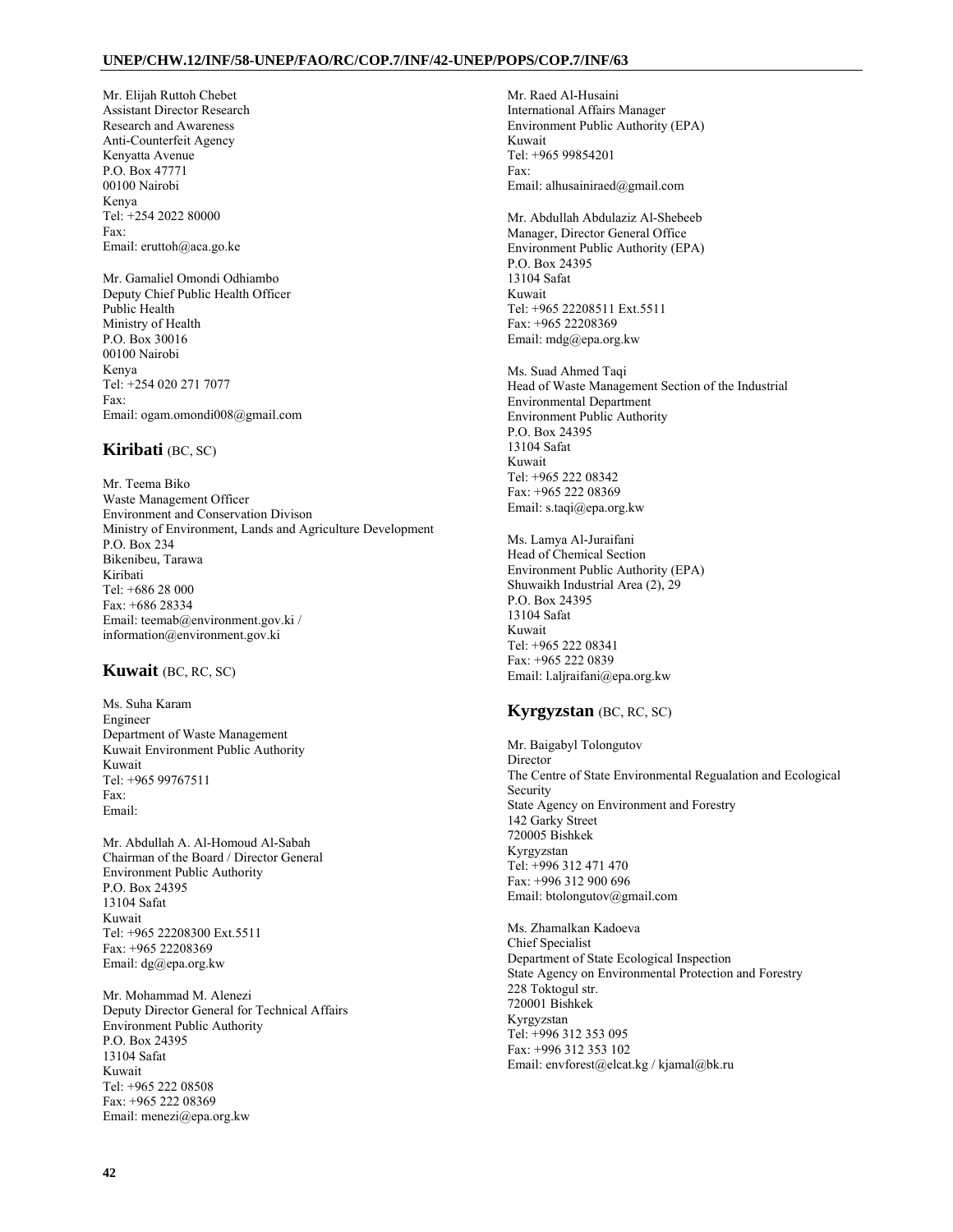Mr. Elijah Ruttoh Chebet
Assistant Director Research
Research and Awareness
Anti-Counterfeit Agency
Kenyatta Avenue
P.O. Box 47771
00100 Nairobi
Kenya
Tel: +254 2022 80000
Fax:
Email: eruttoh@aca.go.ke

Mr. Gamaliel Omondi Odhiambo
Deputy Chief Public Health Officer
Public Health
Ministry of Health
P.O. Box 30016
00100 Nairobi
Kenya
Tel: +254 020 271 7077
Fax:
Email: ogam.omondi008@gmail.com

## Kiribati (BC, SC)

Mr. Teema Biko
Waste Management Officer
Environment and Conservation Divison
Ministry of Environment, Lands and Agriculture Development
P.O. Box 234
Bikenibeu, Tarawa
Kiribati
Tel: +686 28 000
Fax: +686 28334
Email: teemab@environment.gov.ki / information@environment.gov.ki

## Kuwait (BC, RC, SC)

Ms. Suha Karam
Engineer
Department of Waste Management
Kuwait Environment Public Authority
Kuwait
Tel: +965 99767511
Fax:
Email:

Mr. Abdullah A. Al-Homoud Al-Sabah
Chairman of the Board / Director General
Environment Public Authority
P.O. Box 24395
13104 Safat
Kuwait
Tel: +965 22208300 Ext.5511
Fax: +965 22208369
Email: dg@epa.org.kw

Mr. Mohammad M. Alenezi
Deputy Director General for Technical Affairs
Environment Public Authority
P.O. Box 24395
13104 Safat
Kuwait
Tel: +965 222 08508
Fax: +965 222 08369
Email: menezi@epa.org.kw

Mr. Raed Al-Husaini
International Affairs Manager
Environment Public Authority (EPA)
Kuwait
Tel: +965 99854201
Fax:
Email: alhusainiraed@gmail.com

Mr. Abdullah Abdulaziz Al-Shebeeb
Manager, Director General Office
Environment Public Authority (EPA)
P.O. Box 24395
13104 Safat
Kuwait
Tel: +965 22208511 Ext.5511
Fax: +965 22208369
Email: mdg@epa.org.kw

Ms. Suad Ahmed Taqi
Head of Waste Management Section of the Industrial Environmental Department
Environment Public Authority
P.O. Box 24395
13104 Safat
Kuwait
Tel: +965 222 08342
Fax: +965 222 08369
Email: s.taqi@epa.org.kw

Ms. Lamya Al-Juraifani
Head of Chemical Section
Environment Public Authority (EPA)
Shuwaikh Industrial Area (2), 29
P.O. Box 24395
13104 Safat
Kuwait
Tel: +965 222 08341
Fax: +965 222 0839
Email: l.aljraifani@epa.org.kw

## Kyrgyzstan (BC, RC, SC)

Mr. Baigabyl Tolongutov
Director
The Centre of State Environmental Regualation and Ecological Security
State Agency on Environment and Forestry
142 Garky Street
720005 Bishkek
Kyrgyzstan
Tel: +996 312 471 470
Fax: +996 312 900 696
Email: btolongutov@gmail.com

Ms. Zhamalkan Kadoeva
Chief Specialist
Department of State Ecological Inspection
State Agency on Environmental Protection and Forestry
228 Toktogul str.
720001 Bishkek
Kyrgyzstan
Tel: +996 312 353 095
Fax: +996 312 353 102
Email: envforest@elcat.kg / kjamal@bk.ru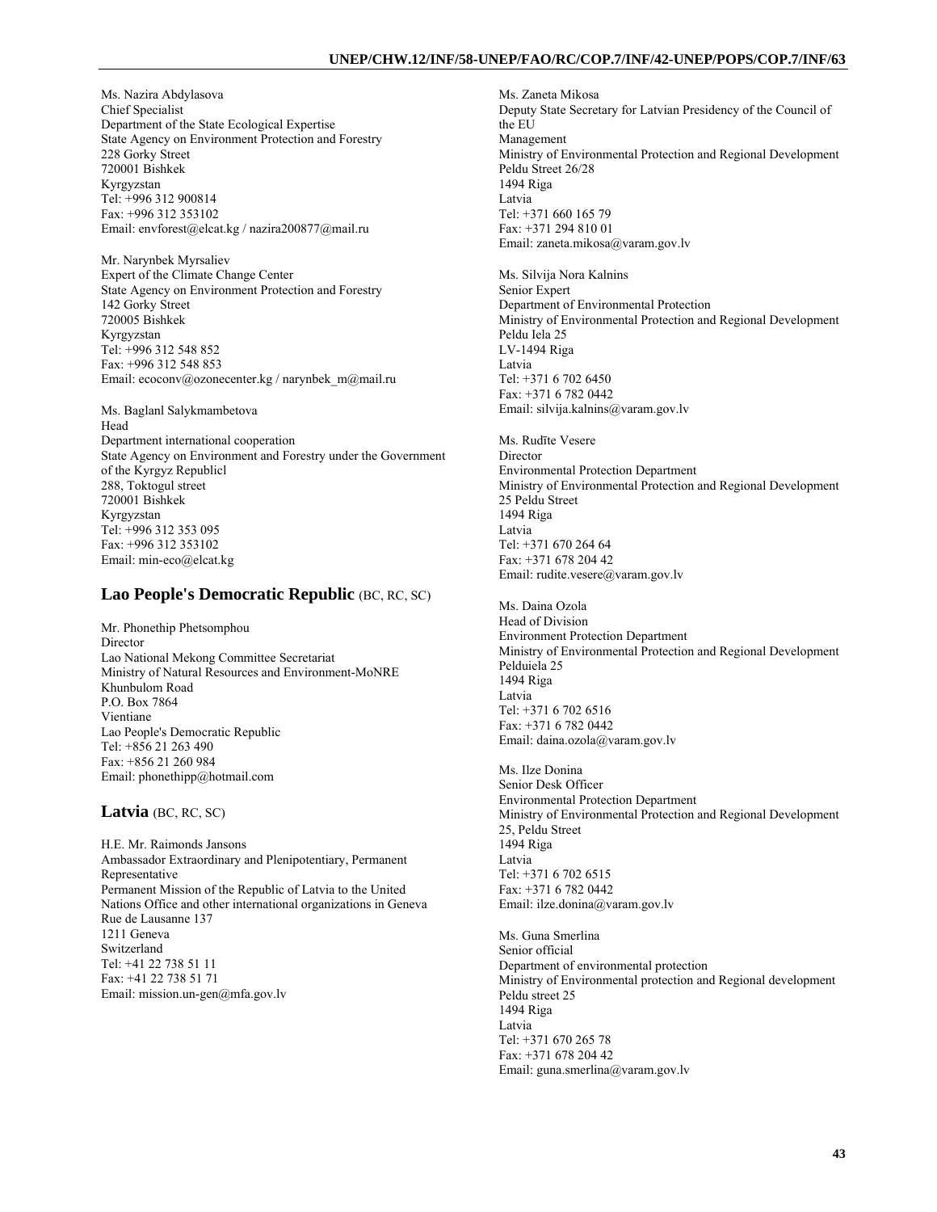Ms. Nazira Abdylasova
Chief Specialist
Department of the State Ecological Expertise
State Agency on Environment Protection and Forestry
228 Gorky Street
720001 Bishkek
Kyrgyzstan
Tel: +996 312 900814
Fax: +996 312 353102
Email: envforest@elcat.kg / nazira200877@mail.ru

Mr. Narynbek Myrsaliev
Expert of the Climate Change Center
State Agency on Environment Protection and Forestry
142 Gorky Street
720005 Bishkek
Kyrgyzstan
Tel: +996 312 548 852
Fax: +996 312 548 853
Email: ecoconv@ozonecenter.kg / narynbek_m@mail.ru

Ms. Baglanl Salykmambetova
Head
Department international cooperation
State Agency on Environment and Forestry under the Government of the Kyrgyz Republicl
288, Toktogul street
720001 Bishkek
Kyrgyzstan
Tel: +996 312 353 095
Fax: +996 312 353102
Email: min-eco@elcat.kg

## Lao People's Democratic Republic (BC, RC, SC)

Mr. Phonethip Phetsomphou
Director
Lao National Mekong Committee Secretariat
Ministry of Natural Resources and Environment-MoNRE
Khunbulom Road
P.O. Box 7864
Vientiane
Lao People's Democratic Republic
Tel: +856 21 263 490
Fax: +856 21 260 984
Email: phonethipp@hotmail.com

## Latvia (BC, RC, SC)

H.E. Mr. Raimonds Jansons
Ambassador Extraordinary and Plenipotentiary, Permanent Representative
Permanent Mission of the Republic of Latvia to the United Nations Office and other international organizations in Geneva
Rue de Lausanne 137
1211 Geneva
Switzerland
Tel: +41 22 738 51 11
Fax: +41 22 738 51 71
Email: mission.un-gen@mfa.gov.lv

Ms. Zaneta Mikosa
Deputy State Secretary for Latvian Presidency of the Council of the EU
Management
Ministry of Environmental Protection and Regional Development
Peldu Street 26/28
1494 Riga
Latvia
Tel: +371 660 165 79
Fax: +371 294 810 01
Email: zaneta.mikosa@varam.gov.lv

Ms. Silvija Nora Kalnins
Senior Expert
Department of Environmental Protection
Ministry of Environmental Protection and Regional Development
Peldu Iela 25
LV-1494 Riga
Latvia
Tel: +371 6 702 6450
Fax: +371 6 782 0442
Email: silvija.kalnins@varam.gov.lv

Ms. Rudīte Vesere
Director
Environmental Protection Department
Ministry of Environmental Protection and Regional Development
25 Peldu Street
1494 Riga
Latvia
Tel: +371 670 264 64
Fax: +371 678 204 42
Email: rudite.vesere@varam.gov.lv

Ms. Daina Ozola
Head of Division
Environment Protection Department
Ministry of Environmental Protection and Regional Development
Pelduiela 25
1494 Riga
Latvia
Tel: +371 6 702 6516
Fax: +371 6 782 0442
Email: daina.ozola@varam.gov.lv

Ms. Ilze Donina
Senior Desk Officer
Environmental Protection Department
Ministry of Environmental Protection and Regional Development
25, Peldu Street
1494 Riga
Latvia
Tel: +371 6 702 6515
Fax: +371 6 782 0442
Email: ilze.donina@varam.gov.lv

Ms. Guna Smerlina
Senior official
Department of environmental protection
Ministry of Environmental protection and Regional development
Peldu street 25
1494 Riga
Latvia
Tel: +371 670 265 78
Fax: +371 678 204 42
Email: guna.smerlina@varam.gov.lv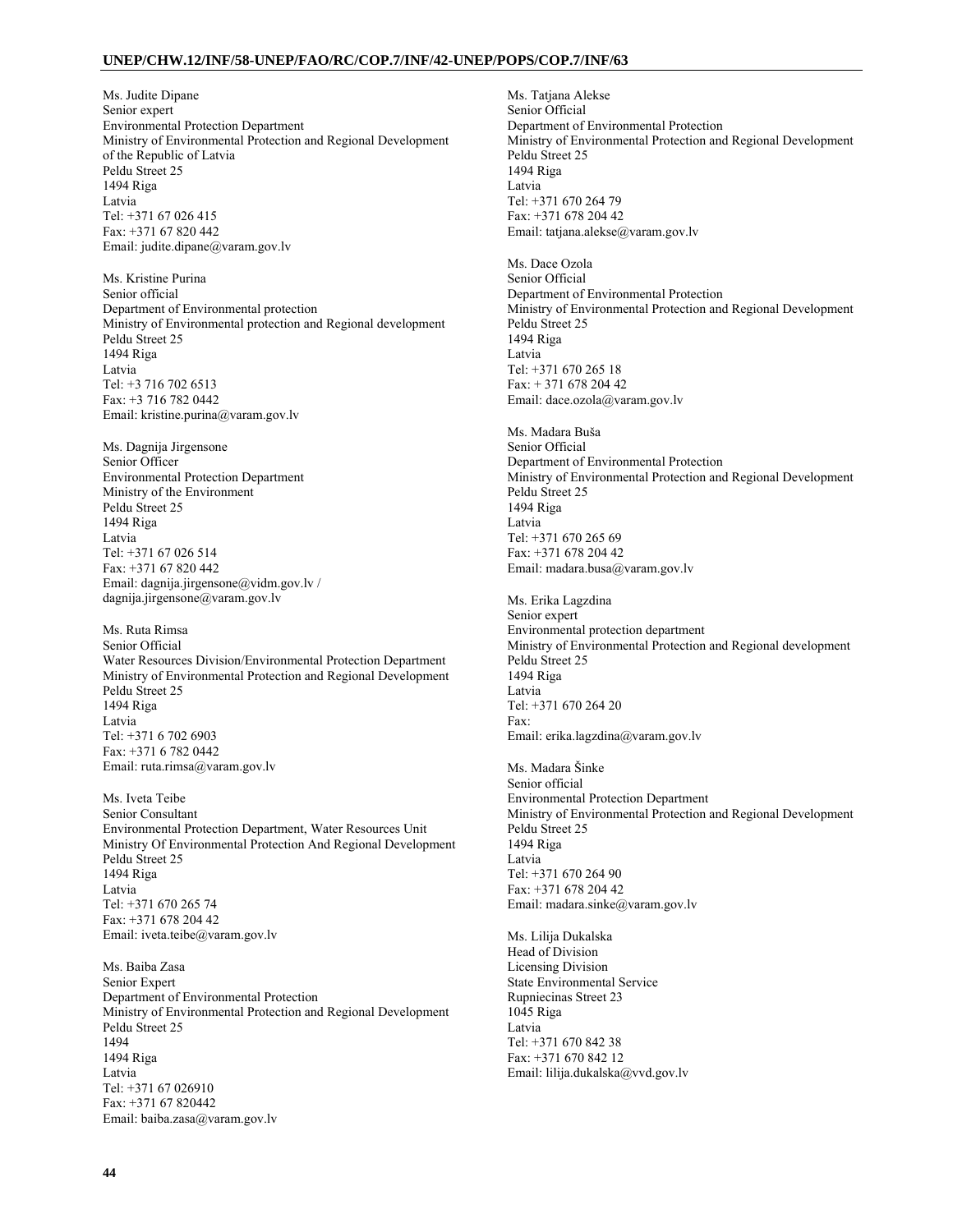Ms. Judite Dipane
Senior expert
Environmental Protection Department
Ministry of Environmental Protection and Regional Development of the Republic of Latvia
Peldu Street 25
1494 Riga
Latvia
Tel: +371 67 026 415
Fax: +371 67 820 442
Email: judite.dipane@varam.gov.lv

Ms. Kristine Purina
Senior official
Department of Environmental protection
Ministry of Environmental protection and Regional development
Peldu Street 25
1494 Riga
Latvia
Tel: +3 716 702 6513
Fax: +3 716 782 0442
Email: kristine.purina@varam.gov.lv

Ms. Dagnija Jirgensone
Senior Officer
Environmental Protection Department
Ministry of the Environment
Peldu Street 25
1494 Riga
Latvia
Tel: +371 67 026 514
Fax: +371 67 820 442
Email: dagnija.jirgensone@vidm.gov.lv / dagnija.jirgensone@varam.gov.lv

Ms. Ruta Rimsa
Senior Official
Water Resources Division/Environmental Protection Department
Ministry of Environmental Protection and Regional Development
Peldu Street 25
1494 Riga
Latvia
Tel: +371 6 702 6903
Fax: +371 6 782 0442
Email: ruta.rimsa@varam.gov.lv

Ms. Iveta Teibe
Senior Consultant
Environmental Protection Department, Water Resources Unit
Ministry Of Environmental Protection And Regional Development
Peldu Street 25
1494 Riga
Latvia
Tel: +371 670 265 74
Fax: +371 678 204 42
Email: iveta.teibe@varam.gov.lv

Ms. Baiba Zasa
Senior Expert
Department of Environmental Protection
Ministry of Environmental Protection and Regional Development
Peldu Street 25
1494
1494 Riga
Latvia
Tel: +371 67 026910
Fax: +371 67 820442
Email: baiba.zasa@varam.gov.lv

Ms. Tatjana Alekse
Senior Official
Department of Environmental Protection
Ministry of Environmental Protection and Regional Development
Peldu Street 25
1494 Riga
Latvia
Tel: +371 670 264 79
Fax: +371 678 204 42
Email: tatjana.alekse@varam.gov.lv

Ms. Dace Ozola
Senior Official
Department of Environmental Protection
Ministry of Environmental Protection and Regional Development
Peldu Street 25
1494 Riga
Latvia
Tel: +371 670 265 18
Fax: + 371 678 204 42
Email: dace.ozola@varam.gov.lv

Ms. Madara Buša
Senior Official
Department of Environmental Protection
Ministry of Environmental Protection and Regional Development
Peldu Street 25
1494 Riga
Latvia
Tel: +371 670 265 69
Fax: +371 678 204 42
Email: madara.busa@varam.gov.lv

Ms. Erika Lagzdina
Senior expert
Environmental protection department
Ministry of Environmental Protection and Regional development
Peldu Street 25
1494 Riga
Latvia
Tel: +371 670 264 20
Fax:
Email: erika.lagzdina@varam.gov.lv

Ms. Madara Šinke
Senior official
Environmental Protection Department
Ministry of Environmental Protection and Regional Development
Peldu Street 25
1494 Riga
Latvia
Tel: +371 670 264 90
Fax: +371 678 204 42
Email: madara.sinke@varam.gov.lv

Ms. Lilija Dukalska
Head of Division
Licensing Division
State Environmental Service
Rupniecinas Street 23
1045 Riga
Latvia
Tel: +371 670 842 38
Fax: +371 670 842 12
Email: lilija.dukalska@vvd.gov.lv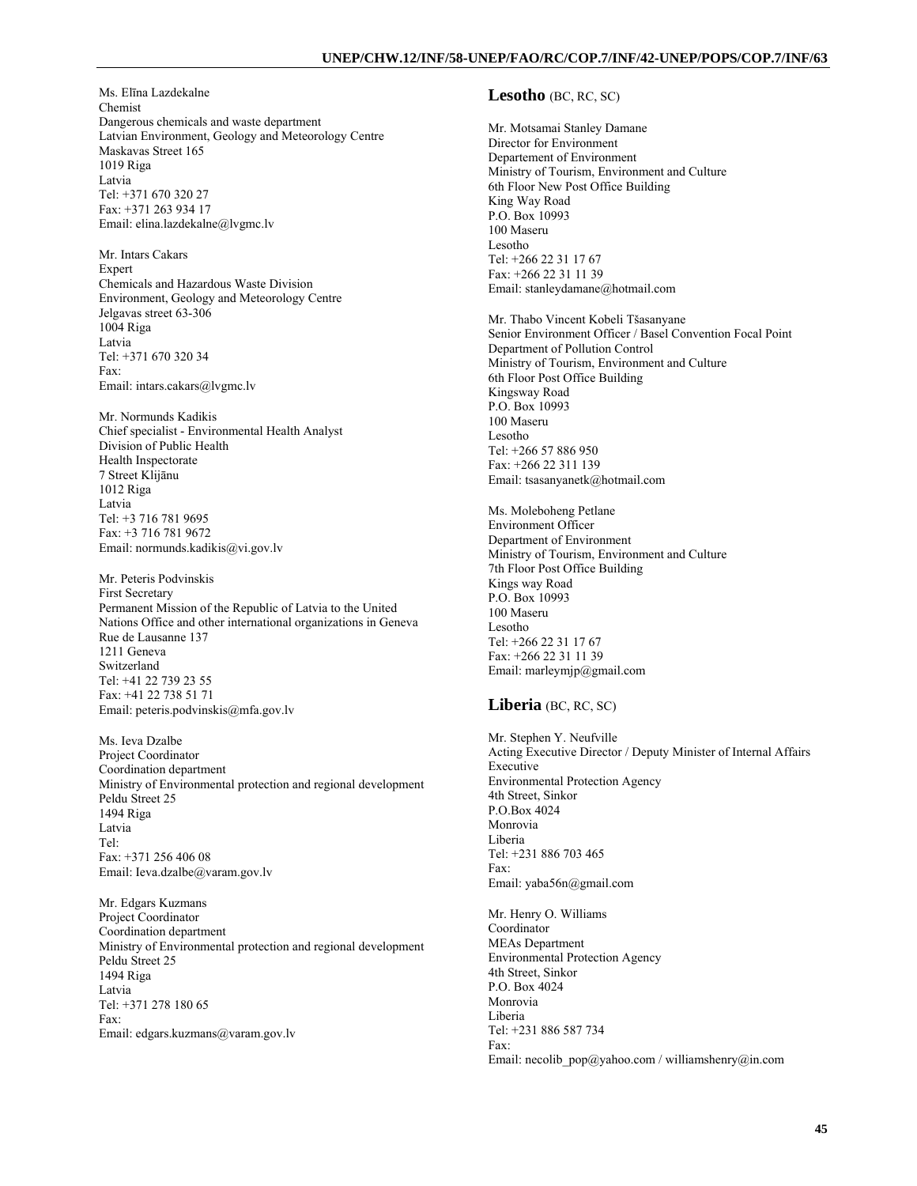Ms. Elīna Lazdekalne
Chemist
Dangerous chemicals and waste department
Latvian Environment, Geology and Meteorology Centre
Maskavas Street 165
1019 Riga
Latvia
Tel: +371 670 320 27
Fax: +371 263 934 17
Email: elina.lazdekalne@lvgmc.lv

Mr. Intars Cakars
Expert
Chemicals and Hazardous Waste Division
Environment, Geology and Meteorology Centre
Jelgavas street 63-306
1004 Riga
Latvia
Tel: +371 670 320 34
Fax:
Email: intars.cakars@lvgmc.lv

Mr. Normunds Kadikis
Chief specialist - Environmental Health Analyst
Division of Public Health
Health Inspectorate
7 Street Klijānu
1012 Riga
Latvia
Tel: +3 716 781 9695
Fax: +3 716 781 9672
Email: normunds.kadikis@vi.gov.lv

Mr. Peteris Podvinskis
First Secretary
Permanent Mission of the Republic of Latvia to the United Nations Office and other international organizations in Geneva
Rue de Lausanne 137
1211 Geneva
Switzerland
Tel: +41 22 739 23 55
Fax: +41 22 738 51 71
Email: peteris.podvinskis@mfa.gov.lv

Ms. Ieva Dzalbe
Project Coordinator
Coordination department
Ministry of Environmental protection and regional development
Peldu Street 25
1494 Riga
Latvia
Tel:
Fax: +371 256 406 08
Email: Ieva.dzalbe@varam.gov.lv

Mr. Edgars Kuzmans
Project Coordinator
Coordination department
Ministry of Environmental protection and regional development
Peldu Street 25
1494 Riga
Latvia
Tel: +371 278 180 65
Fax:
Email: edgars.kuzmans@varam.gov.lv

## Lesotho (BC, RC, SC)

Mr. Motsamai Stanley Damane
Director for Environment
Departement of Environment
Ministry of Tourism, Environment and Culture
6th Floor New Post Office Building
King Way Road
P.O. Box 10993
100 Maseru
Lesotho
Tel: +266 22 31 17 67
Fax: +266 22 31 11 39
Email: stanleydamane@hotmail.com

Mr. Thabo Vincent Kobeli Tšasanyane
Senior Environment Officer / Basel Convention Focal Point
Department of Pollution Control
Ministry of Tourism, Environment and Culture
6th Floor Post Office Building
Kingsway Road
P.O. Box 10993
100 Maseru
Lesotho
Tel: +266 57 886 950
Fax: +266 22 311 139
Email: tsasanyanetk@hotmail.com

Ms. Moleboheng Petlane
Environment Officer
Department of Environment
Ministry of Tourism, Environment and Culture
7th Floor Post Office Building
Kings way Road
P.O. Box 10993
100 Maseru
Lesotho
Tel: +266 22 31 17 67
Fax: +266 22 31 11 39
Email: marleymjp@gmail.com

## Liberia (BC, RC, SC)

Mr. Stephen Y. Neufville
Acting Executive Director / Deputy Minister of Internal Affairs
Executive
Environmental Protection Agency
4th Street, Sinkor
P.O.Box 4024
Monrovia
Liberia
Tel: +231 886 703 465
Fax:
Email: yaba56n@gmail.com

Mr. Henry O. Williams
Coordinator
MEAs Department
Environmental Protection Agency
4th Street, Sinkor
P.O. Box 4024
Monrovia
Liberia
Tel: +231 886 587 734
Fax:
Email: necolib_pop@yahoo.com / williamshenry@in.com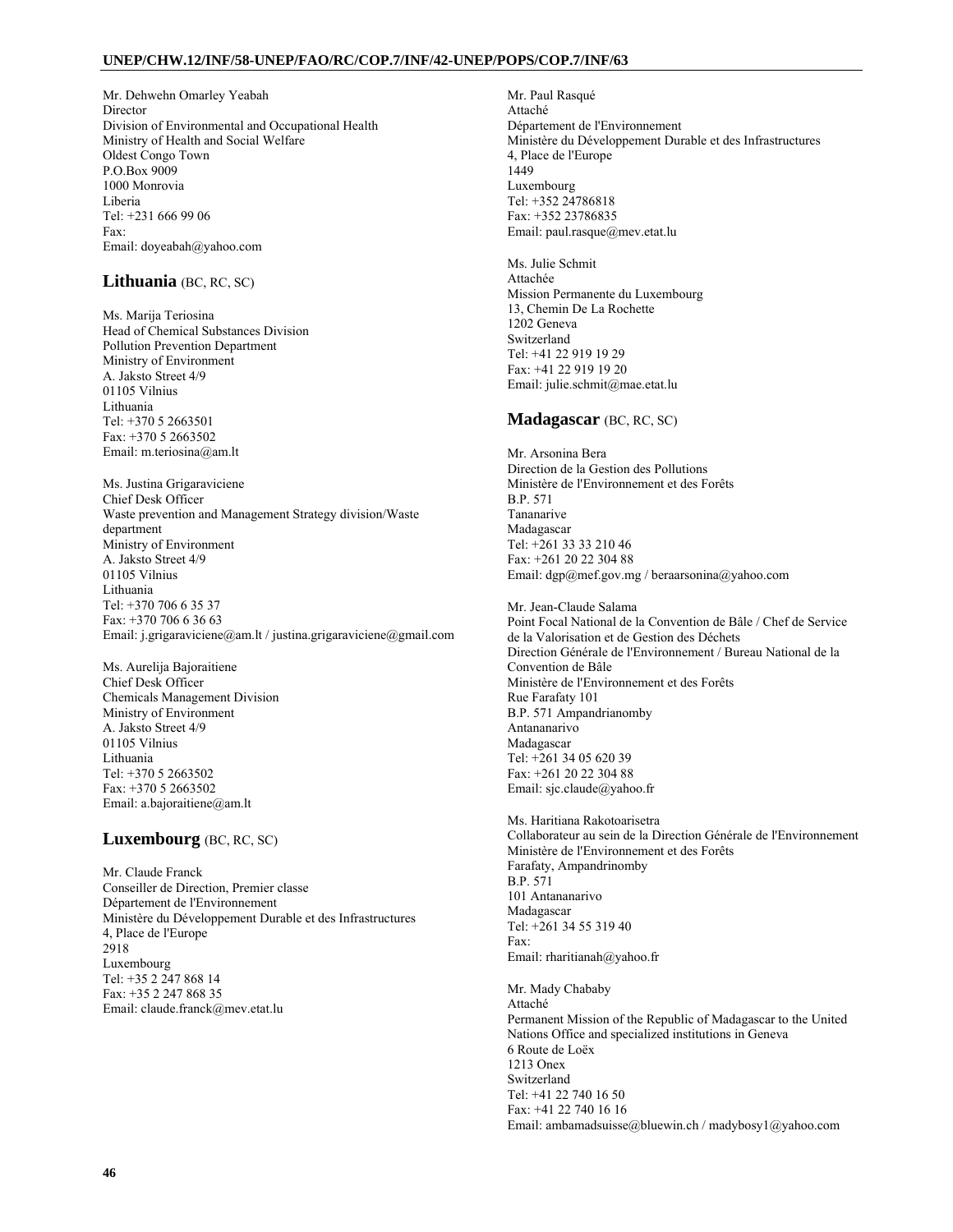Mr. Dehwehn Omarley Yeabah
Director
Division of Environmental and Occupational Health
Ministry of Health and Social Welfare
Oldest Congo Town
P.O.Box 9009
1000 Monrovia
Liberia
Tel: +231 666 99 06
Fax:
Email: doyeabah@yahoo.com

## Lithuania (BC, RC, SC)

Ms. Marija Teriosina
Head of Chemical Substances Division
Pollution Prevention Department
Ministry of Environment
A. Jaksto Street 4/9
01105 Vilnius
Lithuania
Tel: +370 5 2663501
Fax: +370 5 2663502
Email: m.teriosina@am.lt

Ms. Justina Grigaraviciene
Chief Desk Officer
Waste prevention and Management Strategy division/Waste department
Ministry of Environment
A. Jaksto Street 4/9
01105 Vilnius
Lithuania
Tel: +370 706 6 35 37
Fax: +370 706 6 36 63
Email: j.grigaraviciene@am.lt / justina.grigaraviciene@gmail.com

Ms. Aurelija Bajoraitiene
Chief Desk Officer
Chemicals Management Division
Ministry of Environment
A. Jaksto Street 4/9
01105 Vilnius
Lithuania
Tel: +370 5 2663502
Fax: +370 5 2663502
Email: a.bajoraitiene@am.lt

## Luxembourg (BC, RC, SC)

Mr. Claude Franck
Conseiller de Direction, Premier classe
Département de l'Environnement
Ministère du Développement Durable et des Infrastructures
4, Place de l'Europe
2918
Luxembourg
Tel: +35 2 247 868 14
Fax: +35 2 247 868 35
Email: claude.franck@mev.etat.lu

Mr. Paul Rasqué
Attaché
Département de l'Environnement
Ministère du Développement Durable et des Infrastructures
4, Place de l'Europe
1449
Luxembourg
Tel: +352 24786818
Fax: +352 23786835
Email: paul.rasque@mev.etat.lu

Ms. Julie Schmit
Attachée
Mission Permanente du Luxembourg
13, Chemin De La Rochette
1202 Geneva
Switzerland
Tel: +41 22 919 19 29
Fax: +41 22 919 19 20
Email: julie.schmit@mae.etat.lu

## Madagascar (BC, RC, SC)

Mr. Arsonina Bera
Direction de la Gestion des Pollutions
Ministère de l'Environnement et des Forêts
B.P. 571
Tananarive
Madagascar
Tel: +261 33 33 210 46
Fax: +261 20 22 304 88
Email: dgp@mef.gov.mg / beraarsonina@yahoo.com

Mr. Jean-Claude Salama
Point Focal National de la Convention de Bâle / Chef de Service de la Valorisation et de Gestion des Déchets
Direction Générale de l'Environnement / Bureau National de la Convention de Bâle
Ministère de l'Environnement et des Forêts
Rue Farafaty 101
B.P. 571 Ampandrianomby
Antananarivo
Madagascar
Tel: +261 34 05 620 39
Fax: +261 20 22 304 88
Email: sjc.claude@yahoo.fr

Ms. Haritiana Rakotoarisetra
Collaborateur au sein de la Direction Générale de l'Environnement
Ministère de l'Environnement et des Forêts
Farafaty, Ampandrinomby
B.P. 571
101 Antananarivo
Madagascar
Tel: +261 34 55 319 40
Fax:
Email: rharitianah@yahoo.fr

Mr. Mady Chababy
Attaché
Permanent Mission of the Republic of Madagascar to the United Nations Office and specialized institutions in Geneva
6 Route de Loëx
1213 Onex
Switzerland
Tel: +41 22 740 16 50
Fax: +41 22 740 16 16
Email: ambamadsuisse@bluewin.ch / madybosy1@yahoo.com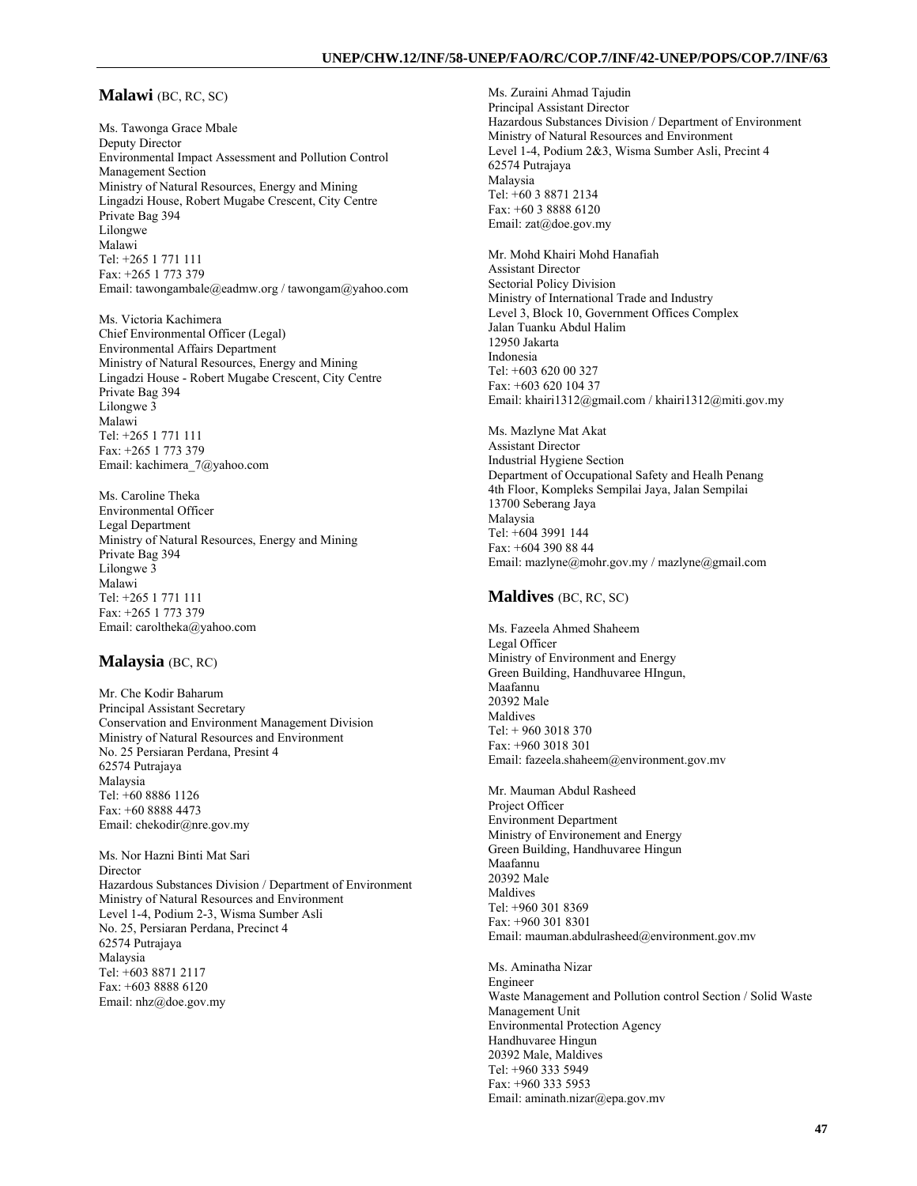## **Malawi** (BC, RC, SC)

Ms. Tawonga Grace Mbale
Deputy Director
Environmental Impact Assessment and Pollution Control Management Section
Ministry of Natural Resources, Energy and Mining
Lingadzi House, Robert Mugabe Crescent, City Centre
Private Bag 394
Lilongwe
Malawi
Tel: +265 1 771 111
Fax: +265 1 773 379
Email: tawongambale@eadmw.org / tawongam@yahoo.com

Ms. Victoria Kachimera
Chief Environmental Officer (Legal)
Environmental Affairs Department
Ministry of Natural Resources, Energy and Mining
Lingadzi House - Robert Mugabe Crescent, City Centre
Private Bag 394
Lilongwe 3
Malawi
Tel: +265 1 771 111
Fax: +265 1 773 379
Email: kachimera_7@yahoo.com

Ms. Caroline Theka
Environmental Officer
Legal Department
Ministry of Natural Resources, Energy and Mining
Private Bag 394
Lilongwe 3
Malawi
Tel: +265 1 771 111
Fax: +265 1 773 379
Email: caroltheka@yahoo.com

## **Malaysia** (BC, RC)

Mr. Che Kodir Baharum
Principal Assistant Secretary
Conservation and Environment Management Division
Ministry of Natural Resources and Environment
No. 25 Persiaran Perdana, Presint 4
62574 Putrajaya
Malaysia
Tel: +60 8886 1126
Fax: +60 8888 4473
Email: chekodir@nre.gov.my

Ms. Nor Hazni Binti Mat Sari
Director
Hazardous Substances Division / Department of Environment
Ministry of Natural Resources and Environment
Level 1-4, Podium 2-3, Wisma Sumber Asli
No. 25, Persiaran Perdana, Precinct 4
62574 Putrajaya
Malaysia
Tel: +603 8871 2117
Fax: +603 8888 6120
Email: nhz@doe.gov.my

Ms. Zuraini Ahmad Tajudin
Principal Assistant Director
Hazardous Substances Division / Department of Environment
Ministry of Natural Resources and Environment
Level 1-4, Podium 2&3, Wisma Sumber Asli, Precint 4
62574 Putrajaya
Malaysia
Tel: +60 3 8871 2134
Fax: +60 3 8888 6120
Email: zat@doe.gov.my

Mr. Mohd Khairi Mohd Hanafiah
Assistant Director
Sectorial Policy Division
Ministry of International Trade and Industry
Level 3, Block 10, Government Offices Complex
Jalan Tuanku Abdul Halim
12950 Jakarta
Indonesia
Tel: +603 620 00 327
Fax: +603 620 104 37
Email: khairi1312@gmail.com / khairi1312@miti.gov.my

Ms. Mazlyne Mat Akat
Assistant Director
Industrial Hygiene Section
Department of Occupational Safety and Healh Penang
4th Floor, Kompleks Sempilai Jaya, Jalan Sempilai
13700 Seberang Jaya
Malaysia
Tel: +604 3991 144
Fax: +604 390 88 44
Email: mazlyne@mohr.gov.my / mazlyne@gmail.com

## **Maldives** (BC, RC, SC)

Ms. Fazeela Ahmed Shaheem
Legal Officer
Ministry of Environment and Energy
Green Building, Handhuvaree HIngun,
Maafannu
20392 Male
Maldives
Tel: + 960 3018 370
Fax: +960 3018 301
Email: fazeela.shaheem@environment.gov.mv

Mr. Mauman Abdul Rasheed
Project Officer
Environment Department
Ministry of Environement and Energy
Green Building, Handhuvaree Hingun
Maafannu
20392 Male
Maldives
Tel: +960 301 8369
Fax: +960 301 8301
Email: mauman.abdulrasheed@environment.gov.mv

Ms. Aminatha Nizar
Engineer
Waste Management and Pollution control Section / Solid Waste Management Unit
Environmental Protection Agency
Handhuvaree Hingun
20392 Male, Maldives
Tel: +960 333 5949
Fax: +960 333 5953
Email: aminath.nizar@epa.gov.mv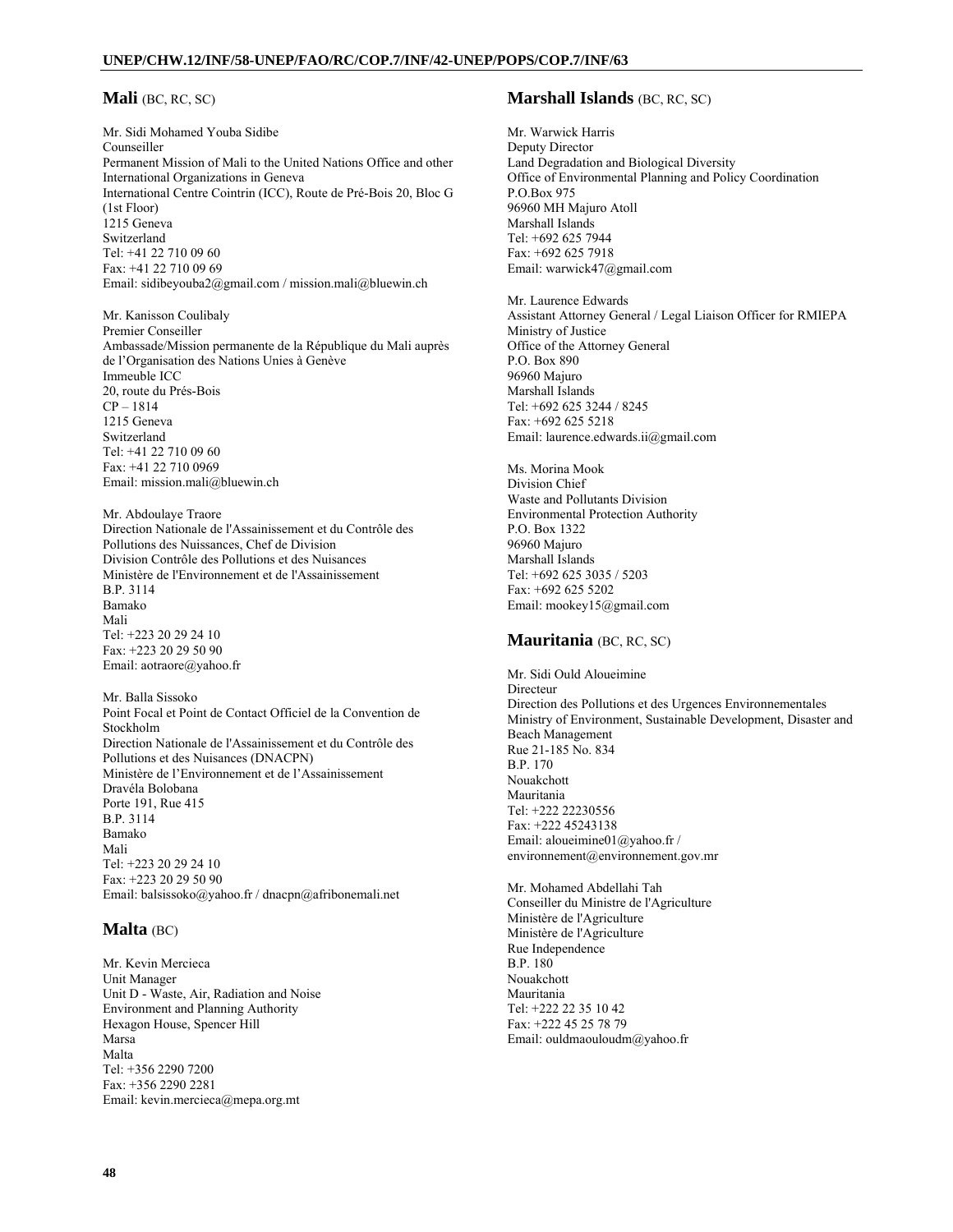## Mali (BC, RC, SC)

Mr. Sidi Mohamed Youba Sidibe
Counseiller
Permanent Mission of Mali to the United Nations Office and other International Organizations in Geneva
International Centre Cointrin (ICC), Route de Pré-Bois 20, Bloc G (1st Floor)
1215 Geneva
Switzerland
Tel: +41 22 710 09 60
Fax: +41 22 710 09 69
Email: sidibeyouba2@gmail.com / mission.mali@bluewin.ch

Mr. Kanisson Coulibaly
Premier Conseiller
Ambassade/Mission permanente de la République du Mali auprès de l'Organisation des Nations Unies à Genève
Immeuble ICC
20, route du Prés-Bois
CP – 1814
1215 Geneva
Switzerland
Tel: +41 22 710 09 60
Fax: +41 22 710 0969
Email: mission.mali@bluewin.ch

Mr. Abdoulaye Traore
Direction Nationale de l'Assainissement et du Contrôle des Pollutions des Nuissances, Chef de Division
Division Contrôle des Pollutions et des Nuisances
Ministère de l'Environnement et de l'Assainissement
B.P. 3114
Bamako
Mali
Tel: +223 20 29 24 10
Fax: +223 20 29 50 90
Email: aotraore@yahoo.fr

Mr. Balla Sissoko
Point Focal et Point de Contact Officiel de la Convention de Stockholm
Direction Nationale de l'Assainissement et du Contrôle des Pollutions et des Nuisances (DNACPN)
Ministère de l'Environnement et de l'Assainissement
Dravéla Bolobana
Porte 191, Rue 415
B.P. 3114
Bamako
Mali
Tel: +223 20 29 24 10
Fax: +223 20 29 50 90
Email: balsissoko@yahoo.fr / dnacpn@afribonemali.net

## Malta (BC)

Mr. Kevin Mercieca
Unit Manager
Unit D - Waste, Air, Radiation and Noise
Environment and Planning Authority
Hexagon House, Spencer Hill
Marsa
Malta
Tel: +356 2290 7200
Fax: +356 2290 2281
Email: kevin.mercieca@mepa.org.mt

## Marshall Islands (BC, RC, SC)

Mr. Warwick Harris
Deputy Director
Land Degradation and Biological Diversity
Office of Environmental Planning and Policy Coordination
P.O.Box 975
96960 MH Majuro Atoll
Marshall Islands
Tel: +692 625 7944
Fax: +692 625 7918
Email: warwick47@gmail.com

Mr. Laurence Edwards
Assistant Attorney General / Legal Liaison Officer for RMIEPA
Ministry of Justice
Office of the Attorney General
P.O. Box 890
96960 Majuro
Marshall Islands
Tel: +692 625 3244 / 8245
Fax: +692 625 5218
Email: laurence.edwards.ii@gmail.com

Ms. Morina Mook
Division Chief
Waste and Pollutants Division
Environmental Protection Authority
P.O. Box 1322
96960 Majuro
Marshall Islands
Tel: +692 625 3035 / 5203
Fax: +692 625 5202
Email: mookey15@gmail.com

## Mauritania (BC, RC, SC)

Mr. Sidi Ould Aloueimine
Directeur
Direction des Pollutions et des Urgences Environnementales
Ministry of Environment, Sustainable Development, Disaster and Beach Management
Rue 21-185 No. 834
B.P. 170
Nouakchott
Mauritania
Tel: +222 22230556
Fax: +222 45243138
Email: aloueimine01@yahoo.fr / environnement@environnement.gov.mr

Mr. Mohamed Abdellahi Tah
Conseiller du Ministre de l'Agriculture
Ministère de l'Agriculture
Ministère de l'Agriculture
Rue Independence
B.P. 180
Nouakchott
Mauritania
Tel: +222 22 35 10 42
Fax: +222 45 25 78 79
Email: ouldmaouloudm@yahoo.fr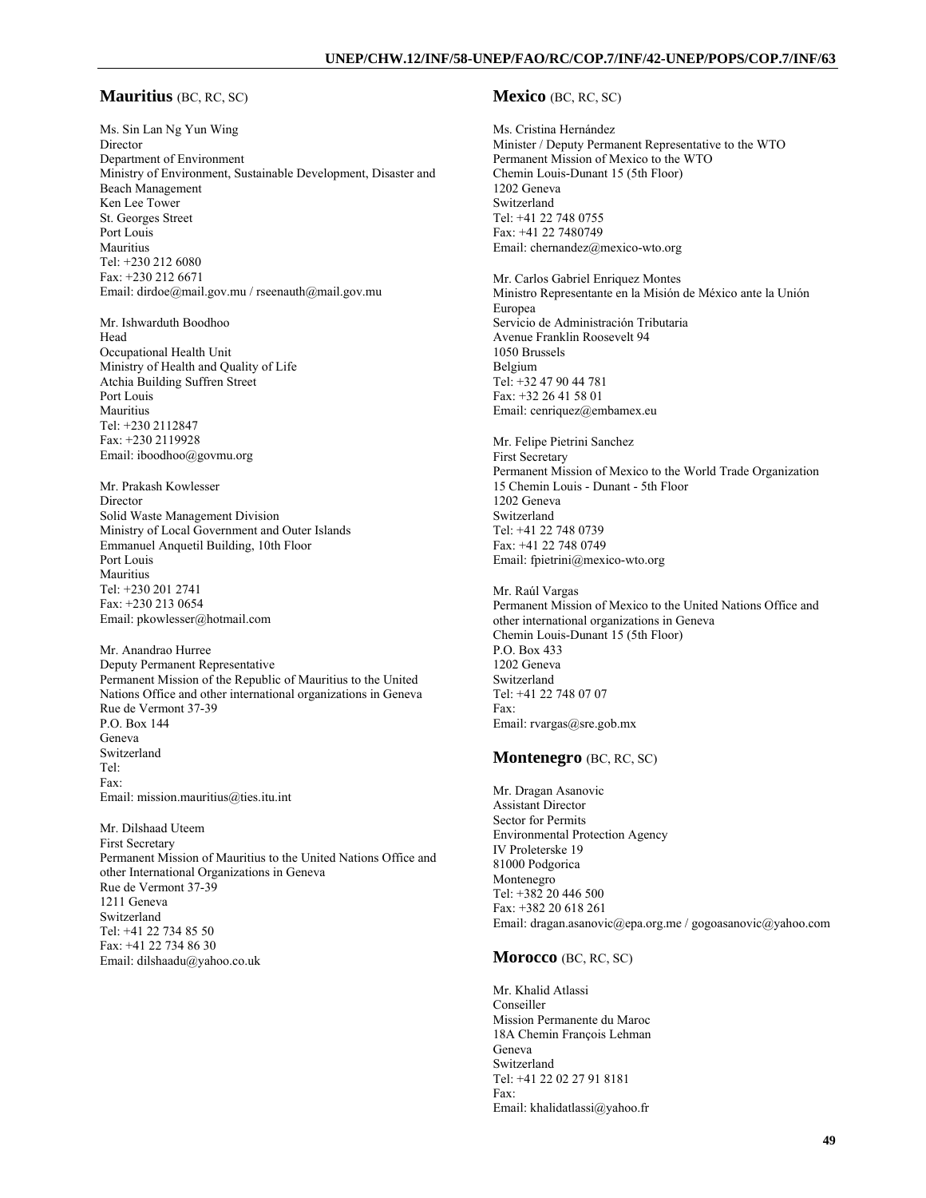## Mauritius (BC, RC, SC)

Ms. Sin Lan Ng Yun Wing
Director
Department of Environment
Ministry of Environment, Sustainable Development, Disaster and Beach Management
Ken Lee Tower
St. Georges Street
Port Louis
Mauritius
Tel: +230 212 6080
Fax: +230 212 6671
Email: dirdoe@mail.gov.mu / rseenauth@mail.gov.mu

Mr. Ishwarduth Boodhoo
Head
Occupational Health Unit
Ministry of Health and Quality of Life
Atchia Building Suffren Street
Port Louis
Mauritius
Tel: +230 2112847
Fax: +230 2119928
Email: iboodhoo@govmu.org

Mr. Prakash Kowlesser
Director
Solid Waste Management Division
Ministry of Local Government and Outer Islands
Emmanuel Anquetil Building, 10th Floor
Port Louis
Mauritius
Tel: +230 201 2741
Fax: +230 213 0654
Email: pkowlesser@hotmail.com

Mr. Anandrao Hurree
Deputy Permanent Representative
Permanent Mission of the Republic of Mauritius to the United Nations Office and other international organizations in Geneva
Rue de Vermont 37-39
P.O. Box 144
Geneva
Switzerland
Tel:
Fax:
Email: mission.mauritius@ties.itu.int

Mr. Dilshaad Uteem
First Secretary
Permanent Mission of Mauritius to the United Nations Office and other International Organizations in Geneva
Rue de Vermont 37-39
1211 Geneva
Switzerland
Tel: +41 22 734 85 50
Fax: +41 22 734 86 30
Email: dilshaadu@yahoo.co.uk

## Mexico (BC, RC, SC)

Ms. Cristina Hernández
Minister / Deputy Permanent Representative to the WTO
Permanent Mission of Mexico to the WTO
Chemin Louis-Dunant 15 (5th Floor)
1202 Geneva
Switzerland
Tel: +41 22 748 0755
Fax: +41 22 7480749
Email: chernandez@mexico-wto.org

Mr. Carlos Gabriel Enriquez Montes
Ministro Representante en la Misión de México ante la Unión Europea
Servicio de Administración Tributaria
Avenue Franklin Roosevelt 94
1050 Brussels
Belgium
Tel: +32 47 90 44 781
Fax: +32 26 41 58 01
Email: cenriquez@embamex.eu

Mr. Felipe Pietrini Sanchez
First Secretary
Permanent Mission of Mexico to the World Trade Organization
15 Chemin Louis - Dunant - 5th Floor
1202 Geneva
Switzerland
Tel: +41 22 748 0739
Fax: +41 22 748 0749
Email: fpietrini@mexico-wto.org

Mr. Raúl Vargas
Permanent Mission of Mexico to the United Nations Office and other international organizations in Geneva
Chemin Louis-Dunant 15 (5th Floor)
P.O. Box 433
1202 Geneva
Switzerland
Tel: +41 22 748 07 07
Fax:
Email: rvargas@sre.gob.mx

## Montenegro (BC, RC, SC)

Mr. Dragan Asanovic
Assistant Director
Sector for Permits
Environmental Protection Agency
IV Proleterske 19
81000 Podgorica
Montenegro
Tel: +382 20 446 500
Fax: +382 20 618 261
Email: dragan.asanovic@epa.org.me / gogoasanovic@yahoo.com

## Morocco (BC, RC, SC)

Mr. Khalid Atlassi
Conseiller
Mission Permanente du Maroc
18A Chemin François Lehman
Geneva
Switzerland
Tel: +41 22 02 27 91 8181
Fax:
Email: khalidatlassi@yahoo.fr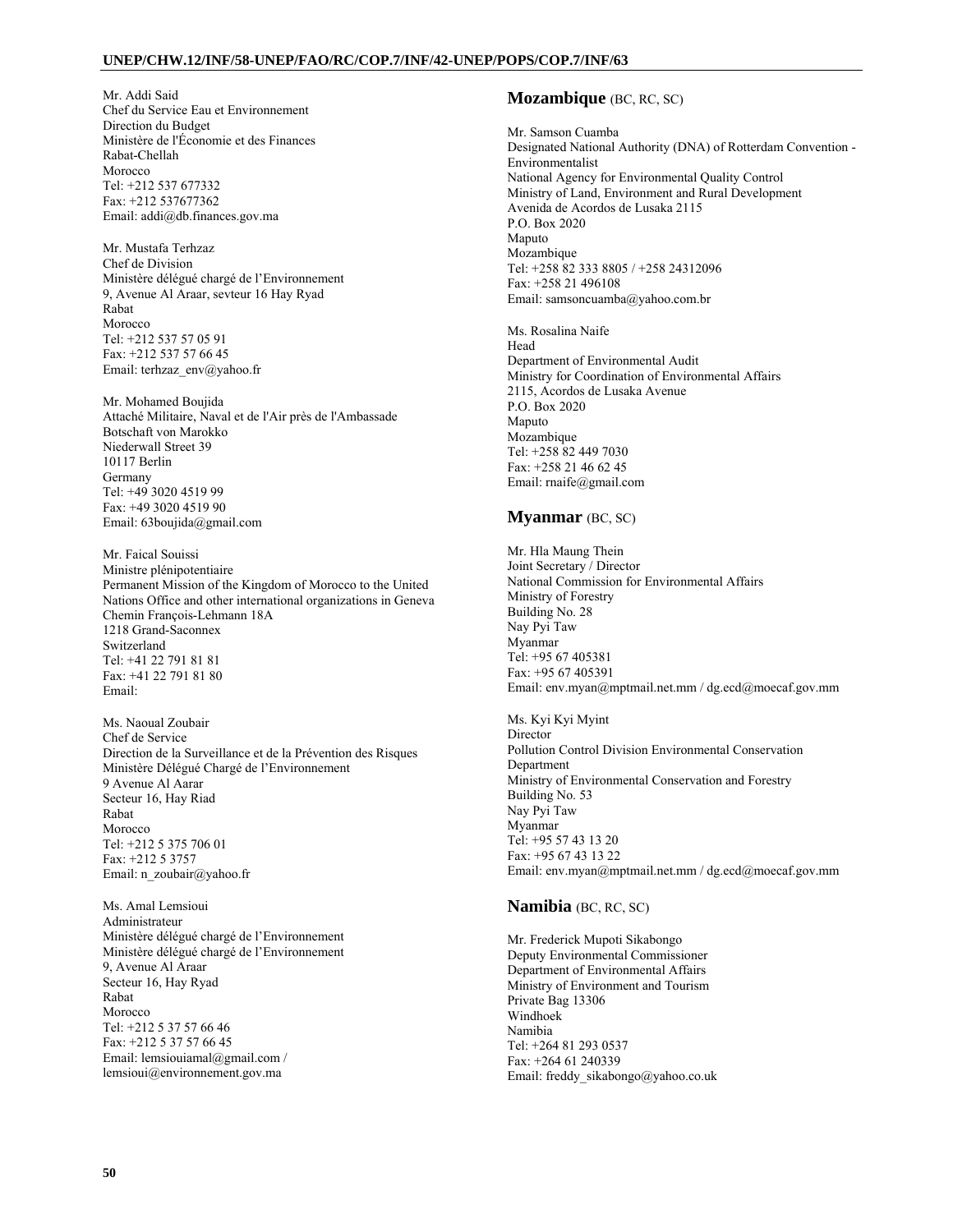Mr. Addi Said
Chef du Service Eau et Environnement
Direction du Budget
Ministère de l'Économie et des Finances
Rabat-Chellah
Morocco
Tel: +212 537 677332
Fax: +212 537677362
Email: addi@db.finances.gov.ma

Mr. Mustafa Terhzaz
Chef de Division
Ministère délégué chargé de l'Environnement
9, Avenue Al Araar, sevteur 16 Hay Ryad
Rabat
Morocco
Tel: +212 537 57 05 91
Fax: +212 537 57 66 45
Email: terhzaz_env@yahoo.fr

Mr. Mohamed Boujida
Attaché Militaire, Naval et de l'Air près de l'Ambassade
Botschaft von Marokko
Niederwall Street 39
10117 Berlin
Germany
Tel: +49 3020 4519 99
Fax: +49 3020 4519 90
Email: 63boujida@gmail.com

Mr. Faical Souissi
Ministre plénipotentiaire
Permanent Mission of the Kingdom of Morocco to the United Nations Office and other international organizations in Geneva
Chemin François-Lehmann 18A
1218 Grand-Saconnex
Switzerland
Tel: +41 22 791 81 81
Fax: +41 22 791 81 80
Email:

Ms. Naoual Zoubair
Chef de Service
Direction de la Surveillance et de la Prévention des Risques
Ministère Délégué Chargé de l'Environnement
9 Avenue Al Aarar
Secteur 16, Hay Riad
Rabat
Morocco
Tel: +212 5 375 706 01
Fax: +212 5 3757
Email: n_zoubair@yahoo.fr

Ms. Amal Lemsioui
Administrateur
Ministère délégué chargé de l'Environnement
Ministère délégué chargé de l'Environnement
9, Avenue Al Araar
Secteur 16, Hay Ryad
Rabat
Morocco
Tel: +212 5 37 57 66 46
Fax: +212 5 37 57 66 45
Email: lemsiouiamal@gmail.com / lemsioui@environnement.gov.ma

## Mozambique (BC, RC, SC)

Mr. Samson Cuamba
Designated National Authority (DNA) of Rotterdam Convention - Environmentalist
National Agency for Environmental Quality Control
Ministry of Land, Environment and Rural Development
Avenida de Acordos de Lusaka 2115
P.O. Box 2020
Maputo
Mozambique
Tel: +258 82 333 8805 / +258 24312096
Fax: +258 21 496108
Email: samsoncuamba@yahoo.com.br

Ms. Rosalina Naife
Head
Department of Environmental Audit
Ministry for Coordination of Environmental Affairs
2115, Acordos de Lusaka Avenue
P.O. Box 2020
Maputo
Mozambique
Tel: +258 82 449 7030
Fax: +258 21 46 62 45
Email: rnaife@gmail.com

## Myanmar (BC, SC)

Mr. Hla Maung Thein
Joint Secretary / Director
National Commission for Environmental Affairs
Ministry of Forestry
Building No. 28
Nay Pyi Taw
Myanmar
Tel: +95 67 405381
Fax: +95 67 405391
Email: env.myan@mptmail.net.mm / dg.ecd@moecaf.gov.mm

Ms. Kyi Kyi Myint
Director
Pollution Control Division Environmental Conservation Department
Ministry of Environmental Conservation and Forestry
Building No. 53
Nay Pyi Taw
Myanmar
Tel: +95 57 43 13 20
Fax: +95 67 43 13 22
Email: env.myan@mptmail.net.mm / dg.ecd@moecaf.gov.mm

## Namibia (BC, RC, SC)

Mr. Frederick Mupoti Sikabongo
Deputy Environmental Commissioner
Department of Environmental Affairs
Ministry of Environment and Tourism
Private Bag 13306
Windhoek
Namibia
Tel: +264 81 293 0537
Fax: +264 61 240339
Email: freddy_sikabongo@yahoo.co.uk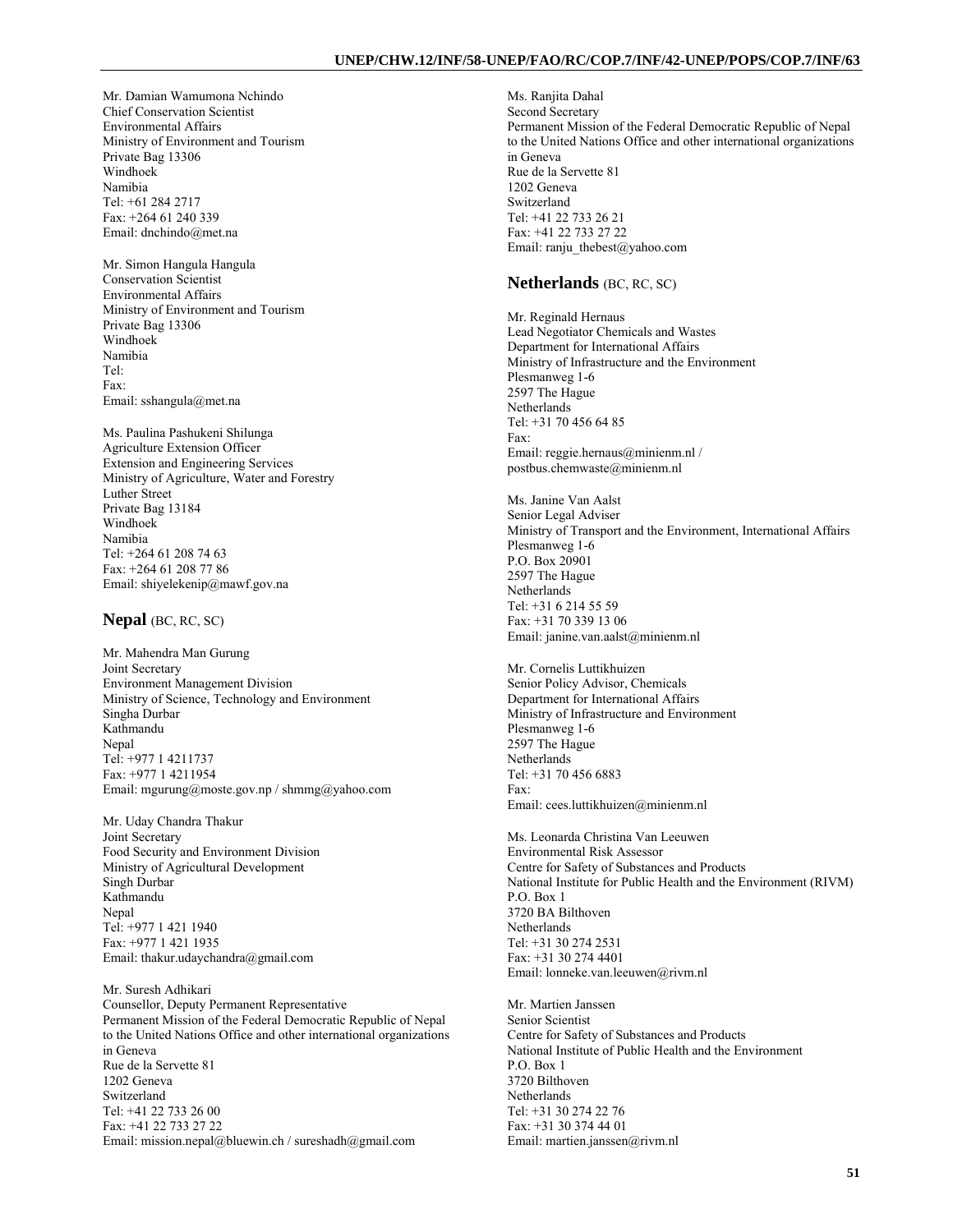Mr. Damian Wamumona Nchindo
Chief Conservation Scientist
Environmental Affairs
Ministry of Environment and Tourism
Private Bag 13306
Windhoek
Namibia
Tel: +61 284 2717
Fax: +264 61 240 339
Email: dnchindo@met.na

Mr. Simon Hangula Hangula
Conservation Scientist
Environmental Affairs
Ministry of Environment and Tourism
Private Bag 13306
Windhoek
Namibia
Tel:
Fax:
Email: sshangula@met.na

Ms. Paulina Pashukeni Shilunga
Agriculture Extension Officer
Extension and Engineering Services
Ministry of Agriculture, Water and Forestry
Luther Street
Private Bag 13184
Windhoek
Namibia
Tel: +264 61 208 74 63
Fax: +264 61 208 77 86
Email: shiyelekenip@mawf.gov.na

## Nepal (BC, RC, SC)

Mr. Mahendra Man Gurung
Joint Secretary
Environment Management Division
Ministry of Science, Technology and Environment
Singha Durbar
Kathmandu
Nepal
Tel: +977 1 4211737
Fax: +977 1 4211954
Email: mgurung@moste.gov.np / shmmg@yahoo.com

Mr. Uday Chandra Thakur
Joint Secretary
Food Security and Environment Division
Ministry of Agricultural Development
Singh Durbar
Kathmandu
Nepal
Tel: +977 1 421 1940
Fax: +977 1 421 1935
Email: thakur.udaychandra@gmail.com

Mr. Suresh Adhikari
Counsellor, Deputy Permanent Representative
Permanent Mission of the Federal Democratic Republic of Nepal to the United Nations Office and other international organizations in Geneva
Rue de la Servette 81
1202 Geneva
Switzerland
Tel: +41 22 733 26 00
Fax: +41 22 733 27 22
Email: mission.nepal@bluewin.ch / sureshadh@gmail.com

Ms. Ranjita Dahal
Second Secretary
Permanent Mission of the Federal Democratic Republic of Nepal to the United Nations Office and other international organizations in Geneva
Rue de la Servette 81
1202 Geneva
Switzerland
Tel: +41 22 733 26 21
Fax: +41 22 733 27 22
Email: ranju_thebest@yahoo.com

## Netherlands (BC, RC, SC)

Mr. Reginald Hernaus
Lead Negotiator Chemicals and Wastes
Department for International Affairs
Ministry of Infrastructure and the Environment
Plesmanweg 1-6
2597 The Hague
Netherlands
Tel: +31 70 456 64 85
Fax:
Email: reggie.hernaus@minienm.nl / postbus.chemwaste@minienm.nl

Ms. Janine Van Aalst
Senior Legal Adviser
Ministry of Transport and the Environment, International Affairs
Plesmanweg 1-6
P.O. Box 20901
2597 The Hague
Netherlands
Tel: +31 6 214 55 59
Fax: +31 70 339 13 06
Email: janine.van.aalst@minienm.nl

Mr. Cornelis Luttikhuizen
Senior Policy Advisor, Chemicals
Department for International Affairs
Ministry of Infrastructure and Environment
Plesmanweg 1-6
2597 The Hague
Netherlands
Tel: +31 70 456 6883
Fax:
Email: cees.luttikhuizen@minienm.nl

Ms. Leonarda Christina Van Leeuwen
Environmental Risk Assessor
Centre for Safety of Substances and Products
National Institute for Public Health and the Environment (RIVM)
P.O. Box 1
3720 BA Bilthoven
Netherlands
Tel: +31 30 274 2531
Fax: +31 30 274 4401
Email: lonneke.van.leeuwen@rivm.nl

Mr. Martien Janssen
Senior Scientist
Centre for Safety of Substances and Products
National Institute of Public Health and the Environment
P.O. Box 1
3720 Bilthoven
Netherlands
Tel: +31 30 274 22 76
Fax: +31 30 374 44 01
Email: martien.janssen@rivm.nl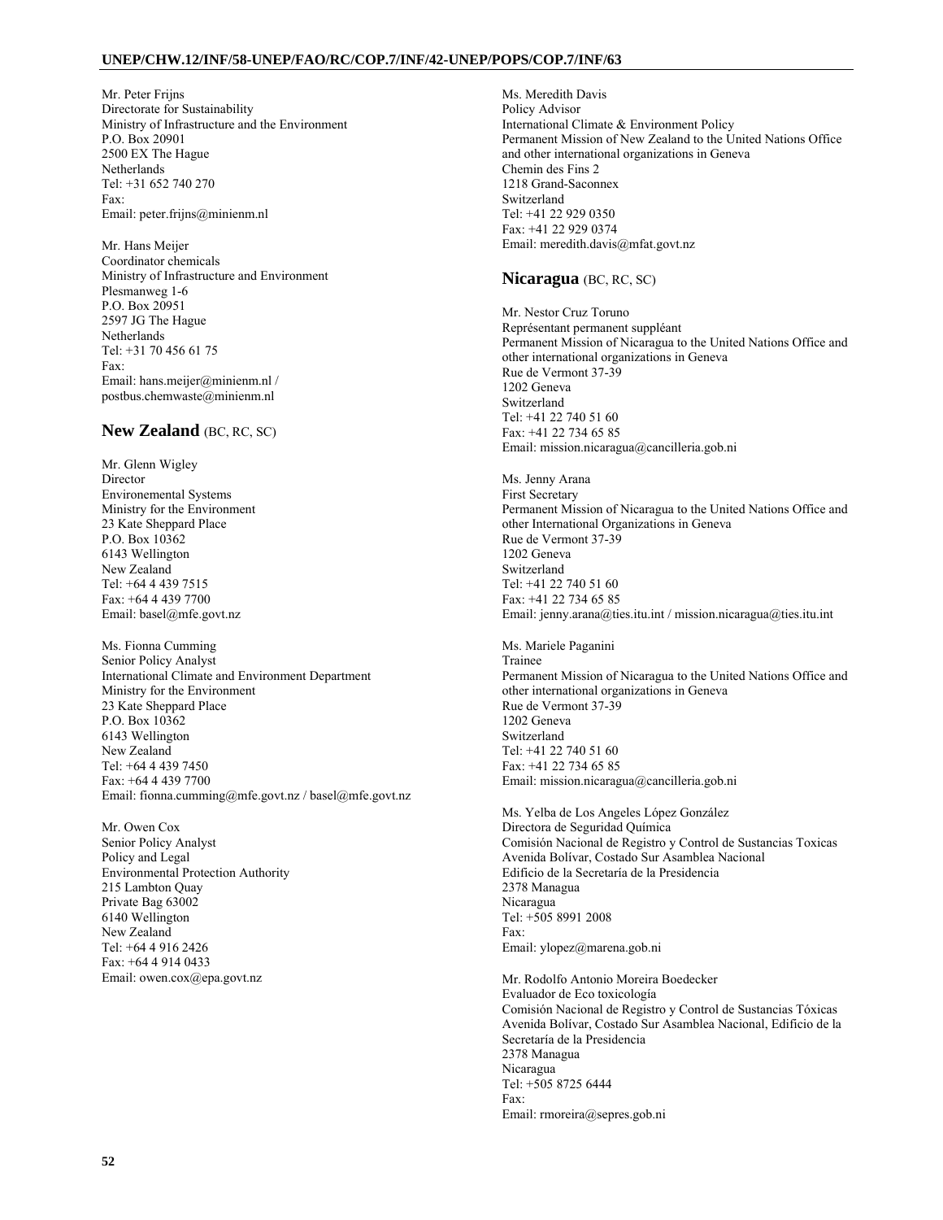Mr. Peter Frijns
Directorate for Sustainability
Ministry of Infrastructure and the Environment
P.O. Box 20901
2500 EX The Hague
Netherlands
Tel: +31 652 740 270
Fax:
Email: peter.frijns@minienm.nl

Mr. Hans Meijer
Coordinator chemicals
Ministry of Infrastructure and Environment
Plesmanweg 1-6
P.O. Box 20951
2597 JG The Hague
Netherlands
Tel: +31 70 456 61 75
Fax:
Email: hans.meijer@minienm.nl / postbus.chemwaste@minienm.nl

## New Zealand (BC, RC, SC)

Mr. Glenn Wigley
Director
Environemental Systems
Ministry for the Environment
23 Kate Sheppard Place
P.O. Box 10362
6143 Wellington
New Zealand
Tel: +64 4 439 7515
Fax: +64 4 439 7700
Email: basel@mfe.govt.nz

Ms. Fionna Cumming
Senior Policy Analyst
International Climate and Environment Department
Ministry for the Environment
23 Kate Sheppard Place
P.O. Box 10362
6143 Wellington
New Zealand
Tel: +64 4 439 7450
Fax: +64 4 439 7700
Email: fionna.cumming@mfe.govt.nz / basel@mfe.govt.nz

Mr. Owen Cox
Senior Policy Analyst
Policy and Legal
Environmental Protection Authority
215 Lambton Quay
Private Bag 63002
6140 Wellington
New Zealand
Tel: +64 4 916 2426
Fax: +64 4 914 0433
Email: owen.cox@epa.govt.nz

Ms. Meredith Davis
Policy Advisor
International Climate & Environment Policy
Permanent Mission of New Zealand to the United Nations Office and other international organizations in Geneva
Chemin des Fins 2
1218 Grand-Saconnex
Switzerland
Tel: +41 22 929 0350
Fax: +41 22 929 0374
Email: meredith.davis@mfat.govt.nz

## Nicaragua (BC, RC, SC)

Mr. Nestor Cruz Toruno
Représentant permanent suppléant
Permanent Mission of Nicaragua to the United Nations Office and other international organizations in Geneva
Rue de Vermont 37-39
1202 Geneva
Switzerland
Tel: +41 22 740 51 60
Fax: +41 22 734 65 85
Email: mission.nicaragua@cancilleria.gob.ni

Ms. Jenny Arana
First Secretary
Permanent Mission of Nicaragua to the United Nations Office and other International Organizations in Geneva
Rue de Vermont 37-39
1202 Geneva
Switzerland
Tel: +41 22 740 51 60
Fax: +41 22 734 65 85
Email: jenny.arana@ties.itu.int / mission.nicaragua@ties.itu.int

Ms. Mariele Paganini
Trainee
Permanent Mission of Nicaragua to the United Nations Office and other international organizations in Geneva
Rue de Vermont 37-39
1202 Geneva
Switzerland
Tel: +41 22 740 51 60
Fax: +41 22 734 65 85
Email: mission.nicaragua@cancilleria.gob.ni

Ms. Yelba de Los Angeles López González
Directora de Seguridad Química
Comisión Nacional de Registro y Control de Sustancias Toxicas
Avenida Bolívar, Costado Sur Asamblea Nacional
Edificio de la Secretaría de la Presidencia
2378 Managua
Nicaragua
Tel: +505 8991 2008
Fax:
Email: ylopez@marena.gob.ni

Mr. Rodolfo Antonio Moreira Boedecker
Evaluador de Eco toxicología
Comisión Nacional de Registro y Control de Sustancias Tóxicas
Avenida Bolívar, Costado Sur Asamblea Nacional, Edificio de la Secretaría de la Presidencia
2378 Managua
Nicaragua
Tel: +505 8725 6444
Fax:
Email: rmoreira@sepres.gob.ni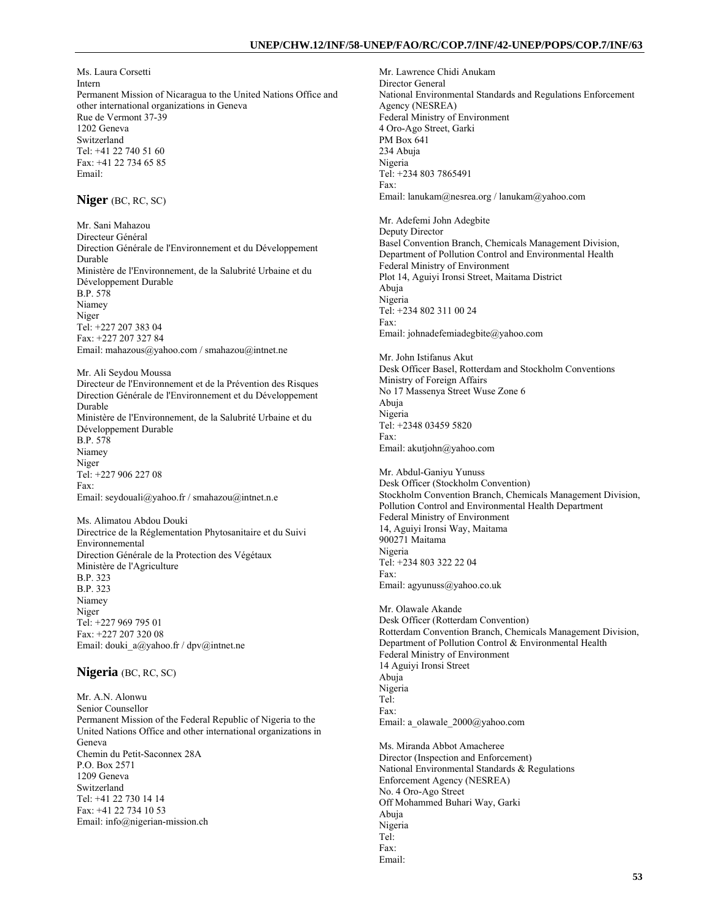Ms. Laura Corsetti
Intern
Permanent Mission of Nicaragua to the United Nations Office and other international organizations in Geneva
Rue de Vermont 37-39
1202 Geneva
Switzerland
Tel: +41 22 740 51 60
Fax: +41 22 734 65 85
Email:

## Niger (BC, RC, SC)

Mr. Sani Mahazou
Directeur Général
Direction Générale de l'Environnement et du Développement Durable
Ministère de l'Environnement, de la Salubrité Urbaine et du Développement Durable
B.P. 578
Niamey
Niger
Tel: +227 207 383 04
Fax: +227 207 327 84
Email: mahazous@yahoo.com / smahazou@intnet.ne

Mr. Ali Seydou Moussa
Directeur de l'Environnement et de la Prévention des Risques
Direction Générale de l'Environnement et du Développement Durable
Ministère de l'Environnement, de la Salubrité Urbaine et du Développement Durable
B.P. 578
Niamey
Niger
Tel: +227 906 227 08
Fax:
Email: seydouali@yahoo.fr / smahazou@intnet.n.e

Ms. Alimatou Abdou Douki
Directrice de la Réglementation Phytosanitaire et du Suivi Environnemental
Direction Générale de la Protection des Végétaux
Ministère de l'Agriculture
B.P. 323
B.P. 323
Niamey
Niger
Tel: +227 969 795 01
Fax: +227 207 320 08
Email: douki_a@yahoo.fr / dpv@intnet.ne

## Nigeria (BC, RC, SC)

Mr. A.N. Alonwu
Senior Counsellor
Permanent Mission of the Federal Republic of Nigeria to the United Nations Office and other international organizations in Geneva
Chemin du Petit-Saconnex 28A
P.O. Box 2571
1209 Geneva
Switzerland
Tel: +41 22 730 14 14
Fax: +41 22 734 10 53
Email: info@nigerian-mission.ch

Mr. Lawrence Chidi Anukam
Director General
National Environmental Standards and Regulations Enforcement Agency (NESREA)
Federal Ministry of Environment
4 Oro-Ago Street, Garki
PM Box 641
234 Abuja
Nigeria
Tel: +234 803 7865491
Fax:
Email: lanukam@nesrea.org / lanukam@yahoo.com

Mr. Adefemi John Adegbite
Deputy Director
Basel Convention Branch, Chemicals Management Division, Department of Pollution Control and Environmental Health
Federal Ministry of Environment
Plot 14, Aguiyi Ironsi Street, Maitama District
Abuja
Nigeria
Tel: +234 802 311 00 24
Fax:
Email: johnadefemiadegbite@yahoo.com

Mr. John Istifanus Akut
Desk Officer Basel, Rotterdam and Stockholm Conventions
Ministry of Foreign Affairs
No 17 Massenya Street Wuse Zone 6
Abuja
Nigeria
Tel: +2348 03459 5820
Fax:
Email: akutjohn@yahoo.com

Mr. Abdul-Ganiyu Yunuss
Desk Officer (Stockholm Convention)
Stockholm Convention Branch, Chemicals Management Division, Pollution Control and Environmental Health Department
Federal Ministry of Environment
14, Aguiyi Ironsi Way, Maitama
900271 Maitama
Nigeria
Tel: +234 803 322 22 04
Fax:
Email: agyunuss@yahoo.co.uk

Mr. Olawale Akande
Desk Officer (Rotterdam Convention)
Rotterdam Convention Branch, Chemicals Management Division, Department of Pollution Control & Environmental Health
Federal Ministry of Environment
14 Aguiyi Ironsi Street
Abuja
Nigeria
Tel:
Fax:
Email: a_olawale_2000@yahoo.com

Ms. Miranda Abbot Amacheree
Director (Inspection and Enforcement)
National Environmental Standards & Regulations Enforcement Agency (NESREA)
No. 4 Oro-Ago Street
Off Mohammed Buhari Way, Garki
Abuja
Nigeria
Tel:
Fax:
Email: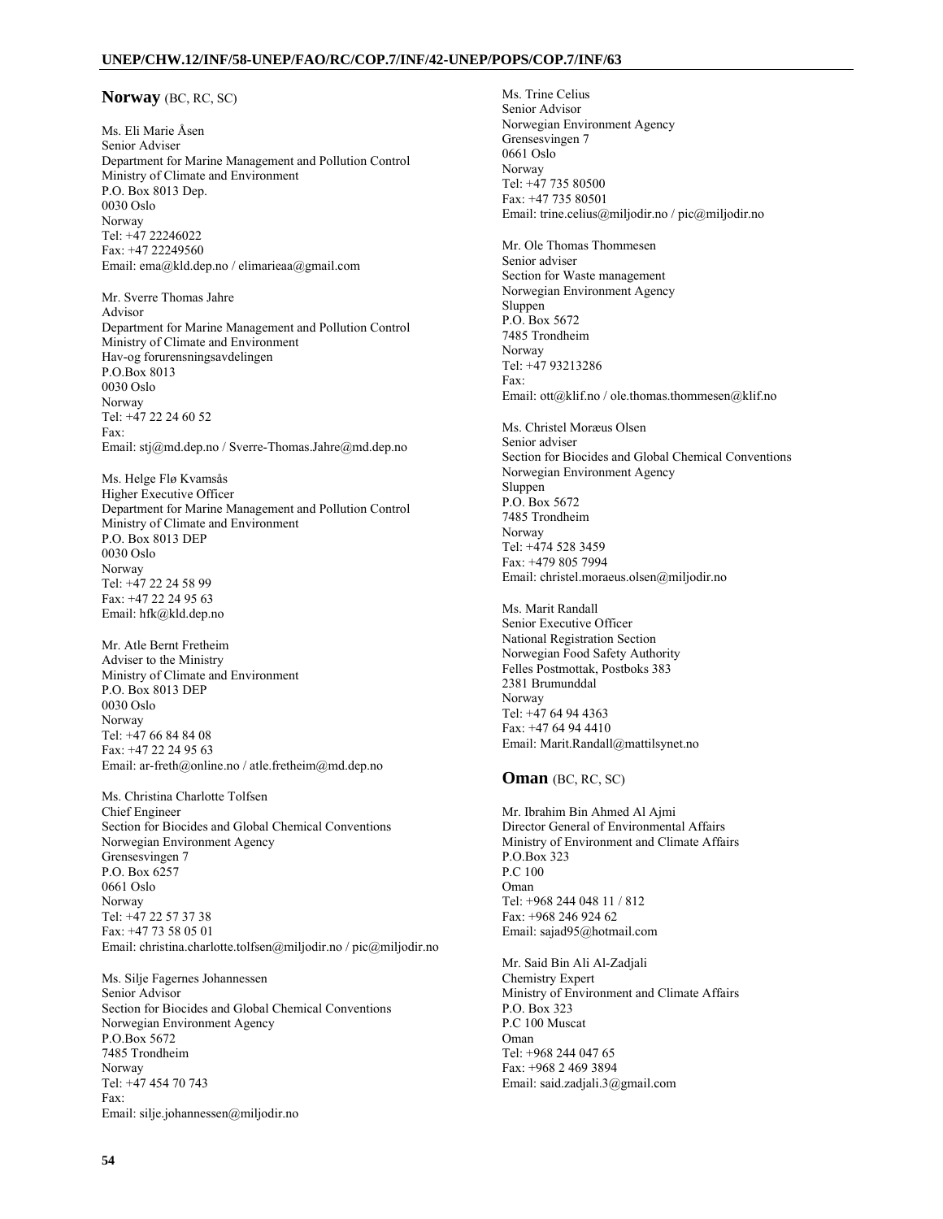## **Norway** (BC, RC, SC)

Ms. Eli Marie Åsen
Senior Adviser
Department for Marine Management and Pollution Control
Ministry of Climate and Environment
P.O. Box 8013 Dep.
0030 Oslo
Norway
Tel: +47 22246022
Fax: +47 22249560
Email: ema@kld.dep.no / elimarieaa@gmail.com

Mr. Sverre Thomas Jahre
Advisor
Department for Marine Management and Pollution Control
Ministry of Climate and Environment
Hav-og forurensningsavdelingen
P.O.Box 8013
0030 Oslo
Norway
Tel: +47 22 24 60 52
Fax:
Email: stj@md.dep.no / Sverre-Thomas.Jahre@md.dep.no

Ms. Helge Flø Kvamsås
Higher Executive Officer
Department for Marine Management and Pollution Control
Ministry of Climate and Environment
P.O. Box 8013 DEP
0030 Oslo
Norway
Tel: +47 22 24 58 99
Fax: +47 22 24 95 63
Email: hfk@kld.dep.no

Mr. Atle Bernt Fretheim
Adviser to the Ministry
Ministry of Climate and Environment
P.O. Box 8013 DEP
0030 Oslo
Norway
Tel: +47 66 84 84 08
Fax: +47 22 24 95 63
Email: ar-freth@online.no / atle.fretheim@md.dep.no

Ms. Christina Charlotte Tolfsen
Chief Engineer
Section for Biocides and Global Chemical Conventions
Norwegian Environment Agency
Grensesvingen 7
P.O. Box 6257
0661 Oslo
Norway
Tel: +47 22 57 37 38
Fax: +47 73 58 05 01
Email: christina.charlotte.tolfsen@miljodir.no / pic@miljodir.no

Ms. Silje Fagernes Johannessen
Senior Advisor
Section for Biocides and Global Chemical Conventions
Norwegian Environment Agency
P.O.Box 5672
7485 Trondheim
Norway
Tel: +47 454 70 743
Fax:
Email: silje.johannessen@miljodir.no

Ms. Trine Celius
Senior Advisor
Norwegian Environment Agency
Grensesvingen 7
0661 Oslo
Norway
Tel: +47 735 80500
Fax: +47 735 80501
Email: trine.celius@miljodir.no / pic@miljodir.no

Mr. Ole Thomas Thommesen
Senior adviser
Section for Waste management
Norwegian Environment Agency
Sluppen
P.O. Box 5672
7485 Trondheim
Norway
Tel: +47 93213286
Fax:
Email: ott@klif.no / ole.thomas.thommesen@klif.no

Ms. Christel Moræus Olsen
Senior adviser
Section for Biocides and Global Chemical Conventions
Norwegian Environment Agency
Sluppen
P.O. Box 5672
7485 Trondheim
Norway
Tel: +474 528 3459
Fax: +479 805 7994
Email: christel.moraeus.olsen@miljodir.no

Ms. Marit Randall
Senior Executive Officer
National Registration Section
Norwegian Food Safety Authority
Felles Postmottak, Postboks 383
2381 Brumunddal
Norway
Tel: +47 64 94 4363
Fax: +47 64 94 4410
Email: Marit.Randall@mattilsynet.no

## **Oman** (BC, RC, SC)

Mr. Ibrahim Bin Ahmed Al Ajmi
Director General of Environmental Affairs
Ministry of Environment and Climate Affairs
P.O.Box 323
P.C 100
Oman
Tel: +968 244 048 11 / 812
Fax: +968 246 924 62
Email: sajad95@hotmail.com

Mr. Said Bin Ali Al-Zadjali
Chemistry Expert
Ministry of Environment and Climate Affairs
P.O. Box 323
P.C 100 Muscat
Oman
Tel: +968 244 047 65
Fax: +968 2 469 3894
Email: said.zadjali.3@gmail.com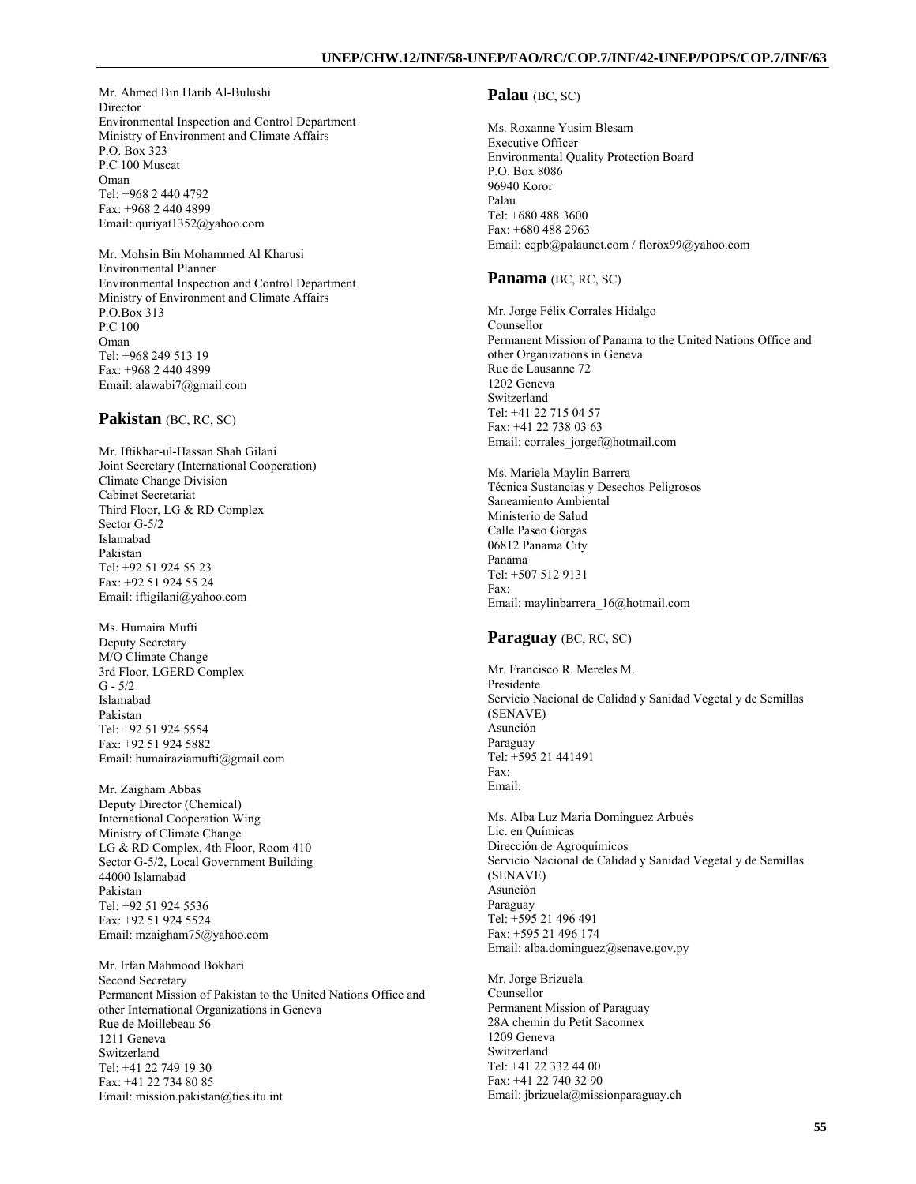Mr. Ahmed Bin Harib Al-Bulushi
Director
Environmental Inspection and Control Department
Ministry of Environment and Climate Affairs
P.O. Box 323
P.C 100 Muscat
Oman
Tel: +968 2 440 4792
Fax: +968 2 440 4899
Email: quriyat1352@yahoo.com

Mr. Mohsin Bin Mohammed Al Kharusi
Environmental Planner
Environmental Inspection and Control Department
Ministry of Environment and Climate Affairs
P.O.Box 313
P.C 100
Oman
Tel: +968 249 513 19
Fax: +968 2 440 4899
Email: alawabi7@gmail.com

## Pakistan (BC, RC, SC)

Mr. Iftikhar-ul-Hassan Shah Gilani
Joint Secretary (International Cooperation)
Climate Change Division
Cabinet Secretariat
Third Floor, LG & RD Complex
Sector G-5/2
Islamabad
Pakistan
Tel: +92 51 924 55 23
Fax: +92 51 924 55 24
Email: iftigilani@yahoo.com

Ms. Humaira Mufti
Deputy Secretary
M/O Climate Change
3rd Floor, LGERD Complex
G - 5/2
Islamabad
Pakistan
Tel: +92 51 924 5554
Fax: +92 51 924 5882
Email: humairaziamufti@gmail.com

Mr. Zaigham Abbas
Deputy Director (Chemical)
International Cooperation Wing
Ministry of Climate Change
LG & RD Complex, 4th Floor, Room 410
Sector G-5/2, Local Government Building
44000 Islamabad
Pakistan
Tel: +92 51 924 5536
Fax: +92 51 924 5524
Email: mzaigham75@yahoo.com

Mr. Irfan Mahmood Bokhari
Second Secretary
Permanent Mission of Pakistan to the United Nations Office and other International Organizations in Geneva
Rue de Moillebeau 56
1211 Geneva
Switzerland
Tel: +41 22 749 19 30
Fax: +41 22 734 80 85
Email: mission.pakistan@ties.itu.int

## Palau (BC, SC)

Ms. Roxanne Yusim Blesam
Executive Officer
Environmental Quality Protection Board
P.O. Box 8086
96940 Koror
Palau
Tel: +680 488 3600
Fax: +680 488 2963
Email: eqpb@palaunet.com / florox99@yahoo.com

## Panama (BC, RC, SC)

Mr. Jorge Félix Corrales Hidalgo
Counsellor
Permanent Mission of Panama to the United Nations Office and other Organizations in Geneva
Rue de Lausanne 72
1202 Geneva
Switzerland
Tel: +41 22 715 04 57
Fax: +41 22 738 03 63
Email: corrales_jorgef@hotmail.com

Ms. Mariela Maylin Barrera
Técnica Sustancias y Desechos Peligrosos
Saneamiento Ambiental
Ministerio de Salud
Calle Paseo Gorgas
06812 Panama City
Panama
Tel: +507 512 9131
Fax:
Email: maylinbarrera_16@hotmail.com

## Paraguay (BC, RC, SC)

Mr. Francisco R. Mereles M.
Presidente
Servicio Nacional de Calidad y Sanidad Vegetal y de Semillas (SENAVE)
Asunción
Paraguay
Tel: +595 21 441491
Fax:
Email:

Ms. Alba Luz Maria Domínguez Arbués
Lic. en Químicas
Dirección de Agroquímicos
Servicio Nacional de Calidad y Sanidad Vegetal y de Semillas (SENAVE)
Asunción
Paraguay
Tel: +595 21 496 491
Fax: +595 21 496 174
Email: alba.dominguez@senave.gov.py

Mr. Jorge Brizuela
Counsellor
Permanent Mission of Paraguay
28A chemin du Petit Saconnex
1209 Geneva
Switzerland
Tel: +41 22 332 44 00
Fax: +41 22 740 32 90
Email: jbrizuela@missionparaguay.ch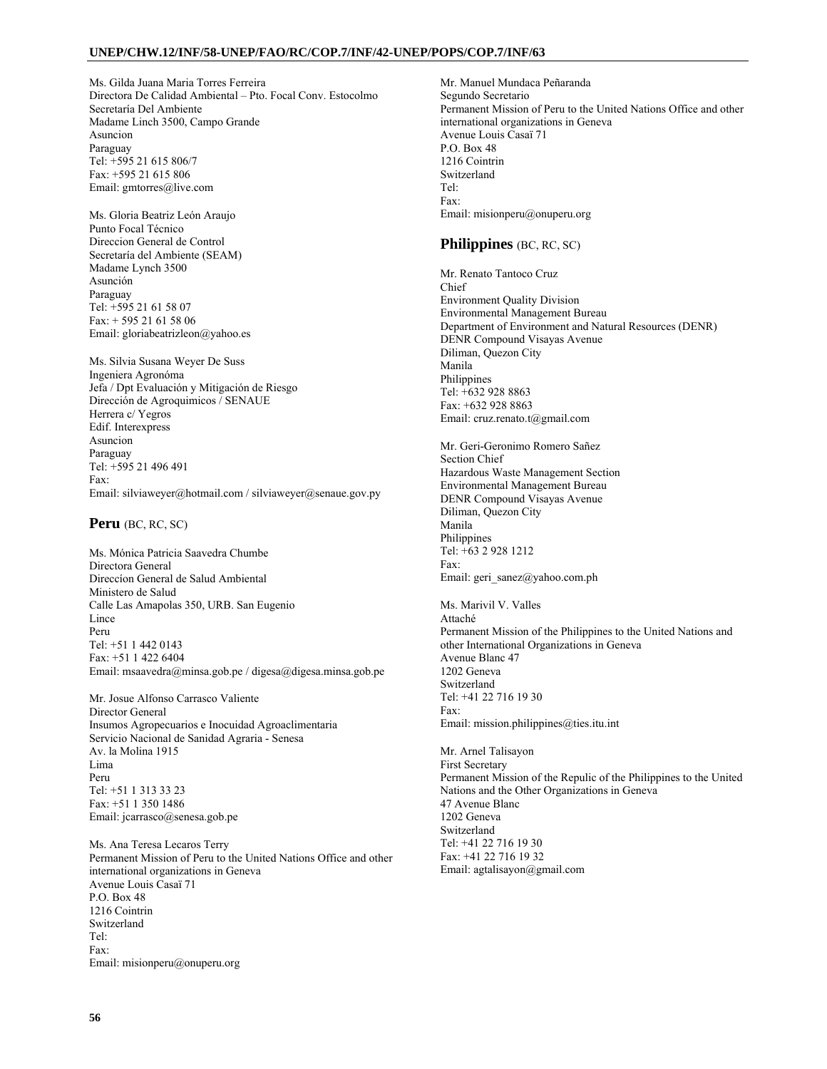Ms. Gilda Juana Maria Torres Ferreira
Directora De Calidad Ambiental – Pto. Focal Conv. Estocolmo
Secretaría Del Ambiente
Madame Linch 3500, Campo Grande
Asuncion
Paraguay
Tel: +595 21 615 806/7
Fax: +595 21 615 806
Email: gmtorres@live.com

Ms. Gloria Beatriz León Araujo
Punto Focal Técnico
Direccion General de Control
Secretaría del Ambiente (SEAM)
Madame Lynch 3500
Asunción
Paraguay
Tel: +595 21 61 58 07
Fax: + 595 21 61 58 06
Email: gloriabeatrizleon@yahoo.es

Ms. Silvia Susana Weyer De Suss
Ingeniera Agronóma
Jefa / Dpt Evaluación y Mitigación de Riesgo
Dirección de Agroquimicos / SENAUE
Herrera c/ Yegros
Edif. Interexpress
Asuncion
Paraguay
Tel: +595 21 496 491
Fax:
Email: silviaweyer@hotmail.com / silviaweyer@senaue.gov.py

## Peru (BC, RC, SC)

Ms. Mónica Patricia Saavedra Chumbe
Directora General
Direccíon General de Salud Ambiental
Ministero de Salud
Calle Las Amapolas 350, URB. San Eugenio
Lince
Peru
Tel: +51 1 442 0143
Fax: +51 1 422 6404
Email: msaavedra@minsa.gob.pe / digesa@digesa.minsa.gob.pe

Mr. Josue Alfonso Carrasco Valiente
Director General
Insumos Agropecuarios e Inocuidad Agroaclimentaria
Servicio Nacional de Sanidad Agraria - Senesa
Av. la Molina 1915
Lima
Peru
Tel: +51 1 313 33 23
Fax: +51 1 350 1486
Email: jcarrasco@senesa.gob.pe

Ms. Ana Teresa Lecaros Terry
Permanent Mission of Peru to the United Nations Office and other international organizations in Geneva
Avenue Louis Casaï 71
P.O. Box 48
1216 Cointrin
Switzerland
Tel:
Fax:
Email: misionperu@onuperu.org

Mr. Manuel Mundaca Peñaranda
Segundo Secretario
Permanent Mission of Peru to the United Nations Office and other international organizations in Geneva
Avenue Louis Casaï 71
P.O. Box 48
1216 Cointrin
Switzerland
Tel:
Fax:
Email: misionperu@onuperu.org

## Philippines (BC, RC, SC)

Mr. Renato Tantoco Cruz
Chief
Environment Quality Division
Environmental Management Bureau
Department of Environment and Natural Resources (DENR)
DENR Compound Visayas Avenue
Diliman, Quezon City
Manila
Philippines
Tel: +632 928 8863
Fax: +632 928 8863
Email: cruz.renato.t@gmail.com

Mr. Geri-Geronimo Romero Sañez
Section Chief
Hazardous Waste Management Section
Environmental Management Bureau
DENR Compound Visayas Avenue
Diliman, Quezon City
Manila
Philippines
Tel: +63 2 928 1212
Fax:
Email: geri_sanez@yahoo.com.ph

Ms. Marivil V. Valles
Attaché
Permanent Mission of the Philippines to the United Nations and other International Organizations in Geneva
Avenue Blanc 47
1202 Geneva
Switzerland
Tel: +41 22 716 19 30
Fax:
Email: mission.philippines@ties.itu.int

Mr. Arnel Talisayon
First Secretary
Permanent Mission of the Repulic of the Philippines to the United Nations and the Other Organizations in Geneva
47 Avenue Blanc
1202 Geneva
Switzerland
Tel: +41 22 716 19 30
Fax: +41 22 716 19 32
Email: agtalisayon@gmail.com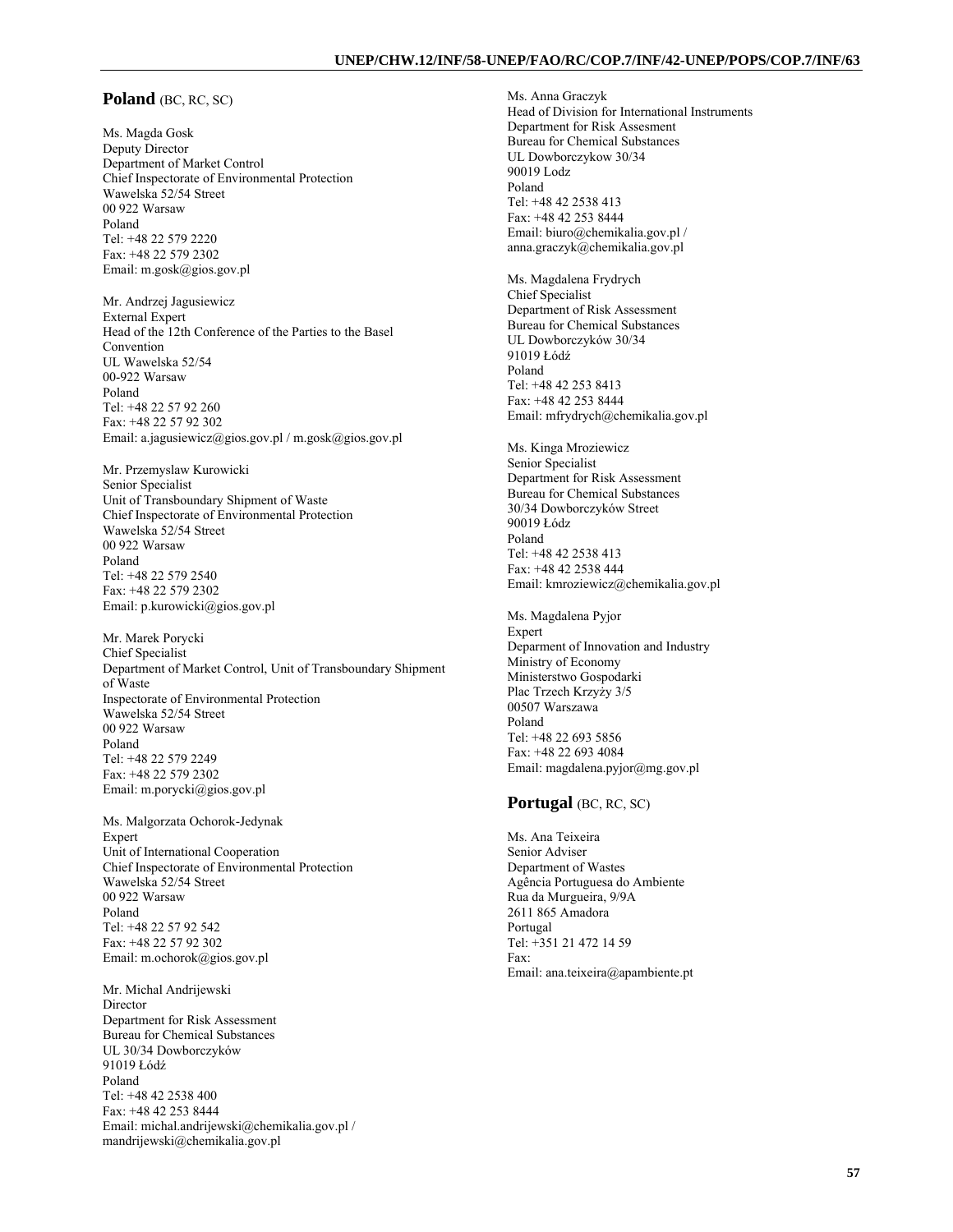## Poland (BC, RC, SC)

Ms. Magda Gosk
Deputy Director
Department of Market Control
Chief Inspectorate of Environmental Protection
Wawelska 52/54 Street
00 922 Warsaw
Poland
Tel: +48 22 579 2220
Fax: +48 22 579 2302
Email: m.gosk@gios.gov.pl

Mr. Andrzej Jagusiewicz
External Expert
Head of the 12th Conference of the Parties to the Basel Convention
UL Wawelska 52/54
00-922 Warsaw
Poland
Tel: +48 22 57 92 260
Fax: +48 22 57 92 302
Email: a.jagusiewicz@gios.gov.pl / m.gosk@gios.gov.pl

Mr. Przemyslaw Kurowicki
Senior Specialist
Unit of Transboundary Shipment of Waste
Chief Inspectorate of Environmental Protection
Wawelska 52/54 Street
00 922 Warsaw
Poland
Tel: +48 22 579 2540
Fax: +48 22 579 2302
Email: p.kurowicki@gios.gov.pl

Mr. Marek Porycki
Chief Specialist
Department of Market Control, Unit of Transboundary Shipment of Waste
Inspectorate of Environmental Protection
Wawelska 52/54 Street
00 922 Warsaw
Poland
Tel: +48 22 579 2249
Fax: +48 22 579 2302
Email: m.porycki@gios.gov.pl

Ms. Malgorzata Ochorok-Jedynak
Expert
Unit of International Cooperation
Chief Inspectorate of Environmental Protection
Wawelska 52/54 Street
00 922 Warsaw
Poland
Tel: +48 22 57 92 542
Fax: +48 22 57 92 302
Email: m.ochorok@gios.gov.pl

Mr. Michal Andrijewski
Director
Department for Risk Assessment
Bureau for Chemical Substances
UL 30/34 Dowborczyków
91019 Łódź
Poland
Tel: +48 42 2538 400
Fax: +48 42 253 8444
Email: michal.andrijewski@chemikalia.gov.pl / mandrijewski@chemikalia.gov.pl

Ms. Anna Graczyk
Head of Division for International Instruments
Department for Risk Assesment
Bureau for Chemical Substances
UL Dowborczykow 30/34
90019 Lodz
Poland
Tel: +48 42 2538 413
Fax: +48 42 253 8444
Email: biuro@chemikalia.gov.pl / anna.graczyk@chemikalia.gov.pl

Ms. Magdalena Frydrych
Chief Specialist
Department of Risk Assessment
Bureau for Chemical Substances
UL Dowborczyków 30/34
91019 Łódź
Poland
Tel: +48 42 253 8413
Fax: +48 42 253 8444
Email: mfrydrych@chemikalia.gov.pl

Ms. Kinga Mroziewicz
Senior Specialist
Department for Risk Assessment
Bureau for Chemical Substances
30/34 Dowborczyków Street
90019 Łódz
Poland
Tel: +48 42 2538 413
Fax: +48 42 2538 444
Email: kmroziewicz@chemikalia.gov.pl

Ms. Magdalena Pyjor
Expert
Deparment of Innovation and Industry
Ministry of Economy
Ministerstwo Gospodarki
Plac Trzech Krzyży 3/5
00507 Warszawa
Poland
Tel: +48 22 693 5856
Fax: +48 22 693 4084
Email: magdalena.pyjor@mg.gov.pl

## Portugal (BC, RC, SC)

Ms. Ana Teixeira
Senior Adviser
Department of Wastes
Agência Portuguesa do Ambiente
Rua da Murgueira, 9/9A
2611 865 Amadora
Portugal
Tel: +351 21 472 14 59
Fax:
Email: ana.teixeira@apambiente.pt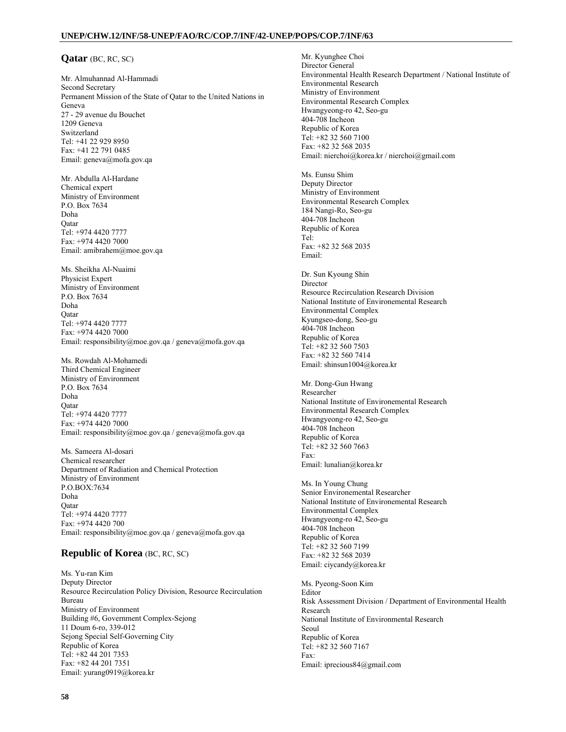## **Qatar** (BC, RC, SC)

Mr. Almuhannad Al-Hammadi
Second Secretary
Permanent Mission of the State of Qatar to the United Nations in Geneva
27 - 29 avenue du Bouchet
1209 Geneva
Switzerland
Tel: +41 22 929 8950
Fax: +41 22 791 0485
Email: geneva@mofa.gov.qa

Mr. Abdulla Al-Hardane
Chemical expert
Ministry of Environment
P.O. Box 7634
Doha
Qatar
Tel: +974 4420 7777
Fax: +974 4420 7000
Email: amibrahem@moe.gov.qa

Ms. Sheikha Al-Nuaimi
Physicist Expert
Ministry of Environment
P.O. Box 7634
Doha
Qatar
Tel: +974 4420 7777
Fax: +974 4420 7000
Email: responsibility@moe.gov.qa / geneva@mofa.gov.qa

Ms. Rowdah Al-Mohamedi
Third Chemical Engineer
Ministry of Environment
P.O. Box 7634
Doha
Qatar
Tel: +974 4420 7777
Fax: +974 4420 7000
Email: responsibility@moe.gov.qa / geneva@mofa.gov.qa

Ms. Sameera Al-dosari
Chemical researcher
Department of Radiation and Chemical Protection
Ministry of Environment
P.O.BOX:7634
Doha
Qatar
Tel: +974 4420 7777
Fax: +974 4420 700
Email: responsibility@moe.gov.qa / geneva@mofa.gov.qa

## **Republic of Korea** (BC, RC, SC)

Ms. Yu-ran Kim
Deputy Director
Resource Recirculation Policy Division, Resource Recirculation Bureau
Ministry of Environment
Building #6, Government Complex-Sejong
11 Doum 6-ro, 339-012
Sejong Special Self-Governing City
Republic of Korea
Tel: +82 44 201 7353
Fax: +82 44 201 7351
Email: yurang0919@korea.kr

Mr. Kyunghee Choi
Director General
Environmental Health Research Department / National Institute of Environmental Research
Ministry of Environment
Environmental Research Complex
Hwangyeong-ro 42, Seo-gu
404-708 Incheon
Republic of Korea
Tel: +82 32 560 7100
Fax: +82 32 568 2035
Email: nierchoi@korea.kr / nierchoi@gmail.com

Ms. Eunsu Shim
Deputy Director
Ministry of Environment
Environmental Research Complex
184 Nangi-Ro, Seo-gu
404-708 Incheon
Republic of Korea
Tel:
Fax: +82 32 568 2035
Email:

Dr. Sun Kyoung Shin
Director
Resource Recirculation Research Division
National Institute of Environemental Research
Environmental Complex
Kyungseo-dong, Seo-gu
404-708 Incheon
Republic of Korea
Tel: +82 32 560 7503
Fax: +82 32 560 7414
Email: shinsun1004@korea.kr

Mr. Dong-Gun Hwang
Researcher
National Institute of Environemental Research
Environmental Research Complex
Hwangyeong-ro 42, Seo-gu
404-708 Incheon
Republic of Korea
Tel: +82 32 560 7663
Fax:
Email: lunalian@korea.kr

Ms. In Young Chung
Senior Environemental Researcher
National Institute of Environemental Research
Environmental Complex
Hwangyeong-ro 42, Seo-gu
404-708 Incheon
Republic of Korea
Tel: +82 32 560 7199
Fax: +82 32 568 2039
Email: ciycandy@korea.kr

Ms. Pyeong-Soon Kim
Editor
Risk Assessment Division / Department of Environmental Health Research
National Institute of Environmental Research
Seoul
Republic of Korea
Tel: +82 32 560 7167
Fax:
Email: iprecious84@gmail.com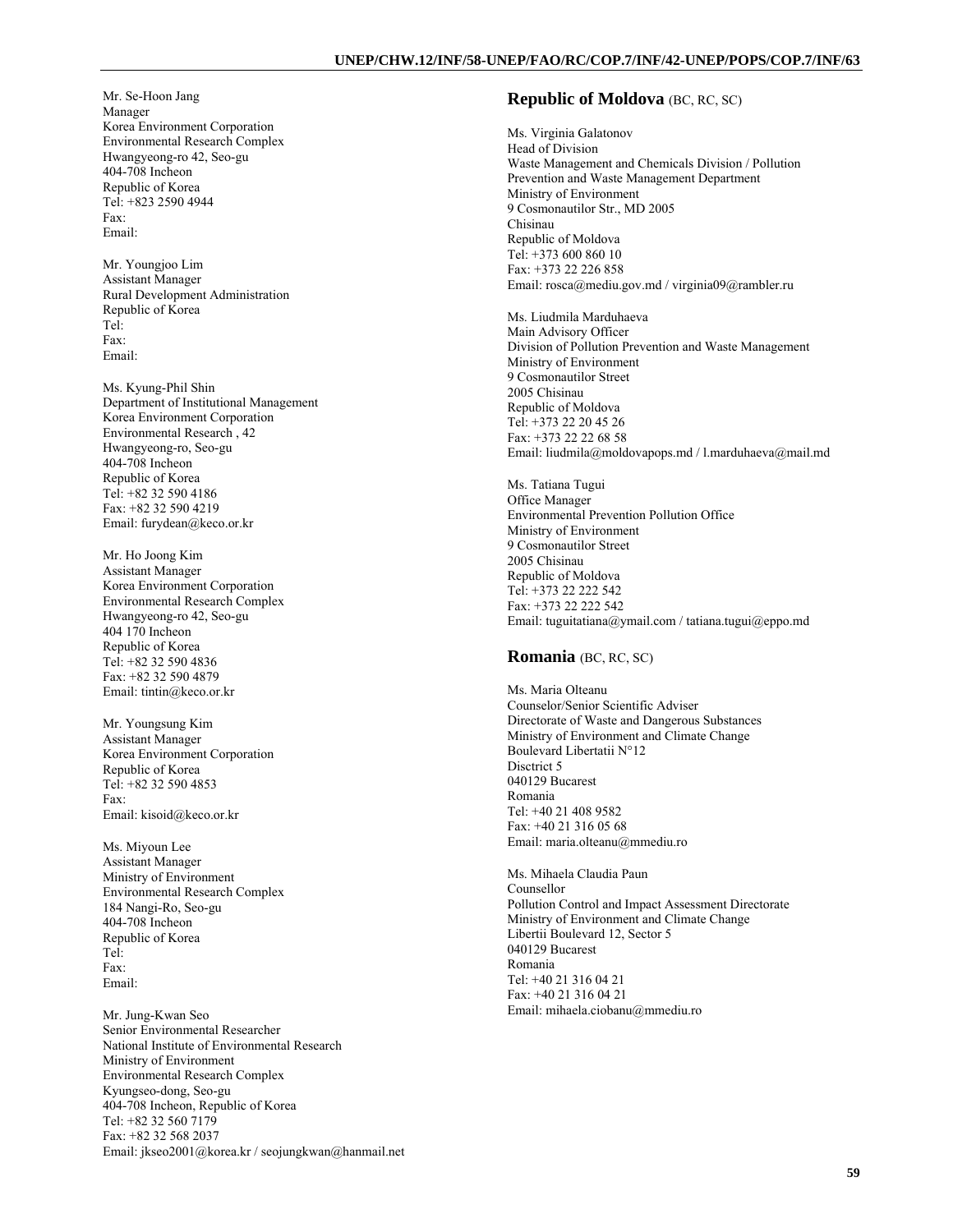Mr. Se-Hoon Jang
Manager
Korea Environment Corporation
Environmental Research Complex
Hwangyeong-ro 42, Seo-gu
404-708 Incheon
Republic of Korea
Tel: +823 2590 4944
Fax:
Email:

Mr. Youngjoo Lim
Assistant Manager
Rural Development Administration
Republic of Korea
Tel:
Fax:
Email:

Ms. Kyung-Phil Shin
Department of Institutional Management
Korea Environment Corporation
Environmental Research , 42
Hwangyeong-ro, Seo-gu
404-708 Incheon
Republic of Korea
Tel: +82 32 590 4186
Fax: +82 32 590 4219
Email: furydean@keco.or.kr

Mr. Ho Joong Kim
Assistant Manager
Korea Environment Corporation
Environmental Research Complex
Hwangyeong-ro 42, Seo-gu
404 170 Incheon
Republic of Korea
Tel: +82 32 590 4836
Fax: +82 32 590 4879
Email: tintin@keco.or.kr

Mr. Youngsung Kim
Assistant Manager
Korea Environment Corporation
Republic of Korea
Tel: +82 32 590 4853
Fax:
Email: kisoid@keco.or.kr

Ms. Miyoun Lee
Assistant Manager
Ministry of Environment
Environmental Research Complex
184 Nangi-Ro, Seo-gu
404-708 Incheon
Republic of Korea
Tel:
Fax:
Email:

Mr. Jung-Kwan Seo
Senior Environmental Researcher
National Institute of Environmental Research
Ministry of Environment
Environmental Research Complex
Kyungseo-dong, Seo-gu
404-708 Incheon, Republic of Korea
Tel: +82 32 560 7179
Fax: +82 32 568 2037
Email: jkseo2001@korea.kr / seojungkwan@hanmail.net

## **Republic of Moldova** (BC, RC, SC)

Ms. Virginia Galatonov
Head of Division
Waste Management and Chemicals Division / Pollution Prevention and Waste Management Department
Ministry of Environment
9 Cosmonautilor Str., MD 2005
Chisinau
Republic of Moldova
Tel: +373 600 860 10
Fax: +373 22 226 858
Email: rosca@mediu.gov.md / virginia09@rambler.ru

Ms. Liudmila Marduhaeva
Main Advisory Officer
Division of Pollution Prevention and Waste Management
Ministry of Environment
9 Cosmonautilor Street
2005 Chisinau
Republic of Moldova
Tel: +373 22 20 45 26
Fax: +373 22 22 68 58
Email: liudmila@moldovapops.md / l.marduhaeva@mail.md

Ms. Tatiana Tugui
Office Manager
Environmental Prevention Pollution Office
Ministry of Environment
9 Cosmonautilor Street
2005 Chisinau
Republic of Moldova
Tel: +373 22 222 542
Fax: +373 22 222 542
Email: tuguitatiana@ymail.com / tatiana.tugui@eppo.md

## **Romania** (BC, RC, SC)

Ms. Maria Olteanu
Counselor/Senior Scientific Adviser
Directorate of Waste and Dangerous Substances
Ministry of Environment and Climate Change
Boulevard Libertatii N°12
Disctrict 5
040129 Bucarest
Romania
Tel: +40 21 408 9582
Fax: +40 21 316 05 68
Email: maria.olteanu@mmediu.ro

Ms. Mihaela Claudia Paun
Counsellor
Pollution Control and Impact Assessment Directorate
Ministry of Environment and Climate Change
Libertii Boulevard 12, Sector 5
040129 Bucarest
Romania
Tel: +40 21 316 04 21
Fax: +40 21 316 04 21
Email: mihaela.ciobanu@mmediu.ro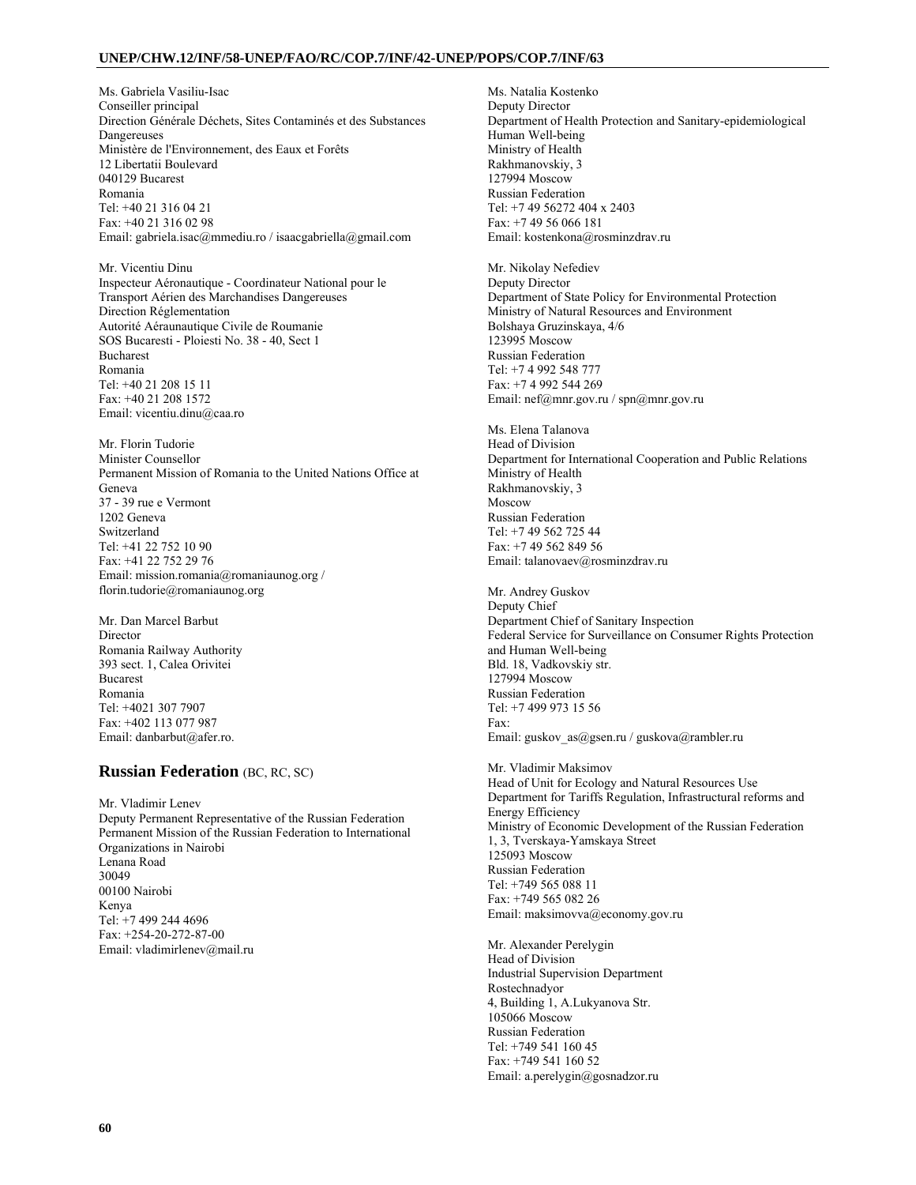Ms. Gabriela Vasiliu-Isac
Conseiller principal
Direction Générale Déchets, Sites Contaminés et des Substances Dangereuses
Ministère de l'Environnement, des Eaux et Forêts
12 Libertatii Boulevard
040129 Bucarest
Romania
Tel: +40 21 316 04 21
Fax: +40 21 316 02 98
Email: gabriela.isac@mmediu.ro / isaacgabriella@gmail.com

Mr. Vicentiu Dinu
Inspecteur Aéronautique - Coordinateur National pour le Transport Aérien des Marchandises Dangereuses
Direction Réglementation
Autorité Aéraunautique Civile de Roumanie
SOS Bucaresti - Ploiesti No. 38 - 40, Sect 1
Bucharest
Romania
Tel: +40 21 208 15 11
Fax: +40 21 208 1572
Email: vicentiu.dinu@caa.ro

Mr. Florin Tudorie
Minister Counsellor
Permanent Mission of Romania to the United Nations Office at Geneva
37 - 39 rue e Vermont
1202 Geneva
Switzerland
Tel: +41 22 752 10 90
Fax: +41 22 752 29 76
Email: mission.romania@romaniaunog.org / florin.tudorie@romaniaunog.org

Mr. Dan Marcel Barbut
Director
Romania Railway Authority
393 sect. 1, Calea Orivitei
Bucarest
Romania
Tel: +4021 307 7907
Fax: +402 113 077 987
Email: danbarbut@afer.ro.

## Russian Federation (BC, RC, SC)

Mr. Vladimir Lenev
Deputy Permanent Representative of the Russian Federation
Permanent Mission of the Russian Federation to International Organizations in Nairobi
Lenana Road
30049
00100 Nairobi
Kenya
Tel: +7 499 244 4696
Fax: +254-20-272-87-00
Email: vladimirlenev@mail.ru

Ms. Natalia Kostenko
Deputy Director
Department of Health Protection and Sanitary-epidemiological Human Well-being
Ministry of Health
Rakhmanovskiy, 3
127994 Moscow
Russian Federation
Tel: +7 49 56272 404 x 2403
Fax: +7 49 56 066 181
Email: kostenkona@rosminzdrav.ru

Mr. Nikolay Nefediev
Deputy Director
Department of State Policy for Environmental Protection
Ministry of Natural Resources and Environment
Bolshaya Gruzinskaya, 4/6
123995 Moscow
Russian Federation
Tel: +7 4 992 548 777
Fax: +7 4 992 544 269
Email: nef@mnr.gov.ru / spn@mnr.gov.ru

Ms. Elena Talanova
Head of Division
Department for International Cooperation and Public Relations
Ministry of Health
Rakhmanovskiy, 3
Moscow
Russian Federation
Tel: +7 49 562 725 44
Fax: +7 49 562 849 56
Email: talanovaev@rosminzdrav.ru

Mr. Andrey Guskov
Deputy Chief
Department Chief of Sanitary Inspection
Federal Service for Surveillance on Consumer Rights Protection and Human Well-being
Bld. 18, Vadkovskiy str.
127994 Moscow
Russian Federation
Tel: +7 499 973 15 56
Fax:
Email: guskov_as@gsen.ru / guskova@rambler.ru

Mr. Vladimir Maksimov
Head of Unit for Ecology and Natural Resources Use
Department for Tariffs Regulation, Infrastructural reforms and Energy Efficiency
Ministry of Economic Development of the Russian Federation
1, 3, Tverskaya-Yamskaya Street
125093 Moscow
Russian Federation
Tel: +749 565 088 11
Fax: +749 565 082 26
Email: maksimovva@economy.gov.ru

Mr. Alexander Perelygin
Head of Division
Industrial Supervision Department
Rostechnadyor
4, Building 1, A.Lukyanova Str.
105066 Moscow
Russian Federation
Tel: +749 541 160 45
Fax: +749 541 160 52
Email: a.perelygin@gosnadzor.ru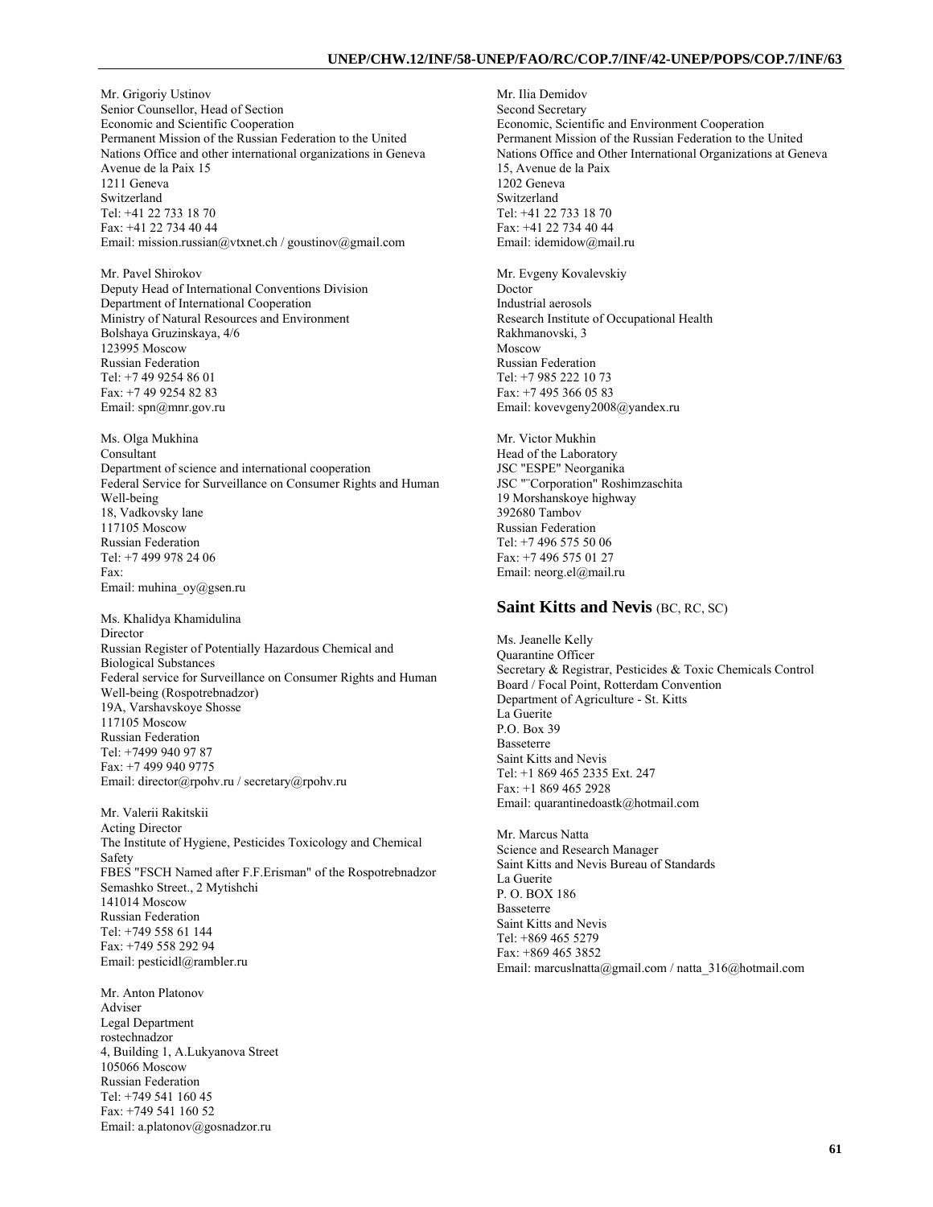Mr. Grigoriy Ustinov
Senior Counsellor, Head of Section
Economic and Scientific Cooperation
Permanent Mission of the Russian Federation to the United Nations Office and other international organizations in Geneva
Avenue de la Paix 15
1211 Geneva
Switzerland
Tel: +41 22 733 18 70
Fax: +41 22 734 40 44
Email: mission.russian@vtxnet.ch / goustinov@gmail.com

Mr. Pavel Shirokov
Deputy Head of International Conventions Division
Department of International Cooperation
Ministry of Natural Resources and Environment
Bolshaya Gruzinskaya, 4/6
123995 Moscow
Russian Federation
Tel: +7 49 9254 86 01
Fax: +7 49 9254 82 83
Email: spn@mnr.gov.ru

Ms. Olga Mukhina
Consultant
Department of science and international cooperation
Federal Service for Surveillance on Consumer Rights and Human Well-being
18, Vadkovsky lane
117105 Moscow
Russian Federation
Tel: +7 499 978 24 06
Fax:
Email: muhina_oy@gsen.ru

Ms. Khalidya Khamidulina
Director
Russian Register of Potentially Hazardous Chemical and Biological Substances
Federal service for Surveillance on Consumer Rights and Human Well-being (Rospotrebnadzor)
19A, Varshavskoye Shosse
117105 Moscow
Russian Federation
Tel: +7499 940 97 87
Fax: +7 499 940 9775
Email: director@rpohv.ru / secretary@rpohv.ru

Mr. Valerii Rakitskii
Acting Director
The Institute of Hygiene, Pesticides Toxicology and Chemical Safety
FBES "FSCH Named after F.F.Erisman" of the Rospotrebnadzor
Semashko Street., 2 Mytishchi
141014 Moscow
Russian Federation
Tel: +749 558 61 144
Fax: +749 558 292 94
Email: pesticidl@rambler.ru

Mr. Anton Platonov
Adviser
Legal Department
rostechnadzor
4, Building 1, A.Lukyanova Street
105066 Moscow
Russian Federation
Tel: +749 541 160 45
Fax: +749 541 160 52
Email: a.platonov@gosnadzor.ru

Mr. Ilia Demidov
Second Secretary
Economic, Scientific and Environment Cooperation
Permanent Mission of the Russian Federation to the United Nations Office and Other International Organizations at Geneva
15, Avenue de la Paix
1202 Geneva
Switzerland
Tel: +41 22 733 18 70
Fax: +41 22 734 40 44
Email: idemidow@mail.ru

Mr. Evgeny Kovalevskiy
Doctor
Industrial aerosols
Research Institute of Occupational Health
Rakhmanovski, 3
Moscow
Russian Federation
Tel: +7 985 222 10 73
Fax: +7 495 366 05 83
Email: kovevgeny2008@yandex.ru

Mr. Victor Mukhin
Head of the Laboratory
JSC "ESPE" Neorganika
JSC "¨Corporation" Roshimzaschita
19 Morshanskoye highway
392680 Tambov
Russian Federation
Tel: +7 496 575 50 06
Fax: +7 496 575 01 27
Email: neorg.el@mail.ru

## Saint Kitts and Nevis (BC, RC, SC)

Ms. Jeanelle Kelly
Quarantine Officer
Secretary & Registrar, Pesticides & Toxic Chemicals Control Board / Focal Point, Rotterdam Convention
Department of Agriculture - St. Kitts
La Guerite
P.O. Box 39
Basseterre
Saint Kitts and Nevis
Tel: +1 869 465 2335 Ext. 247
Fax: +1 869 465 2928
Email: quarantinedoastk@hotmail.com

Mr. Marcus Natta
Science and Research Manager
Saint Kitts and Nevis Bureau of Standards
La Guerite
P. O. BOX 186
Basseterre
Saint Kitts and Nevis
Tel: +869 465 5279
Fax: +869 465 3852
Email: marcuslnatta@gmail.com / natta_316@hotmail.com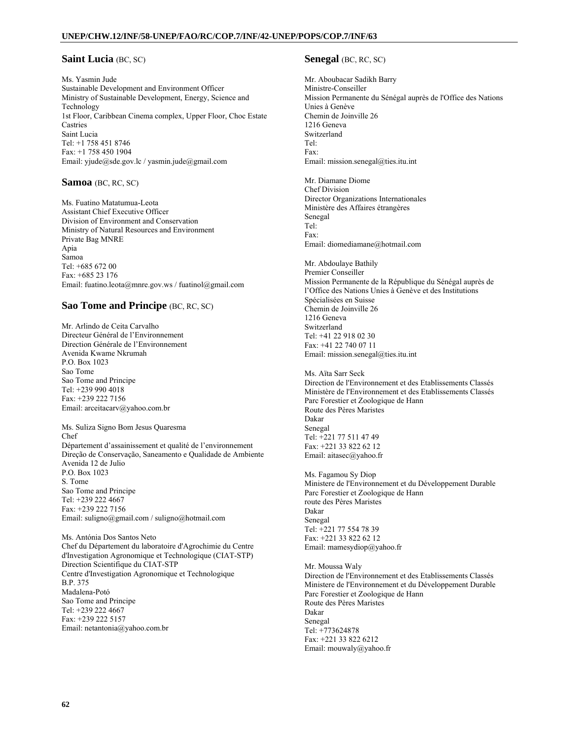## Saint Lucia (BC, SC)

Ms. Yasmin Jude
Sustainable Development and Environment Officer
Ministry of Sustainable Development, Energy, Science and Technology
1st Floor, Caribbean Cinema complex, Upper Floor, Choc Estate
Castries
Saint Lucia
Tel: +1 758 451 8746
Fax: +1 758 450 1904
Email: yjude@sde.gov.lc / yasmin.jude@gmail.com

## Samoa (BC, RC, SC)

Ms. Fuatino Matatumua-Leota
Assistant Chief Executive Officer
Division of Environment and Conservation
Ministry of Natural Resources and Environment
Private Bag MNRE
Apia
Samoa
Tel: +685 672 00
Fax: +685 23 176
Email: fuatino.leota@mnre.gov.ws / fuatinol@gmail.com

## Sao Tome and Principe (BC, RC, SC)

Mr. Arlindo de Ceita Carvalho
Directeur Général de l'Environnement
Direction Générale de l'Environnement
Avenida Kwame Nkrumah
P.O. Box 1023
Sao Tome
Sao Tome and Principe
Tel: +239 990 4018
Fax: +239 222 7156
Email: arceitacarv@yahoo.com.br

Ms. Suliza Signo Bom Jesus Quaresma
Chef
Département d'assainissement et qualité de l'environnement
Direção de Conservação, Saneamento e Qualidade de Ambiente
Avenida 12 de Julio
P.O. Box 1023
S. Tome
Sao Tome and Principe
Tel: +239 222 4667
Fax: +239 222 7156
Email: suligno@gmail.com / suligno@hotmail.com

Ms. Antónia Dos Santos Neto
Chef du Département du laboratoire d'Agrochimie du Centre d'Investigation Agronomique et Technologique (CIAT-STP)
Direction Scientifique du CIAT-STP
Centre d'Investigation Agronomique et Technologique
B.P. 375
Madalena-Potó
Sao Tome and Principe
Tel: +239 222 4667
Fax: +239 222 5157
Email: netantonia@yahoo.com.br

## Senegal (BC, RC, SC)

Mr. Aboubacar Sadikh Barry
Ministre-Conseiller
Mission Permanente du Sénégal auprès de l'Office des Nations Unies à Genève
Chemin de Joinville 26
1216 Geneva
Switzerland
Tel:
Fax:
Email: mission.senegal@ties.itu.int

Mr. Diamane Diome
Chef Division
Director Organizations Internationales
Ministère des Affaires étrangères
Senegal
Tel:
Fax:
Email: diomediamane@hotmail.com

Mr. Abdoulaye Bathily
Premier Conseiller
Mission Permanente de la République du Sénégal auprès de l'Office des Nations Unies à Genève et des Institutions Spécialisées en Suisse
Chemin de Joinville 26
1216 Geneva
Switzerland
Tel: +41 22 918 02 30
Fax: +41 22 740 07 11
Email: mission.senegal@ties.itu.int

Ms. Aïta Sarr Seck
Direction de l'Environnement et des Etablissements Classés
Ministère de l'Environnement et des Etablissements Classés
Parc Forestier et Zoologique de Hann
Route des Pères Maristes
Dakar
Senegal
Tel: +221 77 511 47 49
Fax: +221 33 822 62 12
Email: aitasec@yahoo.fr

Ms. Fagamou Sy Diop
Ministere de l'Environnement et du Développement Durable
Parc Forestier et Zoologique de Hann
route des Pères Maristes
Dakar
Senegal
Tel: +221 77 554 78 39
Fax: +221 33 822 62 12
Email: mamesydiop@yahoo.fr

Mr. Moussa Waly
Direction de l'Environnement et des Etablissements Classés
Ministere de l'Environnement et du Développement Durable
Parc Forestier et Zoologique de Hann
Route des Pères Maristes
Dakar
Senegal
Tel: +773624878
Fax: +221 33 822 6212
Email: mouwaly@yahoo.fr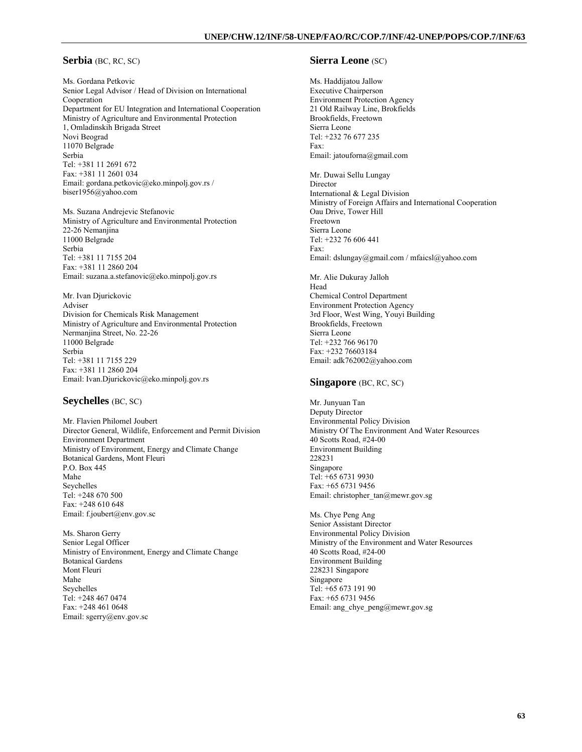## **Serbia** (BC, RC, SC)

Ms. Gordana Petkovic
Senior Legal Advisor / Head of Division on International Cooperation
Department for EU Integration and International Cooperation
Ministry of Agriculture and Environmental Protection
1, Omladinskih Brigada Street
Novi Beograd
11070 Belgrade
Serbia
Tel: +381 11 2691 672
Fax: +381 11 2601 034
Email: gordana.petkovic@eko.minpolj.gov.rs / biser1956@yahoo.com

Ms. Suzana Andrejevic Stefanovic
Ministry of Agriculture and Environmental Protection
22-26 Nemanjina
11000 Belgrade
Serbia
Tel: +381 11 7155 204
Fax: +381 11 2860 204
Email: suzana.a.stefanovic@eko.minpolj.gov.rs

Mr. Ivan Djurickovic
Adviser
Division for Chemicals Risk Management
Ministry of Agriculture and Environmental Protection
Nermanjina Street, No. 22-26
11000 Belgrade
Serbia
Tel: +381 11 7155 229
Fax: +381 11 2860 204
Email: Ivan.Djurickovic@eko.minpolj.gov.rs

## **Seychelles** (BC, SC)

Mr. Flavien Philomel Joubert
Director General, Wildlife, Enforcement and Permit Division
Environment Department
Ministry of Environment, Energy and Climate Change
Botanical Gardens, Mont Fleuri
P.O. Box 445
Mahe
Seychelles
Tel: +248 670 500
Fax: +248 610 648
Email: f.joubert@env.gov.sc

Ms. Sharon Gerry
Senior Legal Officer
Ministry of Environment, Energy and Climate Change
Botanical Gardens
Mont Fleuri
Mahe
Seychelles
Tel: +248 467 0474
Fax: +248 461 0648
Email: sgerry@env.gov.sc

## **Sierra Leone** (SC)

Ms. Haddijatou Jallow
Executive Chairperson
Environment Protection Agency
21 Old Railway Line, Brokfields
Brookfields, Freetown
Sierra Leone
Tel: +232 76 677 235
Fax:
Email: jatouforna@gmail.com

Mr. Duwai Sellu Lungay
Director
International & Legal Division
Ministry of Foreign Affairs and International Cooperation
Oau Drive, Tower Hill
Freetown
Sierra Leone
Tel: +232 76 606 441
Fax:
Email: dslungay@gmail.com / mfaicsl@yahoo.com

Mr. Alie Dukuray Jalloh
Head
Chemical Control Department
Environment Protection Agency
3rd Floor, West Wing, Youyi Building
Brookfields, Freetown
Sierra Leone
Tel: +232 766 96170
Fax: +232 76603184
Email: adk762002@yahoo.com

## **Singapore** (BC, RC, SC)

Mr. Junyuan Tan
Deputy Director
Environmental Policy Division
Ministry Of The Environment And Water Resources
40 Scotts Road, #24-00
Environment Building
228231
Singapore
Tel: +65 6731 9930
Fax: +65 6731 9456
Email: christopher_tan@mewr.gov.sg

Ms. Chye Peng Ang
Senior Assistant Director
Environmental Policy Division
Ministry of the Environment and Water Resources
40 Scotts Road, #24-00
Environment Building
228231 Singapore
Singapore
Tel: +65 673 191 90
Fax: +65 6731 9456
Email: ang_chye_peng@mewr.gov.sg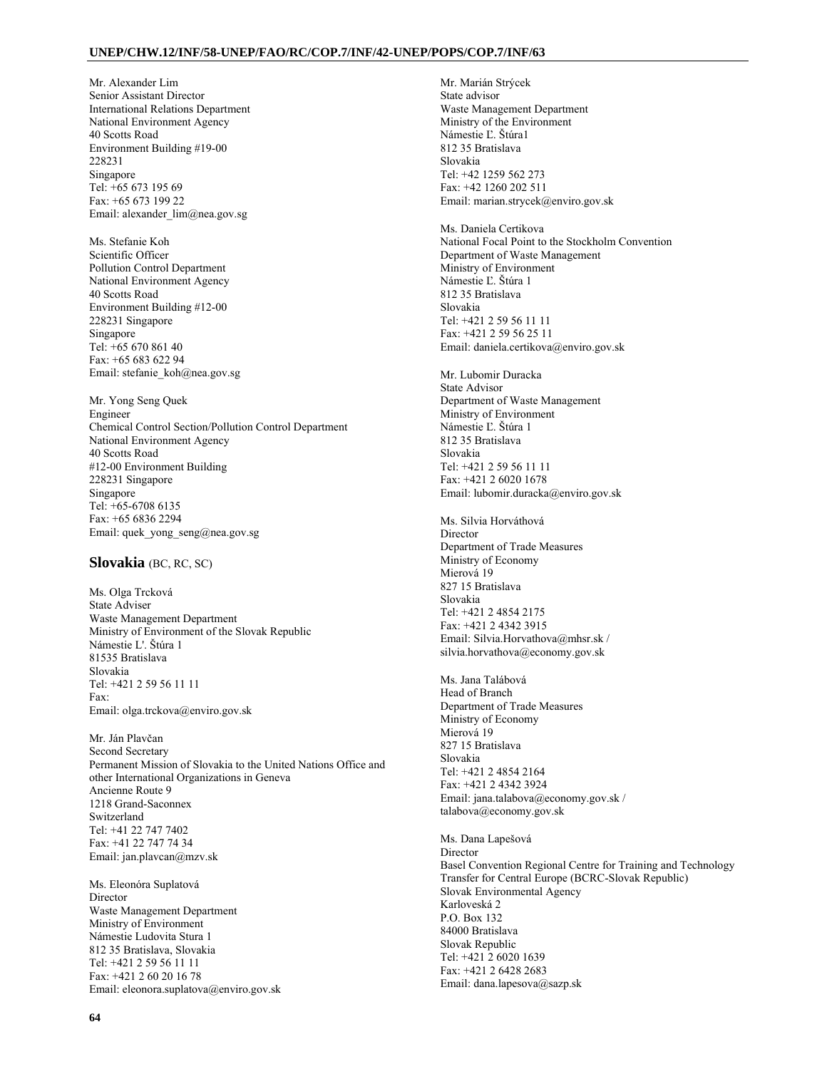Mr. Alexander Lim
Senior Assistant Director
International Relations Department
National Environment Agency
40 Scotts Road
Environment Building #19-00
228231
Singapore
Tel: +65 673 195 69
Fax: +65 673 199 22
Email: alexander_lim@nea.gov.sg

Ms. Stefanie Koh
Scientific Officer
Pollution Control Department
National Environment Agency
40 Scotts Road
Environment Building #12-00
228231 Singapore
Singapore
Tel: +65 670 861 40
Fax: +65 683 622 94
Email: stefanie_koh@nea.gov.sg

Mr. Yong Seng Quek
Engineer
Chemical Control Section/Pollution Control Department
National Environment Agency
40 Scotts Road
#12-00 Environment Building
228231 Singapore
Singapore
Tel: +65-6708 6135
Fax: +65 6836 2294
Email: quek_yong_seng@nea.gov.sg

## Slovakia (BC, RC, SC)

Ms. Olga Trcková
State Adviser
Waste Management Department
Ministry of Environment of the Slovak Republic
Námestie L'. Štúra 1
81535 Bratislava
Slovakia
Tel: +421 2 59 56 11 11
Fax:
Email: olga.trckova@enviro.gov.sk

Mr. Ján Plavčan
Second Secretary
Permanent Mission of Slovakia to the United Nations Office and other International Organizations in Geneva
Ancienne Route 9
1218 Grand-Saconnex
Switzerland
Tel: +41 22 747 7402
Fax: +41 22 747 74 34
Email: jan.plavcan@mzv.sk

Ms. Eleonóra Suplatová
Director
Waste Management Department
Ministry of Environment
Námestie Ludovita Stura 1
812 35 Bratislava, Slovakia
Tel: +421 2 59 56 11 11
Fax: +421 2 60 20 16 78
Email: eleonora.suplatova@enviro.gov.sk

Mr. Marián Strýcek
State advisor
Waste Management Department
Ministry of the Environment
Námestie Ľ. Štúra1
812 35 Bratislava
Slovakia
Tel: +42 1259 562 273
Fax: +42 1260 202 511
Email: marian.strycek@enviro.gov.sk

Ms. Daniela Certikova
National Focal Point to the Stockholm Convention
Department of Waste Management
Ministry of Environment
Námestie Ľ. Štúra 1
812 35 Bratislava
Slovakia
Tel: +421 2 59 56 11 11
Fax: +421 2 59 56 25 11
Email: daniela.certikova@enviro.gov.sk

Mr. Lubomir Duracka
State Advisor
Department of Waste Management
Ministry of Environment
Námestie Ľ. Štúra 1
812 35 Bratislava
Slovakia
Tel: +421 2 59 56 11 11
Fax: +421 2 6020 1678
Email: lubomir.duracka@enviro.gov.sk

Ms. Silvia Horváthová
Director
Department of Trade Measures
Ministry of Economy
Mierová 19
827 15 Bratislava
Slovakia
Tel: +421 2 4854 2175
Fax: +421 2 4342 3915
Email: Silvia.Horvathova@mhsr.sk / silvia.horvathova@economy.gov.sk

Ms. Jana Talábová
Head of Branch
Department of Trade Measures
Ministry of Economy
Mierová 19
827 15 Bratislava
Slovakia
Tel: +421 2 4854 2164
Fax: +421 2 4342 3924
Email: jana.talabova@economy.gov.sk / talabova@economy.gov.sk

Ms. Dana Lapešová
Director
Basel Convention Regional Centre for Training and Technology Transfer for Central Europe (BCRC-Slovak Republic)
Slovak Environmental Agency
Karloveská 2
P.O. Box 132
84000 Bratislava
Slovak Republic
Tel: +421 2 6020 1639
Fax: +421 2 6428 2683
Email: dana.lapesova@sazp.sk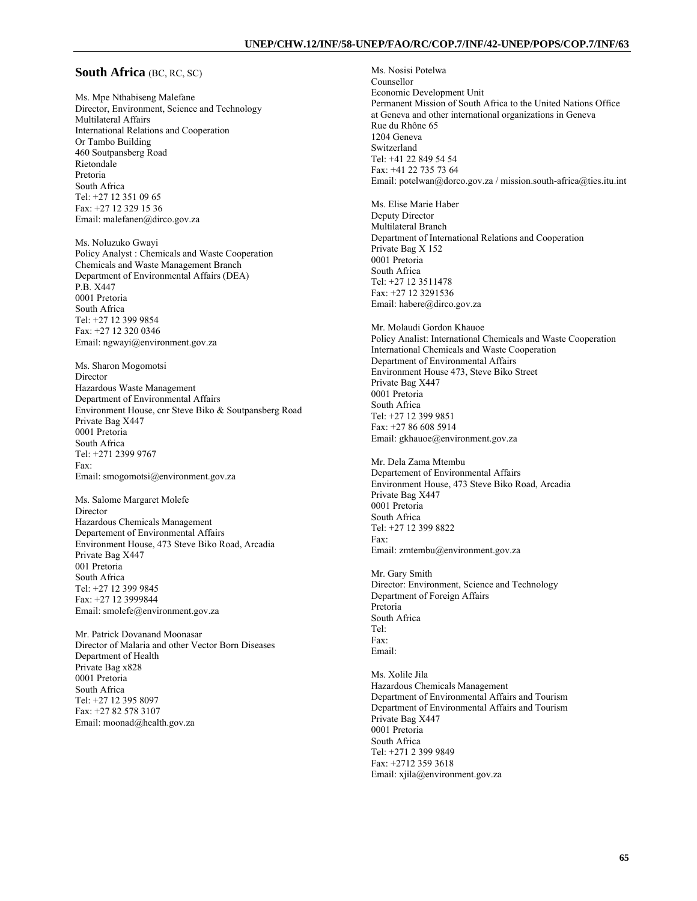## South Africa (BC, RC, SC)

Ms. Mpe Nthabiseng Malefane
Director, Environment, Science and Technology
Multilateral Affairs
International Relations and Cooperation
Or Tambo Building
460 Soutpansberg Road
Rietondale
Pretoria
South Africa
Tel: +27 12 351 09 65
Fax: +27 12 329 15 36
Email: malefanen@dirco.gov.za

Ms. Noluzuko Gwayi
Policy Analyst : Chemicals and Waste Cooperation
Chemicals and Waste Management Branch
Department of Environmental Affairs (DEA)
P.B. X447
0001 Pretoria
South Africa
Tel: +27 12 399 9854
Fax: +27 12 320 0346
Email: ngwayi@environment.gov.za

Ms. Sharon Mogomotsi
Director
Hazardous Waste Management
Department of Environmental Affairs
Environment House, cnr Steve Biko & Soutpansberg Road
Private Bag X447
0001 Pretoria
South Africa
Tel: +271 2399 9767
Fax:
Email: smogomotsi@environment.gov.za

Ms. Salome Margaret Molefe
Director
Hazardous Chemicals Management
Departement of Environmental Affairs
Environment House, 473 Steve Biko Road, Arcadia
Private Bag X447
001 Pretoria
South Africa
Tel: +27 12 399 9845
Fax: +27 12 3999844
Email: smolefe@environment.gov.za

Mr. Patrick Dovanand Moonasar
Director of Malaria and other Vector Born Diseases
Department of Health
Private Bag x828
0001 Pretoria
South Africa
Tel: +27 12 395 8097
Fax: +27 82 578 3107
Email: moonad@health.gov.za

Ms. Nosisi Potelwa
Counsellor
Economic Development Unit
Permanent Mission of South Africa to the United Nations Office at Geneva and other international organizations in Geneva
Rue du Rhône 65
1204 Geneva
Switzerland
Tel: +41 22 849 54 54
Fax: +41 22 735 73 64
Email: potelwan@dorco.gov.za / mission.south-africa@ties.itu.int

Ms. Elise Marie Haber
Deputy Director
Multilateral Branch
Department of International Relations and Cooperation
Private Bag X 152
0001 Pretoria
South Africa
Tel: +27 12 3511478
Fax: +27 12 3291536
Email: habere@dirco.gov.za

Mr. Molaudi Gordon Khauoe
Policy Analist: International Chemicals and Waste Cooperation
International Chemicals and Waste Cooperation
Department of Environmental Affairs
Environment House 473, Steve Biko Street
Private Bag X447
0001 Pretoria
South Africa
Tel: +27 12 399 9851
Fax: +27 86 608 5914
Email: gkhauoe@environment.gov.za

Mr. Dela Zama Mtembu
Departement of Environmental Affairs
Environment House, 473 Steve Biko Road, Arcadia
Private Bag X447
0001 Pretoria
South Africa
Tel: +27 12 399 8822
Fax:
Email: zmtembu@environment.gov.za

Mr. Gary Smith
Director: Environment, Science and Technology
Department of Foreign Affairs
Pretoria
South Africa
Tel:
Fax:
Email:

Ms. Xolile Jila
Hazardous Chemicals Management
Department of Environmental Affairs and Tourism
Department of Environmental Affairs and Tourism
Private Bag X447
0001 Pretoria
South Africa
Tel: +271 2 399 9849
Fax: +2712 359 3618
Email: xjila@environment.gov.za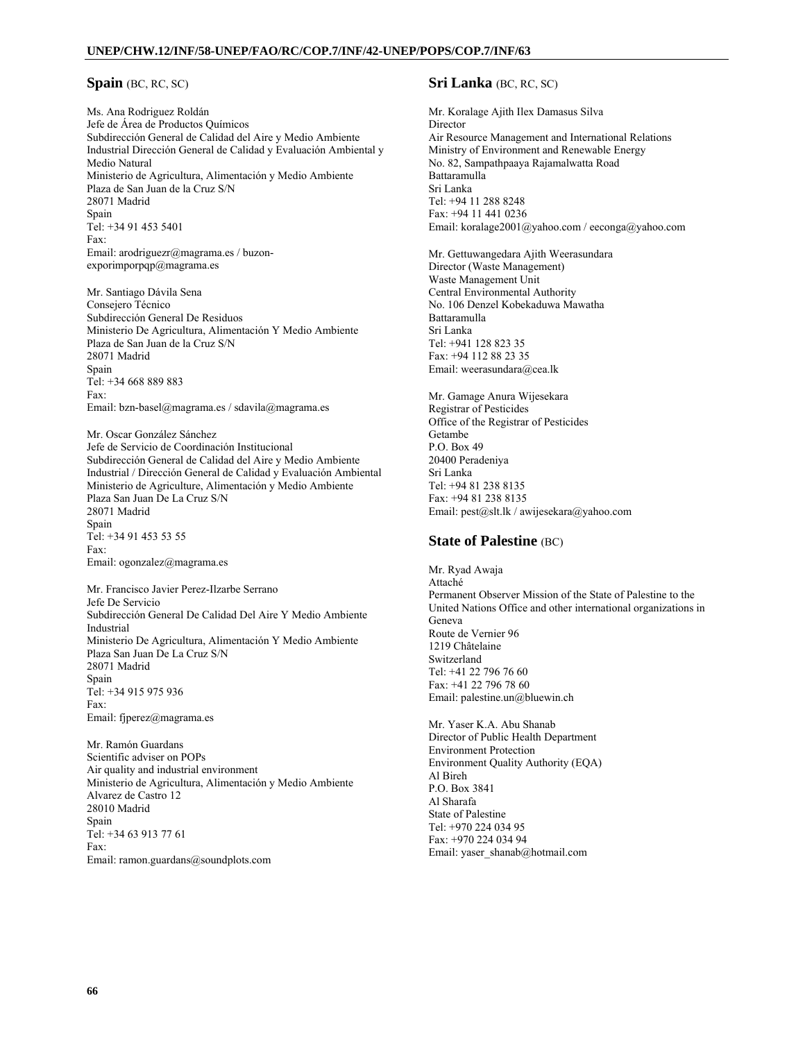## Spain (BC, RC, SC)

Ms. Ana Rodriguez Roldán
Jefe de Área de Productos Químicos
Subdirección General de Calidad del Aire y Medio Ambiente Industrial Dirección General de Calidad y Evaluación Ambiental y Medio Natural
Ministerio de Agricultura, Alimentación y Medio Ambiente
Plaza de San Juan de la Cruz S/N
28071 Madrid
Spain
Tel: +34 91 453 5401
Fax:
Email: arodriguezr@magrama.es / buzon-exporimporpqp@magrama.es

Mr. Santiago Dávila Sena
Consejero Técnico
Subdirección General De Residuos
Ministerio De Agricultura, Alimentación Y Medio Ambiente
Plaza de San Juan de la Cruz S/N
28071 Madrid
Spain
Tel: +34 668 889 883
Fax:
Email: bzn-basel@magrama.es / sdavila@magrama.es

Mr. Oscar González Sánchez
Jefe de Servicio de Coordinación Institucional
Subdirección General de Calidad del Aire y Medio Ambiente Industrial / Dirección General de Calidad y Evaluación Ambiental
Ministerio de Agriculture, Alimentación y Medio Ambiente
Plaza San Juan De La Cruz S/N
28071 Madrid
Spain
Tel: +34 91 453 53 55
Fax:
Email: ogonzalez@magrama.es

Mr. Francisco Javier Perez-Ilzarbe Serrano
Jefe De Servicio
Subdirección General De Calidad Del Aire Y Medio Ambiente Industrial
Ministerio De Agricultura, Alimentación Y Medio Ambiente
Plaza San Juan De La Cruz S/N
28071 Madrid
Spain
Tel: +34 915 975 936
Fax:
Email: fjperez@magrama.es

Mr. Ramón Guardans
Scientific adviser on POPs
Air quality and industrial environment
Ministerio de Agricultura, Alimentación y Medio Ambiente
Alvarez de Castro 12
28010 Madrid
Spain
Tel: +34 63 913 77 61
Fax:
Email: ramon.guardans@soundplots.com

## Sri Lanka (BC, RC, SC)

Mr. Koralage Ajith Ilex Damasus Silva
Director
Air Resource Management and International Relations
Ministry of Environment and Renewable Energy
No. 82, Sampathpaaya Rajamalwatta Road
Battaramulla
Sri Lanka
Tel: +94 11 288 8248
Fax: +94 11 441 0236
Email: koralage2001@yahoo.com / eeconga@yahoo.com

Mr. Gettuwangedara Ajith Weerasundara
Director (Waste Management)
Waste Management Unit
Central Environmental Authority
No. 106 Denzel Kobekaduwa Mawatha
Battaramulla
Sri Lanka
Tel: +941 128 823 35
Fax: +94 112 88 23 35
Email: weerasundara@cea.lk

Mr. Gamage Anura Wijesekara
Registrar of Pesticides
Office of the Registrar of Pesticides
Getambe
P.O. Box 49
20400 Peradeniya
Sri Lanka
Tel: +94 81 238 8135
Fax: +94 81 238 8135
Email: pest@slt.lk / awijesekara@yahoo.com

## State of Palestine (BC)

Mr. Ryad Awaja
Attaché
Permanent Observer Mission of the State of Palestine to the United Nations Office and other international organizations in Geneva
Route de Vernier 96
1219 Châtelaine
Switzerland
Tel: +41 22 796 76 60
Fax: +41 22 796 78 60
Email: palestine.un@bluewin.ch

Mr. Yaser K.A. Abu Shanab
Director of Public Health Department
Environment Protection
Environment Quality Authority (EQA)
Al Bireh
P.O. Box 3841
Al Sharafa
State of Palestine
Tel: +970 224 034 95
Fax: +970 224 034 94
Email: yaser_shanab@hotmail.com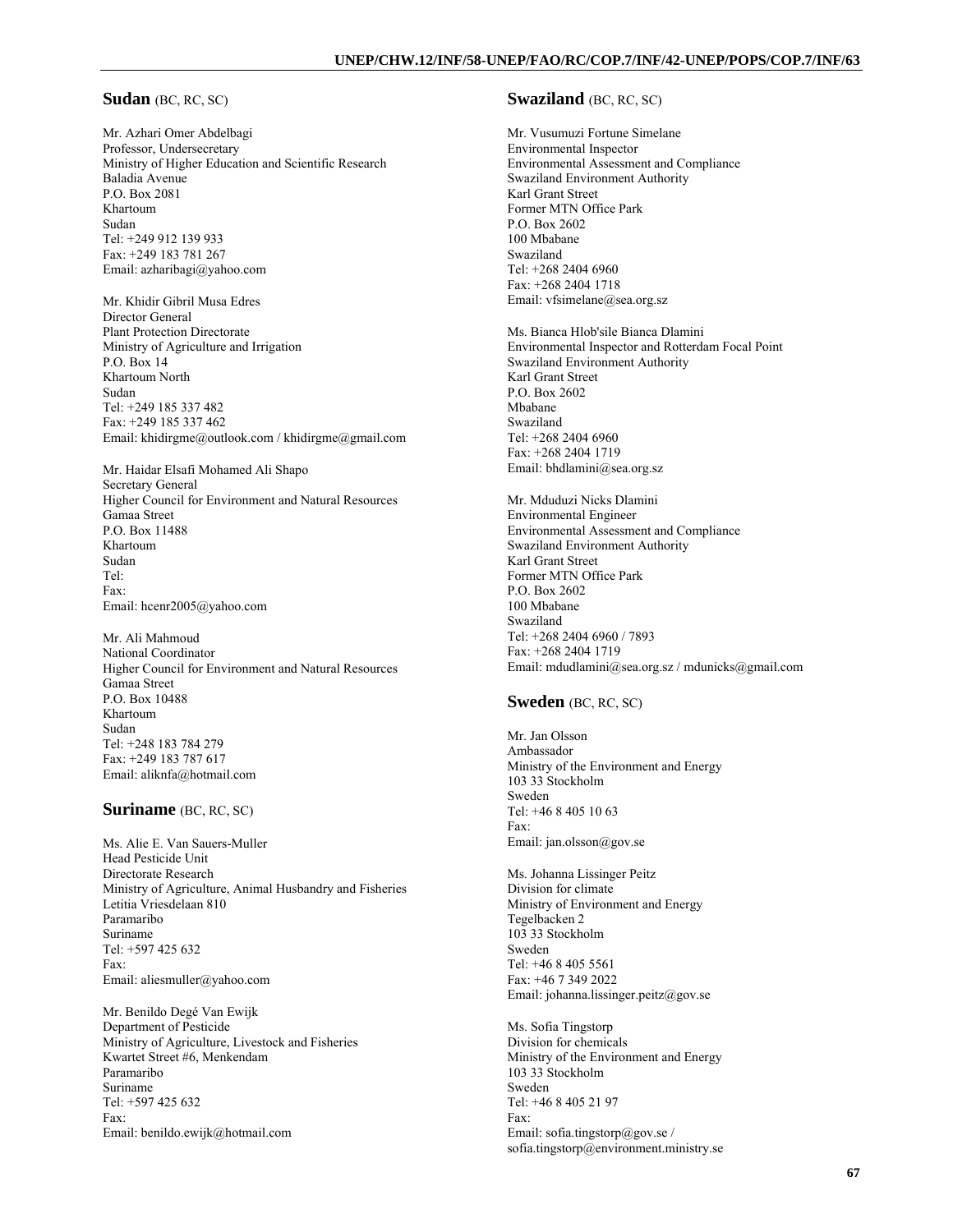## Sudan (BC, RC, SC)

Mr. Azhari Omer Abdelbagi
Professor, Undersecretary
Ministry of Higher Education and Scientific Research
Baladia Avenue
P.O. Box 2081
Khartoum
Sudan
Tel: +249 912 139 933
Fax: +249 183 781 267
Email: azharibagi@yahoo.com

Mr. Khidir Gibril Musa Edres
Director General
Plant Protection Directorate
Ministry of Agriculture and Irrigation
P.O. Box 14
Khartoum North
Sudan
Tel: +249 185 337 482
Fax: +249 185 337 462
Email: khidirgme@outlook.com / khidirgme@gmail.com

Mr. Haidar Elsafi Mohamed Ali Shapo
Secretary General
Higher Council for Environment and Natural Resources
Gamaa Street
P.O. Box 11488
Khartoum
Sudan
Tel:
Fax:
Email: hcenr2005@yahoo.com

Mr. Ali Mahmoud
National Coordinator
Higher Council for Environment and Natural Resources
Gamaa Street
P.O. Box 10488
Khartoum
Sudan
Tel: +248 183 784 279
Fax: +249 183 787 617
Email: aliknfa@hotmail.com

## Suriname (BC, RC, SC)

Ms. Alie E. Van Sauers-Muller
Head Pesticide Unit
Directorate Research
Ministry of Agriculture, Animal Husbandry and Fisheries
Letitia Vriesdelaan 810
Paramaribo
Suriname
Tel: +597 425 632
Fax:
Email: aliesmuller@yahoo.com

Mr. Benildo Degé Van Ewijk
Department of Pesticide
Ministry of Agriculture, Livestock and Fisheries
Kwartet Street #6, Menkendam
Paramaribo
Suriname
Tel: +597 425 632
Fax:
Email: benildo.ewijk@hotmail.com

## Swaziland (BC, RC, SC)

Mr. Vusumuzi Fortune Simelane
Environmental Inspector
Environmental Assessment and Compliance
Swaziland Environment Authority
Karl Grant Street
Former MTN Office Park
P.O. Box 2602
100 Mbabane
Swaziland
Tel: +268 2404 6960
Fax: +268 2404 1718
Email: vfsimelane@sea.org.sz

Ms. Bianca Hlob'sile Bianca Dlamini
Environmental Inspector and Rotterdam Focal Point
Swaziland Environment Authority
Karl Grant Street
P.O. Box 2602
Mbabane
Swaziland
Tel: +268 2404 6960
Fax: +268 2404 1719
Email: bhdlamini@sea.org.sz

Mr. Mduduzi Nicks Dlamini
Environmental Engineer
Environmental Assessment and Compliance
Swaziland Environment Authority
Karl Grant Street
Former MTN Office Park
P.O. Box 2602
100 Mbabane
Swaziland
Tel: +268 2404 6960 / 7893
Fax: +268 2404 1719
Email: mdudlamini@sea.org.sz / mdunicks@gmail.com

## Sweden (BC, RC, SC)

Mr. Jan Olsson
Ambassador
Ministry of the Environment and Energy
103 33 Stockholm
Sweden
Tel: +46 8 405 10 63
Fax:
Email: jan.olsson@gov.se

Ms. Johanna Lissinger Peitz
Division for climate
Ministry of Environment and Energy
Tegelbacken 2
103 33 Stockholm
Sweden
Tel: +46 8 405 5561
Fax: +46 7 349 2022
Email: johanna.lissinger.peitz@gov.se

Ms. Sofia Tingstorp
Division for chemicals
Ministry of the Environment and Energy
103 33 Stockholm
Sweden
Tel: +46 8 405 21 97
Fax:
Email: sofia.tingstorp@gov.se / sofia.tingstorp@environment.ministry.se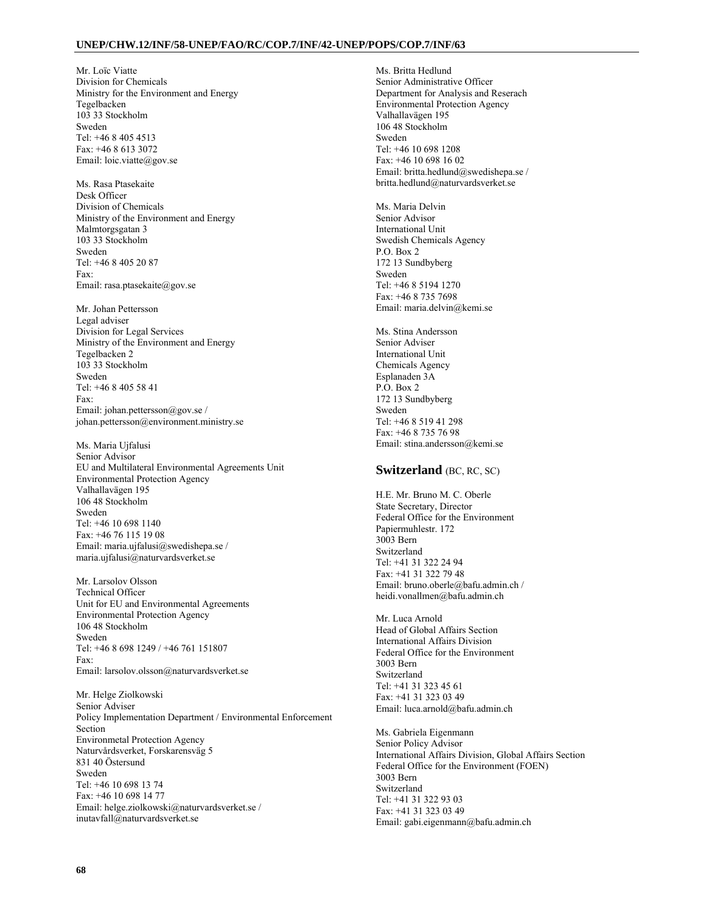Mr. Loïc Viatte
Division for Chemicals
Ministry for the Environment and Energy
Tegelbacken
103 33 Stockholm
Sweden
Tel: +46 8 405 4513
Fax: +46 8 613 3072
Email: loic.viatte@gov.se

Ms. Rasa Ptasekaite
Desk Officer
Division of Chemicals
Ministry of the Environment and Energy
Malmtorgsgatan 3
103 33 Stockholm
Sweden
Tel: +46 8 405 20 87
Fax:
Email: rasa.ptasekaite@gov.se

Mr. Johan Pettersson
Legal adviser
Division for Legal Services
Ministry of the Environment and Energy
Tegelbacken 2
103 33 Stockholm
Sweden
Tel: +46 8 405 58 41
Fax:
Email: johan.pettersson@gov.se / johan.pettersson@environment.ministry.se

Ms. Maria Ujfalusi
Senior Advisor
EU and Multilateral Environmental Agreements Unit
Environmental Protection Agency
Valhallavägen 195
106 48 Stockholm
Sweden
Tel: +46 10 698 1140
Fax: +46 76 115 19 08
Email: maria.ujfalusi@swedishepa.se / maria.ujfalusi@naturvardsverket.se

Mr. Larsolov Olsson
Technical Officer
Unit for EU and Environmental Agreements
Environmental Protection Agency
106 48 Stockholm
Sweden
Tel: +46 8 698 1249 / +46 761 151807
Fax:
Email: larsolov.olsson@naturvardsverket.se

Mr. Helge Ziolkowski
Senior Adviser
Policy Implementation Department / Environmental Enforcement Section
Environmetal Protection Agency
Naturvårdsverket, Forskarensväg 5
831 40 Östersund
Sweden
Tel: +46 10 698 13 74
Fax: +46 10 698 14 77
Email: helge.ziolkowski@naturvardsverket.se / inutavfall@naturvardsverket.se

Ms. Britta Hedlund
Senior Administrative Officer
Department for Analysis and Reserach
Environmental Protection Agency
Valhallavägen 195
106 48 Stockholm
Sweden
Tel: +46 10 698 1208
Fax: +46 10 698 16 02
Email: britta.hedlund@swedishepa.se / britta.hedlund@naturvardsverket.se

Ms. Maria Delvin
Senior Advisor
International Unit
Swedish Chemicals Agency
P.O. Box 2
172 13 Sundbyberg
Sweden
Tel: +46 8 5194 1270
Fax: +46 8 735 7698
Email: maria.delvin@kemi.se

Ms. Stina Andersson
Senior Adviser
International Unit
Chemicals Agency
Esplanaden 3A
P.O. Box 2
172 13 Sundbyberg
Sweden
Tel: +46 8 519 41 298
Fax: +46 8 735 76 98
Email: stina.andersson@kemi.se

## Switzerland (BC, RC, SC)

H.E. Mr. Bruno M. C. Oberle
State Secretary, Director
Federal Office for the Environment
Papiermuhlestr. 172
3003 Bern
Switzerland
Tel: +41 31 322 24 94
Fax: +41 31 322 79 48
Email: bruno.oberle@bafu.admin.ch / heidi.vonallmen@bafu.admin.ch

Mr. Luca Arnold
Head of Global Affairs Section
International Affairs Division
Federal Office for the Environment
3003 Bern
Switzerland
Tel: +41 31 323 45 61
Fax: +41 31 323 03 49
Email: luca.arnold@bafu.admin.ch

Ms. Gabriela Eigenmann
Senior Policy Advisor
International Affairs Division, Global Affairs Section
Federal Office for the Environment (FOEN)
3003 Bern
Switzerland
Tel: +41 31 322 93 03
Fax: +41 31 323 03 49
Email: gabi.eigenmann@bafu.admin.ch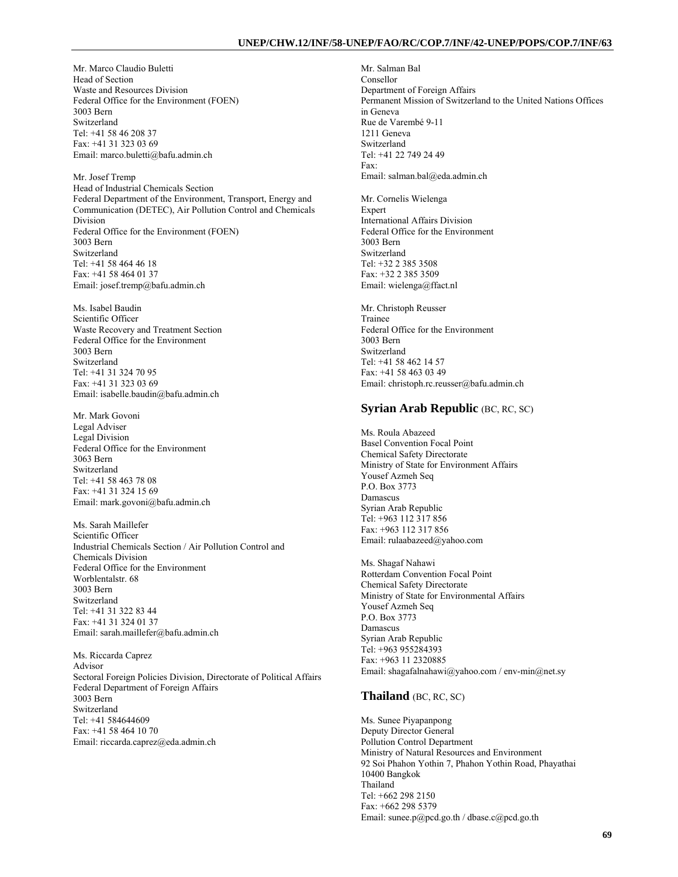Mr. Marco Claudio Buletti
Head of Section
Waste and Resources Division
Federal Office for the Environment (FOEN)
3003 Bern
Switzerland
Tel: +41 58 46 208 37
Fax: +41 31 323 03 69
Email: marco.buletti@bafu.admin.ch

Mr. Josef Tremp
Head of Industrial Chemicals Section
Federal Department of the Environment, Transport, Energy and Communication (DETEC), Air Pollution Control and Chemicals Division
Federal Office for the Environment (FOEN)
3003 Bern
Switzerland
Tel: +41 58 464 46 18
Fax: +41 58 464 01 37
Email: josef.tremp@bafu.admin.ch

Ms. Isabel Baudin
Scientific Officer
Waste Recovery and Treatment Section
Federal Office for the Environment
3003 Bern
Switzerland
Tel: +41 31 324 70 95
Fax: +41 31 323 03 69
Email: isabelle.baudin@bafu.admin.ch

Mr. Mark Govoni
Legal Adviser
Legal Division
Federal Office for the Environment
3063 Bern
Switzerland
Tel: +41 58 463 78 08
Fax: +41 31 324 15 69
Email: mark.govoni@bafu.admin.ch

Ms. Sarah Maillefer
Scientific Officer
Industrial Chemicals Section / Air Pollution Control and Chemicals Division
Federal Office for the Environment
Worblentalstr. 68
3003 Bern
Switzerland
Tel: +41 31 322 83 44
Fax: +41 31 324 01 37
Email: sarah.maillefer@bafu.admin.ch

Ms. Riccarda Caprez
Advisor
Sectoral Foreign Policies Division, Directorate of Political Affairs
Federal Department of Foreign Affairs
3003 Bern
Switzerland
Tel: +41 584644609
Fax: +41 58 464 10 70
Email: riccarda.caprez@eda.admin.ch

Mr. Salman Bal
Consellor
Department of Foreign Affairs
Permanent Mission of Switzerland to the United Nations Offices in Geneva
Rue de Varembé 9-11
1211 Geneva
Switzerland
Tel: +41 22 749 24 49
Fax:
Email: salman.bal@eda.admin.ch

Mr. Cornelis Wielenga
Expert
International Affairs Division
Federal Office for the Environment
3003 Bern
Switzerland
Tel: +32 2 385 3508
Fax: +32 2 385 3509
Email: wielenga@ffact.nl

Mr. Christoph Reusser
Trainee
Federal Office for the Environment
3003 Bern
Switzerland
Tel: +41 58 462 14 57
Fax: +41 58 463 03 49
Email: christoph.rc.reusser@bafu.admin.ch

## Syrian Arab Republic (BC, RC, SC)

Ms. Roula Abazeed
Basel Convention Focal Point
Chemical Safety Directorate
Ministry of State for Environment Affairs
Yousef Azmeh Seq
P.O. Box 3773
Damascus
Syrian Arab Republic
Tel: +963 112 317 856
Fax: +963 112 317 856
Email: rulaabazeed@yahoo.com

Ms. Shagaf Nahawi
Rotterdam Convention Focal Point
Chemical Safety Directorate
Ministry of State for Environmental Affairs
Yousef Azmeh Seq
P.O. Box 3773
Damascus
Syrian Arab Republic
Tel: +963 955284393
Fax: +963 11 2320885
Email: shagafalnahawi@yahoo.com / env-min@net.sy

## Thailand (BC, RC, SC)

Ms. Sunee Piyapanpong
Deputy Director General
Pollution Control Department
Ministry of Natural Resources and Environment
92 Soi Phahon Yothin 7, Phahon Yothin Road, Phayathai
10400 Bangkok
Thailand
Tel: +662 298 2150
Fax: +662 298 5379
Email: sunee.p@pcd.go.th / dbase.c@pcd.go.th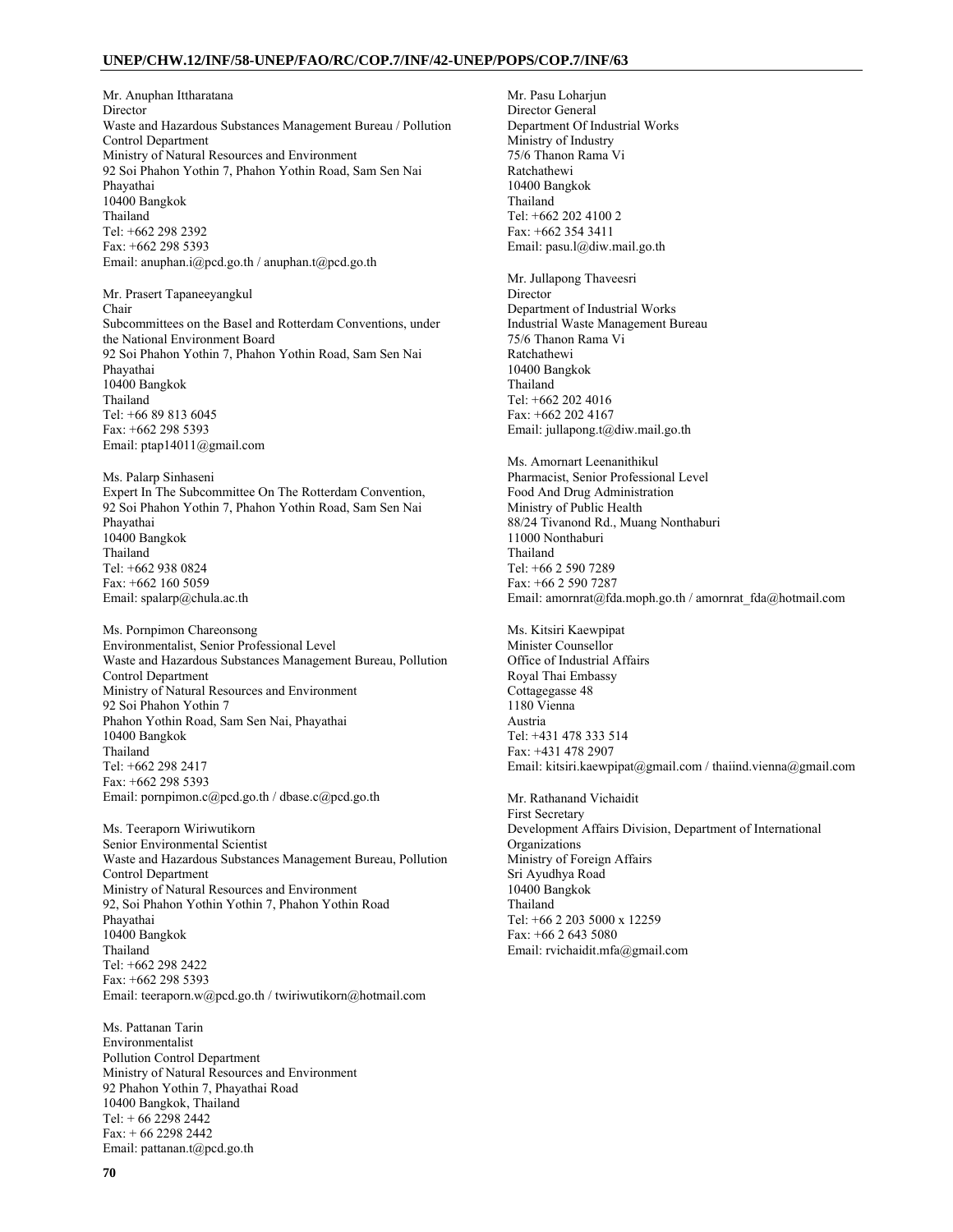Mr. Anuphan Ittharatana
Director
Waste and Hazardous Substances Management Bureau / Pollution Control Department
Ministry of Natural Resources and Environment
92 Soi Phahon Yothin 7, Phahon Yothin Road, Sam Sen Nai
Phayathai
10400 Bangkok
Thailand
Tel: +662 298 2392
Fax: +662 298 5393
Email: anuphan.i@pcd.go.th / anuphan.t@pcd.go.th

Mr. Prasert Tapaneeyangkul
Chair
Subcommittees on the Basel and Rotterdam Conventions, under the National Environment Board
92 Soi Phahon Yothin 7, Phahon Yothin Road, Sam Sen Nai
Phayathai
10400 Bangkok
Thailand
Tel: +66 89 813 6045
Fax: +662 298 5393
Email: ptap14011@gmail.com

Ms. Palarp Sinhaseni
Expert In The Subcommittee On The Rotterdam Convention,
92 Soi Phahon Yothin 7, Phahon Yothin Road, Sam Sen Nai
Phayathai
10400 Bangkok
Thailand
Tel: +662 938 0824
Fax: +662 160 5059
Email: spalarp@chula.ac.th

Ms. Pornpimon Chareonsong
Environmentalist, Senior Professional Level
Waste and Hazardous Substances Management Bureau, Pollution Control Department
Ministry of Natural Resources and Environment
92 Soi Phahon Yothin 7
Phahon Yothin Road, Sam Sen Nai, Phayathai
10400 Bangkok
Thailand
Tel: +662 298 2417
Fax: +662 298 5393
Email: pornpimon.c@pcd.go.th / dbase.c@pcd.go.th

Ms. Teeraporn Wiriwutikorn
Senior Environmental Scientist
Waste and Hazardous Substances Management Bureau, Pollution Control Department
Ministry of Natural Resources and Environment
92, Soi Phahon Yothin Yothin 7, Phahon Yothin Road
Phayathai
10400 Bangkok
Thailand
Tel: +662 298 2422
Fax: +662 298 5393
Email: teeraporn.w@pcd.go.th / twiriwutikorn@hotmail.com

Ms. Pattanan Tarin
Environmentalist
Pollution Control Department
Ministry of Natural Resources and Environment
92 Phahon Yothin 7, Phayathai Road
10400 Bangkok, Thailand
Tel: + 66 2298 2442
Fax: + 66 2298 2442
Email: pattanan.t@pcd.go.th

Mr. Pasu Loharjun
Director General
Department Of Industrial Works
Ministry of Industry
75/6 Thanon Rama Vi
Ratchathewi
10400 Bangkok
Thailand
Tel: +662 202 4100 2
Fax: +662 354 3411
Email: pasu.l@diw.mail.go.th

Mr. Jullapong Thaveesri
Director
Department of Industrial Works
Industrial Waste Management Bureau
75/6 Thanon Rama Vi
Ratchathewi
10400 Bangkok
Thailand
Tel: +662 202 4016
Fax: +662 202 4167
Email: jullapong.t@diw.mail.go.th

Ms. Amornart Leenanithikul
Pharmacist, Senior Professional Level
Food And Drug Administration
Ministry of Public Health
88/24 Tivanond Rd., Muang Nonthaburi
11000 Nonthaburi
Thailand
Tel: +66 2 590 7289
Fax: +66 2 590 7287
Email: amornrat@fda.moph.go.th / amornrat_fda@hotmail.com

Ms. Kitsiri Kaewpipat
Minister Counsellor
Office of Industrial Affairs
Royal Thai Embassy
Cottagegasse 48
1180 Vienna
Austria
Tel: +431 478 333 514
Fax: +431 478 2907
Email: kitsiri.kaewpipat@gmail.com / thaiind.vienna@gmail.com

Mr. Rathanand Vichaidit
First Secretary
Development Affairs Division, Department of International Organizations
Ministry of Foreign Affairs
Sri Ayudhya Road
10400 Bangkok
Thailand
Tel: +66 2 203 5000 x 12259
Fax: +66 2 643 5080
Email: rvichaidit.mfa@gmail.com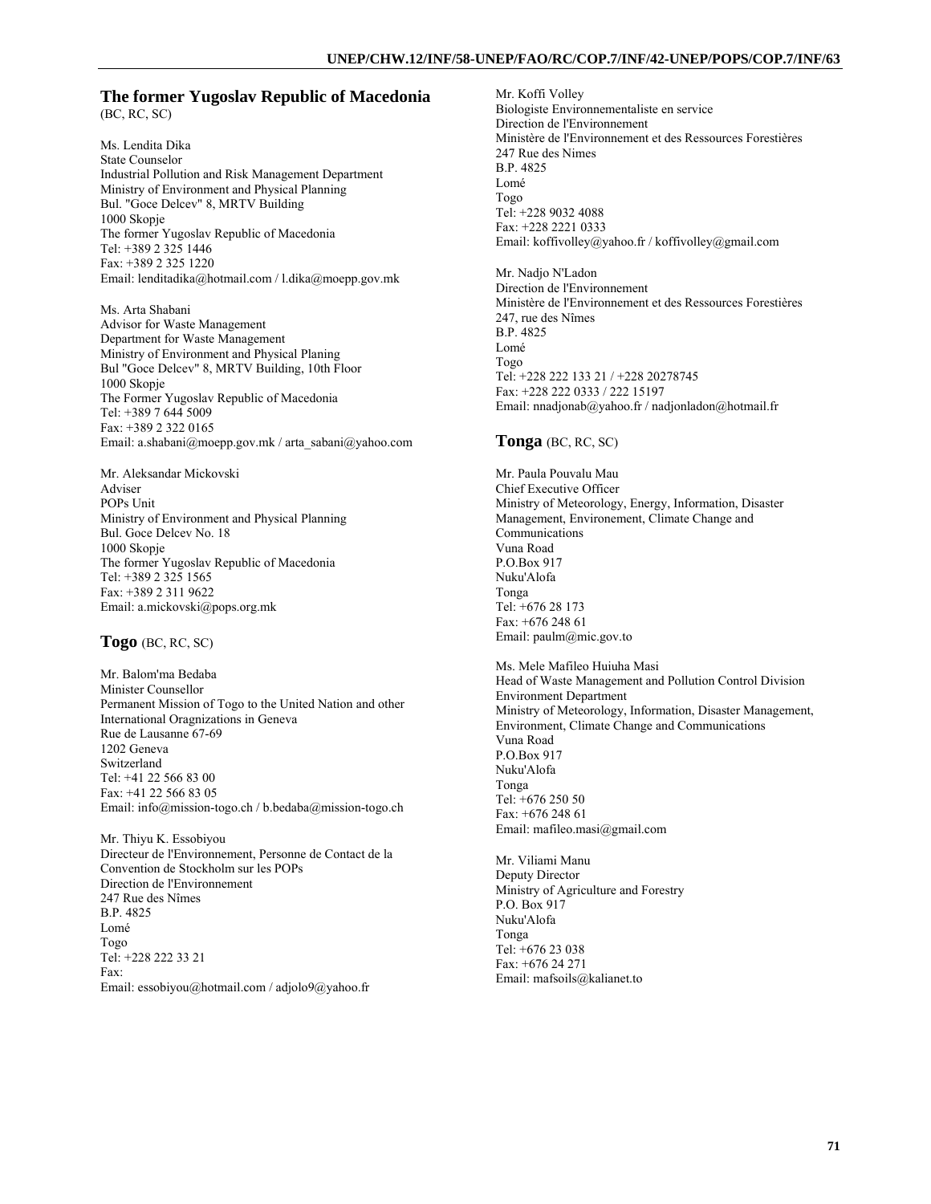## The former Yugoslav Republic of Macedonia

(BC, RC, SC)

Ms. Lendita Dika
State Counselor
Industrial Pollution and Risk Management Department
Ministry of Environment and Physical Planning
Bul. "Goce Delcev" 8, MRTV Building
1000 Skopje
The former Yugoslav Republic of Macedonia
Tel: +389 2 325 1446
Fax: +389 2 325 1220
Email: lenditadika@hotmail.com / l.dika@moepp.gov.mk

Ms. Arta Shabani
Advisor for Waste Management
Department for Waste Management
Ministry of Environment and Physical Planing
Bul "Goce Delcev" 8, MRTV Building, 10th Floor
1000 Skopje
The Former Yugoslav Republic of Macedonia
Tel: +389 7 644 5009
Fax: +389 2 322 0165
Email: a.shabani@moepp.gov.mk / arta_sabani@yahoo.com

Mr. Aleksandar Mickovski
Adviser
POPs Unit
Ministry of Environment and Physical Planning
Bul. Goce Delcev No. 18
1000 Skopje
The former Yugoslav Republic of Macedonia
Tel: +389 2 325 1565
Fax: +389 2 311 9622
Email: a.mickovski@pops.org.mk

## Togo (BC, RC, SC)

Mr. Balom'ma Bedaba
Minister Counsellor
Permanent Mission of Togo to the United Nation and other International Oragnizations in Geneva
Rue de Lausanne 67-69
1202 Geneva
Switzerland
Tel: +41 22 566 83 00
Fax: +41 22 566 83 05
Email: info@mission-togo.ch / b.bedaba@mission-togo.ch

Mr. Thiyu K. Essobiyou
Directeur de l'Environnement, Personne de Contact de la Convention de Stockholm sur les POPs
Direction de l'Environnement
247 Rue des Nîmes
B.P. 4825
Lomé
Togo
Tel: +228 222 33 21
Fax:
Email: essobiyou@hotmail.com / adjolo9@yahoo.fr

Mr. Koffi Volley
Biologiste Environnementaliste en service
Direction de l'Environnement
Ministère de l'Environnement et des Ressources Forestières
247 Rue des Nimes
B.P. 4825
Lomé
Togo
Tel: +228 9032 4088
Fax: +228 2221 0333
Email: koffivolley@yahoo.fr / koffivolley@gmail.com

Mr. Nadjo N'Ladon
Direction de l'Environnement
Ministère de l'Environnement et des Ressources Forestières
247, rue des Nîmes
B.P. 4825
Lomé
Togo
Tel: +228 222 133 21 / +228 20278745
Fax: +228 222 0333 / 222 15197
Email: nnadjonab@yahoo.fr / nadjonladon@hotmail.fr

## Tonga (BC, RC, SC)

Mr. Paula Pouvalu Mau
Chief Executive Officer
Ministry of Meteorology, Energy, Information, Disaster Management, Environement, Climate Change and Communications
Vuna Road
P.O.Box 917
Nuku'Alofa
Tonga
Tel: +676 28 173
Fax: +676 248 61
Email: paulm@mic.gov.to

Ms. Mele Mafileo Huiuha Masi
Head of Waste Management and Pollution Control Division
Environment Department
Ministry of Meteorology, Information, Disaster Management, Environment, Climate Change and Communications
Vuna Road
P.O.Box 917
Nuku'Alofa
Tonga
Tel: +676 250 50
Fax: +676 248 61
Email: mafileo.masi@gmail.com

Mr. Viliami Manu
Deputy Director
Ministry of Agriculture and Forestry
P.O. Box 917
Nuku'Alofa
Tonga
Tel: +676 23 038
Fax: +676 24 271
Email: mafsoils@kalianet.to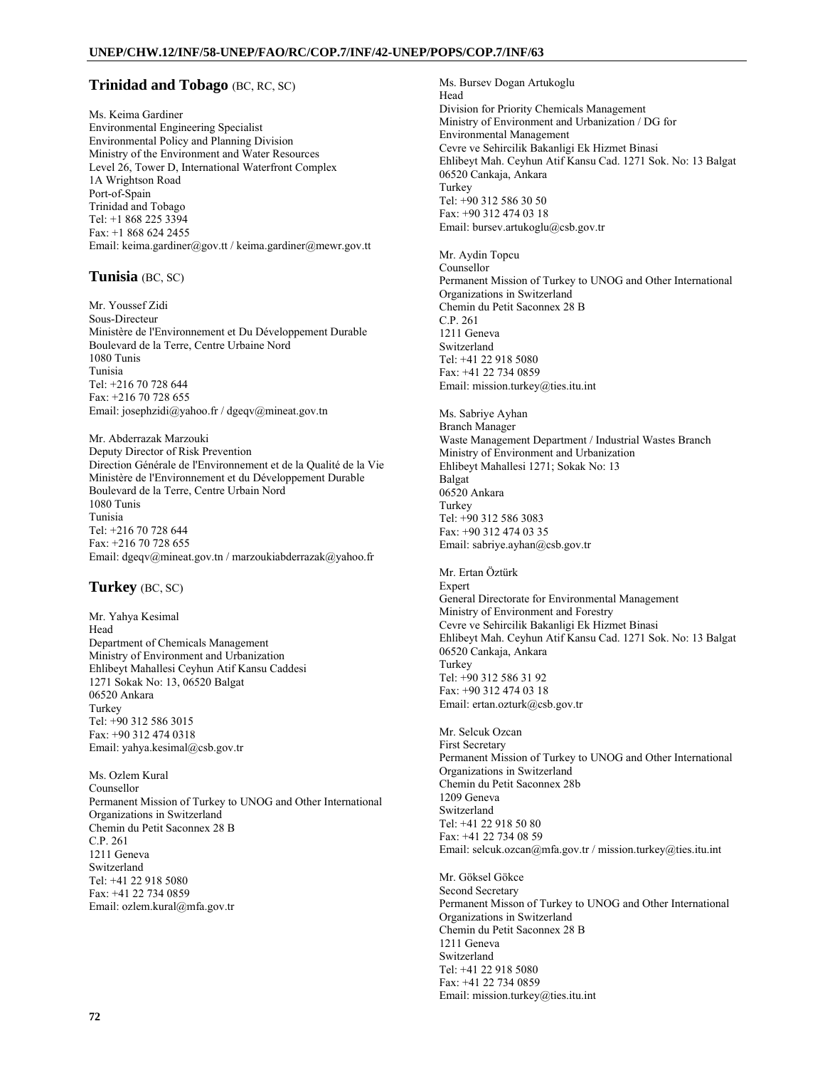## Trinidad and Tobago (BC, RC, SC)

Ms. Keima Gardiner
Environmental Engineering Specialist
Environmental Policy and Planning Division
Ministry of the Environment and Water Resources
Level 26, Tower D, International Waterfront Complex
1A Wrightson Road
Port-of-Spain
Trinidad and Tobago
Tel: +1 868 225 3394
Fax: +1 868 624 2455
Email: keima.gardiner@gov.tt / keima.gardiner@mewr.gov.tt

## Tunisia (BC, SC)

Mr. Youssef Zidi
Sous-Directeur
Ministère de l'Environnement et Du Développement Durable
Boulevard de la Terre, Centre Urbaine Nord
1080 Tunis
Tunisia
Tel: +216 70 728 644
Fax: +216 70 728 655
Email: josephzidi@yahoo.fr / dgeqv@mineat.gov.tn

Mr. Abderrazak Marzouki
Deputy Director of Risk Prevention
Direction Générale de l'Environnement et de la Qualité de la Vie
Ministère de l'Environnement et du Développement Durable
Boulevard de la Terre, Centre Urbain Nord
1080 Tunis
Tunisia
Tel: +216 70 728 644
Fax: +216 70 728 655
Email: dgeqv@mineat.gov.tn / marzoukiabderrazak@yahoo.fr

## Turkey (BC, SC)

Mr. Yahya Kesimal
Head
Department of Chemicals Management
Ministry of Environment and Urbanization
Ehlibeyt Mahallesi Ceyhun Atif Kansu Caddesi
1271 Sokak No: 13, 06520 Balgat
06520 Ankara
Turkey
Tel: +90 312 586 3015
Fax: +90 312 474 0318
Email: yahya.kesimal@csb.gov.tr

Ms. Ozlem Kural
Counsellor
Permanent Mission of Turkey to UNOG and Other International Organizations in Switzerland
Chemin du Petit Saconnex 28 B
C.P. 261
1211 Geneva
Switzerland
Tel: +41 22 918 5080
Fax: +41 22 734 0859
Email: ozlem.kural@mfa.gov.tr

Ms. Bursev Dogan Artukoglu
Head
Division for Priority Chemicals Management
Ministry of Environment and Urbanization / DG for Environmental Management
Cevre ve Sehircilik Bakanligi Ek Hizmet Binasi
Ehlibeyt Mah. Ceyhun Atif Kansu Cad. 1271 Sok. No: 13 Balgat
06520 Cankaja, Ankara
Turkey
Tel: +90 312 586 30 50
Fax: +90 312 474 03 18
Email: bursev.artukoglu@csb.gov.tr

Mr. Aydin Topcu
Counsellor
Permanent Mission of Turkey to UNOG and Other International Organizations in Switzerland
Chemin du Petit Saconnex 28 B
C.P. 261
1211 Geneva
Switzerland
Tel: +41 22 918 5080
Fax: +41 22 734 0859
Email: mission.turkey@ties.itu.int

Ms. Sabriye Ayhan
Branch Manager
Waste Management Department / Industrial Wastes Branch
Ministry of Environment and Urbanization
Ehlibeyt Mahallesi 1271; Sokak No: 13
Balgat
06520 Ankara
Turkey
Tel: +90 312 586 3083
Fax: +90 312 474 03 35
Email: sabriye.ayhan@csb.gov.tr

Mr. Ertan Öztürk
Expert
General Directorate for Environmental Management
Ministry of Environment and Forestry
Cevre ve Sehircilik Bakanligi Ek Hizmet Binasi
Ehlibeyt Mah. Ceyhun Atif Kansu Cad. 1271 Sok. No: 13 Balgat
06520 Cankaja, Ankara
Turkey
Tel: +90 312 586 31 92
Fax: +90 312 474 03 18
Email: ertan.ozturk@csb.gov.tr

Mr. Selcuk Ozcan
First Secretary
Permanent Mission of Turkey to UNOG and Other International Organizations in Switzerland
Chemin du Petit Saconnex 28b
1209 Geneva
Switzerland
Tel: +41 22 918 50 80
Fax: +41 22 734 08 59
Email: selcuk.ozcan@mfa.gov.tr / mission.turkey@ties.itu.int

Mr. Göksel Gökce
Second Secretary
Permanent Misson of Turkey to UNOG and Other International Organizations in Switzerland
Chemin du Petit Saconnex 28 B
1211 Geneva
Switzerland
Tel: +41 22 918 5080
Fax: +41 22 734 0859
Email: mission.turkey@ties.itu.int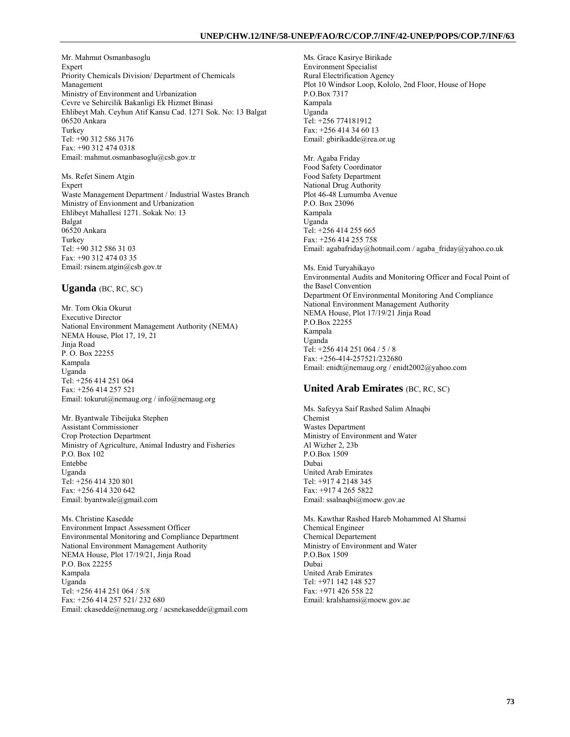Mr. Mahmut Osmanbasoglu
Expert
Priority Chemicals Division/ Department of Chemicals Management
Ministry of Environment and Urbanization
Cevre ve Sehircilik Bakanligi Ek Hizmet Binasi
Ehlibeyt Mah. Ceyhun Atif Kansu Cad. 1271 Sok. No: 13 Balgat
06520 Ankara
Turkey
Tel: +90 312 586 3176
Fax: +90 312 474 0318
Email: mahmut.osmanbasoglu@csb.gov.tr

Ms. Refet Sinem Atgin
Expert
Waste Management Department / Industrial Wastes Branch
Ministry of Envionment and Urbanization
Ehlibeyt Mahallesi 1271. Sokak No: 13
Balgat
06520 Ankara
Turkey
Tel: +90 312 586 31 03
Fax: +90 312 474 03 35
Email: rsinem.atgin@csb.gov.tr

## Uganda (BC, RC, SC)

Mr. Tom Okia Okurut
Executive Director
National Environment Management Authority (NEMA)
NEMA House, Plot 17, 19, 21
Jinja Road
P. O. Box 22255
Kampala
Uganda
Tel: +256 414 251 064
Fax: +256 414 257 521
Email: tokurut@nemaug.org / info@nemaug.org

Mr. Byantwale Tibeijuka Stephen
Assistant Commissioner
Crop Protection Department
Ministry of Agriculture, Animal Industry and Fisheries
P.O. Box 102
Entebbe
Uganda
Tel: +256 414 320 801
Fax: +256 414 320 642
Email: byantwale@gmail.com

Ms. Christine Kasedde
Environment Impact Assessment Officer
Environmental Monitoring and Compliance Department
National Environment Management Authority
NEMA House, Plot 17/19/21, Jinja Road
P.O. Box 22255
Kampala
Uganda
Tel: +256 414 251 064 / 5/8
Fax: +256 414 257 521/ 232 680
Email: ckasedde@nemaug.org / acsnekasedde@gmail.com

Ms. Grace Kasirye Birikade
Environment Specialist
Rural Electrification Agency
Plot 10 Windsor Loop, Kololo, 2nd Floor, House of Hope
P.O.Box 7317
Kampala
Uganda
Tel: +256 774181912
Fax: +256 414 34 60 13
Email: gbirikadde@rea.or.ug

Mr. Agaba Friday
Food Safety Coordinator
Food Safety Department
National Drug Authority
Plot 46-48 Lumumba Avenue
P.O. Box 23096
Kampala
Uganda
Tel: +256 414 255 665
Fax: +256 414 255 758
Email: agabafriday@hotmail.com / agaba_friday@yahoo.co.uk

Ms. Enid Turyahikayo
Environmental Audits and Monitoring Officer and Focal Point of the Basel Convention
Department Of Environmental Monitoring And Compliance
National Environment Management Authority
NEMA House, Plot 17/19/21 Jinja Road
P.O.Box 22255
Kampala
Uganda
Tel: +256 414 251 064 / 5 / 8
Fax: +256-414-257521/232680
Email: enidt@nemaug.org / enidt2002@yahoo.com

## United Arab Emirates (BC, RC, SC)

Ms. Safeyya Saif Rashed Salim Alnaqbi
Chemist
Wastes Department
Ministry of Environment and Water
Al Wizher 2, 23b
P.O.Box 1509
Dubai
United Arab Emirates
Tel: +917 4 2148 345
Fax: +917 4 265 5822
Email: ssalnaqbi@moew.gov.ae

Ms. Kawthar Rashed Hareb Mohammed Al Shamsi
Chemical Engineeer
Chemical Departement
Ministry of Environment and Water
P.O.Box 1509
Dubai
United Arab Emirates
Tel: +971 142 148 527
Fax: +971 426 558 22
Email: kralshamsi@moew.gov.ae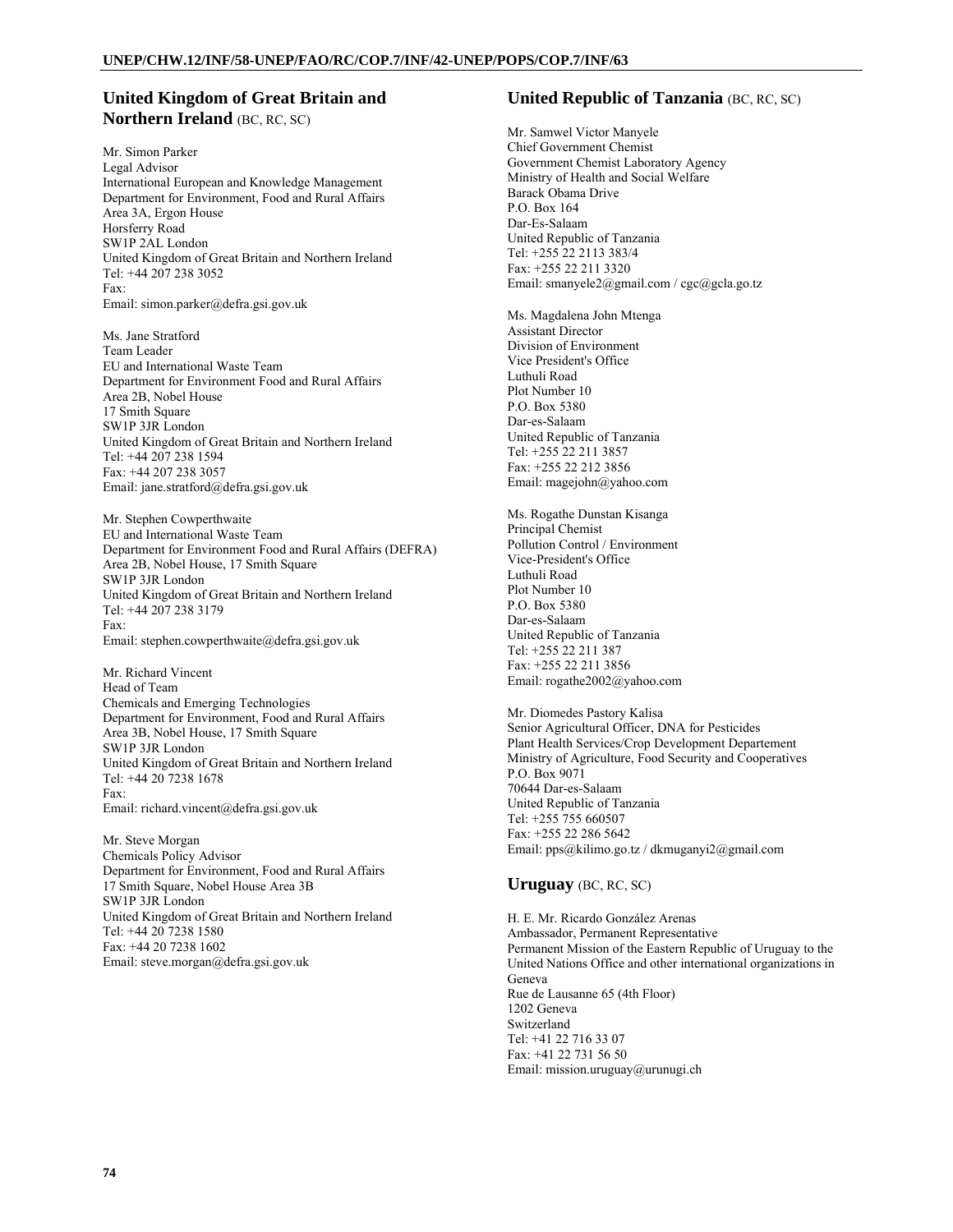## United Kingdom of Great Britain and Northern Ireland (BC, RC, SC)

Mr. Simon Parker
Legal Advisor
International European and Knowledge Management
Department for Environment, Food and Rural Affairs
Area 3A, Ergon House
Horsferry Road
SW1P 2AL London
United Kingdom of Great Britain and Northern Ireland
Tel: +44 207 238 3052
Fax:
Email: simon.parker@defra.gsi.gov.uk

Ms. Jane Stratford
Team Leader
EU and International Waste Team
Department for Environment Food and Rural Affairs
Area 2B, Nobel House
17 Smith Square
SW1P 3JR London
United Kingdom of Great Britain and Northern Ireland
Tel: +44 207 238 1594
Fax: +44 207 238 3057
Email: jane.stratford@defra.gsi.gov.uk

Mr. Stephen Cowperthwaite
EU and International Waste Team
Department for Environment Food and Rural Affairs (DEFRA)
Area 2B, Nobel House, 17 Smith Square
SW1P 3JR London
United Kingdom of Great Britain and Northern Ireland
Tel: +44 207 238 3179
Fax:
Email: stephen.cowperthwaite@defra.gsi.gov.uk

Mr. Richard Vincent
Head of Team
Chemicals and Emerging Technologies
Department for Environment, Food and Rural Affairs
Area 3B, Nobel House, 17 Smith Square
SW1P 3JR London
United Kingdom of Great Britain and Northern Ireland
Tel: +44 20 7238 1678
Fax:
Email: richard.vincent@defra.gsi.gov.uk

Mr. Steve Morgan
Chemicals Policy Advisor
Department for Environment, Food and Rural Affairs
17 Smith Square, Nobel House Area 3B
SW1P 3JR London
United Kingdom of Great Britain and Northern Ireland
Tel: +44 20 7238 1580
Fax: +44 20 7238 1602
Email: steve.morgan@defra.gsi.gov.uk

## United Republic of Tanzania (BC, RC, SC)

Mr. Samwel Victor Manyele
Chief Government Chemist
Government Chemist Laboratory Agency
Ministry of Health and Social Welfare
Barack Obama Drive
P.O. Box 164
Dar-Es-Salaam
United Republic of Tanzania
Tel: +255 22 2113 383/4
Fax: +255 22 211 3320
Email: smanyele2@gmail.com / cgc@gcla.go.tz

Ms. Magdalena John Mtenga
Assistant Director
Division of Environment
Vice President's Office
Luthuli Road
Plot Number 10
P.O. Box 5380
Dar-es-Salaam
United Republic of Tanzania
Tel: +255 22 211 3857
Fax: +255 22 212 3856
Email: magejohn@yahoo.com

Ms. Rogathe Dunstan Kisanga
Principal Chemist
Pollution Control / Environment
Vice-President's Office
Luthuli Road
Plot Number 10
P.O. Box 5380
Dar-es-Salaam
United Republic of Tanzania
Tel: +255 22 211 387
Fax: +255 22 211 3856
Email: rogathe2002@yahoo.com

Mr. Diomedes Pastory Kalisa
Senior Agricultural Officer, DNA for Pesticides
Plant Health Services/Crop Development Departement
Ministry of Agriculture, Food Security and Cooperatives
P.O. Box 9071
70644 Dar-es-Salaam
United Republic of Tanzania
Tel: +255 755 660507
Fax: +255 22 286 5642
Email: pps@kilimo.go.tz / dkmuganyi2@gmail.com

## Uruguay (BC, RC, SC)

H. E. Mr. Ricardo González Arenas
Ambassador, Permanent Representative
Permanent Mission of the Eastern Republic of Uruguay to the United Nations Office and other international organizations in Geneva
Rue de Lausanne 65 (4th Floor)
1202 Geneva
Switzerland
Tel: +41 22 716 33 07
Fax: +41 22 731 56 50
Email: mission.uruguay@urunugi.ch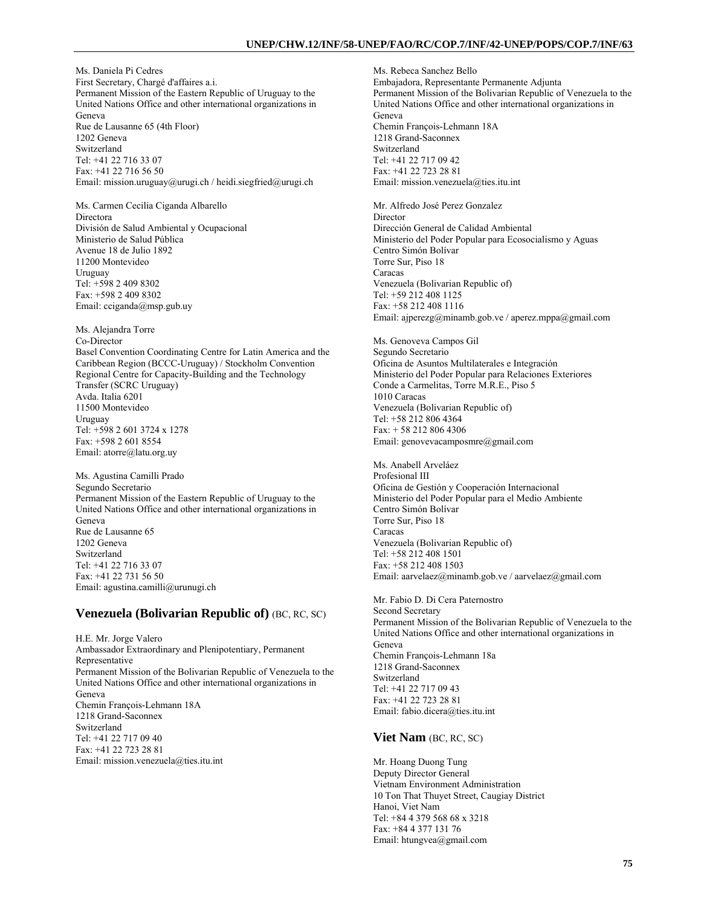Ms. Daniela Pi Cedres
First Secretary, Chargé d'affaires a.i.
Permanent Mission of the Eastern Republic of Uruguay to the United Nations Office and other international organizations in Geneva
Rue de Lausanne 65 (4th Floor)
1202 Geneva
Switzerland
Tel: +41 22 716 33 07
Fax: +41 22 716 56 50
Email: mission.uruguay@urugi.ch / heidi.siegfried@urugi.ch

Ms. Carmen Cecilia Ciganda Albarello
Directora
División de Salud Ambiental y Ocupacional
Ministerio de Salud Pública
Avenue 18 de Julio 1892
11200 Montevideo
Uruguay
Tel: +598 2 409 8302
Fax: +598 2 409 8302
Email: cciganda@msp.gub.uy

Ms. Alejandra Torre
Co-Director
Basel Convention Coordinating Centre for Latin America and the Caribbean Region (BCCC-Uruguay) / Stockholm Convention Regional Centre for Capacity-Building and the Technology Transfer (SCRC Uruguay)
Avda. Italia 6201
11500 Montevideo
Uruguay
Tel: +598 2 601 3724 x 1278
Fax: +598 2 601 8554
Email: atorre@latu.org.uy

Ms. Agustina Camilli Prado
Segundo Secretario
Permanent Mission of the Eastern Republic of Uruguay to the United Nations Office and other international organizations in Geneva
Rue de Lausanne 65
1202 Geneva
Switzerland
Tel: +41 22 716 33 07
Fax: +41 22 731 56 50
Email: agustina.camilli@urunugi.ch

## Venezuela (Bolivarian Republic of) (BC, RC, SC)

H.E. Mr. Jorge Valero
Ambassador Extraordinary and Plenipotentiary, Permanent Representative
Permanent Mission of the Bolivarian Republic of Venezuela to the United Nations Office and other international organizations in Geneva
Chemin François-Lehmann 18A
1218 Grand-Saconnex
Switzerland
Tel: +41 22 717 09 40
Fax: +41 22 723 28 81
Email: mission.venezuela@ties.itu.int

Ms. Rebeca Sanchez Bello
Embajadora, Representante Permanente Adjunta
Permanent Mission of the Bolivarian Republic of Venezuela to the United Nations Office and other international organizations in Geneva
Chemin François-Lehmann 18A
1218 Grand-Saconnex
Switzerland
Tel: +41 22 717 09 42
Fax: +41 22 723 28 81
Email: mission.venezuela@ties.itu.int

Mr. Alfredo José Perez Gonzalez
Director
Dirección General de Calidad Ambiental
Ministerio del Poder Popular para Ecosocialismo y Aguas
Centro Simón Bolívar
Torre Sur, Piso 18
Caracas
Venezuela (Bolivarian Republic of)
Tel: +59 212 408 1125
Fax: +58 212 408 1116
Email: ajperezg@minamb.gob.ve / aperez.mppa@gmail.com

Ms. Genoveva Campos Gil
Segundo Secretario
Oficina de Asuntos Multilaterales e Integración
Ministerio del Poder Popular para Relaciones Exteriores
Conde a Carmelitas, Torre M.R.E., Piso 5
1010 Caracas
Venezuela (Bolivarian Republic of)
Tel: +58 212 806 4364
Fax: + 58 212 806 4306
Email: genovevacamposmre@gmail.com

Ms. Anabell Arveláez
Profesional III
Oficina de Gestión y Cooperación Internacional
Ministerio del Poder Popular para el Medio Ambiente
Centro Simón Bolívar
Torre Sur, Piso 18
Caracas
Venezuela (Bolivarian Republic of)
Tel: +58 212 408 1501
Fax: +58 212 408 1503
Email: aarvelaez@minamb.gob.ve / aarvelaez@gmail.com

Mr. Fabio D. Di Cera Paternostro
Second Secretary
Permanent Mission of the Bolivarian Republic of Venezuela to the United Nations Office and other international organizations in Geneva
Chemin François-Lehmann 18a
1218 Grand-Saconnex
Switzerland
Tel: +41 22 717 09 43
Fax: +41 22 723 28 81
Email: fabio.dicera@ties.itu.int

## Viet Nam (BC, RC, SC)

Mr. Hoang Duong Tung
Deputy Director General
Vietnam Environment Administration
10 Ton That Thuyet Street, Caugiay District
Hanoi, Viet Nam
Tel: +84 4 379 568 68 x 3218
Fax: +84 4 377 131 76
Email: htungvea@gmail.com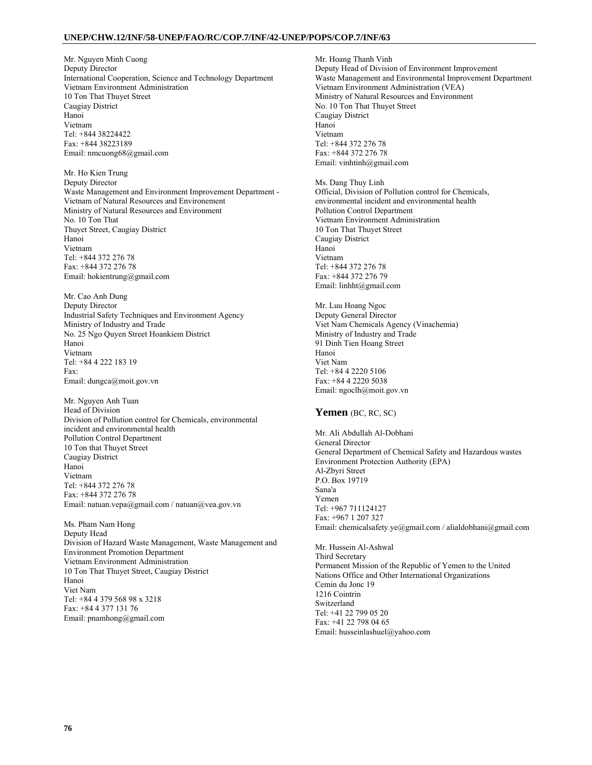Mr. Nguyen Minh Cuong
Deputy Director
International Cooperation, Science and Technology Department
Vietnam Environment Administration
10 Ton That Thuyet Street
Caugiay District
Hanoi
Vietnam
Tel: +844 38224422
Fax: +844 38223189
Email: nmcuong68@gmail.com

Mr. Ho Kien Trung
Deputy Director
Waste Management and Environment Improvement Department - Vietnam of Natural Resources and Environement
Ministry of Natural Resources and Environment
No. 10 Ton That
Thuyet Street, Caugiay District
Hanoi
Vietnam
Tel: +844 372 276 78
Fax: +844 372 276 78
Email: hokientrung@gmail.com

Mr. Cao Anh Dung
Deputy Director
Industrial Safety Techniques and Environment Agency
Ministry of Industry and Trade
No. 25 Ngo Quyen Street Hoankiem District
Hanoi
Vietnam
Tel: +84 4 222 183 19
Fax:
Email: dungca@moit.gov.vn

Mr. Nguyen Anh Tuan
Head of Division
Division of Pollution control for Chemicals, environmental incident and environmental health
Pollution Control Department
10 Ton that Thuyet Street
Caugiay District
Hanoi
Vietnam
Tel: +844 372 276 78
Fax: +844 372 276 78
Email: natuan.vepa@gmail.com / natuan@vea.gov.vn

Ms. Pham Nam Hong
Deputy Head
Division of Hazard Waste Management, Waste Management and Environment Promotion Department
Vietnam Environment Administration
10 Ton That Thuyet Street, Caugiay District
Hanoi
Viet Nam
Tel: +84 4 379 568 98 x 3218
Fax: +84 4 377 131 76
Email: pnamhong@gmail.com

Mr. Hoang Thanh Vinh
Deputy Head of Division of Environment Improvement
Waste Management and Environmental Improvement Department
Vietnam Environment Administration (VEA)
Ministry of Natural Resources and Environment
No. 10 Ton That Thuyet Street
Caugiay District
Hanoi
Vietnam
Tel: +844 372 276 78
Fax: +844 372 276 78
Email: vinhtinh@gmail.com

Ms. Dang Thuy Linh
Official, Division of Pollution control for Chemicals, environmental incident and environmental health
Pollution Control Department
Vietnam Environment Administration
10 Ton That Thuyet Street
Caugiay District
Hanoi
Vietnam
Tel: +844 372 276 78
Fax: +844 372 276 79
Email: linhht@gmail.com

Mr. Luu Hoang Ngoc
Deputy General Director
Viet Nam Chemicals Agency (Vinachemia)
Ministry of Industry and Trade
91 Dinh Tien Hoang Street
Hanoi
Viet Nam
Tel: +84 4 2220 5106
Fax: +84 4 2220 5038
Email: ngoclh@moit.gov.vn

## **Yemen** (BC, RC, SC)

Mr. Ali Abdullah Al-Dobhani
General Director
General Department of Chemical Safety and Hazardous wastes
Environment Protection Authority (EPA)
Al-Zbyri Street
P.O. Box 19719
Sana'a
Yemen
Tel: +967 711124127
Fax: +967 1 207 327
Email: chemicalsafety.ye@gmail.com / alialdobhani@gmail.com

Mr. Hussein Al-Ashwal
Third Secretary
Permanent Mission of the Republic of Yemen to the United Nations Office and Other International Organizations
Cemin du Jonc 19
1216 Cointrin
Switzerland
Tel: +41 22 799 05 20
Fax: +41 22 798 04 65
Email: husseinlashuel@yahoo.com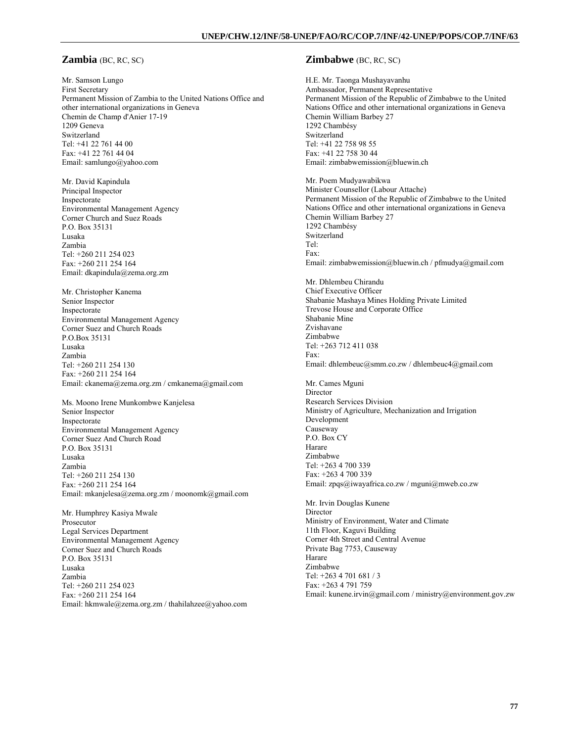## Zambia (BC, RC, SC)

Mr. Samson Lungo
First Secretary
Permanent Mission of Zambia to the United Nations Office and other international organizations in Geneva
Chemin de Champ d'Anier 17-19
1209 Geneva
Switzerland
Tel: +41 22 761 44 00
Fax: +41 22 761 44 04
Email: samlungo@yahoo.com

Mr. David Kapindula
Principal Inspector
Inspectorate
Environmental Management Agency
Corner Church and Suez Roads
P.O. Box 35131
Lusaka
Zambia
Tel: +260 211 254 023
Fax: +260 211 254 164
Email: dkapindula@zema.org.zm

Mr. Christopher Kanema
Senior Inspector
Inspectorate
Environmental Management Agency
Corner Suez and Church Roads
P.O.Box 35131
Lusaka
Zambia
Tel: +260 211 254 130
Fax: +260 211 254 164
Email: ckanema@zema.org.zm / cmkanema@gmail.com

Ms. Moono Irene Munkombwe Kanjelesa
Senior Inspector
Inspectorate
Environmental Management Agency
Corner Suez And Church Road
P.O. Box 35131
Lusaka
Zambia
Tel: +260 211 254 130
Fax: +260 211 254 164
Email: mkanjelesa@zema.org.zm / moonomk@gmail.com

Mr. Humphrey Kasiya Mwale
Prosecutor
Legal Services Department
Environmental Management Agency
Corner Suez and Church Roads
P.O. Box 35131
Lusaka
Zambia
Tel: +260 211 254 023
Fax: +260 211 254 164
Email: hkmwale@zema.org.zm / thahilahzee@yahoo.com

## Zimbabwe (BC, RC, SC)

H.E. Mr. Taonga Mushayavanhu
Ambassador, Permanent Representative
Permanent Mission of the Republic of Zimbabwe to the United Nations Office and other international organizations in Geneva
Chemin William Barbey 27
1292 Chambésy
Switzerland
Tel: +41 22 758 98 55
Fax: +41 22 758 30 44
Email: zimbabwemission@bluewin.ch

Mr. Poem Mudyawabikwa
Minister Counsellor (Labour Attache)
Permanent Mission of the Republic of Zimbabwe to the United Nations Office and other international organizations in Geneva
Chemin William Barbey 27
1292 Chambésy
Switzerland
Tel:
Fax:
Email: zimbabwemission@bluewin.ch / pfmudya@gmail.com

Mr. Dhlembeu Chirandu
Chief Executive Officer
Shabanie Mashaya Mines Holding Private Limited
Trevose House and Corporate Office
Shabanie Mine
Zvishavane
Zimbabwe
Tel: +263 712 411 038
Fax:
Email: dhlembeuc@smm.co.zw / dhlembeuc4@gmail.com

Mr. Cames Mguni
Director
Research Services Division
Ministry of Agriculture, Mechanization and Irrigation Development
Causeway
P.O. Box CY
Harare
Zimbabwe
Tel: +263 4 700 339
Fax: +263 4 700 339
Email: zpqs@iwayafrica.co.zw / mguni@mweb.co.zw

Mr. Irvin Douglas Kunene
Director
Ministry of Environment, Water and Climate
11th Floor, Kaguvi Building
Corner 4th Street and Central Avenue
Private Bag 7753, Causeway
Harare
Zimbabwe
Tel: +263 4 701 681 / 3
Fax: +263 4 791 759
Email: kunene.irvin@gmail.com / ministry@environment.gov.zw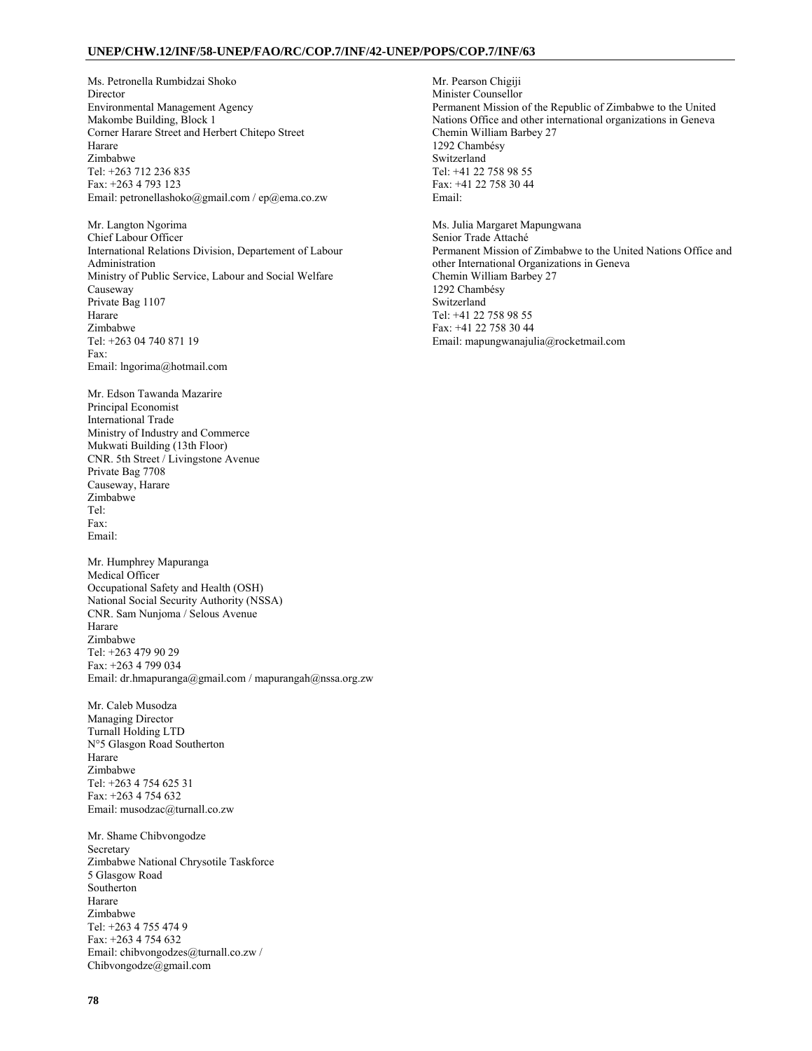Ms. Petronella Rumbidzai Shoko
Director
Environmental Management Agency
Makombe Building, Block 1
Corner Harare Street and Herbert Chitepo Street
Harare
Zimbabwe
Tel: +263 712 236 835
Fax: +263 4 793 123
Email: petronellashoko@gmail.com / ep@ema.co.zw

Mr. Langton Ngorima
Chief Labour Officer
International Relations Division, Departement of Labour Administration
Ministry of Public Service, Labour and Social Welfare
Causeway
Private Bag 1107
Harare
Zimbabwe
Tel: +263 04 740 871 19
Fax:
Email: lngorima@hotmail.com

Mr. Edson Tawanda Mazarire
Principal Economist
International Trade
Ministry of Industry and Commerce
Mukwati Building (13th Floor)
CNR. 5th Street / Livingstone Avenue
Private Bag 7708
Causeway, Harare
Zimbabwe
Tel:
Fax:
Email:

Mr. Humphrey Mapuranga
Medical Officer
Occupational Safety and Health (OSH)
National Social Security Authority (NSSA)
CNR. Sam Nunjoma / Selous Avenue
Harare
Zimbabwe
Tel: +263 479 90 29
Fax: +263 4 799 034
Email: dr.hmapuranga@gmail.com / mapurangah@nssa.org.zw

Mr. Caleb Musodza
Managing Director
Turnall Holding LTD
N°5 Glasgon Road Southerton
Harare
Zimbabwe
Tel: +263 4 754 625 31
Fax: +263 4 754 632
Email: musodzac@turnall.co.zw

Mr. Shame Chibvongodze
Secretary
Zimbabwe National Chrysotile Taskforce
5 Glasgow Road
Southerton
Harare
Zimbabwe
Tel: +263 4 755 474 9
Fax: +263 4 754 632
Email: chibvongodzes@turnall.co.zw / Chibvongodze@gmail.com

Mr. Pearson Chigiji
Minister Counsellor
Permanent Mission of the Republic of Zimbabwe to the United Nations Office and other international organizations in Geneva
Chemin William Barbey 27
1292 Chambésy
Switzerland
Tel: +41 22 758 98 55
Fax: +41 22 758 30 44
Email:

Ms. Julia Margaret Mapungwana
Senior Trade Attaché
Permanent Mission of Zimbabwe to the United Nations Office and other International Organizations in Geneva
Chemin William Barbey 27
1292 Chambésy
Switzerland
Tel: +41 22 758 98 55
Fax: +41 22 758 30 44
Email: mapungwanajulia@rocketmail.com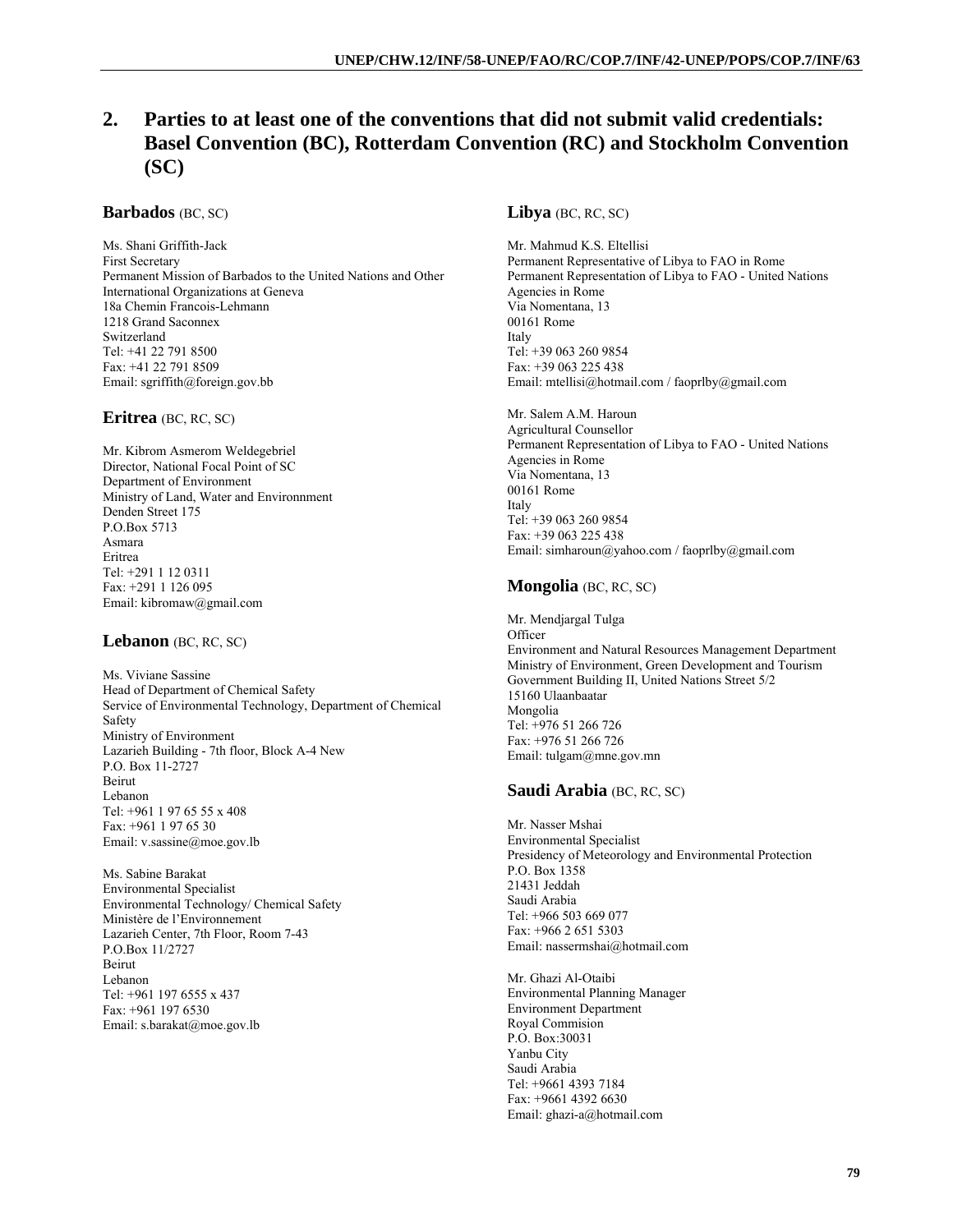## 2. Parties to at least one of the conventions that did not submit valid credentials: Basel Convention (BC), Rotterdam Convention (RC) and Stockholm Convention (SC)

### **Barbados** (BC, SC)

Ms. Shani Griffith-Jack
First Secretary
Permanent Mission of Barbados to the United Nations and Other International Organizations at Geneva
18a Chemin Francois-Lehmann
1218 Grand Saconnex
Switzerland
Tel: +41 22 791 8500
Fax: +41 22 791 8509
Email: sgriffith@foreign.gov.bb

### **Eritrea** (BC, RC, SC)

Mr. Kibrom Asmerom Weldegebriel
Director, National Focal Point of SC
Department of Environment
Ministry of Land, Water and Environnment
Denden Street 175
P.O.Box 5713
Asmara
Eritrea
Tel: +291 1 12 0311
Fax: +291 1 126 095
Email: kibromaw@gmail.com

### **Lebanon** (BC, RC, SC)

Ms. Viviane Sassine
Head of Department of Chemical Safety
Service of Environmental Technology, Department of Chemical Safety
Ministry of Environment
Lazarieh Building - 7th floor, Block A-4 New
P.O. Box 11-2727
Beirut
Lebanon
Tel: +961 1 97 65 55 x 408
Fax: +961 1 97 65 30
Email: v.sassine@moe.gov.lb

Ms. Sabine Barakat
Environmental Specialist
Environmental Technology/ Chemical Safety
Ministère de l'Environnement
Lazarieh Center, 7th Floor, Room 7-43
P.O.Box 11/2727
Beirut
Lebanon
Tel: +961 197 6555 x 437
Fax: +961 197 6530
Email: s.barakat@moe.gov.lb

### **Libya** (BC, RC, SC)

Mr. Mahmud K.S. Eltellisi
Permanent Representative of Libya to FAO in Rome
Permanent Representation of Libya to FAO - United Nations Agencies in Rome
Via Nomentana, 13
00161 Rome
Italy
Tel: +39 063 260 9854
Fax: +39 063 225 438
Email: mtellisi@hotmail.com / faoprlby@gmail.com

Mr. Salem A.M. Haroun
Agricultural Counsellor
Permanent Representation of Libya to FAO - United Nations Agencies in Rome
Via Nomentana, 13
00161 Rome
Italy
Tel: +39 063 260 9854
Fax: +39 063 225 438
Email: simharoun@yahoo.com / faoprlby@gmail.com

### **Mongolia** (BC, RC, SC)

Mr. Mendjargal Tulga
Officer
Environment and Natural Resources Management Department
Ministry of Environment, Green Development and Tourism
Government Building II, United Nations Street 5/2
15160 Ulaanbaatar
Mongolia
Tel: +976 51 266 726
Fax: +976 51 266 726
Email: tulgam@mne.gov.mn

### **Saudi Arabia** (BC, RC, SC)

Mr. Nasser Mshai
Environmental Specialist
Presidency of Meteorology and Environmental Protection
P.O. Box 1358
21431 Jeddah
Saudi Arabia
Tel: +966 503 669 077
Fax: +966 2 651 5303
Email: nassermshai@hotmail.com

Mr. Ghazi Al-Otaibi
Environmental Planning Manager
Environment Department
Royal Commision
P.O. Box:30031
Yanbu City
Saudi Arabia
Tel: +9661 4393 7184
Fax: +9661 4392 6630
Email: ghazi-a@hotmail.com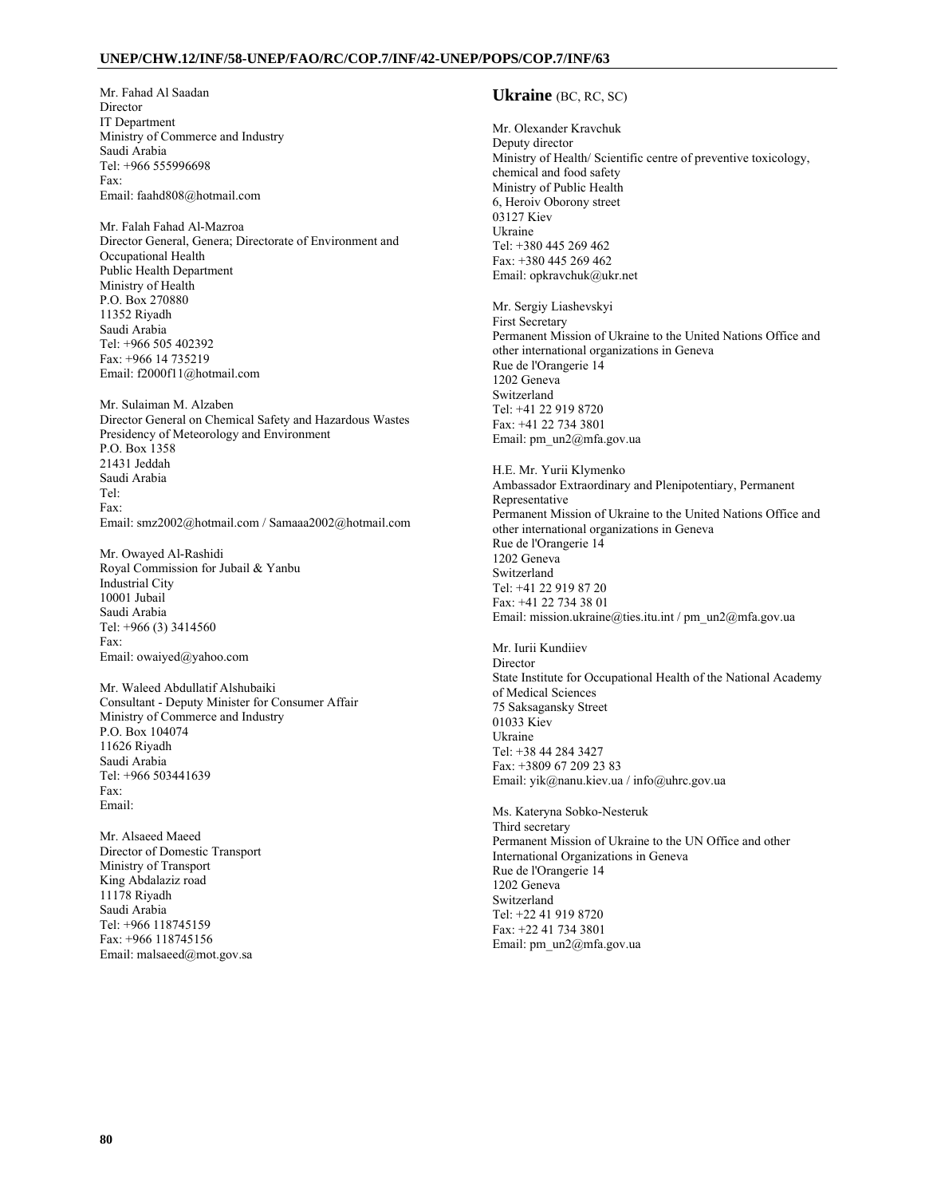Mr. Fahad Al Saadan
Director
IT Department
Ministry of Commerce and Industry
Saudi Arabia
Tel: +966 555996698
Fax:
Email: faahd808@hotmail.com

Mr. Falah Fahad Al-Mazroa
Director General, Genera; Directorate of Environment and Occupational Health
Public Health Department
Ministry of Health
P.O. Box 270880
11352 Riyadh
Saudi Arabia
Tel: +966 505 402392
Fax: +966 14 735219
Email: f2000f11@hotmail.com

Mr. Sulaiman M. Alzaben
Director General on Chemical Safety and Hazardous Wastes
Presidency of Meteorology and Environment
P.O. Box 1358
21431 Jeddah
Saudi Arabia
Tel:
Fax:
Email: smz2002@hotmail.com / Samaaa2002@hotmail.com

Mr. Owayed Al-Rashidi
Royal Commission for Jubail & Yanbu
Industrial City
10001 Jubail
Saudi Arabia
Tel: +966 (3) 3414560
Fax:
Email: owaiyed@yahoo.com

Mr. Waleed Abdullatif Alshubaiki
Consultant - Deputy Minister for Consumer Affair
Ministry of Commerce and Industry
P.O. Box 104074
11626 Riyadh
Saudi Arabia
Tel: +966 503441639
Fax:
Email:

Mr. Alsaeed Maeed
Director of Domestic Transport
Ministry of Transport
King Abdalaziz road
11178 Riyadh
Saudi Arabia
Tel: +966 118745159
Fax: +966 118745156
Email: malsaeed@mot.gov.sa

## **Ukraine** (BC, RC, SC)

Mr. Olexander Kravchuk
Deputy director
Ministry of Health/ Scientific centre of preventive toxicology, chemical and food safety
Ministry of Public Health
6, Heroiv Oborony street
03127 Kiev
Ukraine
Tel: +380 445 269 462
Fax: +380 445 269 462
Email: opkravchuk@ukr.net

Mr. Sergiy Liashevskyi
First Secretary
Permanent Mission of Ukraine to the United Nations Office and other international organizations in Geneva
Rue de l'Orangerie 14
1202 Geneva
Switzerland
Tel: +41 22 919 8720
Fax: +41 22 734 3801
Email: pm_un2@mfa.gov.ua

H.E. Mr. Yurii Klymenko
Ambassador Extraordinary and Plenipotentiary, Permanent Representative
Permanent Mission of Ukraine to the United Nations Office and other international organizations in Geneva
Rue de l'Orangerie 14
1202 Geneva
Switzerland
Tel: +41 22 919 87 20
Fax: +41 22 734 38 01
Email: mission.ukraine@ties.itu.int / pm_un2@mfa.gov.ua

Mr. Iurii Kundiiev
Director
State Institute for Occupational Health of the National Academy of Medical Sciences
75 Saksagansky Street
01033 Kiev
Ukraine
Tel: +38 44 284 3427
Fax: +3809 67 209 23 83
Email: yik@nanu.kiev.ua / info@uhrc.gov.ua

Ms. Kateryna Sobko-Nesteruk
Third secretary
Permanent Mission of Ukraine to the UN Office and other International Organizations in Geneva
Rue de l'Orangerie 14
1202 Geneva
Switzerland
Tel: +22 41 919 8720
Fax: +22 41 734 3801
Email: pm_un2@mfa.gov.ua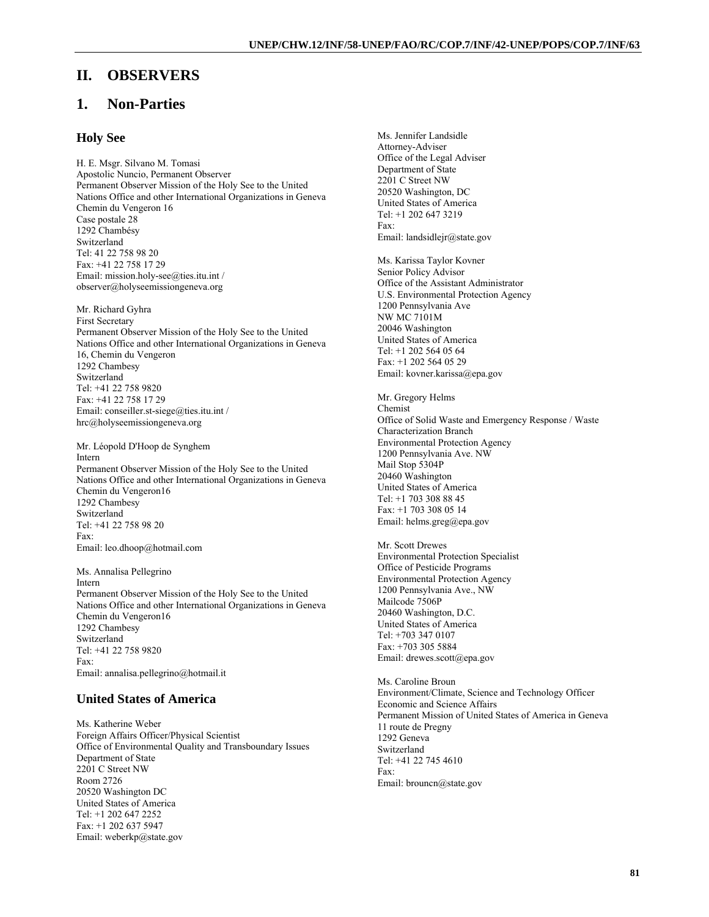# II. OBSERVERS

# 1. Non-Parties

## Holy See

H. E. Msgr. Silvano M. Tomasi
Apostolic Nuncio, Permanent Observer
Permanent Observer Mission of the Holy See to the United Nations Office and other International Organizations in Geneva
Chemin du Vengeron 16
Case postale 28
1292 Chambésy
Switzerland
Tel: 41 22 758 98 20
Fax: +41 22 758 17 29
Email: mission.holy-see@ties.itu.int / observer@holyseemissiongeneva.org

Mr. Richard Gyhra
First Secretary
Permanent Observer Mission of the Holy See to the United Nations Office and other International Organizations in Geneva
16, Chemin du Vengeron
1292 Chambesy
Switzerland
Tel: +41 22 758 9820
Fax: +41 22 758 17 29
Email: conseiller.st-siege@ties.itu.int / hrc@holyseemissiongeneva.org

Mr. Léopold D'Hoop de Synghem
Intern
Permanent Observer Mission of the Holy See to the United Nations Office and other International Organizations in Geneva
Chemin du Vengeron16
1292 Chambesy
Switzerland
Tel: +41 22 758 98 20
Fax:
Email: leo.dhoop@hotmail.com

Ms. Annalisa Pellegrino
Intern
Permanent Observer Mission of the Holy See to the United Nations Office and other International Organizations in Geneva
Chemin du Vengeron16
1292 Chambesy
Switzerland
Tel: +41 22 758 9820
Fax:
Email: annalisa.pellegrino@hotmail.it

## United States of America

Ms. Katherine Weber
Foreign Affairs Officer/Physical Scientist
Office of Environmental Quality and Transboundary Issues
Department of State
2201 C Street NW
Room 2726
20520 Washington DC
United States of America
Tel: +1 202 647 2252
Fax: +1 202 637 5947
Email: weberkp@state.gov

Ms. Jennifer Landsidle
Attorney-Adviser
Office of the Legal Adviser
Department of State
2201 C Street NW
20520 Washington, DC
United States of America
Tel: +1 202 647 3219
Fax:
Email: landsidlejr@state.gov

Ms. Karissa Taylor Kovner
Senior Policy Advisor
Office of the Assistant Administrator
U.S. Environmental Protection Agency
1200 Pennsylvania Ave
NW MC 7101M
20046 Washington
United States of America
Tel: +1 202 564 05 64
Fax: +1 202 564 05 29
Email: kovner.karissa@epa.gov

Mr. Gregory Helms
Chemist
Office of Solid Waste and Emergency Response / Waste Characterization Branch
Environmental Protection Agency
1200 Pennsylvania Ave. NW
Mail Stop 5304P
20460 Washington
United States of America
Tel: +1 703 308 88 45
Fax: +1 703 308 05 14
Email: helms.greg@epa.gov

Mr. Scott Drewes
Environmental Protection Specialist
Office of Pesticide Programs
Environmental Protection Agency
1200 Pennsylvania Ave., NW
Mailcode 7506P
20460 Washington, D.C.
United States of America
Tel: +703 347 0107
Fax: +703 305 5884
Email: drewes.scott@epa.gov

Ms. Caroline Broun
Environment/Climate, Science and Technology Officer
Economic and Science Affairs
Permanent Mission of United States of America in Geneva
11 route de Pregny
1292 Geneva
Switzerland
Tel: +41 22 745 4610
Fax:
Email: brouncn@state.gov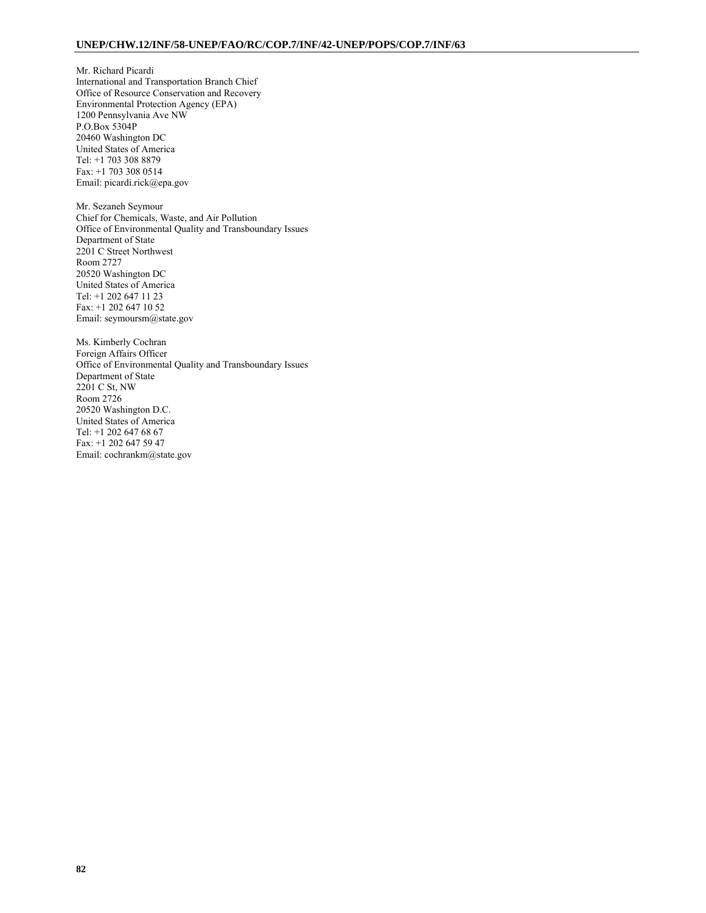Mr. Richard Picardi
International and Transportation Branch Chief
Office of Resource Conservation and Recovery
Environmental Protection Agency (EPA)
1200 Pennsylvania Ave NW
P.O.Box 5304P
20460 Washington DC
United States of America
Tel: +1 703 308 8879
Fax: +1 703 308 0514
Email: picardi.rick@epa.gov

Mr. Sezaneh Seymour
Chief for Chemicals, Waste, and Air Pollution
Office of Environmental Quality and Transboundary Issues
Department of State
2201 C Street Northwest
Room 2727
20520 Washington DC
United States of America
Tel: +1 202 647 11 23
Fax: +1 202 647 10 52
Email: seymoursm@state.gov

Ms. Kimberly Cochran
Foreign Affairs Officer
Office of Environmental Quality and Transboundary Issues
Department of State
2201 C St, NW
Room 2726
20520 Washington D.C.
United States of America
Tel: +1 202 647 68 67
Fax: +1 202 647 59 47
Email: cochrankm@state.gov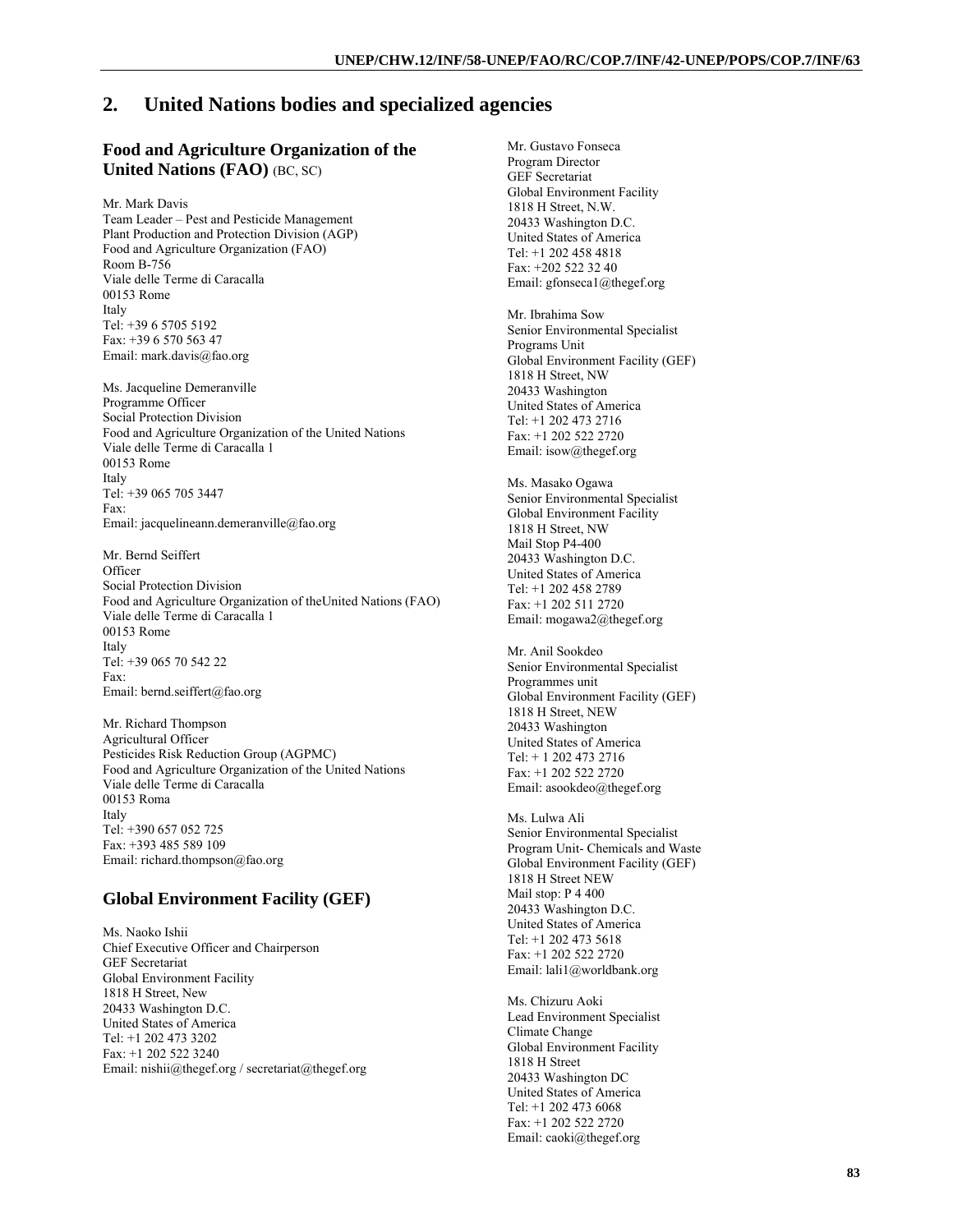## 2. United Nations bodies and specialized agencies

### Food and Agriculture Organization of the United Nations (FAO) (BC, SC)

Mr. Mark Davis
Team Leader – Pest and Pesticide Management
Plant Production and Protection Division (AGP)
Food and Agriculture Organization (FAO)
Room B-756
Viale delle Terme di Caracalla
00153 Rome
Italy
Tel: +39 6 5705 5192
Fax: +39 6 570 563 47
Email: mark.davis@fao.org

Ms. Jacqueline Demeranville
Programme Officer
Social Protection Division
Food and Agriculture Organization of the United Nations
Viale delle Terme di Caracalla 1
00153 Rome
Italy
Tel: +39 065 705 3447
Fax:
Email: jacquelineann.demeranville@fao.org

Mr. Bernd Seiffert
Officer
Social Protection Division
Food and Agriculture Organization of theUnited Nations (FAO)
Viale delle Terme di Caracalla 1
00153 Rome
Italy
Tel: +39 065 70 542 22
Fax:
Email: bernd.seiffert@fao.org

Mr. Richard Thompson
Agricultural Officer
Pesticides Risk Reduction Group (AGPMC)
Food and Agriculture Organization of the United Nations
Viale delle Terme di Caracalla
00153 Roma
Italy
Tel: +390 657 052 725
Fax: +393 485 589 109
Email: richard.thompson@fao.org

### Global Environment Facility (GEF)

Ms. Naoko Ishii
Chief Executive Officer and Chairperson
GEF Secretariat
Global Environment Facility
1818 H Street, New
20433 Washington D.C.
United States of America
Tel: +1 202 473 3202
Fax: +1 202 522 3240
Email: nishii@thegef.org / secretariat@thegef.org

Mr. Gustavo Fonseca
Program Director
GEF Secretariat
Global Environment Facility
1818 H Street, N.W.
20433 Washington D.C.
United States of America
Tel: +1 202 458 4818
Fax: +202 522 32 40
Email: gfonseca1@thegef.org

Mr. Ibrahima Sow
Senior Environmental Specialist
Programs Unit
Global Environment Facility (GEF)
1818 H Street, NW
20433 Washington
United States of America
Tel: +1 202 473 2716
Fax: +1 202 522 2720
Email: isow@thegef.org

Ms. Masako Ogawa
Senior Environmental Specialist
Global Environment Facility
1818 H Street, NW
Mail Stop P4-400
20433 Washington D.C.
United States of America
Tel: +1 202 458 2789
Fax: +1 202 511 2720
Email: mogawa2@thegef.org

Mr. Anil Sookdeo
Senior Environmental Specialist
Programmes unit
Global Environment Facility (GEF)
1818 H Street, NEW
20433 Washington
United States of America
Tel: + 1 202 473 2716
Fax: +1 202 522 2720
Email: asookdeo@thegef.org

Ms. Lulwa Ali
Senior Environmental Specialist
Program Unit- Chemicals and Waste
Global Environment Facility (GEF)
1818 H Street NEW
Mail stop: P 4 400
20433 Washington D.C.
United States of America
Tel: +1 202 473 5618
Fax: +1 202 522 2720
Email: lali1@worldbank.org

Ms. Chizuru Aoki
Lead Environment Specialist
Climate Change
Global Environment Facility
1818 H Street
20433 Washington DC
United States of America
Tel: +1 202 473 6068
Fax: +1 202 522 2720
Email: caoki@thegef.org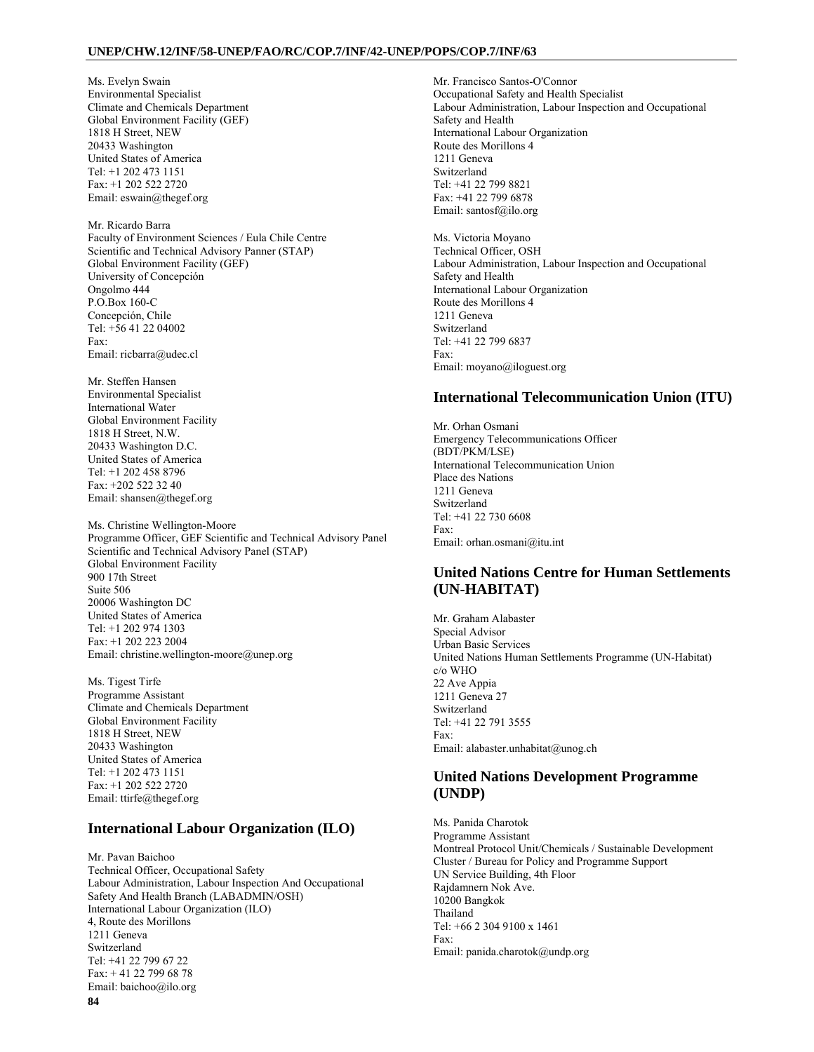Ms. Evelyn Swain
Environmental Specialist
Climate and Chemicals Department
Global Environment Facility (GEF)
1818 H Street, NEW
20433 Washington
United States of America
Tel: +1 202 473 1151
Fax: +1 202 522 2720
Email: eswain@thegef.org

Mr. Ricardo Barra
Faculty of Environment Sciences / Eula Chile Centre
Scientific and Technical Advisory Panner (STAP)
Global Environment Facility (GEF)
University of Concepción
Ongolmo 444
P.O.Box 160-C
Concepción, Chile
Tel: +56 41 22 04002
Fax:
Email: ricbarra@udec.cl

Mr. Steffen Hansen
Environmental Specialist
International Water
Global Environment Facility
1818 H Street, N.W.
20433 Washington D.C.
United States of America
Tel: +1 202 458 8796
Fax: +202 522 32 40
Email: shansen@thegef.org

Ms. Christine Wellington-Moore
Programme Officer, GEF Scientific and Technical Advisory Panel
Scientific and Technical Advisory Panel (STAP)
Global Environment Facility
900 17th Street
Suite 506
20006 Washington DC
United States of America
Tel: +1 202 974 1303
Fax: +1 202 223 2004
Email: christine.wellington-moore@unep.org

Ms. Tigest Tirfe
Programme Assistant
Climate and Chemicals Department
Global Environment Facility
1818 H Street, NEW
20433 Washington
United States of America
Tel: +1 202 473 1151
Fax: +1 202 522 2720
Email: ttirfe@thegef.org

## International Labour Organization (ILO)

Mr. Pavan Baichoo
Technical Officer, Occupational Safety
Labour Administration, Labour Inspection And Occupational Safety And Health Branch (LABADMIN/OSH)
International Labour Organization (ILO)
4, Route des Morillons
1211 Geneva
Switzerland
Tel: +41 22 799 67 22
Fax: + 41 22 799 68 78
Email: baichoo@ilo.org

Mr. Francisco Santos-O'Connor
Occupational Safety and Health Specialist
Labour Administration, Labour Inspection and Occupational Safety and Health
International Labour Organization
Route des Morillons 4
1211 Geneva
Switzerland
Tel: +41 22 799 8821
Fax: +41 22 799 6878
Email: santosf@ilo.org

Ms. Victoria Moyano
Technical Officer, OSH
Labour Administration, Labour Inspection and Occupational Safety and Health
International Labour Organization
Route des Morillons 4
1211 Geneva
Switzerland
Tel: +41 22 799 6837
Fax:
Email: moyano@iloguest.org

## International Telecommunication Union (ITU)

Mr. Orhan Osmani
Emergency Telecommunications Officer
(BDT/PKM/LSE)
International Telecommunication Union
Place des Nations
1211 Geneva
Switzerland
Tel: +41 22 730 6608
Fax:
Email: orhan.osmani@itu.int

## United Nations Centre for Human Settlements (UN-HABITAT)

Mr. Graham Alabaster
Special Advisor
Urban Basic Services
United Nations Human Settlements Programme (UN-Habitat)
c/o WHO
22 Ave Appia
1211 Geneva 27
Switzerland
Tel: +41 22 791 3555
Fax:
Email: alabaster.unhabitat@unog.ch

## United Nations Development Programme (UNDP)

Ms. Panida Charotok
Programme Assistant
Montreal Protocol Unit/Chemicals / Sustainable Development Cluster / Bureau for Policy and Programme Support
UN Service Building, 4th Floor
Rajdamnern Nok Ave.
10200 Bangkok
Thailand
Tel: +66 2 304 9100 x 1461
Fax:
Email: panida.charotok@undp.org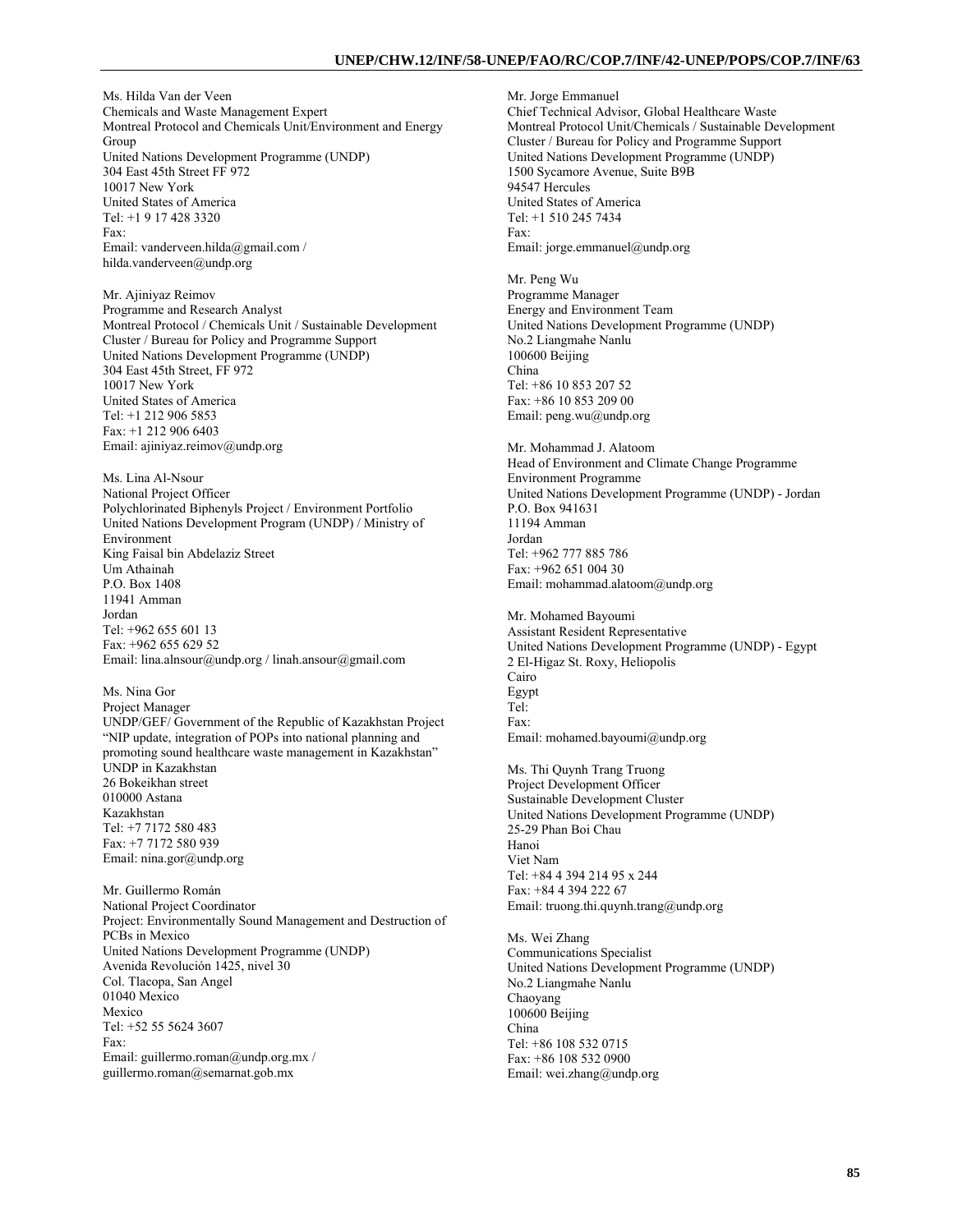Ms. Hilda Van der Veen
Chemicals and Waste Management Expert
Montreal Protocol and Chemicals Unit/Environment and Energy Group
United Nations Development Programme (UNDP)
304 East 45th Street FF 972
10017 New York
United States of America
Tel: +1 9 17 428 3320
Fax:
Email: vanderveen.hilda@gmail.com / hilda.vanderveen@undp.org

Mr. Ajiniyaz Reimov
Programme and Research Analyst
Montreal Protocol / Chemicals Unit / Sustainable Development Cluster / Bureau for Policy and Programme Support
United Nations Development Programme (UNDP)
304 East 45th Street, FF 972
10017 New York
United States of America
Tel: +1 212 906 5853
Fax: +1 212 906 6403
Email: ajiniyaz.reimov@undp.org

Ms. Lina Al-Nsour
National Project Officer
Polychlorinated Biphenyls Project / Environment Portfolio
United Nations Development Program (UNDP) / Ministry of Environment
King Faisal bin Abdelaziz Street
Um Athainah
P.O. Box 1408
11941 Amman
Jordan
Tel: +962 655 601 13
Fax: +962 655 629 52
Email: lina.alnsour@undp.org / linah.ansour@gmail.com

Ms. Nina Gor
Project Manager
UNDP/GEF/ Government of the Republic of Kazakhstan Project "NIP update, integration of POPs into national planning and promoting sound healthcare waste management in Kazakhstan"
UNDP in Kazakhstan
26 Bokeikhan street
010000 Astana
Kazakhstan
Tel: +7 7172 580 483
Fax: +7 7172 580 939
Email: nina.gor@undp.org

Mr. Guillermo Román
National Project Coordinator
Project: Environmentally Sound Management and Destruction of PCBs in Mexico
United Nations Development Programme (UNDP)
Avenida Revolución 1425, nivel 30
Col. Tlacopa, San Angel
01040 Mexico
Mexico
Tel: +52 55 5624 3607
Fax:
Email: guillermo.roman@undp.org.mx / guillermo.roman@semarnat.gob.mx

Mr. Jorge Emmanuel
Chief Technical Advisor, Global Healthcare Waste
Montreal Protocol Unit/Chemicals / Sustainable Development Cluster / Bureau for Policy and Programme Support
United Nations Development Programme (UNDP)
1500 Sycamore Avenue, Suite B9B
94547 Hercules
United States of America
Tel: +1 510 245 7434
Fax:
Email: jorge.emmanuel@undp.org

Mr. Peng Wu
Programme Manager
Energy and Environment Team
United Nations Development Programme (UNDP)
No.2 Liangmahe Nanlu
100600 Beijing
China
Tel: +86 10 853 207 52
Fax: +86 10 853 209 00
Email: peng.wu@undp.org

Mr. Mohammad J. Alatoom
Head of Environment and Climate Change Programme
Environment Programme
United Nations Development Programme (UNDP) - Jordan
P.O. Box 941631
11194 Amman
Jordan
Tel: +962 777 885 786
Fax: +962 651 004 30
Email: mohammad.alatoom@undp.org

Mr. Mohamed Bayoumi
Assistant Resident Representative
United Nations Development Programme (UNDP) - Egypt
2 El-Higaz St. Roxy, Heliopolis
Cairo
Egypt
Tel:
Fax:
Email: mohamed.bayoumi@undp.org

Ms. Thi Quynh Trang Truong
Project Development Officer
Sustainable Development Cluster
United Nations Development Programme (UNDP)
25-29 Phan Boi Chau
Hanoi
Viet Nam
Tel: +84 4 394 214 95 x 244
Fax: +84 4 394 222 67
Email: truong.thi.quynh.trang@undp.org

Ms. Wei Zhang
Communications Specialist
United Nations Development Programme (UNDP)
No.2 Liangmahe Nanlu
Chaoyang
100600 Beijing
China
Tel: +86 108 532 0715
Fax: +86 108 532 0900
Email: wei.zhang@undp.org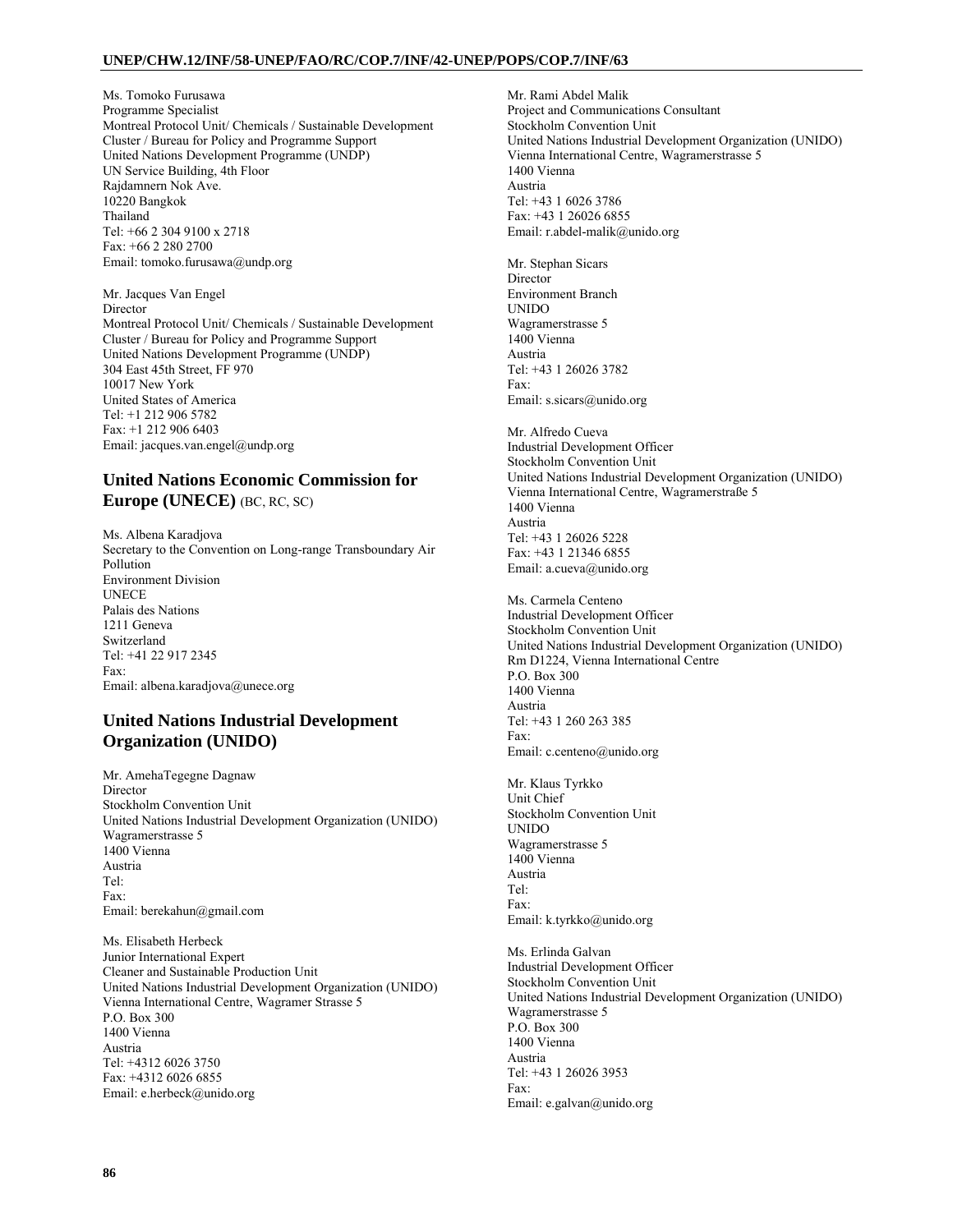Ms. Tomoko Furusawa
Programme Specialist
Montreal Protocol Unit/ Chemicals / Sustainable Development Cluster / Bureau for Policy and Programme Support
United Nations Development Programme (UNDP)
UN Service Building, 4th Floor
Rajdamnern Nok Ave.
10220 Bangkok
Thailand
Tel: +66 2 304 9100 x 2718
Fax: +66 2 280 2700
Email: tomoko.furusawa@undp.org

Mr. Jacques Van Engel
Director
Montreal Protocol Unit/ Chemicals / Sustainable Development Cluster / Bureau for Policy and Programme Support
United Nations Development Programme (UNDP)
304 East 45th Street, FF 970
10017 New York
United States of America
Tel: +1 212 906 5782
Fax: +1 212 906 6403
Email: jacques.van.engel@undp.org

## United Nations Economic Commission for Europe (UNECE) (BC, RC, SC)

Ms. Albena Karadjova
Secretary to the Convention on Long-range Transboundary Air Pollution
Environment Division
UNECE
Palais des Nations
1211 Geneva
Switzerland
Tel: +41 22 917 2345
Fax:
Email: albena.karadjova@unece.org

## United Nations Industrial Development Organization (UNIDO)

Mr. AmehaTegegne Dagnaw
Director
Stockholm Convention Unit
United Nations Industrial Development Organization (UNIDO)
Wagramerstrasse 5
1400 Vienna
Austria
Tel:
Fax:
Email: berekahun@gmail.com

Ms. Elisabeth Herbeck
Junior International Expert
Cleaner and Sustainable Production Unit
United Nations Industrial Development Organization (UNIDO)
Vienna International Centre, Wagramer Strasse 5
P.O. Box 300
1400 Vienna
Austria
Tel: +4312 6026 3750
Fax: +4312 6026 6855
Email: e.herbeck@unido.org

Mr. Rami Abdel Malik
Project and Communications Consultant
Stockholm Convention Unit
United Nations Industrial Development Organization (UNIDO)
Vienna International Centre, Wagramerstrasse 5
1400 Vienna
Austria
Tel: +43 1 6026 3786
Fax: +43 1 26026 6855
Email: r.abdel-malik@unido.org

Mr. Stephan Sicars
Director
Environment Branch
UNIDO
Wagramerstrasse 5
1400 Vienna
Austria
Tel: +43 1 26026 3782
Fax:
Email: s.sicars@unido.org

Mr. Alfredo Cueva
Industrial Development Officer
Stockholm Convention Unit
United Nations Industrial Development Organization (UNIDO)
Vienna International Centre, Wagramerstraße 5
1400 Vienna
Austria
Tel: +43 1 26026 5228
Fax: +43 1 21346 6855
Email: a.cueva@unido.org

Ms. Carmela Centeno
Industrial Development Officer
Stockholm Convention Unit
United Nations Industrial Development Organization (UNIDO)
Rm D1224, Vienna International Centre
P.O. Box 300
1400 Vienna
Austria
Tel: +43 1 260 263 385
Fax:
Email: c.centeno@unido.org

Mr. Klaus Tyrkko
Unit Chief
Stockholm Convention Unit
UNIDO
Wagramerstrasse 5
1400 Vienna
Austria
Tel:
Fax:
Email: k.tyrkko@unido.org

Ms. Erlinda Galvan
Industrial Development Officer
Stockholm Convention Unit
United Nations Industrial Development Organization (UNIDO)
Wagramerstrasse 5
P.O. Box 300
1400 Vienna
Austria
Tel: +43 1 26026 3953
Fax:
Email: e.galvan@unido.org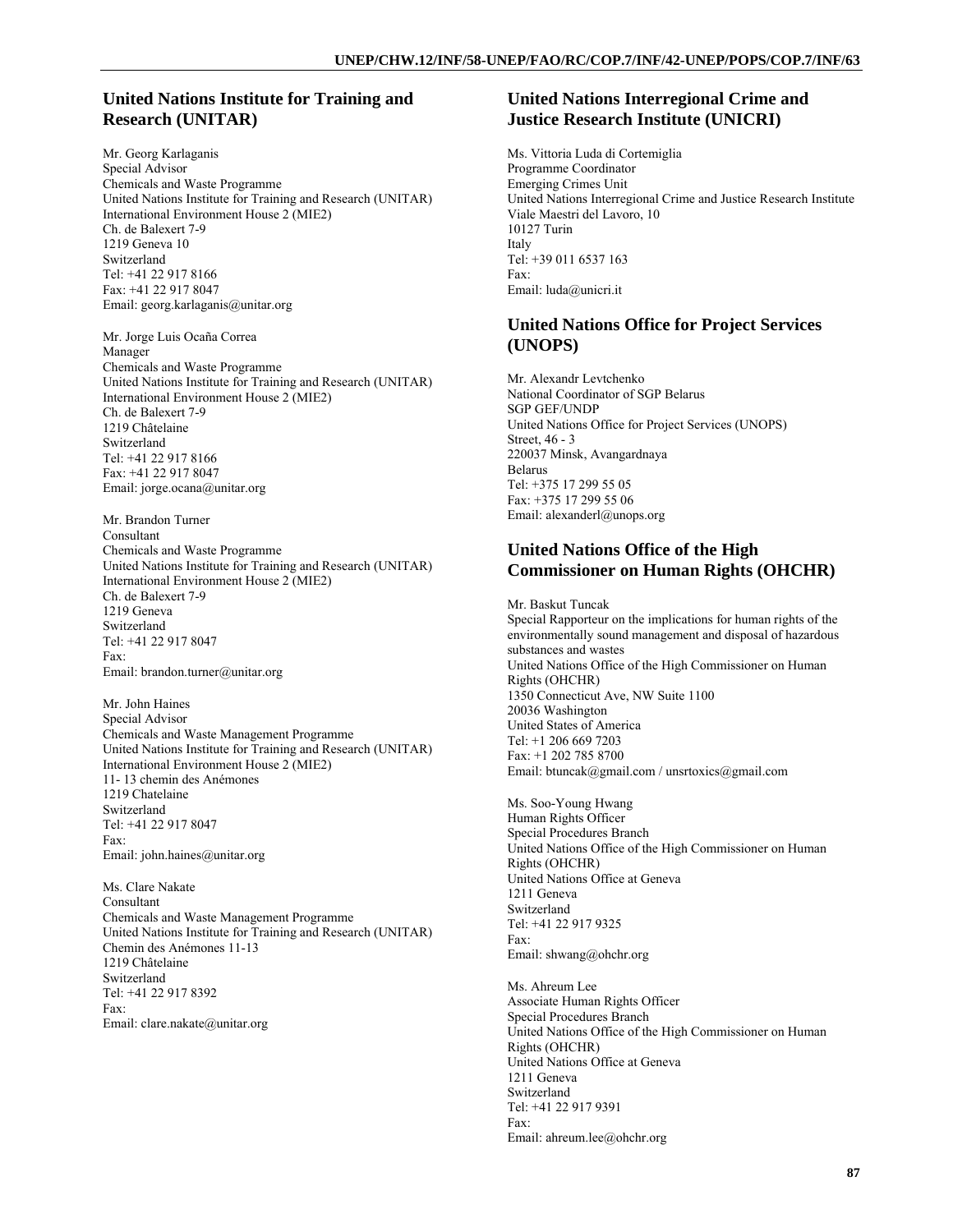## United Nations Institute for Training and Research (UNITAR)

Mr. Georg Karlaganis
Special Advisor
Chemicals and Waste Programme
United Nations Institute for Training and Research (UNITAR)
International Environment House 2 (MIE2)
Ch. de Balexert 7-9
1219 Geneva 10
Switzerland
Tel: +41 22 917 8166
Fax: +41 22 917 8047
Email: georg.karlaganis@unitar.org

Mr. Jorge Luis Ocaña Correa
Manager
Chemicals and Waste Programme
United Nations Institute for Training and Research (UNITAR)
International Environment House 2 (MIE2)
Ch. de Balexert 7-9
1219 Châtelaine
Switzerland
Tel: +41 22 917 8166
Fax: +41 22 917 8047
Email: jorge.ocana@unitar.org

Mr. Brandon Turner
Consultant
Chemicals and Waste Programme
United Nations Institute for Training and Research (UNITAR)
International Environment House 2 (MIE2)
Ch. de Balexert 7-9
1219 Geneva
Switzerland
Tel: +41 22 917 8047
Fax:
Email: brandon.turner@unitar.org

Mr. John Haines
Special Advisor
Chemicals and Waste Management Programme
United Nations Institute for Training and Research (UNITAR)
International Environment House 2 (MIE2)
11- 13 chemin des Anémones
1219 Chatelaine
Switzerland
Tel: +41 22 917 8047
Fax:
Email: john.haines@unitar.org

Ms. Clare Nakate
Consultant
Chemicals and Waste Management Programme
United Nations Institute for Training and Research (UNITAR)
Chemin des Anémones 11-13
1219 Châtelaine
Switzerland
Tel: +41 22 917 8392
Fax:
Email: clare.nakate@unitar.org

## United Nations Interregional Crime and Justice Research Institute (UNICRI)

Ms. Vittoria Luda di Cortemiglia
Programme Coordinator
Emerging Crimes Unit
United Nations Interregional Crime and Justice Research Institute
Viale Maestri del Lavoro, 10
10127 Turin
Italy
Tel: +39 011 6537 163
Fax:
Email: luda@unicri.it

## United Nations Office for Project Services (UNOPS)

Mr. Alexandr Levtchenko
National Coordinator of SGP Belarus
SGP GEF/UNDP
United Nations Office for Project Services (UNOPS)
Street, 46 - 3
220037 Minsk, Avangardnaya
Belarus
Tel: +375 17 299 55 05
Fax: +375 17 299 55 06
Email: alexanderl@unops.org

## United Nations Office of the High Commissioner on Human Rights (OHCHR)

Mr. Baskut Tuncak
Special Rapporteur on the implications for human rights of the environmentally sound management and disposal of hazardous substances and wastes
United Nations Office of the High Commissioner on Human Rights (OHCHR)
1350 Connecticut Ave, NW Suite 1100
20036 Washington
United States of America
Tel: +1 206 669 7203
Fax: +1 202 785 8700
Email: btuncak@gmail.com / unsrtoxics@gmail.com

Ms. Soo-Young Hwang
Human Rights Officer
Special Procedures Branch
United Nations Office of the High Commissioner on Human Rights (OHCHR)
United Nations Office at Geneva
1211 Geneva
Switzerland
Tel: +41 22 917 9325
Fax:
Email: shwang@ohchr.org

Ms. Ahreum Lee
Associate Human Rights Officer
Special Procedures Branch
United Nations Office of the High Commissioner on Human Rights (OHCHR)
United Nations Office at Geneva
1211 Geneva
Switzerland
Tel: +41 22 917 9391
Fax:
Email: ahreum.lee@ohchr.org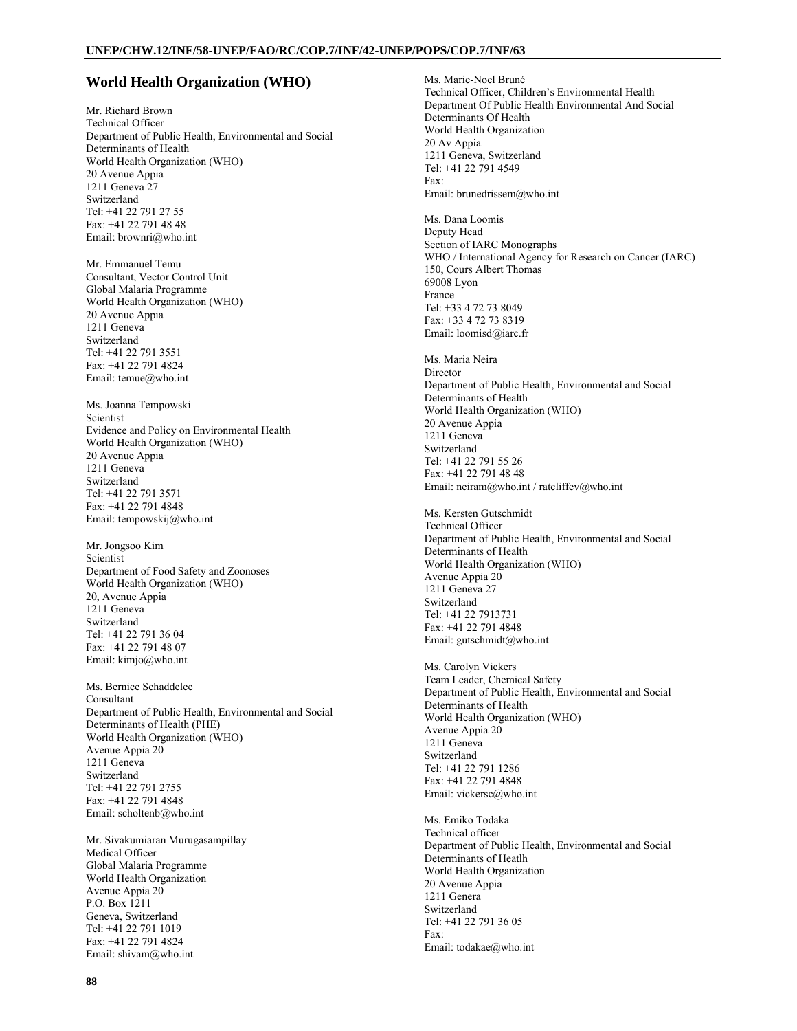## World Health Organization (WHO)

Mr. Richard Brown
Technical Officer
Department of Public Health, Environmental and Social Determinants of Health
World Health Organization (WHO)
20 Avenue Appia
1211 Geneva 27
Switzerland
Tel: +41 22 791 27 55
Fax: +41 22 791 48 48
Email: brownri@who.int

Mr. Emmanuel Temu
Consultant, Vector Control Unit
Global Malaria Programme
World Health Organization (WHO)
20 Avenue Appia
1211 Geneva
Switzerland
Tel: +41 22 791 3551
Fax: +41 22 791 4824
Email: temue@who.int

Ms. Joanna Tempowski
Scientist
Evidence and Policy on Environmental Health
World Health Organization (WHO)
20 Avenue Appia
1211 Geneva
Switzerland
Tel: +41 22 791 3571
Fax: +41 22 791 4848
Email: tempowskij@who.int

Mr. Jongsoo Kim
Scientist
Department of Food Safety and Zoonoses
World Health Organization (WHO)
20, Avenue Appia
1211 Geneva
Switzerland
Tel: +41 22 791 36 04
Fax: +41 22 791 48 07
Email: kimjo@who.int

Ms. Bernice Schaddelee
Consultant
Department of Public Health, Environmental and Social Determinants of Health (PHE)
World Health Organization (WHO)
Avenue Appia 20
1211 Geneva
Switzerland
Tel: +41 22 791 2755
Fax: +41 22 791 4848
Email: scholtenb@who.int

Mr. Sivakumiaran Murugasampillay
Medical Officer
Global Malaria Programme
World Health Organization
Avenue Appia 20
P.O. Box 1211
Geneva, Switzerland
Tel: +41 22 791 1019
Fax: +41 22 791 4824
Email: shivam@who.int

Ms. Marie-Noel Bruné
Technical Officer, Children's Environmental Health
Department Of Public Health Environmental And Social Determinants Of Health
World Health Organization
20 Av Appia
1211 Geneva, Switzerland
Tel: +41 22 791 4549
Fax:
Email: brunedrissem@who.int

Ms. Dana Loomis
Deputy Head
Section of IARC Monographs
WHO / International Agency for Research on Cancer (IARC)
150, Cours Albert Thomas
69008 Lyon
France
Tel: +33 4 72 73 8049
Fax: +33 4 72 73 8319
Email: loomisd@iarc.fr

Ms. Maria Neira
Director
Department of Public Health, Environmental and Social Determinants of Health
World Health Organization (WHO)
20 Avenue Appia
1211 Geneva
Switzerland
Tel: +41 22 791 55 26
Fax: +41 22 791 48 48
Email: neiram@who.int / ratcliffev@who.int

Ms. Kersten Gutschmidt
Technical Officer
Department of Public Health, Environmental and Social Determinants of Health
World Health Organization (WHO)
Avenue Appia 20
1211 Geneva 27
Switzerland
Tel: +41 22 7913731
Fax: +41 22 791 4848
Email: gutschmidt@who.int

Ms. Carolyn Vickers
Team Leader, Chemical Safety
Department of Public Health, Environmental and Social Determinants of Health
World Health Organization (WHO)
Avenue Appia 20
1211 Geneva
Switzerland
Tel: +41 22 791 1286
Fax: +41 22 791 4848
Email: vickersc@who.int

Ms. Emiko Todaka
Technical officer
Department of Public Health, Environmental and Social Determinants of Heatlh
World Health Organization
20 Avenue Appia
1211 Genera
Switzerland
Tel: +41 22 791 36 05
Fax:
Email: todakae@who.int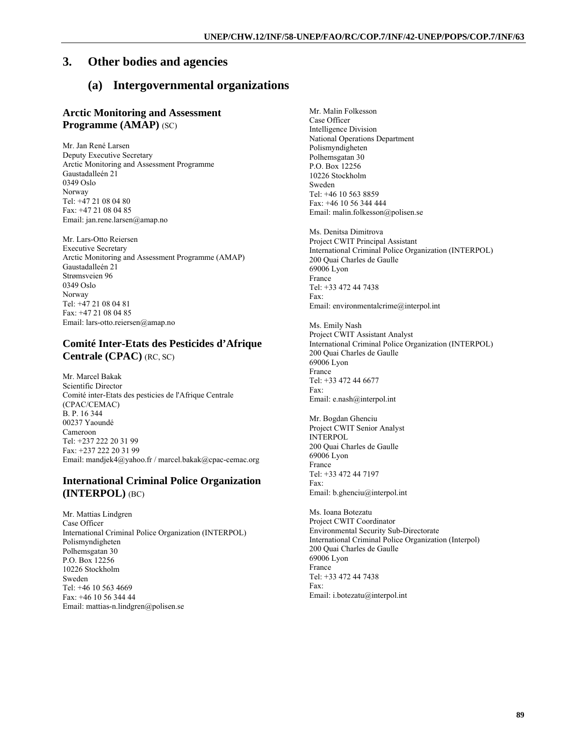# 3. Other bodies and agencies

## (a) Intergovernmental organizations

### Arctic Monitoring and Assessment Programme (AMAP) (SC)

Mr. Jan René Larsen
Deputy Executive Secretary
Arctic Monitoring and Assessment Programme
Gaustadalleén 21
0349 Oslo
Norway
Tel: +47 21 08 04 80
Fax: +47 21 08 04 85
Email: jan.rene.larsen@amap.no

Mr. Lars-Otto Reiersen
Executive Secretary
Arctic Monitoring and Assessment Programme (AMAP)
Gaustadalleén 21
Strømsveien 96
0349 Oslo
Norway
Tel: +47 21 08 04 81
Fax: +47 21 08 04 85
Email: lars-otto.reiersen@amap.no

### Comité Inter-Etats des Pesticides d'Afrique Centrale (CPAC) (RC, SC)

Mr. Marcel Bakak
Scientific Director
Comité inter-Etats des pesticies de l'Afrique Centrale (CPAC/CEMAC)
B. P. 16 344
00237 Yaoundé
Cameroon
Tel: +237 222 20 31 99
Fax: +237 222 20 31 99
Email: mandjek4@yahoo.fr / marcel.bakak@cpac-cemac.org

### International Criminal Police Organization (INTERPOL) (BC)

Mr. Mattias Lindgren
Case Officer
International Criminal Police Organization (INTERPOL)
Polismyndigheten
Polhemsgatan 30
P.O. Box 12256
10226 Stockholm
Sweden
Tel: +46 10 563 4669
Fax: +46 10 56 344 44
Email: mattias-n.lindgren@polisen.se

Mr. Malin Folkesson
Case Officer
Intelligence Division
National Operations Department
Polismyndigheten
Polhemsgatan 30
P.O. Box 12256
10226 Stockholm
Sweden
Tel: +46 10 563 8859
Fax: +46 10 56 344 444
Email: malin.folkesson@polisen.se

Ms. Denitsa Dimitrova
Project CWIT Principal Assistant
International Criminal Police Organization (INTERPOL)
200 Quai Charles de Gaulle
69006 Lyon
France
Tel: +33 472 44 7438
Fax:
Email: environmentalcrime@interpol.int

Ms. Emily Nash
Project CWIT Assistant Analyst
International Criminal Police Organization (INTERPOL)
200 Quai Charles de Gaulle
69006 Lyon
France
Tel: +33 472 44 6677
Fax:
Email: e.nash@interpol.int

Mr. Bogdan Ghenciu
Project CWIT Senior Analyst
INTERPOL
200 Quai Charles de Gaulle
69006 Lyon
France
Tel: +33 472 44 7197
Fax:
Email: b.ghenciu@interpol.int

Ms. Ioana Botezatu
Project CWIT Coordinator
Environmental Security Sub-Directorate
International Criminal Police Organization (Interpol)
200 Quai Charles de Gaulle
69006 Lyon
France
Tel: +33 472 44 7438
Fax:
Email: i.botezatu@interpol.int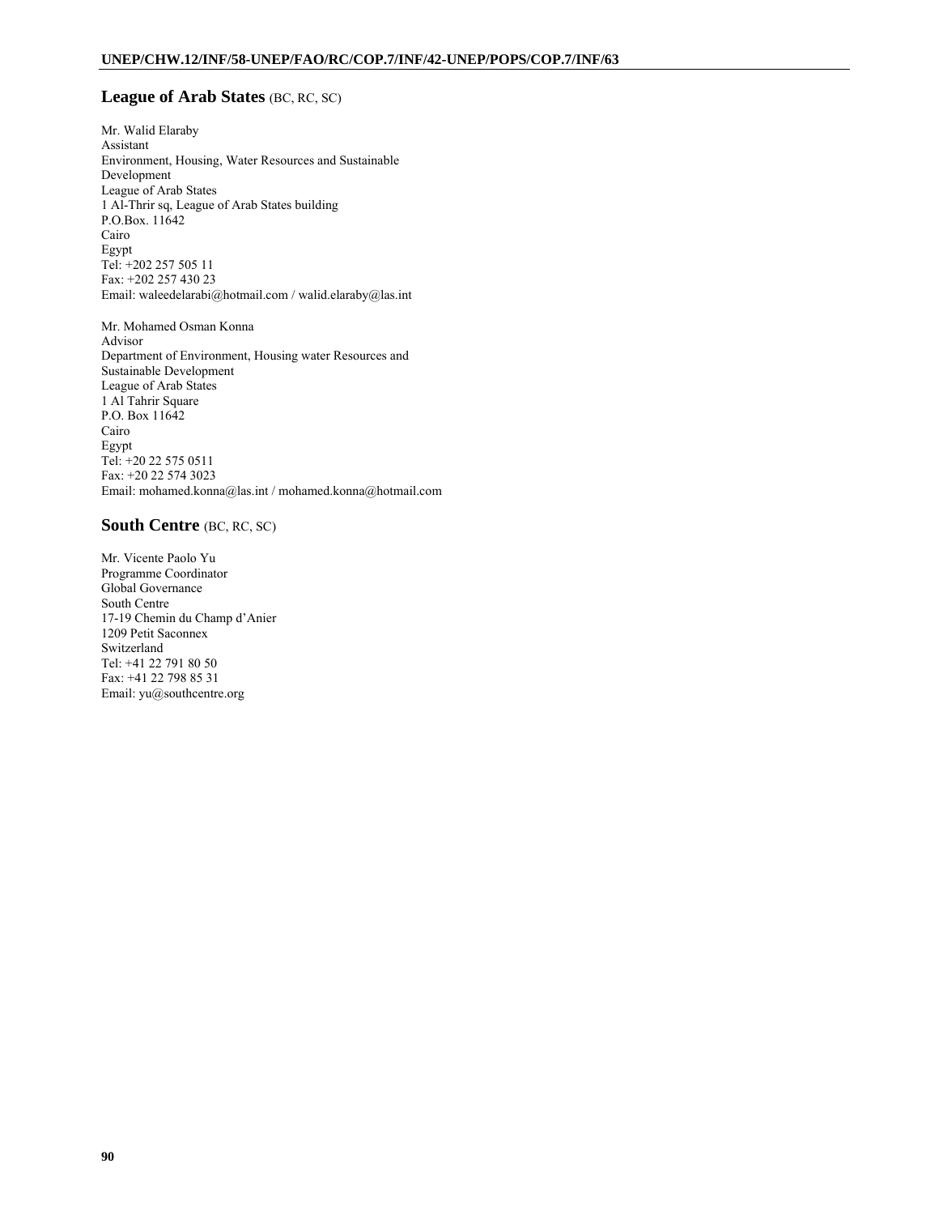## League of Arab States (BC, RC, SC)

Mr. Walid Elaraby  
Assistant  
Environment, Housing, Water Resources and Sustainable Development  
League of Arab States  
1 Al-Thrir sq, League of Arab States building  
P.O.Box. 11642  
Cairo  
Egypt  
Tel: +202 257 505 11  
Fax: +202 257 430 23  
Email: waleedelarabi@hotmail.com / walid.elaraby@las.int

Mr. Mohamed Osman Konna  
Advisor  
Department of Environment, Housing water Resources and Sustainable Development  
League of Arab States  
1 Al Tahrir Square  
P.O. Box 11642  
Cairo  
Egypt  
Tel: +20 22 575 0511  
Fax: +20 22 574 3023  
Email: mohamed.konna@las.int / mohamed.konna@hotmail.com

## South Centre (BC, RC, SC)

Mr. Vicente Paolo Yu  
Programme Coordinator  
Global Governance  
South Centre  
17-19 Chemin du Champ d'Anier  
1209 Petit Saconnex  
Switzerland  
Tel: +41 22 791 80 50  
Fax: +41 22 798 85 31  
Email: yu@southcentre.org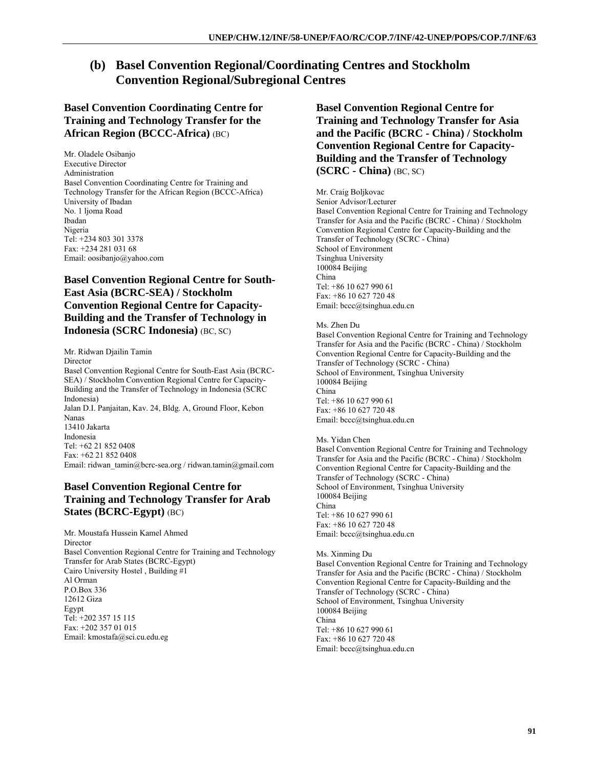## (b) Basel Convention Regional/Coordinating Centres and Stockholm Convention Regional/Subregional Centres

### Basel Convention Coordinating Centre for Training and Technology Transfer for the African Region (BCCC-Africa) (BC)

Mr. Oladele Osibanjo
Executive Director
Administration
Basel Convention Coordinating Centre for Training and Technology Transfer for the African Region (BCCC-Africa)
University of Ibadan
No. 1 ljoma Road
Ibadan
Nigeria
Tel: +234 803 301 3378
Fax: +234 281 031 68
Email: oosibanjo@yahoo.com

### Basel Convention Regional Centre for South-East Asia (BCRC-SEA) / Stockholm Convention Regional Centre for Capacity-Building and the Transfer of Technology in Indonesia (SCRC Indonesia) (BC, SC)

Mr. Ridwan Djailin Tamin
Director
Basel Convention Regional Centre for South-East Asia (BCRC-SEA) / Stockholm Convention Regional Centre for Capacity-Building and the Transfer of Technology in Indonesia (SCRC Indonesia)
Jalan D.I. Panjaitan, Kav. 24, Bldg. A, Ground Floor, Kebon Nanas
13410 Jakarta
Indonesia
Tel: +62 21 852 0408
Fax: +62 21 852 0408
Email: ridwan_tamin@bcrc-sea.org / ridwan.tamin@gmail.com

### Basel Convention Regional Centre for Training and Technology Transfer for Arab States (BCRC-Egypt) (BC)

Mr. Moustafa Hussein Kamel Ahmed
Director
Basel Convention Regional Centre for Training and Technology Transfer for Arab States (BCRC-Egypt)
Cairo University Hostel , Building #1
Al Orman
P.O.Box 336
12612 Giza
Egypt
Tel: +202 357 15 115
Fax: +202 357 01 015
Email: kmostafa@sci.cu.edu.eg

### Basel Convention Regional Centre for Training and Technology Transfer for Asia and the Pacific (BCRC - China) / Stockholm Convention Regional Centre for Capacity-Building and the Transfer of Technology (SCRC - China) (BC, SC)

Mr. Craig Boljkovac
Senior Advisor/Lecturer
Basel Convention Regional Centre for Training and Technology Transfer for Asia and the Pacific (BCRC - China) / Stockholm Convention Regional Centre for Capacity-Building and the Transfer of Technology (SCRC - China)
School of Environment
Tsinghua University
100084 Beijing
China
Tel: +86 10 627 990 61
Fax: +86 10 627 720 48
Email: bccc@tsinghua.edu.cn

Ms. Zhen Du
Basel Convention Regional Centre for Training and Technology Transfer for Asia and the Pacific (BCRC - China) / Stockholm Convention Regional Centre for Capacity-Building and the Transfer of Technology (SCRC - China)
School of Environment, Tsinghua University
100084 Beijing
China
Tel: +86 10 627 990 61
Fax: +86 10 627 720 48
Email: bccc@tsinghua.edu.cn

Ms. Yidan Chen
Basel Convention Regional Centre for Training and Technology Transfer for Asia and the Pacific (BCRC - China) / Stockholm Convention Regional Centre for Capacity-Building and the Transfer of Technology (SCRC - China)
School of Environment, Tsinghua University
100084 Beijing
China
Tel: +86 10 627 990 61
Fax: +86 10 627 720 48
Email: bccc@tsinghua.edu.cn

Ms. Xinming Du
Basel Convention Regional Centre for Training and Technology Transfer for Asia and the Pacific (BCRC - China) / Stockholm Convention Regional Centre for Capacity-Building and the Transfer of Technology (SCRC - China)
School of Environment, Tsinghua University
100084 Beijing
China
Tel: +86 10 627 990 61
Fax: +86 10 627 720 48
Email: bccc@tsinghua.edu.cn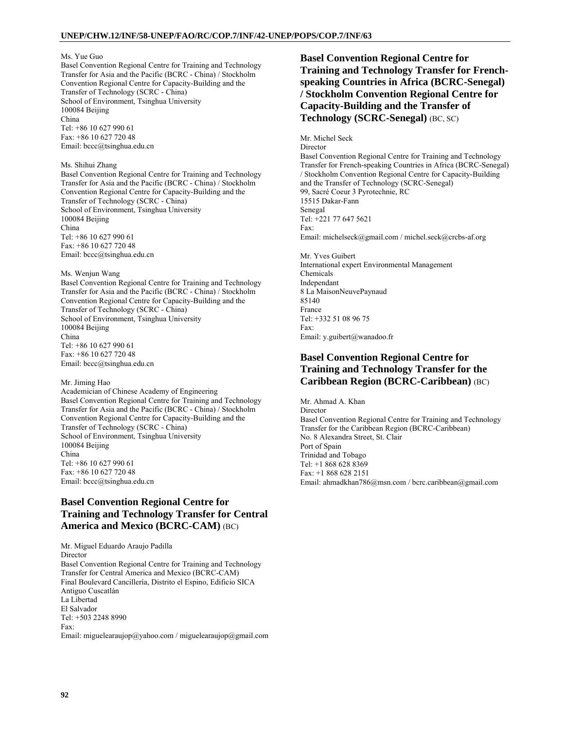Ms. Yue Guo
Basel Convention Regional Centre for Training and Technology Transfer for Asia and the Pacific (BCRC - China) / Stockholm Convention Regional Centre for Capacity-Building and the Transfer of Technology (SCRC - China)
School of Environment, Tsinghua University
100084 Beijing
China
Tel: +86 10 627 990 61
Fax: +86 10 627 720 48
Email: bccc@tsinghua.edu.cn

Ms. Shihui Zhang
Basel Convention Regional Centre for Training and Technology Transfer for Asia and the Pacific (BCRC - China) / Stockholm Convention Regional Centre for Capacity-Building and the Transfer of Technology (SCRC - China)
School of Environment, Tsinghua University
100084 Beijing
China
Tel: +86 10 627 990 61
Fax: +86 10 627 720 48
Email: bccc@tsinghua.edu.cn

Ms. Wenjun Wang
Basel Convention Regional Centre for Training and Technology Transfer for Asia and the Pacific (BCRC - China) / Stockholm Convention Regional Centre for Capacity-Building and the Transfer of Technology (SCRC - China)
School of Environment, Tsinghua University
100084 Beijing
China
Tel: +86 10 627 990 61
Fax: +86 10 627 720 48
Email: bccc@tsinghua.edu.cn

Mr. Jiming Hao
Academician of Chinese Academy of Engineering
Basel Convention Regional Centre for Training and Technology Transfer for Asia and the Pacific (BCRC - China) / Stockholm Convention Regional Centre for Capacity-Building and the Transfer of Technology (SCRC - China)
School of Environment, Tsinghua University
100084 Beijing
China
Tel: +86 10 627 990 61
Fax: +86 10 627 720 48
Email: bccc@tsinghua.edu.cn

## Basel Convention Regional Centre for Training and Technology Transfer for Central America and Mexico (BCRC-CAM) (BC)

Mr. Miguel Eduardo Araujo Padilla
Director
Basel Convention Regional Centre for Training and Technology Transfer for Central America and Mexico (BCRC-CAM)
Final Boulevard Cancillería, Distrito el Espino, Edificio SICA
Antiguo Cuscatlán
La Libertad
El Salvador
Tel: +503 2248 8990
Fax:
Email: miguelearaujop@yahoo.com / miguelearaujop@gmail.com

## Basel Convention Regional Centre for Training and Technology Transfer for French-speaking Countries in Africa (BCRC-Senegal) / Stockholm Convention Regional Centre for Capacity-Building and the Transfer of Technology (SCRC-Senegal) (BC, SC)

Mr. Michel Seck
Director
Basel Convention Regional Centre for Training and Technology Transfer for French-speaking Countries in Africa (BCRC-Senegal) / Stockholm Convention Regional Centre for Capacity-Building and the Transfer of Technology (SCRC-Senegal)
99, Sacré Coeur 3 Pyrotechnie, RC
15515 Dakar-Fann
Senegal
Tel: +221 77 647 5621
Fax:
Email: michelseck@gmail.com / michel.seck@crcbs-af.org

Mr. Yves Guibert
International expert Environmental Management Chemicals
Independant
8 La MaisonNeuvePaynaud
85140
France
Tel: +332 51 08 96 75
Fax:
Email: y.guibert@wanadoo.fr

## Basel Convention Regional Centre for Training and Technology Transfer for the Caribbean Region (BCRC-Caribbean) (BC)

Mr. Ahmad A. Khan
Director
Basel Convention Regional Centre for Training and Technology Transfer for the Caribbean Region (BCRC-Caribbean)
No. 8 Alexandra Street, St. Clair
Port of Spain
Trinidad and Tobago
Tel: +1 868 628 8369
Fax: +1 868 628 2151
Email: ahmadkhan786@msn.com / bcrc.caribbean@gmail.com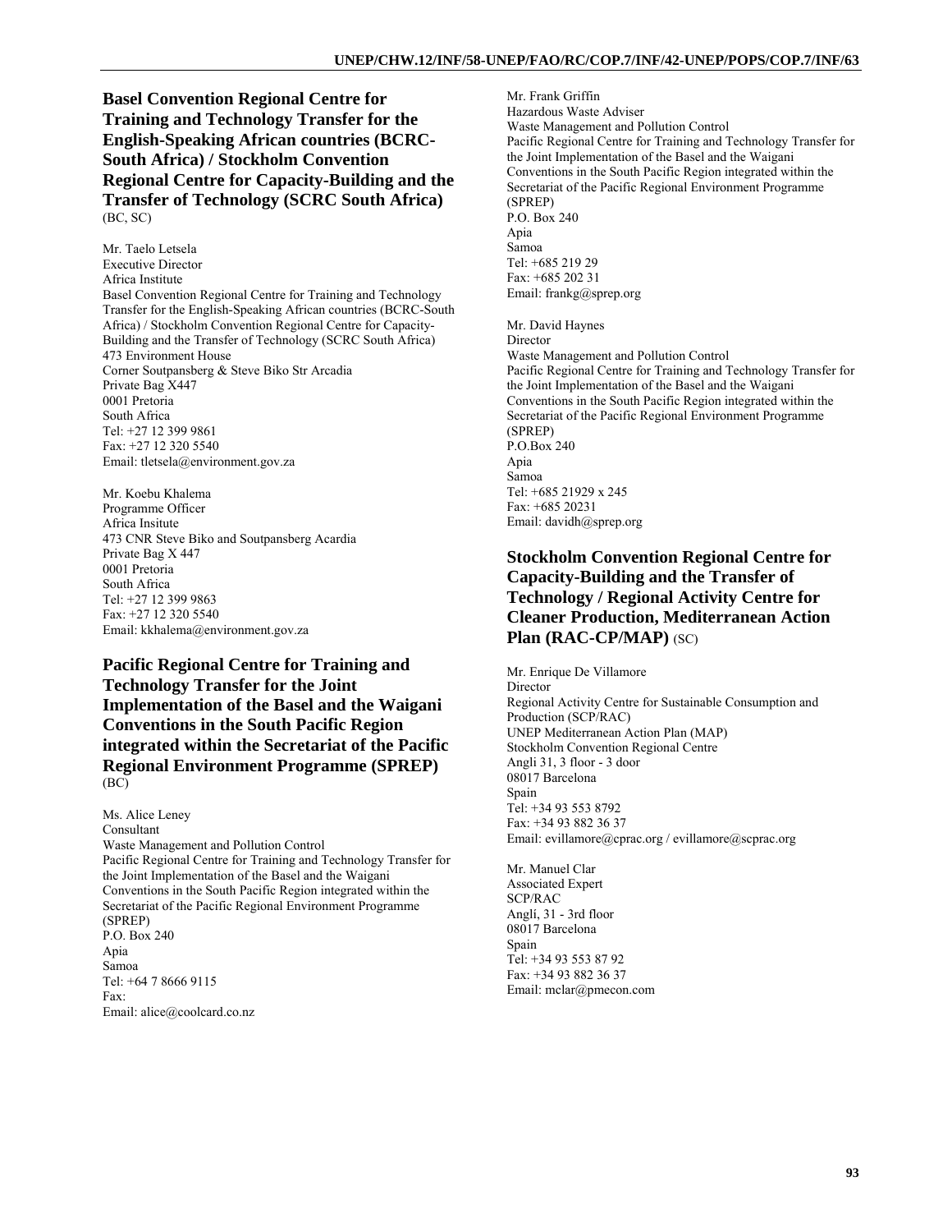**Basel Convention Regional Centre for Training and Technology Transfer for the English-Speaking African countries (BCRC-South Africa) / Stockholm Convention Regional Centre for Capacity-Building and the Transfer of Technology (SCRC South Africa)** (BC, SC)

Mr. Taelo Letsela
Executive Director
Africa Institute
Basel Convention Regional Centre for Training and Technology Transfer for the English-Speaking African countries (BCRC-South Africa) / Stockholm Convention Regional Centre for Capacity-Building and the Transfer of Technology (SCRC South Africa)
473 Environment House
Corner Soutpansberg & Steve Biko Str Arcadia
Private Bag X447
0001 Pretoria
South Africa
Tel: +27 12 399 9861
Fax: +27 12 320 5540
Email: tletsela@environment.gov.za

Mr. Koebu Khalema
Programme Officer
Africa Insitute
473 CNR Steve Biko and Soutpansberg Acardia
Private Bag X 447
0001 Pretoria
South Africa
Tel: +27 12 399 9863
Fax: +27 12 320 5540
Email: kkhalema@environment.gov.za

**Pacific Regional Centre for Training and Technology Transfer for the Joint Implementation of the Basel and the Waigani Conventions in the South Pacific Region integrated within the Secretariat of the Pacific Regional Environment Programme (SPREP)** (BC)

Ms. Alice Leney
Consultant
Waste Management and Pollution Control
Pacific Regional Centre for Training and Technology Transfer for the Joint Implementation of the Basel and the Waigani Conventions in the South Pacific Region integrated within the Secretariat of the Pacific Regional Environment Programme (SPREP)
P.O. Box 240
Apia
Samoa
Tel: +64 7 8666 9115
Fax:
Email: alice@coolcard.co.nz

Mr. Frank Griffin
Hazardous Waste Adviser
Waste Management and Pollution Control
Pacific Regional Centre for Training and Technology Transfer for the Joint Implementation of the Basel and the Waigani Conventions in the South Pacific Region integrated within the Secretariat of the Pacific Regional Environment Programme (SPREP)
P.O. Box 240
Apia
Samoa
Tel: +685 219 29
Fax: +685 202 31
Email: frankg@sprep.org

Mr. David Haynes
Director
Waste Management and Pollution Control
Pacific Regional Centre for Training and Technology Transfer for the Joint Implementation of the Basel and the Waigani Conventions in the South Pacific Region integrated within the Secretariat of the Pacific Regional Environment Programme (SPREP)
P.O.Box 240
Apia
Samoa
Tel: +685 21929 x 245
Fax: +685 20231
Email: davidh@sprep.org

**Stockholm Convention Regional Centre for Capacity-Building and the Transfer of Technology / Regional Activity Centre for Cleaner Production, Mediterranean Action Plan (RAC-CP/MAP)** (SC)

Mr. Enrique De Villamore
Director
Regional Activity Centre for Sustainable Consumption and Production (SCP/RAC)
UNEP Mediterranean Action Plan (MAP)
Stockholm Convention Regional Centre
Angli 31, 3 floor - 3 door
08017 Barcelona
Spain
Tel: +34 93 553 8792
Fax: +34 93 882 36 37
Email: evillamore@cprac.org / evillamore@scprac.org

Mr. Manuel Clar
Associated Expert
SCP/RAC
Anglí, 31 - 3rd floor
08017 Barcelona
Spain
Tel: +34 93 553 87 92
Fax: +34 93 882 36 37
Email: mclar@pmecon.com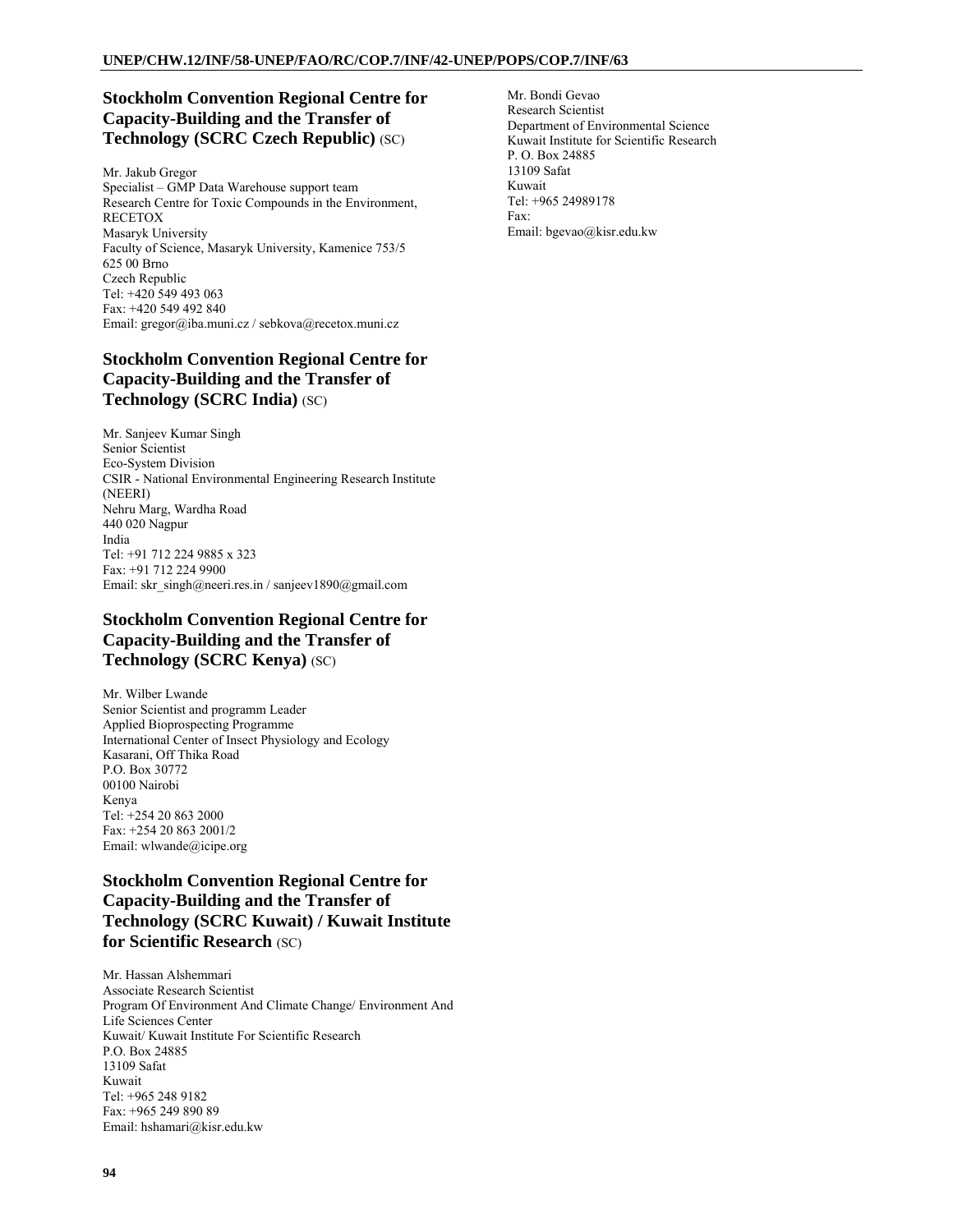## Stockholm Convention Regional Centre for Capacity-Building and the Transfer of Technology (SCRC Czech Republic) (SC)

Mr. Jakub Gregor
Specialist – GMP Data Warehouse support team
Research Centre for Toxic Compounds in the Environment, RECETOX
Masaryk University
Faculty of Science, Masaryk University, Kamenice 753/5
625 00 Brno
Czech Republic
Tel: +420 549 493 063
Fax: +420 549 492 840
Email: gregor@iba.muni.cz / sebkova@recetox.muni.cz

## Stockholm Convention Regional Centre for Capacity-Building and the Transfer of Technology (SCRC India) (SC)

Mr. Sanjeev Kumar Singh
Senior Scientist
Eco-System Division
CSIR - National Environmental Engineering Research Institute (NEERI)
Nehru Marg, Wardha Road
440 020 Nagpur
India
Tel: +91 712 224 9885 x 323
Fax: +91 712 224 9900
Email: skr_singh@neeri.res.in / sanjeev1890@gmail.com

## Stockholm Convention Regional Centre for Capacity-Building and the Transfer of Technology (SCRC Kenya) (SC)

Mr. Wilber Lwande
Senior Scientist and programm Leader
Applied Bioprospecting Programme
International Center of Insect Physiology and Ecology
Kasarani, Off Thika Road
P.O. Box 30772
00100 Nairobi
Kenya
Tel: +254 20 863 2000
Fax: +254 20 863 2001/2
Email: wlwande@icipe.org

## Stockholm Convention Regional Centre for Capacity-Building and the Transfer of Technology (SCRC Kuwait) / Kuwait Institute for Scientific Research (SC)

Mr. Hassan Alshemmari
Associate Research Scientist
Program Of Environment And Climate Change/ Environment And Life Sciences Center
Kuwait/ Kuwait Institute For Scientific Research
P.O. Box 24885
13109 Safat
Kuwait
Tel: +965 248 9182
Fax: +965 249 890 89
Email: hshamari@kisr.edu.kw

Mr. Bondi Gevao
Research Scientist
Department of Environmental Science
Kuwait Institute for Scientific Research
P. O. Box 24885
13109 Safat
Kuwait
Tel: +965 24989178
Fax:
Email: bgevao@kisr.edu.kw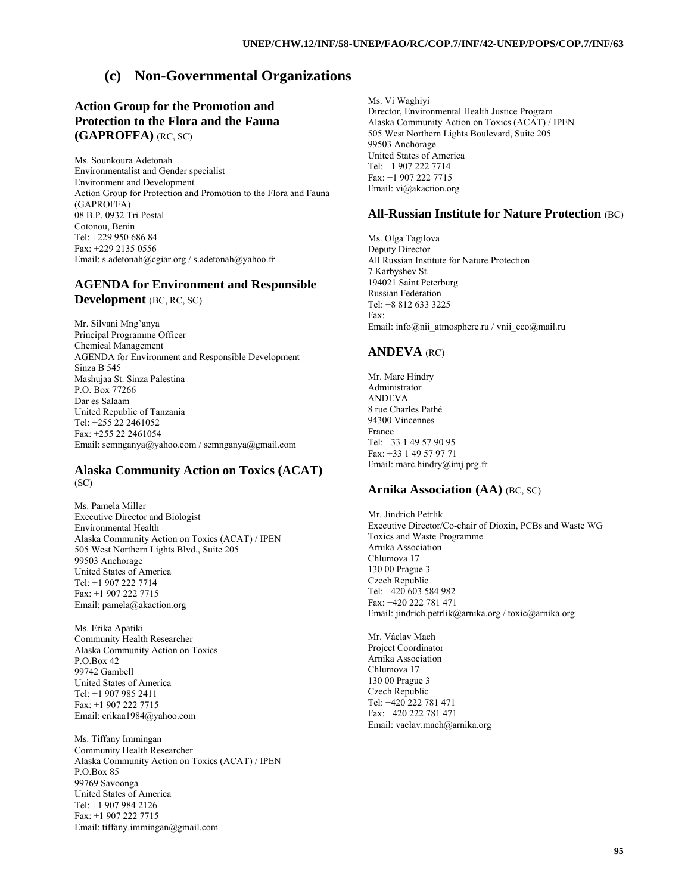## (c) Non-Governmental Organizations

### Action Group for the Promotion and Protection to the Flora and the Fauna (GAPROFFA) (RC, SC)

Ms. Sounkoura Adetonah
Environmentalist and Gender specialist
Environment and Development
Action Group for Protection and Promotion to the Flora and Fauna (GAPROFFA)
08 B.P. 0932 Tri Postal
Cotonou, Benin
Tel: +229 950 686 84
Fax: +229 2135 0556
Email: s.adetonah@cgiar.org / s.adetonah@yahoo.fr

### AGENDA for Environment and Responsible Development (BC, RC, SC)

Mr. Silvani Mng'anya
Principal Programme Officer
Chemical Management
AGENDA for Environment and Responsible Development
Sinza B 545
Mashujaa St. Sinza Palestina
P.O. Box 77266
Dar es Salaam
United Republic of Tanzania
Tel: +255 22 2461052
Fax: +255 22 2461054
Email: semnganya@yahoo.com / semnganya@gmail.com

### Alaska Community Action on Toxics (ACAT) (SC)

Ms. Pamela Miller
Executive Director and Biologist
Environmental Health
Alaska Community Action on Toxics (ACAT) / IPEN
505 West Northern Lights Blvd., Suite 205
99503 Anchorage
United States of America
Tel: +1 907 222 7714
Fax: +1 907 222 7715
Email: pamela@akaction.org

Ms. Erika Apatiki
Community Health Researcher
Alaska Community Action on Toxics
P.O.Box 42
99742 Gambell
United States of America
Tel: +1 907 985 2411
Fax: +1 907 222 7715
Email: erikaa1984@yahoo.com

Ms. Tiffany Immingan
Community Health Researcher
Alaska Community Action on Toxics (ACAT) / IPEN
P.O.Box 85
99769 Savoonga
United States of America
Tel: +1 907 984 2126
Fax: +1 907 222 7715
Email: tiffany.immingan@gmail.com

Ms. Vi Waghiyi
Director, Environmental Health Justice Program
Alaska Community Action on Toxics (ACAT) / IPEN
505 West Northern Lights Boulevard, Suite 205
99503 Anchorage
United States of America
Tel: +1 907 222 7714
Fax: +1 907 222 7715
Email: vi@akaction.org

### All-Russian Institute for Nature Protection (BC)

Ms. Olga Tagilova
Deputy Director
All Russian Institute for Nature Protection
7 Karbyshev St.
194021 Saint Peterburg
Russian Federation
Tel: +8 812 633 3225
Fax:
Email: info@nii_atmosphere.ru / vnii_eco@mail.ru

### ANDEVA (RC)

Mr. Marc Hindry
Administrator
ANDEVA
8 rue Charles Pathé
94300 Vincennes
France
Tel: +33 1 49 57 90 95
Fax: +33 1 49 57 97 71
Email: marc.hindry@imj.prg.fr

### Arnika Association (AA) (BC, SC)

Mr. Jindrich Petrlik
Executive Director/Co-chair of Dioxin, PCBs and Waste WG
Toxics and Waste Programme
Arnika Association
Chlumova 17
130 00 Prague 3
Czech Republic
Tel: +420 603 584 982
Fax: +420 222 781 471
Email: jindrich.petrlik@arnika.org / toxic@arnika.org

Mr. Václav Mach
Project Coordinator
Arnika Association
Chlumova 17
130 00 Prague 3
Czech Republic
Tel: +420 222 781 471
Fax: +420 222 781 471
Email: vaclav.mach@arnika.org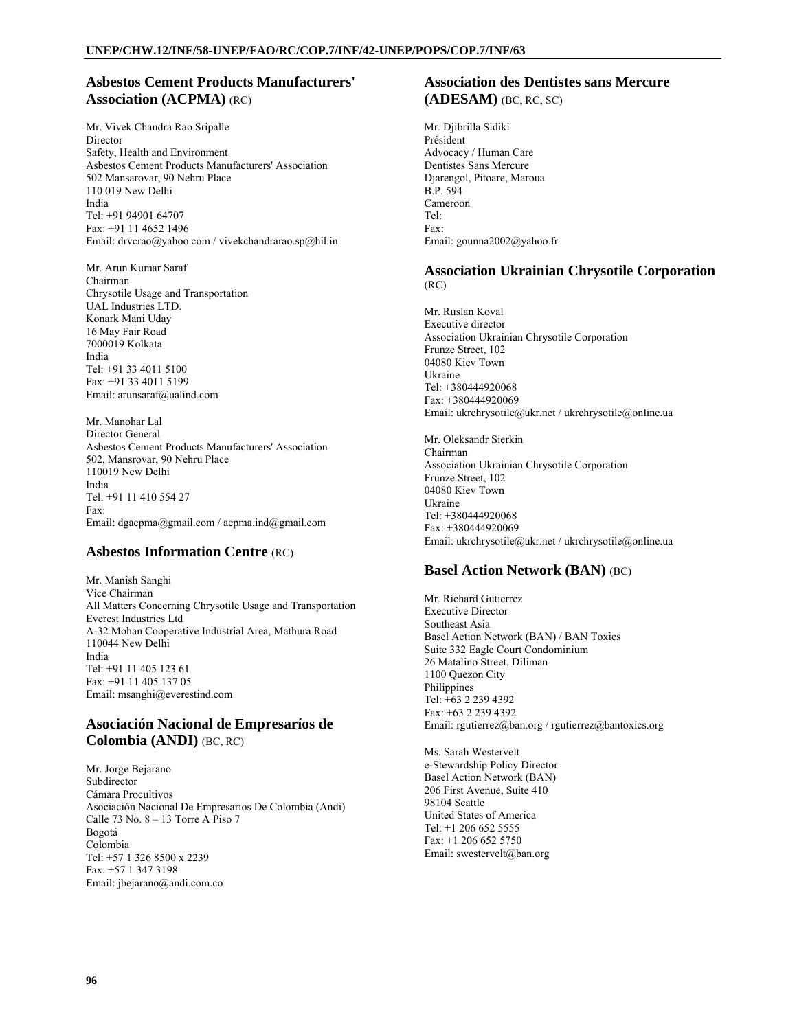## Asbestos Cement Products Manufacturers' Association (ACPMA) (RC)

Mr. Vivek Chandra Rao Sripalle
Director
Safety, Health and Environment
Asbestos Cement Products Manufacturers' Association
502 Mansarovar, 90 Nehru Place
110 019 New Delhi
India
Tel: +91 94901 64707
Fax: +91 11 4652 1496
Email: drvcrao@yahoo.com / vivekchandrarao.sp@hil.in

Mr. Arun Kumar Saraf
Chairman
Chrysotile Usage and Transportation
UAL Industries LTD.
Konark Mani Uday
16 May Fair Road
7000019 Kolkata
India
Tel: +91 33 4011 5100
Fax: +91 33 4011 5199
Email: arunsaraf@ualind.com

Mr. Manohar Lal
Director General
Asbestos Cement Products Manufacturers' Association
502, Mansrovar, 90 Nehru Place
110019 New Delhi
India
Tel: +91 11 410 554 27
Fax:
Email: dgacpma@gmail.com / acpma.ind@gmail.com

## Asbestos Information Centre (RC)

Mr. Manish Sanghi
Vice Chairman
All Matters Concerning Chrysotile Usage and Transportation
Everest Industries Ltd
A-32 Mohan Cooperative Industrial Area, Mathura Road
110044 New Delhi
India
Tel: +91 11 405 123 61
Fax: +91 11 405 137 05
Email: msanghi@everestind.com

## Asociación Nacional de Empresaríos de Colombia (ANDI) (BC, RC)

Mr. Jorge Bejarano
Subdirector
Cámara Procultivos
Asociación Nacional De Empresarios De Colombia (Andi)
Calle 73 No. 8 – 13 Torre A Piso 7
Bogotá
Colombia
Tel: +57 1 326 8500 x 2239
Fax: +57 1 347 3198
Email: jbejarano@andi.com.co

## Association des Dentistes sans Mercure (ADESAM) (BC, RC, SC)

Mr. Djibrilla Sidiki
Président
Advocacy / Human Care
Dentistes Sans Mercure
Djarengol, Pitoare, Maroua
B.P. 594
Cameroon
Tel:
Fax:
Email: gounna2002@yahoo.fr

## Association Ukrainian Chrysotile Corporation (RC)

Mr. Ruslan Koval
Executive director
Association Ukrainian Chrysotile Corporation
Frunze Street, 102
04080 Kiev Town
Ukraine
Tel: +380444920068
Fax: +380444920069
Email: ukrchrysotile@ukr.net / ukrchrysotile@online.ua

Mr. Oleksandr Sierkin
Chairman
Association Ukrainian Chrysotile Corporation
Frunze Street, 102
04080 Kiev Town
Ukraine
Tel: +380444920068
Fax: +380444920069
Email: ukrchrysotile@ukr.net / ukrchrysotile@online.ua

## Basel Action Network (BAN) (BC)

Mr. Richard Gutierrez
Executive Director
Southeast Asia
Basel Action Network (BAN) / BAN Toxics
Suite 332 Eagle Court Condominium
26 Matalino Street, Diliman
1100 Quezon City
Philippines
Tel: +63 2 239 4392
Fax: +63 2 239 4392
Email: rgutierrez@ban.org / rgutierrez@bantoxics.org

Ms. Sarah Westervelt
e-Stewardship Policy Director
Basel Action Network (BAN)
206 First Avenue, Suite 410
98104 Seattle
United States of America
Tel: +1 206 652 5555
Fax: +1 206 652 5750
Email: swestervelt@ban.org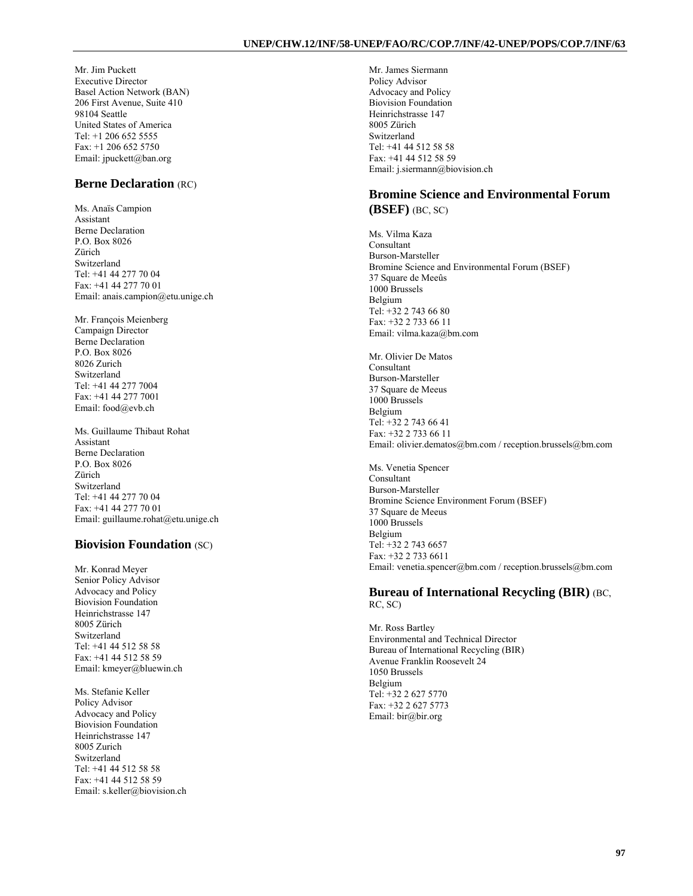Mr. Jim Puckett
Executive Director
Basel Action Network (BAN)
206 First Avenue, Suite 410
98104 Seattle
United States of America
Tel: +1 206 652 5555
Fax: +1 206 652 5750
Email: jpuckett@ban.org

## Berne Declaration (RC)

Ms. Anaïs Campion
Assistant
Berne Declaration
P.O. Box 8026
Zürich
Switzerland
Tel: +41 44 277 70 04
Fax: +41 44 277 70 01
Email: anais.campion@etu.unige.ch

Mr. François Meienberg
Campaign Director
Berne Declaration
P.O. Box 8026
8026 Zurich
Switzerland
Tel: +41 44 277 7004
Fax: +41 44 277 7001
Email: food@evb.ch

Ms. Guillaume Thibaut Rohat
Assistant
Berne Declaration
P.O. Box 8026
Zürich
Switzerland
Tel: +41 44 277 70 04
Fax: +41 44 277 70 01
Email: guillaume.rohat@etu.unige.ch

## Biovision Foundation (SC)

Mr. Konrad Meyer
Senior Policy Advisor
Advocacy and Policy
Biovision Foundation
Heinrichstrasse 147
8005 Zürich
Switzerland
Tel: +41 44 512 58 58
Fax: +41 44 512 58 59
Email: kmeyer@bluewin.ch

Ms. Stefanie Keller
Policy Advisor
Advocacy and Policy
Biovision Foundation
Heinrichstrasse 147
8005 Zurich
Switzerland
Tel: +41 44 512 58 58
Fax: +41 44 512 58 59
Email: s.keller@biovision.ch

Mr. James Siermann
Policy Advisor
Advocacy and Policy
Biovision Foundation
Heinrichstrasse 147
8005 Zürich
Switzerland
Tel: +41 44 512 58 58
Fax: +41 44 512 58 59
Email: j.siermann@biovision.ch

## Bromine Science and Environmental Forum (BSEF) (BC, SC)

Ms. Vilma Kaza
Consultant
Burson-Marsteller
Bromine Science and Environmental Forum (BSEF)
37 Square de Meeûs
1000 Brussels
Belgium
Tel: +32 2 743 66 80
Fax: +32 2 733 66 11
Email: vilma.kaza@bm.com

Mr. Olivier De Matos
Consultant
Burson-Marsteller
37 Square de Meeus
1000 Brussels
Belgium
Tel: +32 2 743 66 41
Fax: +32 2 733 66 11
Email: olivier.dematos@bm.com / reception.brussels@bm.com

Ms. Venetia Spencer
Consultant
Burson-Marsteller
Bromine Science Environment Forum (BSEF)
37 Square de Meeus
1000 Brussels
Belgium
Tel: +32 2 743 6657
Fax: +32 2 733 6611
Email: venetia.spencer@bm.com / reception.brussels@bm.com

## Bureau of International Recycling (BIR) (BC, RC, SC)

Mr. Ross Bartley
Environmental and Technical Director
Bureau of International Recycling (BIR)
Avenue Franklin Roosevelt 24
1050 Brussels
Belgium
Tel: +32 2 627 5770
Fax: +32 2 627 5773
Email: bir@bir.org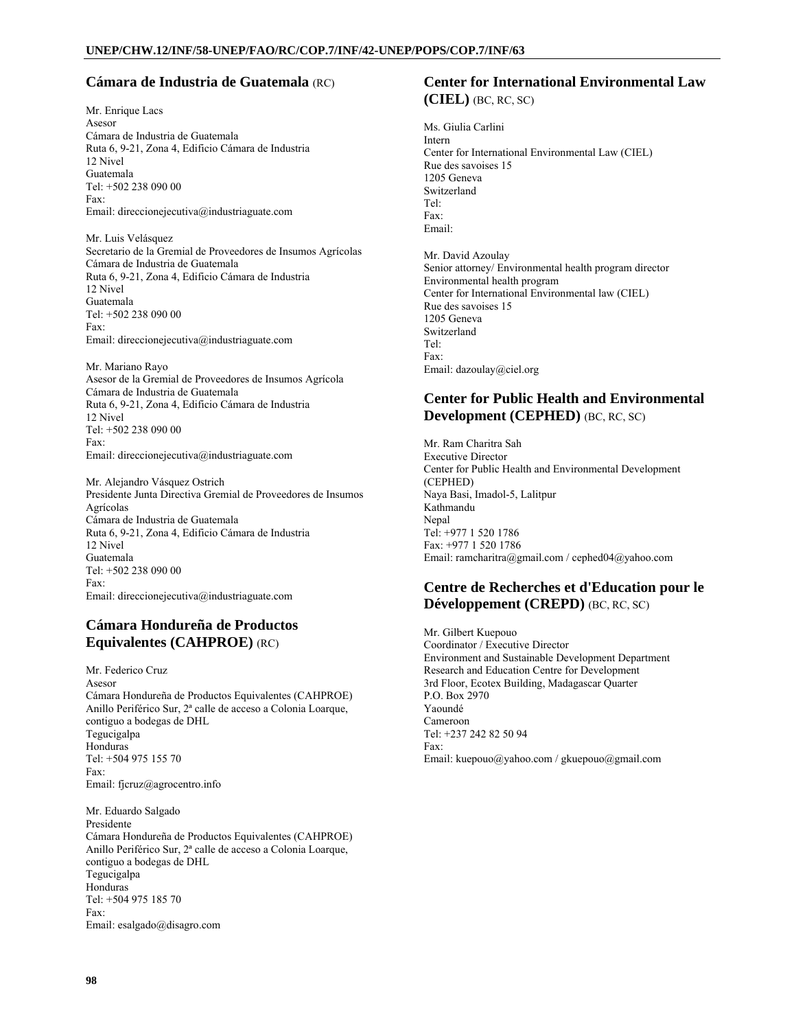## Cámara de Industria de Guatemala (RC)

Mr. Enrique Lacs
Asesor
Cámara de Industria de Guatemala
Ruta 6, 9-21, Zona 4, Edificio Cámara de Industria
12 Nivel
Guatemala
Tel: +502 238 090 00
Fax:
Email: direccionejecutiva@industriaguate.com

Mr. Luis Velásquez
Secretario de la Gremial de Proveedores de Insumos Agrícolas
Cámara de Industria de Guatemala
Ruta 6, 9-21, Zona 4, Edificio Cámara de Industria
12 Nivel
Guatemala
Tel: +502 238 090 00
Fax:
Email: direccionejecutiva@industriaguate.com

Mr. Mariano Rayo
Asesor de la Gremial de Proveedores de Insumos Agrícola
Cámara de Industria de Guatemala
Ruta 6, 9-21, Zona 4, Edificio Cámara de Industria
12 Nivel
Tel: +502 238 090 00
Fax:
Email: direccionejecutiva@industriaguate.com

Mr. Alejandro Vásquez Ostrich
Presidente Junta Directiva Gremial de Proveedores de Insumos Agrícolas
Cámara de Industria de Guatemala
Ruta 6, 9-21, Zona 4, Edificio Cámara de Industria
12 Nivel
Guatemala
Tel: +502 238 090 00
Fax:
Email: direccionejecutiva@industriaguate.com

## Cámara Hondureña de Productos Equivalentes (CAHPROE) (RC)

Mr. Federico Cruz
Asesor
Cámara Hondureña de Productos Equivalentes (CAHPROE)
Anillo Periférico Sur, 2ª calle de acceso a Colonia Loarque, contiguo a bodegas de DHL
Tegucigalpa
Honduras
Tel: +504 975 155 70
Fax:
Email: fjcruz@agrocentro.info

Mr. Eduardo Salgado
Presidente
Cámara Hondureña de Productos Equivalentes (CAHPROE)
Anillo Periférico Sur, 2ª calle de acceso a Colonia Loarque, contiguo a bodegas de DHL
Tegucigalpa
Honduras
Tel: +504 975 185 70
Fax:
Email: esalgado@disagro.com

## Center for International Environmental Law (CIEL) (BC, RC, SC)

Ms. Giulia Carlini
Intern
Center for International Environmental Law (CIEL)
Rue des savoises 15
1205 Geneva
Switzerland
Tel:
Fax:
Email:

Mr. David Azoulay
Senior attorney/ Environmental health program director
Environmental health program
Center for International Environmental law (CIEL)
Rue des savoises 15
1205 Geneva
Switzerland
Tel:
Fax:
Email: dazoulay@ciel.org

## Center for Public Health and Environmental Development (CEPHED) (BC, RC, SC)

Mr. Ram Charitra Sah
Executive Director
Center for Public Health and Environmental Development (CEPHED)
Naya Basi, Imadol-5, Lalitpur
Kathmandu
Nepal
Tel: +977 1 520 1786
Fax: +977 1 520 1786
Email: ramcharitra@gmail.com / cephed04@yahoo.com

## Centre de Recherches et d'Education pour le Développement (CREPD) (BC, RC, SC)

Mr. Gilbert Kuepouo
Coordinator / Executive Director
Environment and Sustainable Development Department
Research and Education Centre for Development
3rd Floor, Ecotex Building, Madagascar Quarter
P.O. Box 2970
Yaoundé
Cameroon
Tel: +237 242 82 50 94
Fax:
Email: kuepouo@yahoo.com / gkuepouo@gmail.com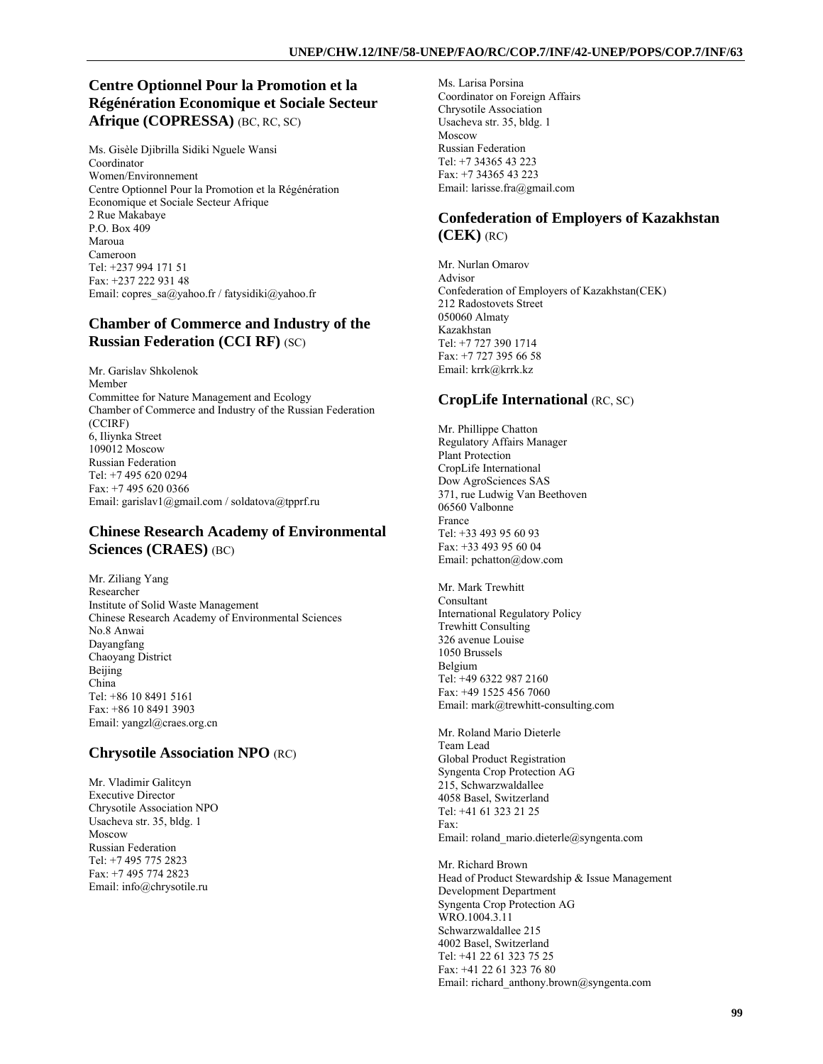## Centre Optionnel Pour la Promotion et la Régénération Economique et Sociale Secteur Afrique (COPRESSA) (BC, RC, SC)

Ms. Gisèle Djibrilla Sidiki Nguele Wansi
Coordinator
Women/Environnement
Centre Optionnel Pour la Promotion et la Régénération Economique et Sociale Secteur Afrique
2 Rue Makabaye
P.O. Box 409
Maroua
Cameroon
Tel: +237 994 171 51
Fax: +237 222 931 48
Email: copres_sa@yahoo.fr / fatysidiki@yahoo.fr

## Chamber of Commerce and Industry of the Russian Federation (CCI RF) (SC)

Mr. Garislav Shkolenok
Member
Committee for Nature Management and Ecology
Chamber of Commerce and Industry of the Russian Federation (CCIRF)
6, Iliynka Street
109012 Moscow
Russian Federation
Tel: +7 495 620 0294
Fax: +7 495 620 0366
Email: garislav1@gmail.com / soldatova@tpprf.ru

## Chinese Research Academy of Environmental Sciences (CRAES) (BC)

Mr. Ziliang Yang
Researcher
Institute of Solid Waste Management
Chinese Research Academy of Environmental Sciences
No.8 Anwai
Dayangfang
Chaoyang District
Beijing
China
Tel: +86 10 8491 5161
Fax: +86 10 8491 3903
Email: yangzl@craes.org.cn

## Chrysotile Association NPO (RC)

Mr. Vladimir Galitcyn
Executive Director
Chrysotile Association NPO
Usacheva str. 35, bldg. 1
Moscow
Russian Federation
Tel: +7 495 775 2823
Fax: +7 495 774 2823
Email: info@chrysotile.ru

Ms. Larisa Porsina
Coordinator on Foreign Affairs
Chrysotile Association
Usacheva str. 35, bldg. 1
Moscow
Russian Federation
Tel: +7 34365 43 223
Fax: +7 34365 43 223
Email: larisse.fra@gmail.com

## Confederation of Employers of Kazakhstan (CEK) (RC)

Mr. Nurlan Omarov
Advisor
Confederation of Employers of Kazakhstan(CEK)
212 Radostovets Street
050060 Almaty
Kazakhstan
Tel: +7 727 390 1714
Fax: +7 727 395 66 58
Email: krrk@krrk.kz

## CropLife International (RC, SC)

Mr. Phillippe Chatton
Regulatory Affairs Manager
Plant Protection
CropLife International
Dow AgroSciences SAS
371, rue Ludwig Van Beethoven
06560 Valbonne
France
Tel: +33 493 95 60 93
Fax: +33 493 95 60 04
Email: pchatton@dow.com

Mr. Mark Trewhitt
Consultant
International Regulatory Policy
Trewhitt Consulting
326 avenue Louise
1050 Brussels
Belgium
Tel: +49 6322 987 2160
Fax: +49 1525 456 7060
Email: mark@trewhitt-consulting.com

Mr. Roland Mario Dieterle
Team Lead
Global Product Registration
Syngenta Crop Protection AG
215, Schwarzwaldallee
4058 Basel, Switzerland
Tel: +41 61 323 21 25
Fax:
Email: roland_mario.dieterle@syngenta.com

Mr. Richard Brown
Head of Product Stewardship & Issue Management
Development Department
Syngenta Crop Protection AG
WRO.1004.3.11
Schwarzwaldallee 215
4002 Basel, Switzerland
Tel: +41 22 61 323 75 25
Fax: +41 22 61 323 76 80
Email: richard_anthony.brown@syngenta.com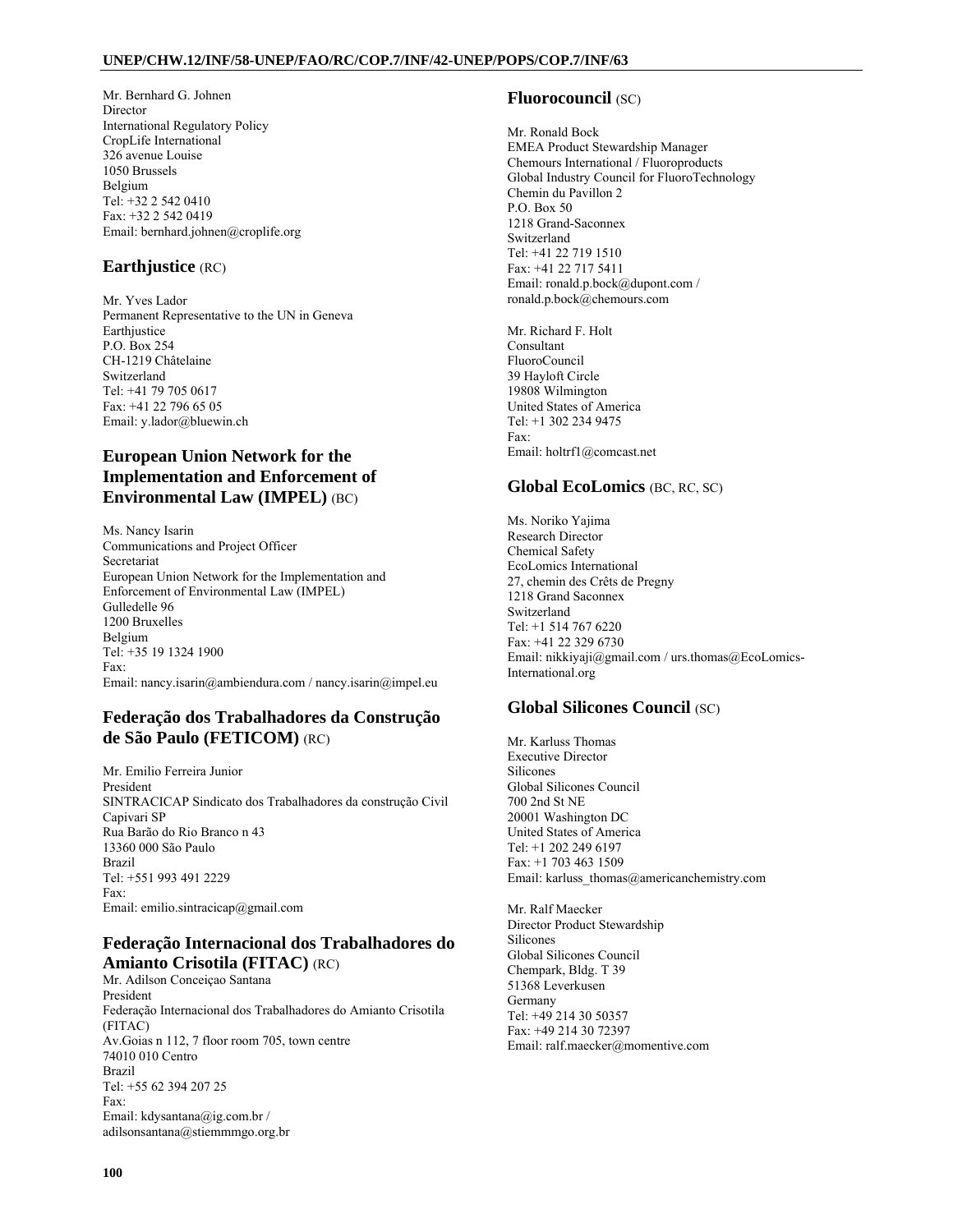Mr. Bernhard G. Johnen
Director
International Regulatory Policy
CropLife International
326 avenue Louise
1050 Brussels
Belgium
Tel: +32 2 542 0410
Fax: +32 2 542 0419
Email: bernhard.johnen@croplife.org

## Earthjustice (RC)

Mr. Yves Lador
Permanent Representative to the UN in Geneva
Earthjustice
P.O. Box 254
CH-1219 Châtelaine
Switzerland
Tel: +41 79 705 0617
Fax: +41 22 796 65 05
Email: y.lador@bluewin.ch

## European Union Network for the Implementation and Enforcement of Environmental Law (IMPEL) (BC)

Ms. Nancy Isarin
Communications and Project Officer
Secretariat
European Union Network for the Implementation and Enforcement of Environmental Law (IMPEL)
Gulledelle 96
1200 Bruxelles
Belgium
Tel: +35 19 1324 1900
Fax:
Email: nancy.isarin@ambiendura.com / nancy.isarin@impel.eu

## Federação dos Trabalhadores da Construção de São Paulo (FETICOM) (RC)

Mr. Emilio Ferreira Junior
President
SINTRACICAP Sindicato dos Trabalhadores da construção Civil Capivari SP
Rua Barão do Rio Branco n 43
13360 000 São Paulo
Brazil
Tel: +551 993 491 2229
Fax:
Email: emilio.sintracicap@gmail.com

## Federação Internacional dos Trabalhadores do Amianto Crisotila (FITAC) (RC)

Mr. Adilson Conceiçao Santana
President
Federação Internacional dos Trabalhadores do Amianto Crisotila (FITAC)
Av.Goias n 112, 7 floor room 705, town centre
74010 010 Centro
Brazil
Tel: +55 62 394 207 25
Fax:
Email: kdysantana@ig.com.br / adilsonsantana@stiemmmgo.org.br

## Fluorocouncil (SC)

Mr. Ronald Bock
EMEA Product Stewardship Manager
Chemours International / Fluoroproducts
Global Industry Council for FluoroTechnology
Chemin du Pavillon 2
P.O. Box 50
1218 Grand-Saconnex
Switzerland
Tel: +41 22 719 1510
Fax: +41 22 717 5411
Email: ronald.p.bock@dupont.com / ronald.p.bock@chemours.com

Mr. Richard F. Holt
Consultant
FluoroCouncil
39 Hayloft Circle
19808 Wilmington
United States of America
Tel: +1 302 234 9475
Fax:
Email: holtrf1@comcast.net

## Global EcoLomics (BC, RC, SC)

Ms. Noriko Yajima
Research Director
Chemical Safety
EcoLomics International
27, chemin des Crêts de Pregny
1218 Grand Saconnex
Switzerland
Tel: +1 514 767 6220
Fax: +41 22 329 6730
Email: nikkiyaji@gmail.com / urs.thomas@EcoLomics-International.org

## Global Silicones Council (SC)

Mr. Karluss Thomas
Executive Director
Silicones
Global Silicones Council
700 2nd St NE
20001 Washington DC
United States of America
Tel: +1 202 249 6197
Fax: +1 703 463 1509
Email: karluss_thomas@americanchemistry.com

Mr. Ralf Maecker
Director Product Stewardship
Silicones
Global Silicones Council
Chempark, Bldg. T 39
51368 Leverkusen
Germany
Tel: +49 214 30 50357
Fax: +49 214 30 72397
Email: ralf.maecker@momentive.com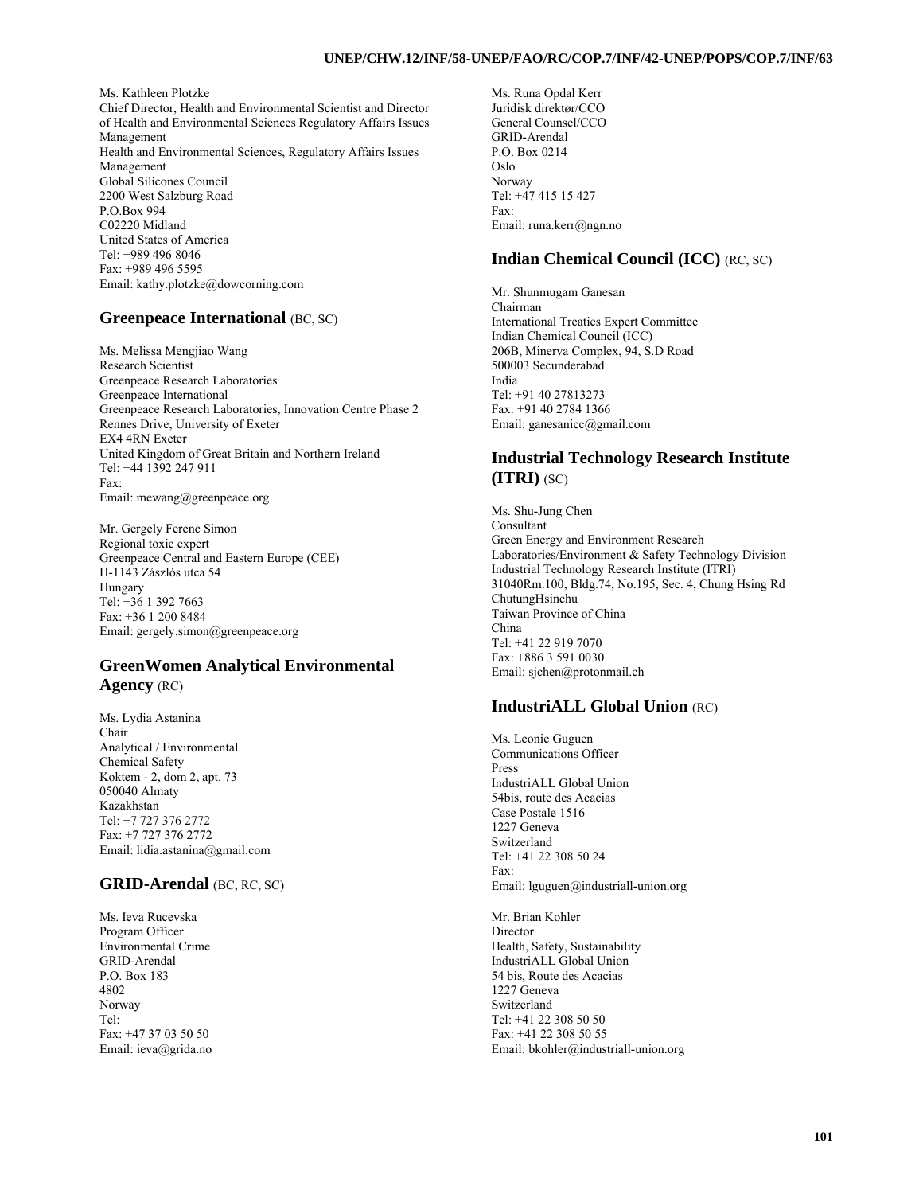Ms. Kathleen Plotzke
Chief Director, Health and Environmental Scientist and Director of Health and Environmental Sciences Regulatory Affairs Issues Management
Health and Environmental Sciences, Regulatory Affairs Issues Management
Global Silicones Council
2200 West Salzburg Road
P.O.Box 994
C02220 Midland
United States of America
Tel: +989 496 8046
Fax: +989 496 5595
Email: kathy.plotzke@dowcorning.com

## Greenpeace International (BC, SC)

Ms. Melissa Mengjiao Wang
Research Scientist
Greenpeace Research Laboratories
Greenpeace International
Greenpeace Research Laboratories, Innovation Centre Phase 2
Rennes Drive, University of Exeter
EX4 4RN Exeter
United Kingdom of Great Britain and Northern Ireland
Tel: +44 1392 247 911
Fax:
Email: mewang@greenpeace.org

Mr. Gergely Ferenc Simon
Regional toxic expert
Greenpeace Central and Eastern Europe (CEE)
H-1143 Zászlós utca 54
Hungary
Tel: +36 1 392 7663
Fax: +36 1 200 8484
Email: gergely.simon@greenpeace.org

## GreenWomen Analytical Environmental Agency (RC)

Ms. Lydia Astanina
Chair
Analytical / Environmental
Chemical Safety
Koktem - 2, dom 2, apt. 73
050040 Almaty
Kazakhstan
Tel: +7 727 376 2772
Fax: +7 727 376 2772
Email: lidia.astanina@gmail.com

## GRID-Arendal (BC, RC, SC)

Ms. Ieva Rucevska
Program Officer
Environmental Crime
GRID-Arendal
P.O. Box 183
4802
Norway
Tel:
Fax: +47 37 03 50 50
Email: ieva@grida.no

Ms. Runa Opdal Kerr
Juridisk direktør/CCO
General Counsel/CCO
GRID-Arendal
P.O. Box 0214
Oslo
Norway
Tel: +47 415 15 427
Fax:
Email: runa.kerr@ngn.no

## Indian Chemical Council (ICC) (RC, SC)

Mr. Shunmugam Ganesan
Chairman
International Treaties Expert Committee
Indian Chemical Council (ICC)
206B, Minerva Complex, 94, S.D Road
500003 Secunderabad
India
Tel: +91 40 27813273
Fax: +91 40 2784 1366
Email: ganesanicc@gmail.com

## Industrial Technology Research Institute (ITRI) (SC)

Ms. Shu-Jung Chen
Consultant
Green Energy and Environment Research Laboratories/Environment & Safety Technology Division
Industrial Technology Research Institute (ITRI)
31040Rm.100, Bldg.74, No.195, Sec. 4, Chung Hsing Rd
ChutungHsinchu
Taiwan Province of China
China
Tel: +41 22 919 7070
Fax: +886 3 591 0030
Email: sjchen@protonmail.ch

## IndustriALL Global Union (RC)

Ms. Leonie Guguen
Communications Officer
Press
IndustriALL Global Union
54bis, route des Acacias
Case Postale 1516
1227 Geneva
Switzerland
Tel: +41 22 308 50 24
Fax:
Email: lguguen@industriall-union.org

Mr. Brian Kohler
Director
Health, Safety, Sustainability
IndustriALL Global Union
54 bis, Route des Acacias
1227 Geneva
Switzerland
Tel: +41 22 308 50 50
Fax: +41 22 308 50 55
Email: bkohler@industriall-union.org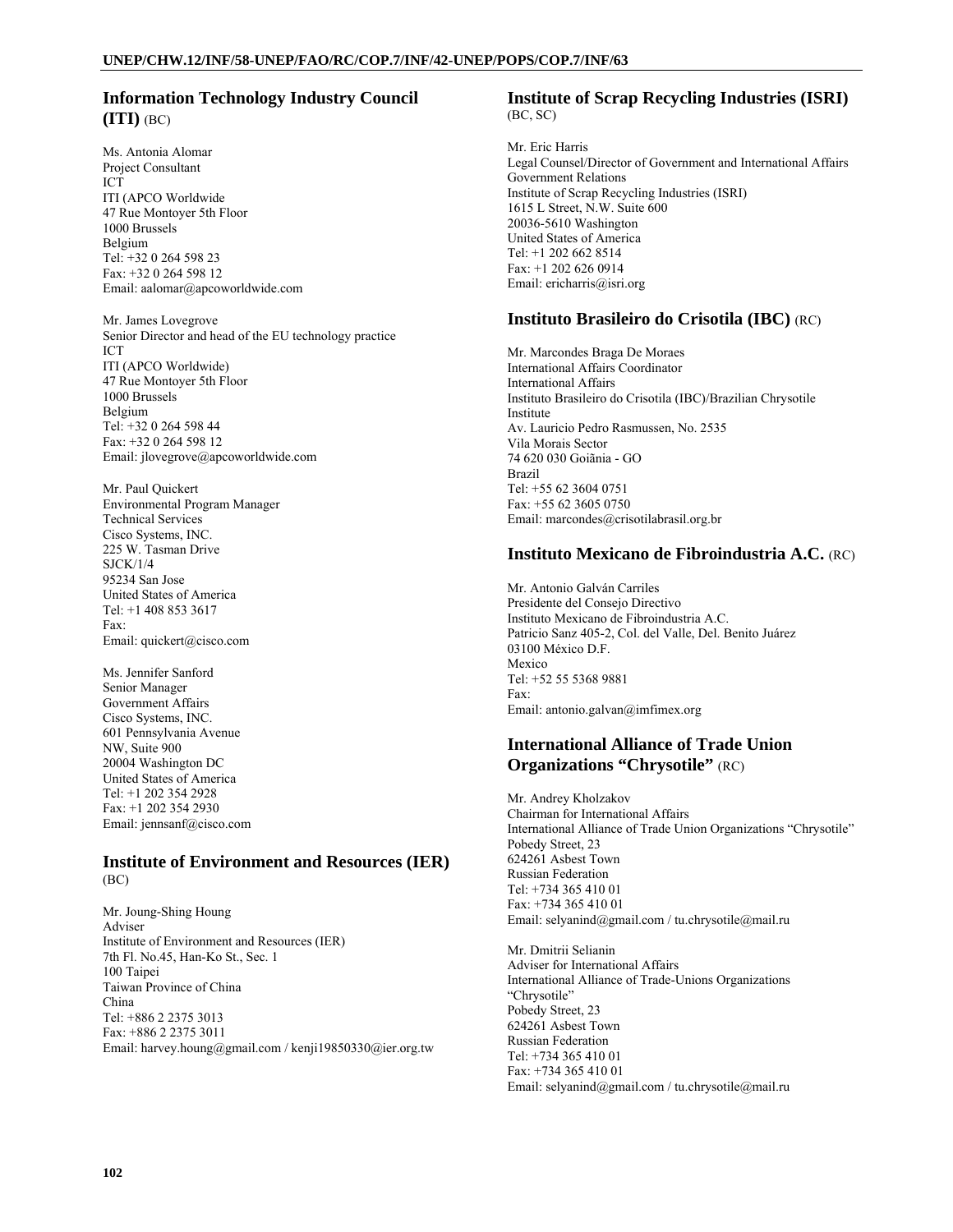## Information Technology Industry Council (ITI) (BC)

Ms. Antonia Alomar
Project Consultant
ICT
ITI (APCO Worldwide
47 Rue Montoyer 5th Floor
1000 Brussels
Belgium
Tel: +32 0 264 598 23
Fax: +32 0 264 598 12
Email: aalomar@apcoworldwide.com

Mr. James Lovegrove
Senior Director and head of the EU technology practice
ICT
ITI (APCO Worldwide)
47 Rue Montoyer 5th Floor
1000 Brussels
Belgium
Tel: +32 0 264 598 44
Fax: +32 0 264 598 12
Email: jlovegrove@apcoworldwide.com

Mr. Paul Quickert
Environmental Program Manager
Technical Services
Cisco Systems, INC.
225 W. Tasman Drive
SJCK/1/4
95234 San Jose
United States of America
Tel: +1 408 853 3617
Fax:
Email: quickert@cisco.com

Ms. Jennifer Sanford
Senior Manager
Government Affairs
Cisco Systems, INC.
601 Pennsylvania Avenue
NW, Suite 900
20004 Washington DC
United States of America
Tel: +1 202 354 2928
Fax: +1 202 354 2930
Email: jennsanf@cisco.com

## Institute of Environment and Resources (IER) (BC)

Mr. Joung-Shing Houng
Adviser
Institute of Environment and Resources (IER)
7th Fl. No.45, Han-Ko St., Sec. 1
100 Taipei
Taiwan Province of China
China
Tel: +886 2 2375 3013
Fax: +886 2 2375 3011
Email: harvey.houng@gmail.com / kenji19850330@ier.org.tw

## Institute of Scrap Recycling Industries (ISRI) (BC, SC)

Mr. Eric Harris
Legal Counsel/Director of Government and International Affairs
Government Relations
Institute of Scrap Recycling Industries (ISRI)
1615 L Street, N.W. Suite 600
20036-5610 Washington
United States of America
Tel: +1 202 662 8514
Fax: +1 202 626 0914
Email: ericharris@isri.org

## Instituto Brasileiro do Crisotila (IBC) (RC)

Mr. Marcondes Braga De Moraes
International Affairs Coordinator
International Affairs
Instituto Brasileiro do Crisotila (IBC)/Brazilian Chrysotile Institute
Av. Lauricio Pedro Rasmussen, No. 2535
Vila Morais Sector
74 620 030 Goiânia - GO
Brazil
Tel: +55 62 3604 0751
Fax: +55 62 3605 0750
Email: marcondes@crisotilabrasil.org.br

## Instituto Mexicano de Fibroindustria A.C. (RC)

Mr. Antonio Galván Carriles
Presidente del Consejo Directivo
Instituto Mexicano de Fibroindustria A.C.
Patricio Sanz 405-2, Col. del Valle, Del. Benito Juárez
03100 México D.F.
Mexico
Tel: +52 55 5368 9881
Fax:
Email: antonio.galvan@imfimex.org

## International Alliance of Trade Union Organizations "Chrysotile" (RC)

Mr. Andrey Kholzakov
Chairman for International Affairs
International Alliance of Trade Union Organizations "Chrysotile"
Pobedy Street, 23
624261 Asbest Town
Russian Federation
Tel: +734 365 410 01
Fax: +734 365 410 01
Email: selyanind@gmail.com / tu.chrysotile@mail.ru

Mr. Dmitrii Selianin
Adviser for International Affairs
International Alliance of Trade-Unions Organizations "Chrysotile"
Pobedy Street, 23
624261 Asbest Town
Russian Federation
Tel: +734 365 410 01
Fax: +734 365 410 01
Email: selyanind@gmail.com / tu.chrysotile@mail.ru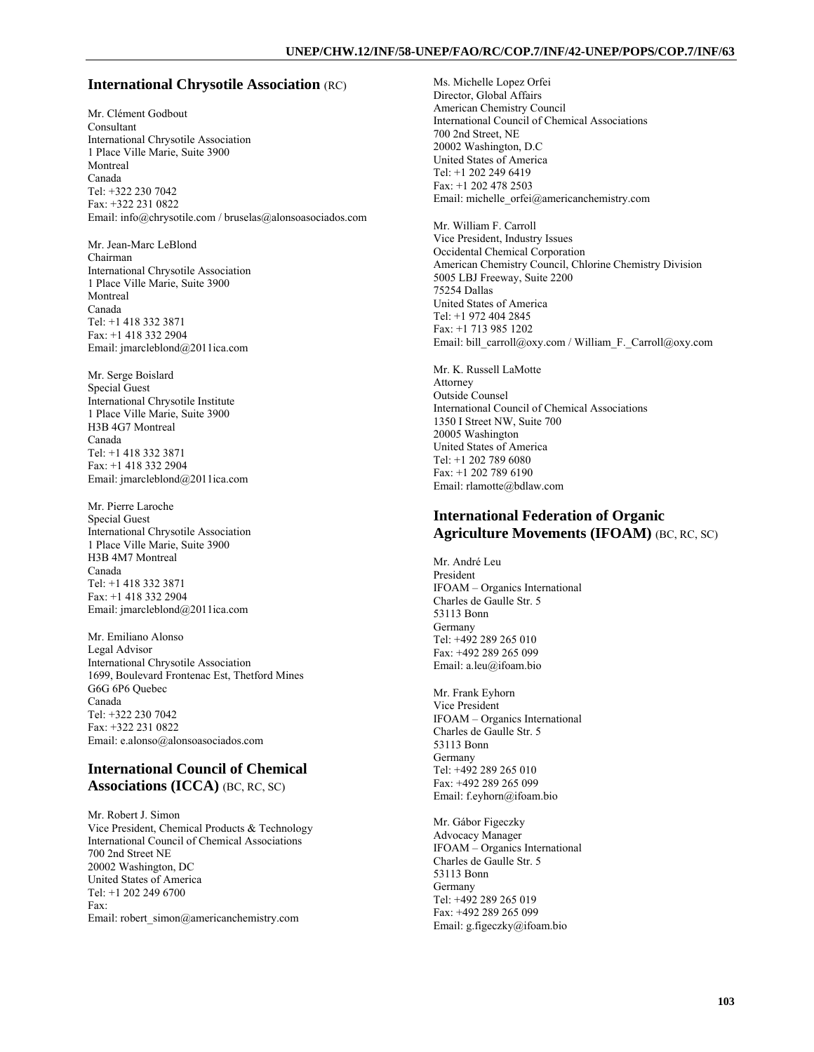## International Chrysotile Association (RC)

Mr. Clément Godbout
Consultant
International Chrysotile Association
1 Place Ville Marie, Suite 3900
Montreal
Canada
Tel: +322 230 7042
Fax: +322 231 0822
Email: info@chrysotile.com / bruselas@alonsoasociados.com

Mr. Jean-Marc LeBlond
Chairman
International Chrysotile Association
1 Place Ville Marie, Suite 3900
Montreal
Canada
Tel: +1 418 332 3871
Fax: +1 418 332 2904
Email: jmarcleblond@2011ica.com

Mr. Serge Boislard
Special Guest
International Chrysotile Institute
1 Place Ville Marie, Suite 3900
H3B 4G7 Montreal
Canada
Tel: +1 418 332 3871
Fax: +1 418 332 2904
Email: jmarcleblond@2011ica.com

Mr. Pierre Laroche
Special Guest
International Chrysotile Association
1 Place Ville Marie, Suite 3900
H3B 4M7 Montreal
Canada
Tel: +1 418 332 3871
Fax: +1 418 332 2904
Email: jmarcleblond@2011ica.com

Mr. Emiliano Alonso
Legal Advisor
International Chrysotile Association
1699, Boulevard Frontenac Est, Thetford Mines
G6G 6P6 Quebec
Canada
Tel: +322 230 7042
Fax: +322 231 0822
Email: e.alonso@alonsoasociados.com

## International Council of Chemical Associations (ICCA) (BC, RC, SC)

Mr. Robert J. Simon
Vice President, Chemical Products & Technology
International Council of Chemical Associations
700 2nd Street NE
20002 Washington, DC
United States of America
Tel: +1 202 249 6700
Fax:
Email: robert_simon@americanchemistry.com

Ms. Michelle Lopez Orfei
Director, Global Affairs
American Chemistry Council
International Council of Chemical Associations
700 2nd Street, NE
20002 Washington, D.C
United States of America
Tel: +1 202 249 6419
Fax: +1 202 478 2503
Email: michelle_orfei@americanchemistry.com

Mr. William F. Carroll
Vice President, Industry Issues
Occidental Chemical Corporation
American Chemistry Council, Chlorine Chemistry Division
5005 LBJ Freeway, Suite 2200
75254 Dallas
United States of America
Tel: +1 972 404 2845
Fax: +1 713 985 1202
Email: bill_carroll@oxy.com / William_F._Carroll@oxy.com

Mr. K. Russell LaMotte
Attorney
Outside Counsel
International Council of Chemical Associations
1350 I Street NW, Suite 700
20005 Washington
United States of America
Tel: +1 202 789 6080
Fax: +1 202 789 6190
Email: rlamotte@bdlaw.com

## International Federation of Organic Agriculture Movements (IFOAM) (BC, RC, SC)

Mr. André Leu
President
IFOAM – Organics International
Charles de Gaulle Str. 5
53113 Bonn
Germany
Tel: +492 289 265 010
Fax: +492 289 265 099
Email: a.leu@ifoam.bio

Mr. Frank Eyhorn
Vice President
IFOAM – Organics International
Charles de Gaulle Str. 5
53113 Bonn
Germany
Tel: +492 289 265 010
Fax: +492 289 265 099
Email: f.eyhorn@ifoam.bio

Mr. Gábor Figeczky
Advocacy Manager
IFOAM – Organics International
Charles de Gaulle Str. 5
53113 Bonn
Germany
Tel: +492 289 265 019
Fax: +492 289 265 099
Email: g.figeczky@ifoam.bio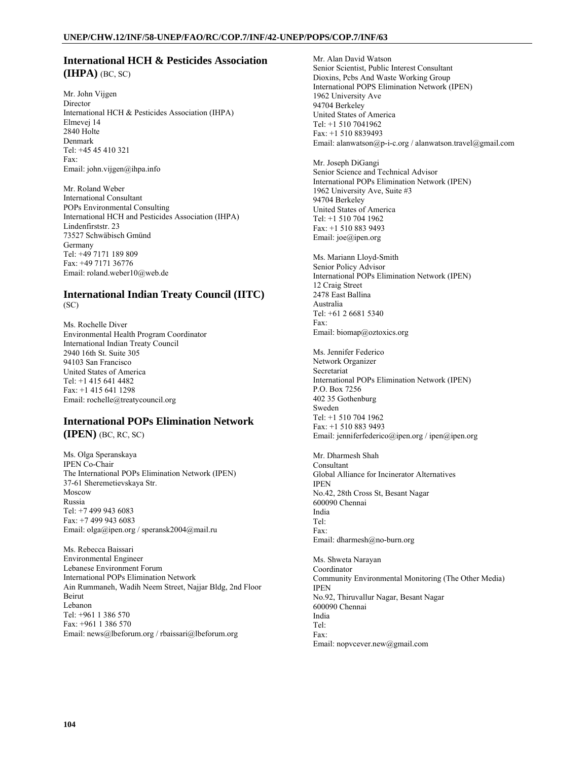## International HCH & Pesticides Association (IHPA) (BC, SC)

Mr. John Vijgen
Director
International HCH & Pesticides Association (IHPA)
Elmevej 14
2840 Holte
Denmark
Tel: +45 45 410 321
Fax:
Email: john.vijgen@ihpa.info

Mr. Roland Weber
International Consultant
POPs Environmental Consulting
International HCH and Pesticides Association (IHPA)
Lindenfirststr. 23
73527 Schwäbisch Gmünd
Germany
Tel: +49 7171 189 809
Fax: +49 7171 36776
Email: roland.weber10@web.de

## International Indian Treaty Council (IITC) (SC)

Ms. Rochelle Diver
Environmental Health Program Coordinator
International Indian Treaty Council
2940 16th St. Suite 305
94103 San Francisco
United States of America
Tel: +1 415 641 4482
Fax: +1 415 641 1298
Email: rochelle@treatycouncil.org

## International POPs Elimination Network (IPEN) (BC, RC, SC)

Ms. Olga Speranskaya
IPEN Co-Chair
The International POPs Elimination Network (IPEN)
37-61 Sheremetievskaya Str.
Moscow
Russia
Tel: +7 499 943 6083
Fax: +7 499 943 6083
Email: olga@ipen.org / speransk2004@mail.ru

Ms. Rebecca Baissari
Environmental Engineer
Lebanese Environment Forum
International POPs Elimination Network
Ain Rummaneh, Wadih Neem Street, Najjar Bldg, 2nd Floor
Beirut
Lebanon
Tel: +961 1 386 570
Fax: +961 1 386 570
Email: news@lbeforum.org / rbaissari@lbeforum.org

Mr. Alan David Watson
Senior Scientist, Public Interest Consultant
Dioxins, Pcbs And Waste Working Group
International POPS Elimination Network (IPEN)
1962 University Ave
94704 Berkeley
United States of America
Tel: +1 510 7041962
Fax: +1 510 8839493
Email: alanwatson@p-i-c.org / alanwatson.travel@gmail.com

Mr. Joseph DiGangi
Senior Science and Technical Advisor
International POPs Elimination Network (IPEN)
1962 University Ave, Suite #3
94704 Berkeley
United States of America
Tel: +1 510 704 1962
Fax: +1 510 883 9493
Email: joe@ipen.org

Ms. Mariann Lloyd-Smith
Senior Policy Advisor
International POPs Elimination Network (IPEN)
12 Craig Street
2478 East Ballina
Australia
Tel: +61 2 6681 5340
Fax:
Email: biomap@oztoxics.org

Ms. Jennifer Federico
Network Organizer
Secretariat
International POPs Elimination Network (IPEN)
P.O. Box 7256
402 35 Gothenburg
Sweden
Tel: +1 510 704 1962
Fax: +1 510 883 9493
Email: jenniferfederico@ipen.org / ipen@ipen.org

Mr. Dharmesh Shah
Consultant
Global Alliance for Incinerator Alternatives
IPEN
No.42, 28th Cross St, Besant Nagar
600090 Chennai
India
Tel:
Fax:
Email: dharmesh@no-burn.org

Ms. Shweta Narayan
Coordinator
Community Environmental Monitoring (The Other Media)
IPEN
No.92, Thiruvallur Nagar, Besant Nagar
600090 Chennai
India
Tel:
Fax:
Email: nopvcever.new@gmail.com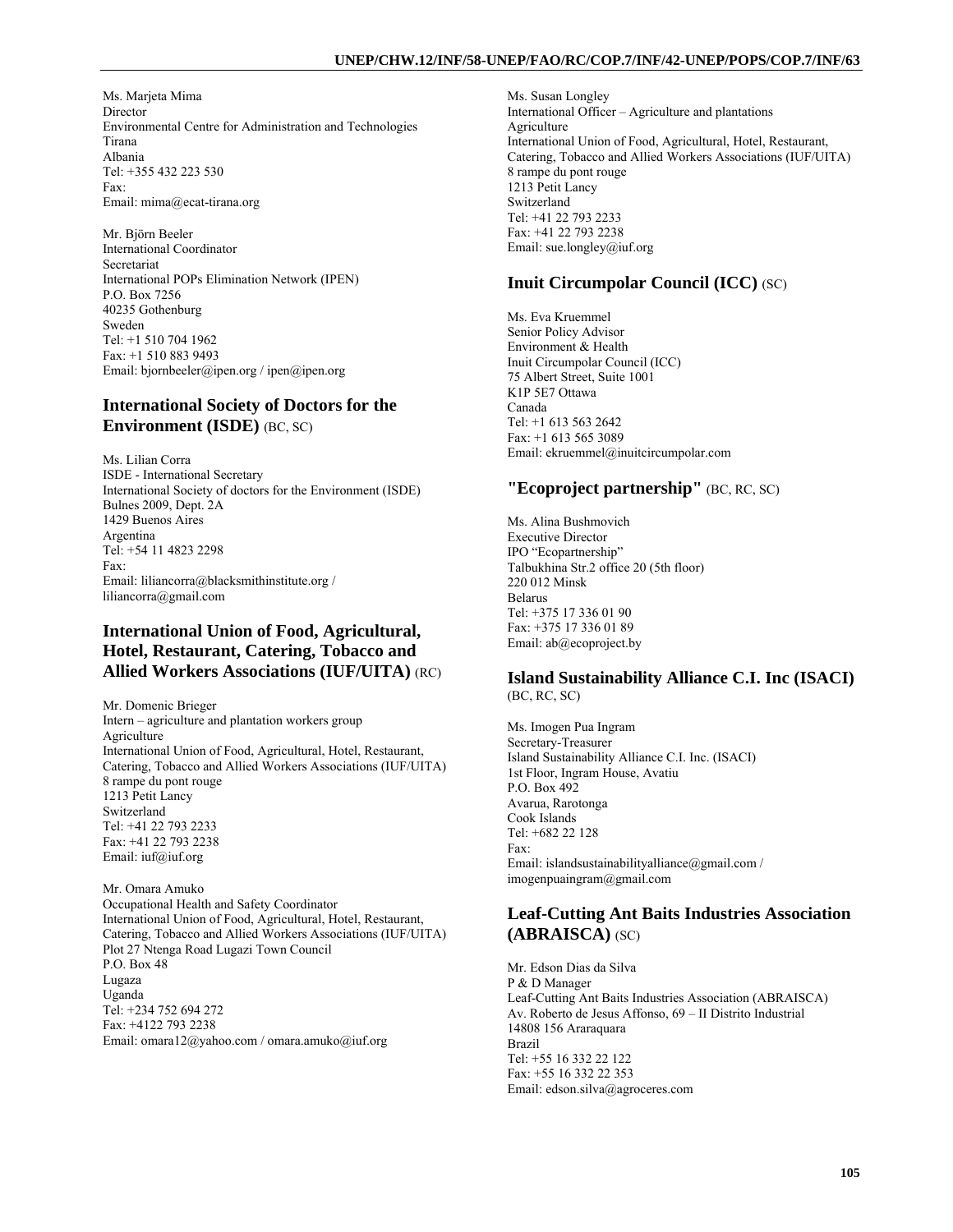Ms. Marjeta Mima
Director
Environmental Centre for Administration and Technologies
Tirana
Albania
Tel: +355 432 223 530
Fax:
Email: mima@ecat-tirana.org

Mr. Björn Beeler
International Coordinator
Secretariat
International POPs Elimination Network (IPEN)
P.O. Box 7256
40235 Gothenburg
Sweden
Tel: +1 510 704 1962
Fax: +1 510 883 9493
Email: bjornbeeler@ipen.org / ipen@ipen.org

## International Society of Doctors for the Environment (ISDE) (BC, SC)

Ms. Lilian Corra
ISDE - International Secretary
International Society of doctors for the Environment (ISDE)
Bulnes 2009, Dept. 2A
1429 Buenos Aires
Argentina
Tel: +54 11 4823 2298
Fax:
Email: liliancorra@blacksmithinstitute.org / liliancorra@gmail.com

## International Union of Food, Agricultural, Hotel, Restaurant, Catering, Tobacco and Allied Workers Associations (IUF/UITA) (RC)

Mr. Domenic Brieger
Intern – agriculture and plantation workers group
Agriculture
International Union of Food, Agricultural, Hotel, Restaurant, Catering, Tobacco and Allied Workers Associations (IUF/UITA)
8 rampe du pont rouge
1213 Petit Lancy
Switzerland
Tel: +41 22 793 2233
Fax: +41 22 793 2238
Email: iuf@iuf.org

Mr. Omara Amuko
Occupational Health and Safety Coordinator
International Union of Food, Agricultural, Hotel, Restaurant, Catering, Tobacco and Allied Workers Associations (IUF/UITA)
Plot 27 Ntenga Road Lugazi Town Council
P.O. Box 48
Lugaza
Uganda
Tel: +234 752 694 272
Fax: +4122 793 2238
Email: omara12@yahoo.com / omara.amuko@iuf.org

Ms. Susan Longley
International Officer – Agriculture and plantations
Agriculture
International Union of Food, Agricultural, Hotel, Restaurant, Catering, Tobacco and Allied Workers Associations (IUF/UITA)
8 rampe du pont rouge
1213 Petit Lancy
Switzerland
Tel: +41 22 793 2233
Fax: +41 22 793 2238
Email: sue.longley@iuf.org

## Inuit Circumpolar Council (ICC) (SC)

Ms. Eva Kruemmel
Senior Policy Advisor
Environment & Health
Inuit Circumpolar Council (ICC)
75 Albert Street, Suite 1001
K1P 5E7 Ottawa
Canada
Tel: +1 613 563 2642
Fax: +1 613 565 3089
Email: ekruemmel@inuitcircumpolar.com

## "Ecoproject partnership" (BC, RC, SC)

Ms. Alina Bushmovich
Executive Director
IPO "Ecopartnership"
Talbukhina Str.2 office 20 (5th floor)
220 012 Minsk
Belarus
Tel: +375 17 336 01 90
Fax: +375 17 336 01 89
Email: ab@ecoproject.by

## Island Sustainability Alliance C.I. Inc (ISACI) (BC, RC, SC)

Ms. Imogen Pua Ingram
Secretary-Treasurer
Island Sustainability Alliance C.I. Inc. (ISACI)
1st Floor, Ingram House, Avatiu
P.O. Box 492
Avarua, Rarotonga
Cook Islands
Tel: +682 22 128
Fax:
Email: islandsustainabilityalliance@gmail.com / imogenpuaingram@gmail.com

## Leaf-Cutting Ant Baits Industries Association (ABRAISCA) (SC)

Mr. Edson Dias da Silva
P & D Manager
Leaf-Cutting Ant Baits Industries Association (ABRAISCA)
Av. Roberto de Jesus Affonso, 69 – II Distrito Industrial
14808 156 Araraquara
Brazil
Tel: +55 16 332 22 122
Fax: +55 16 332 22 353
Email: edson.silva@agroceres.com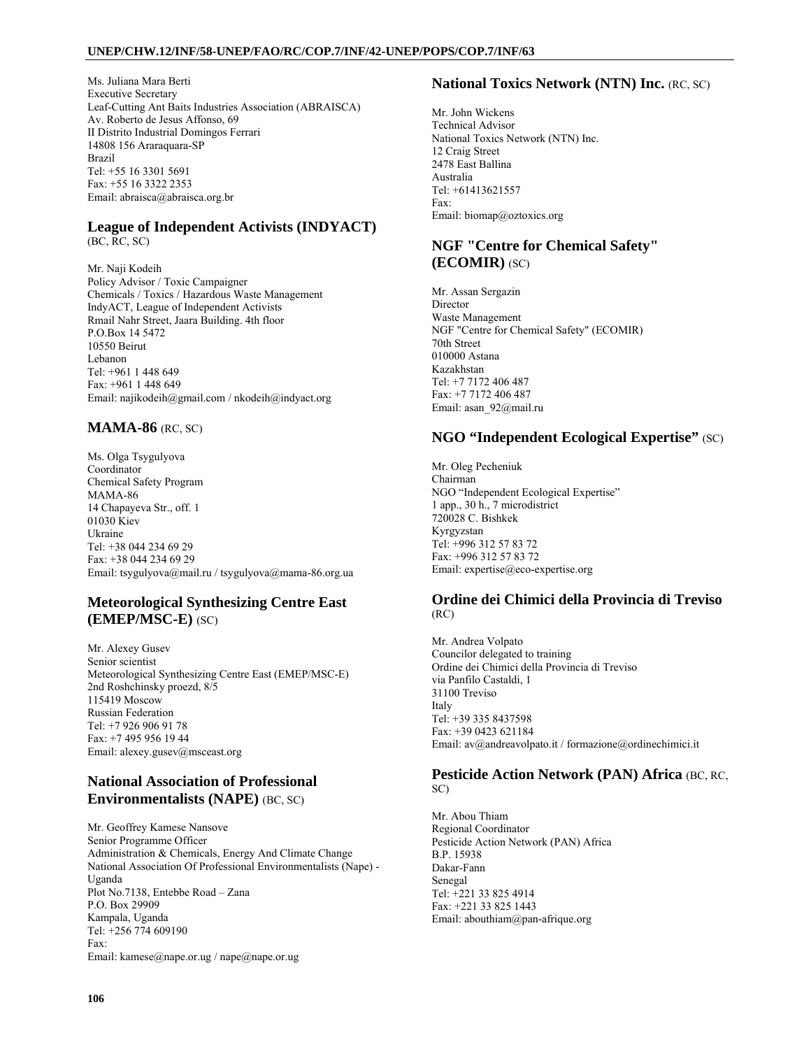Ms. Juliana Mara Berti
Executive Secretary
Leaf-Cutting Ant Baits Industries Association (ABRAISCA)
Av. Roberto de Jesus Affonso, 69
II Distrito Industrial Domingos Ferrari
14808 156 Araraquara-SP
Brazil
Tel: +55 16 3301 5691
Fax: +55 16 3322 2353
Email: abraisca@abraisca.org.br

## League of Independent Activists (INDYACT) (BC, RC, SC)

Mr. Naji Kodeih
Policy Advisor / Toxic Campaigner
Chemicals / Toxics / Hazardous Waste Management
IndyACT, League of Independent Activists
Rmail Nahr Street, Jaara Building. 4th floor
P.O.Box 14 5472
10550 Beirut
Lebanon
Tel: +961 1 448 649
Fax: +961 1 448 649
Email: najikodeih@gmail.com / nkodeih@indyact.org

## MAMA-86 (RC, SC)

Ms. Olga Tsygulyova
Coordinator
Chemical Safety Program
MAMA-86
14 Chapayeva Str., off. 1
01030 Kiev
Ukraine
Tel: +38 044 234 69 29
Fax: +38 044 234 69 29
Email: tsygulyova@mail.ru / tsygulyova@mama-86.org.ua

## Meteorological Synthesizing Centre East (EMEP/MSC-E) (SC)

Mr. Alexey Gusev
Senior scientist
Meteorological Synthesizing Centre East (EMEP/MSC-E)
2nd Roshchinsky proezd, 8/5
115419 Moscow
Russian Federation
Tel: +7 926 906 91 78
Fax: +7 495 956 19 44
Email: alexey.gusev@msceast.org

## National Association of Professional Environmentalists (NAPE) (BC, SC)

Mr. Geoffrey Kamese Nansove
Senior Programme Officer
Administration & Chemicals, Energy And Climate Change
National Association Of Professional Environmentalists (Nape) - Uganda
Plot No.7138, Entebbe Road – Zana
P.O. Box 29909
Kampala, Uganda
Tel: +256 774 609190
Fax:
Email: kamese@nape.or.ug / nape@nape.or.ug

## National Toxics Network (NTN) Inc. (RC, SC)

Mr. John Wickens
Technical Advisor
National Toxics Network (NTN) Inc.
12 Craig Street
2478 East Ballina
Australia
Tel: +61413621557
Fax:
Email: biomap@oztoxics.org

## NGF "Centre for Chemical Safety" (ECOMIR) (SC)

Mr. Assan Sergazin
Director
Waste Management
NGF "Centre for Chemical Safety" (ECOMIR)
70th Street
010000 Astana
Kazakhstan
Tel: +7 7172 406 487
Fax: +7 7172 406 487
Email: asan_92@mail.ru

## NGO “Independent Ecological Expertise” (SC)

Mr. Oleg Pecheniuk
Chairman
NGO “Independent Ecological Expertise”
1 app., 30 h., 7 microdistrict
720028 C. Bishkek
Kyrgyzstan
Tel: +996 312 57 83 72
Fax: +996 312 57 83 72
Email: expertise@eco-expertise.org

## Ordine dei Chimici della Provincia di Treviso (RC)

Mr. Andrea Volpato
Councilor delegated to training
Ordine dei Chimici della Provincia di Treviso
via Panfilo Castaldi, 1
31100 Treviso
Italy
Tel: +39 335 8437598
Fax: +39 0423 621184
Email: av@andreavolpato.it / formazione@ordinechimici.it

## Pesticide Action Network (PAN) Africa (BC, RC, SC)

Mr. Abou Thiam
Regional Coordinator
Pesticide Action Network (PAN) Africa
B.P. 15938
Dakar-Fann
Senegal
Tel: +221 33 825 4914
Fax: +221 33 825 1443
Email: abouthiam@pan-afrique.org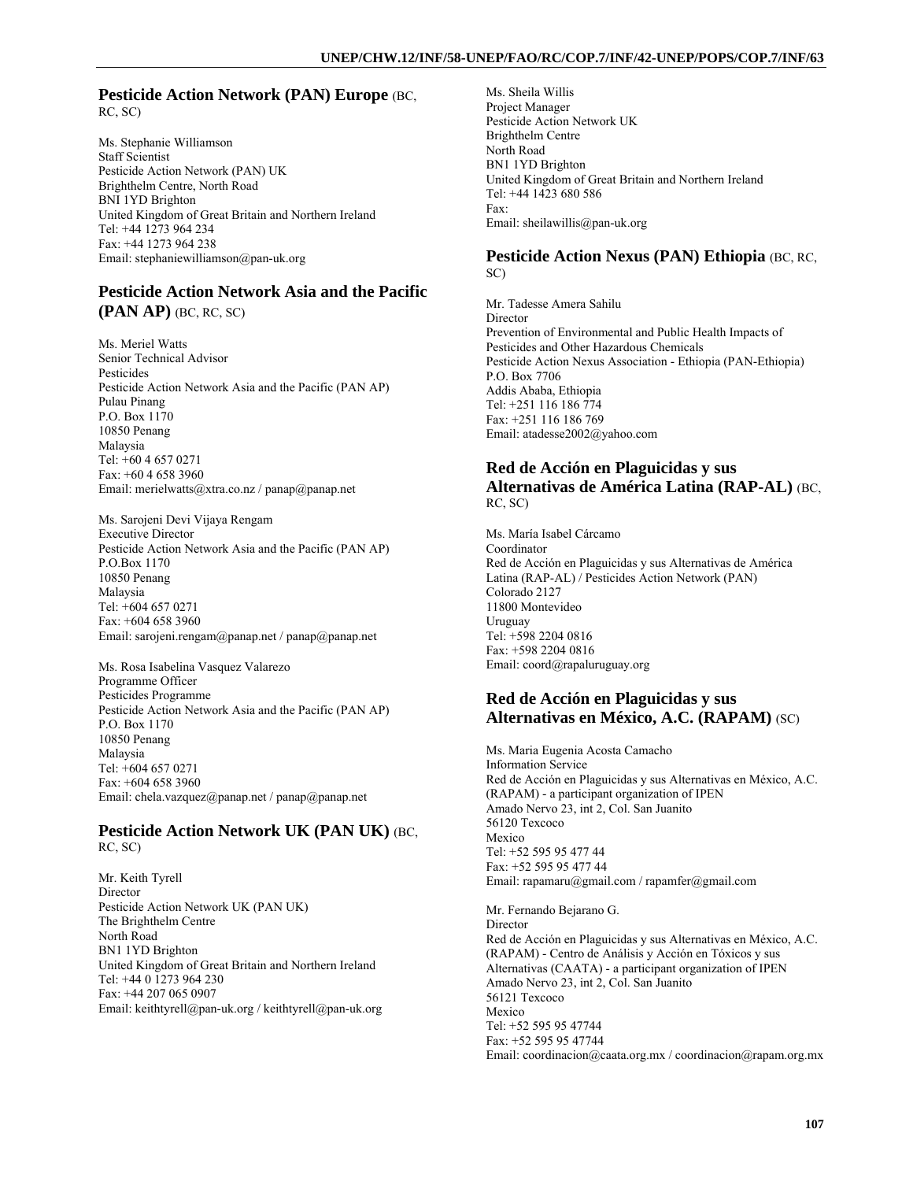## Pesticide Action Network (PAN) Europe (BC, RC, SC)

Ms. Stephanie Williamson
Staff Scientist
Pesticide Action Network (PAN) UK
Brighthelm Centre, North Road
BNI 1YD Brighton
United Kingdom of Great Britain and Northern Ireland
Tel: +44 1273 964 234
Fax: +44 1273 964 238
Email: stephaniewilliamson@pan-uk.org

## Pesticide Action Network Asia and the Pacific (PAN AP) (BC, RC, SC)

Ms. Meriel Watts
Senior Technical Advisor
Pesticides
Pesticide Action Network Asia and the Pacific (PAN AP)
Pulau Pinang
P.O. Box 1170
10850 Penang
Malaysia
Tel: +60 4 657 0271
Fax: +60 4 658 3960
Email: merielwatts@xtra.co.nz / panap@panap.net

Ms. Sarojeni Devi Vijaya Rengam
Executive Director
Pesticide Action Network Asia and the Pacific (PAN AP)
P.O.Box 1170
10850 Penang
Malaysia
Tel: +604 657 0271
Fax: +604 658 3960
Email: sarojeni.rengam@panap.net / panap@panap.net

Ms. Rosa Isabelina Vasquez Valarezo
Programme Officer
Pesticides Programme
Pesticide Action Network Asia and the Pacific (PAN AP)
P.O. Box 1170
10850 Penang
Malaysia
Tel: +604 657 0271
Fax: +604 658 3960
Email: chela.vazquez@panap.net / panap@panap.net

## Pesticide Action Network UK (PAN UK) (BC, RC, SC)

Mr. Keith Tyrell
Director
Pesticide Action Network UK (PAN UK)
The Brighthelm Centre
North Road
BN1 1YD Brighton
United Kingdom of Great Britain and Northern Ireland
Tel: +44 0 1273 964 230
Fax: +44 207 065 0907
Email: keithtyrell@pan-uk.org / keithtyrell@pan-uk.org

Ms. Sheila Willis
Project Manager
Pesticide Action Network UK
Brighthelm Centre
North Road
BN1 1YD Brighton
United Kingdom of Great Britain and Northern Ireland
Tel: +44 1423 680 586
Fax:
Email: sheilawillis@pan-uk.org

## Pesticide Action Nexus (PAN) Ethiopia (BC, RC, SC)

Mr. Tadesse Amera Sahilu
Director
Prevention of Environmental and Public Health Impacts of Pesticides and Other Hazardous Chemicals
Pesticide Action Nexus Association - Ethiopia (PAN-Ethiopia)
P.O. Box 7706
Addis Ababa, Ethiopia
Tel: +251 116 186 774
Fax: +251 116 186 769
Email: atadesse2002@yahoo.com

## Red de Acción en Plaguicidas y sus Alternativas de América Latina (RAP-AL) (BC, RC, SC)

Ms. María Isabel Cárcamo
Coordinator
Red de Acción en Plaguicidas y sus Alternativas de América Latina (RAP-AL) / Pesticides Action Network (PAN)
Colorado 2127
11800 Montevideo
Uruguay
Tel: +598 2204 0816
Fax: +598 2204 0816
Email: coord@rapaluruguay.org

## Red de Acción en Plaguicidas y sus Alternativas en México, A.C. (RAPAM) (SC)

Ms. Maria Eugenia Acosta Camacho
Information Service
Red de Acción en Plaguicidas y sus Alternativas en México, A.C. (RAPAM) - a participant organization of IPEN
Amado Nervo 23, int 2, Col. San Juanito
56120 Texcoco
Mexico
Tel: +52 595 95 477 44
Fax: +52 595 95 477 44
Email: rapamaru@gmail.com / rapamfer@gmail.com

Mr. Fernando Bejarano G.
Director
Red de Acción en Plaguicidas y sus Alternativas en México, A.C. (RAPAM) - Centro de Análisis y Acción en Tóxicos y sus Alternativas (CAATA) - a participant organization of IPEN
Amado Nervo 23, int 2, Col. San Juanito
56121 Texcoco
Mexico
Tel: +52 595 95 47744
Fax: +52 595 95 47744
Email: coordinacion@caata.org.mx / coordinacion@rapam.org.mx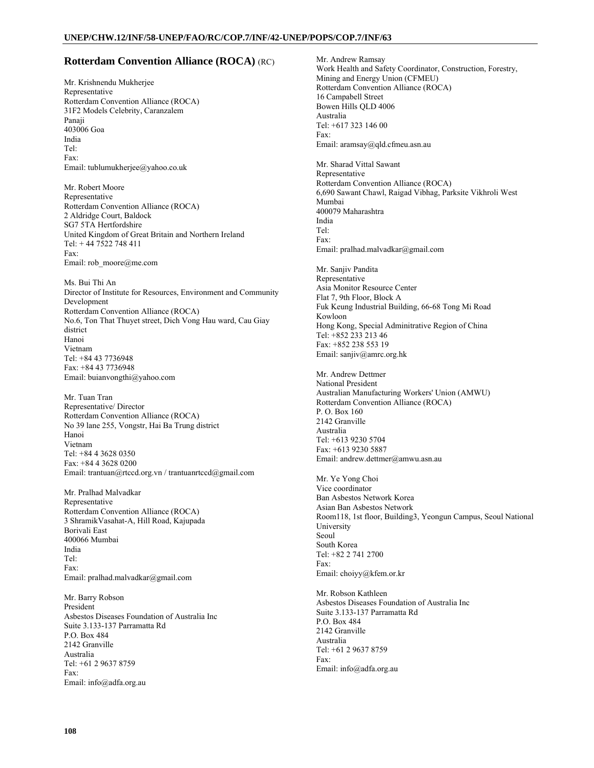## Rotterdam Convention Alliance (ROCA) (RC)

Mr. Krishnendu Mukherjee
Representative
Rotterdam Convention Alliance (ROCA)
31F2 Models Celebrity, Caranzalem
Panaji
403006 Goa
India
Tel:
Fax:
Email: tublumukherjee@yahoo.co.uk

Mr. Robert Moore
Representative
Rotterdam Convention Alliance (ROCA)
2 Aldridge Court, Baldock
SG7 5TA Hertfordshire
United Kingdom of Great Britain and Northern Ireland
Tel: + 44 7522 748 411
Fax:
Email: rob_moore@me.com

Ms. Bui Thi An
Director of Institute for Resources, Environment and Community Development
Rotterdam Convention Alliance (ROCA)
No.6, Ton That Thuyet street, Dich Vong Hau ward, Cau Giay district
Hanoi
Vietnam
Tel: +84 43 7736948
Fax: +84 43 7736948
Email: buianvongthi@yahoo.com

Mr. Tuan Tran
Representative/ Director
Rotterdam Convention Alliance (ROCA)
No 39 lane 255, Vongstr, Hai Ba Trung district
Hanoi
Vietnam
Tel: +84 4 3628 0350
Fax: +84 4 3628 0200
Email: trantuan@rtccd.org.vn / trantuanrtccd@gmail.com

Mr. Pralhad Malvadkar
Representative
Rotterdam Convention Alliance (ROCA)
3 ShramikVasahat-A, Hill Road, Kajupada
Borivali East
400066 Mumbai
India
Tel:
Fax:
Email: pralhad.malvadkar@gmail.com

Mr. Barry Robson
President
Asbestos Diseases Foundation of Australia Inc
Suite 3.133-137 Parramatta Rd
P.O. Box 484
2142 Granville
Australia
Tel: +61 2 9637 8759
Fax:
Email: info@adfa.org.au

Mr. Andrew Ramsay
Work Health and Safety Coordinator, Construction, Forestry, Mining and Energy Union (CFMEU)
Rotterdam Convention Alliance (ROCA)
16 Campabell Street
Bowen Hills QLD 4006
Australia
Tel: +617 323 146 00
Fax:
Email: aramsay@qld.cfmeu.asn.au

Mr. Sharad Vittal Sawant
Representative
Rotterdam Convention Alliance (ROCA)
6,690 Sawant Chawl, Raigad Vibhag, Parksite Vikhroli West
Mumbai
400079 Maharashtra
India
Tel:
Fax:
Email: pralhad.malvadkar@gmail.com

Mr. Sanjiv Pandita
Representative
Asia Monitor Resource Center
Flat 7, 9th Floor, Block A
Fuk Keung Industrial Building, 66-68 Tong Mi Road
Kowloon
Hong Kong, Special Adminitrative Region of China
Tel: +852 233 213 46
Fax: +852 238 553 19
Email: sanjiv@amrc.org.hk

Mr. Andrew Dettmer
National President
Australian Manufacturing Workers' Union (AMWU)
Rotterdam Convention Alliance (ROCA)
P. O. Box 160
2142 Granville
Australia
Tel: +613 9230 5704
Fax: +613 9230 5887
Email: andrew.dettmer@amwu.asn.au

Mr. Ye Yong Choi
Vice coordinator
Ban Asbestos Network Korea
Asian Ban Asbestos Network
Room118, 1st floor, Building3, Yeongun Campus, Seoul National University
Seoul
South Korea
Tel: +82 2 741 2700
Fax:
Email: choiyy@kfem.or.kr

Mr. Robson Kathleen
Asbestos Diseases Foundation of Australia Inc
Suite 3.133-137 Parramatta Rd
P.O. Box 484
2142 Granville
Australia
Tel: +61 2 9637 8759
Fax:
Email: info@adfa.org.au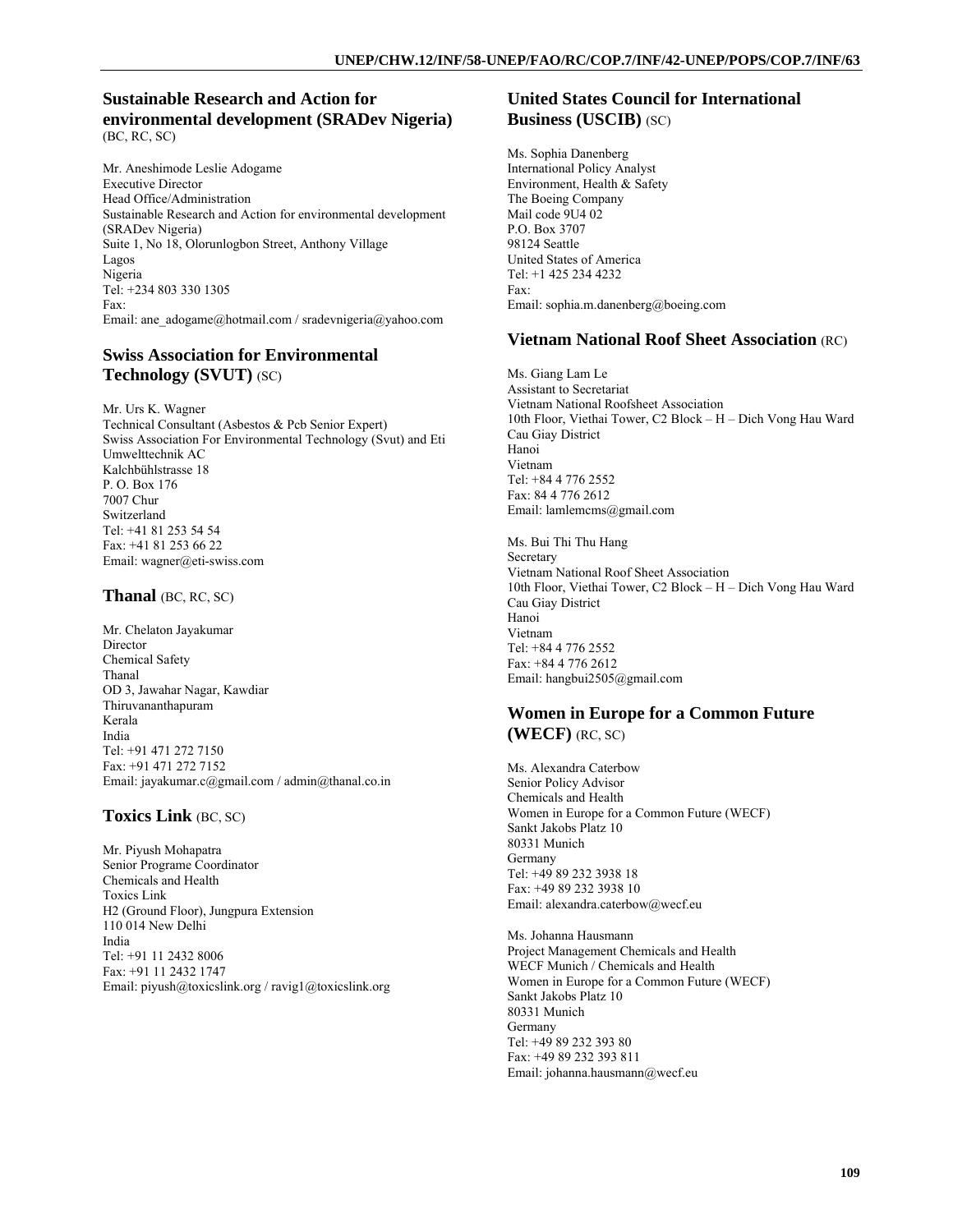## Sustainable Research and Action for environmental development (SRADev Nigeria) (BC, RC, SC)

Mr. Aneshimode Leslie Adogame
Executive Director
Head Office/Administration
Sustainable Research and Action for environmental development (SRADev Nigeria)
Suite 1, No 18, Olorunlogbon Street, Anthony Village
Lagos
Nigeria
Tel: +234 803 330 1305
Fax:
Email: ane_adogame@hotmail.com / sradevnigeria@yahoo.com

## Swiss Association for Environmental Technology (SVUT) (SC)

Mr. Urs K. Wagner
Technical Consultant (Asbestos & Pcb Senior Expert)
Swiss Association For Environmental Technology (Svut) and Eti Umwelttechnik AC
Kalchbühlstrasse 18
P. O. Box 176
7007 Chur
Switzerland
Tel: +41 81 253 54 54
Fax: +41 81 253 66 22
Email: wagner@eti-swiss.com

## Thanal (BC, RC, SC)

Mr. Chelaton Jayakumar
Director
Chemical Safety
Thanal
OD 3, Jawahar Nagar, Kawdiar
Thiruvananthapuram
Kerala
India
Tel: +91 471 272 7150
Fax: +91 471 272 7152
Email: jayakumar.c@gmail.com / admin@thanal.co.in

## Toxics Link (BC, SC)

Mr. Piyush Mohapatra
Senior Programe Coordinator
Chemicals and Health
Toxics Link
H2 (Ground Floor), Jungpura Extension
110 014 New Delhi
India
Tel: +91 11 2432 8006
Fax: +91 11 2432 1747
Email: piyush@toxicslink.org / ravig1@toxicslink.org

## United States Council for International Business (USCIB) (SC)

Ms. Sophia Danenberg
International Policy Analyst
Environment, Health & Safety
The Boeing Company
Mail code 9U4 02
P.O. Box 3707
98124 Seattle
United States of America
Tel: +1 425 234 4232
Fax:
Email: sophia.m.danenberg@boeing.com

## Vietnam National Roof Sheet Association (RC)

Ms. Giang Lam Le
Assistant to Secretariat
Vietnam National Roofsheet Association
10th Floor, Viethai Tower, C2 Block – H – Dich Vong Hau Ward
Cau Giay District
Hanoi
Vietnam
Tel: +84 4 776 2552
Fax: 84 4 776 2612
Email: lamlemcms@gmail.com

Ms. Bui Thi Thu Hang
Secretary
Vietnam National Roof Sheet Association
10th Floor, Viethai Tower, C2 Block – H – Dich Vong Hau Ward
Cau Giay District
Hanoi
Vietnam
Tel: +84 4 776 2552
Fax: +84 4 776 2612
Email: hangbui2505@gmail.com

## Women in Europe for a Common Future (WECF) (RC, SC)

Ms. Alexandra Caterbow
Senior Policy Advisor
Chemicals and Health
Women in Europe for a Common Future (WECF)
Sankt Jakobs Platz 10
80331 Munich
Germany
Tel: +49 89 232 3938 18
Fax: +49 89 232 3938 10
Email: alexandra.caterbow@wecf.eu

Ms. Johanna Hausmann
Project Management Chemicals and Health
WECF Munich / Chemicals and Health
Women in Europe for a Common Future (WECF)
Sankt Jakobs Platz 10
80331 Munich
Germany
Tel: +49 89 232 393 80
Fax: +49 89 232 393 811
Email: johanna.hausmann@wecf.eu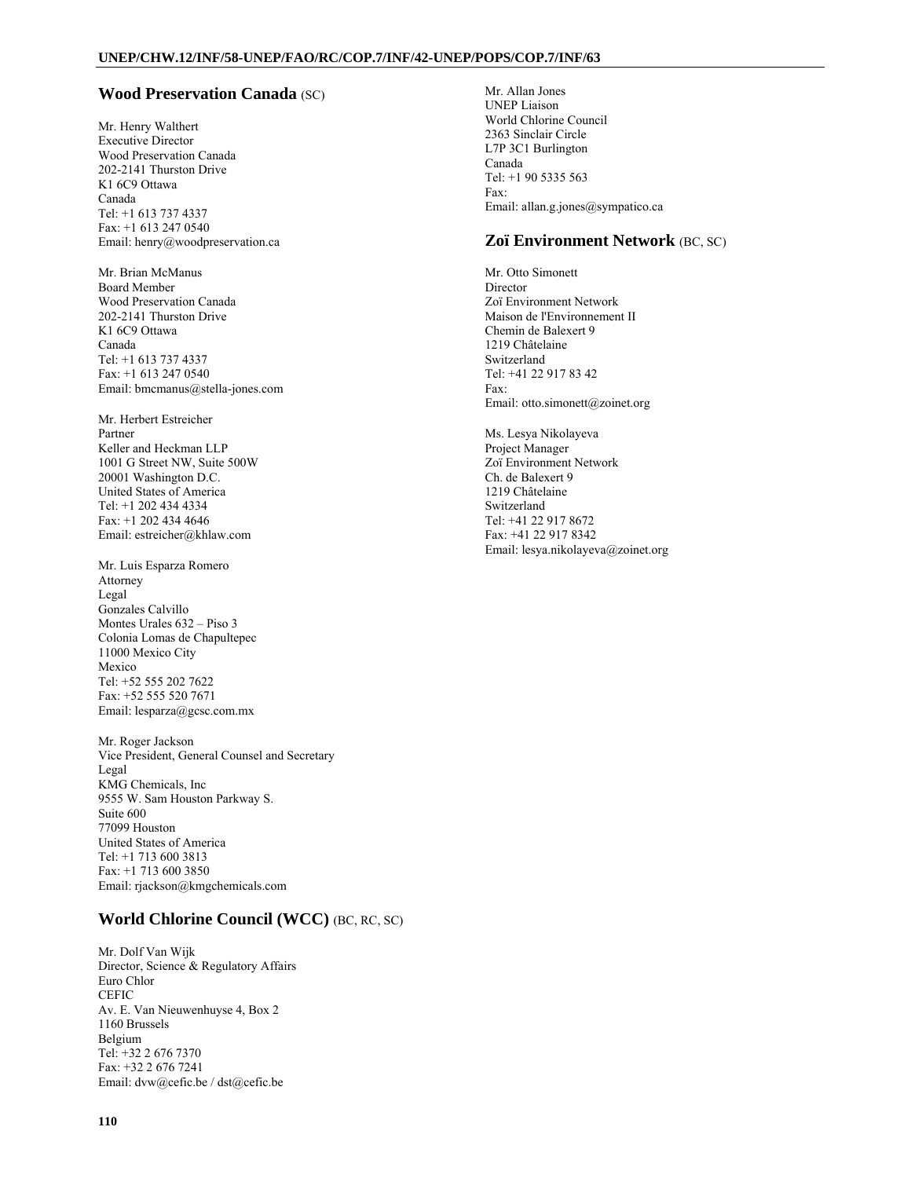## Wood Preservation Canada (SC)

Mr. Henry Walthert
Executive Director
Wood Preservation Canada
202-2141 Thurston Drive
K1 6C9 Ottawa
Canada
Tel: +1 613 737 4337
Fax: +1 613 247 0540
Email: henry@woodpreservation.ca

Mr. Brian McManus
Board Member
Wood Preservation Canada
202-2141 Thurston Drive
K1 6C9 Ottawa
Canada
Tel: +1 613 737 4337
Fax: +1 613 247 0540
Email: bmcmanus@stella-jones.com

Mr. Herbert Estreicher
Partner
Keller and Heckman LLP
1001 G Street NW, Suite 500W
20001 Washington D.C.
United States of America
Tel: +1 202 434 4334
Fax: +1 202 434 4646
Email: estreicher@khlaw.com

Mr. Luis Esparza Romero
Attorney
Legal
Gonzales Calvillo
Montes Urales 632 – Piso 3
Colonia Lomas de Chapultepec
11000 Mexico City
Mexico
Tel: +52 555 202 7622
Fax: +52 555 520 7671
Email: lesparza@gcsc.com.mx

Mr. Roger Jackson
Vice President, General Counsel and Secretary
Legal
KMG Chemicals, Inc
9555 W. Sam Houston Parkway S.
Suite 600
77099 Houston
United States of America
Tel: +1 713 600 3813
Fax: +1 713 600 3850
Email: rjackson@kmgchemicals.com

## World Chlorine Council (WCC) (BC, RC, SC)

Mr. Dolf Van Wijk
Director, Science & Regulatory Affairs
Euro Chlor
CEFIC
Av. E. Van Nieuwenhuyse 4, Box 2
1160 Brussels
Belgium
Tel: +32 2 676 7370
Fax: +32 2 676 7241
Email: dvw@cefic.be / dst@cefic.be

Mr. Allan Jones
UNEP Liaison
World Chlorine Council
2363 Sinclair Circle
L7P 3C1 Burlington
Canada
Tel: +1 90 5335 563
Fax:
Email: allan.g.jones@sympatico.ca

## Zoï Environment Network (BC, SC)

Mr. Otto Simonett
Director
Zoï Environment Network
Maison de l'Environnement II
Chemin de Balexert 9
1219 Châtelaine
Switzerland
Tel: +41 22 917 83 42
Fax:
Email: otto.simonett@zoinet.org

Ms. Lesya Nikolayeva
Project Manager
Zoï Environment Network
Ch. de Balexert 9
1219 Châtelaine
Switzerland
Tel: +41 22 917 8672
Fax: +41 22 917 8342
Email: lesya.nikolayeva@zoinet.org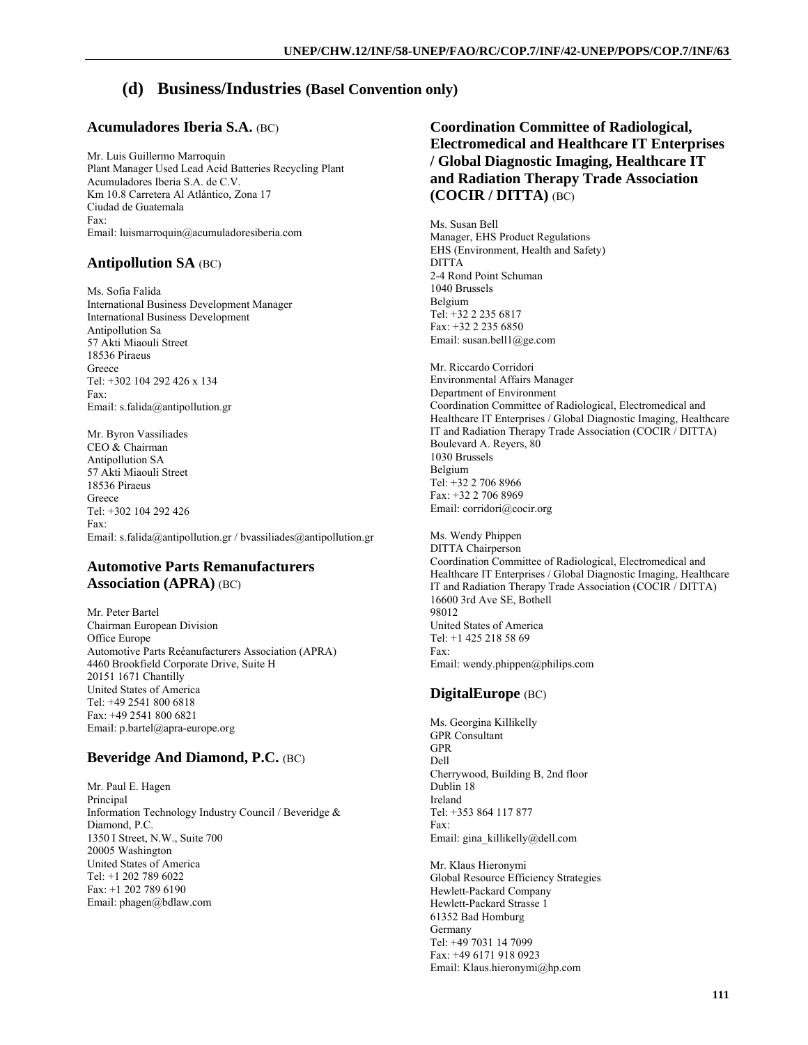## (d) Business/Industries (Basel Convention only)

### Acumuladores Iberia S.A. (BC)

Mr. Luis Guillermo Marroquín
Plant Manager Used Lead Acid Batteries Recycling Plant
Acumuladores Iberia S.A. de C.V.
Km 10.8 Carretera Al Atlántico, Zona 17
Ciudad de Guatemala
Fax:
Email: luismarroquin@acumuladoresiberia.com

### Antipollution SA (BC)

Ms. Sofia Falida
International Business Development Manager
International Business Development
Antipollution Sa
57 Akti Miaouli Street
18536 Piraeus
Greece
Tel: +302 104 292 426 x 134
Fax:
Email: s.falida@antipollution.gr

Mr. Byron Vassiliades
CEO & Chairman
Antipollution SA
57 Akti Miaouli Street
18536 Piraeus
Greece
Tel: +302 104 292 426
Fax:
Email: s.falida@antipollution.gr / bvassiliades@antipollution.gr

### Automotive Parts Remanufacturers Association (APRA) (BC)

Mr. Peter Bartel
Chairman European Division
Office Europe
Automotive Parts Reéanufacturers Association (APRA)
4460 Brookfield Corporate Drive, Suite H
20151 1671 Chantilly
United States of America
Tel: +49 2541 800 6818
Fax: +49 2541 800 6821
Email: p.bartel@apra-europe.org

### Beveridge And Diamond, P.C. (BC)

Mr. Paul E. Hagen
Principal
Information Technology Industry Council / Beveridge & Diamond, P.C.
1350 I Street, N.W., Suite 700
20005 Washington
United States of America
Tel: +1 202 789 6022
Fax: +1 202 789 6190
Email: phagen@bdlaw.com

### Coordination Committee of Radiological, Electromedical and Healthcare IT Enterprises / Global Diagnostic Imaging, Healthcare IT and Radiation Therapy Trade Association (COCIR / DITTA) (BC)

Ms. Susan Bell
Manager, EHS Product Regulations
EHS (Environment, Health and Safety)
DITTA
2-4 Rond Point Schuman
1040 Brussels
Belgium
Tel: +32 2 235 6817
Fax: +32 2 235 6850
Email: susan.bell1@ge.com

Mr. Riccardo Corridori
Environmental Affairs Manager
Department of Environment
Coordination Committee of Radiological, Electromedical and Healthcare IT Enterprises / Global Diagnostic Imaging, Healthcare IT and Radiation Therapy Trade Association (COCIR / DITTA)
Boulevard A. Reyers, 80
1030 Brussels
Belgium
Tel: +32 2 706 8966
Fax: +32 2 706 8969
Email: corridori@cocir.org

Ms. Wendy Phippen
DITTA Chairperson
Coordination Committee of Radiological, Electromedical and Healthcare IT Enterprises / Global Diagnostic Imaging, Healthcare IT and Radiation Therapy Trade Association (COCIR / DITTA)
16600 3rd Ave SE, Bothell
98012
United States of America
Tel: +1 425 218 58 69
Fax:
Email: wendy.phippen@philips.com

### DigitalEurope (BC)

Ms. Georgina Killikelly
GPR Consultant
GPR
Dell
Cherrywood, Building B, 2nd floor
Dublin 18
Ireland
Tel: +353 864 117 877
Fax:
Email: gina_killikelly@dell.com

Mr. Klaus Hieronymi
Global Resource Efficiency Strategies
Hewlett-Packard Company
Hewlett-Packard Strasse 1
61352 Bad Homburg
Germany
Tel: +49 7031 14 7099
Fax: +49 6171 918 0923
Email: Klaus.hieronymi@hp.com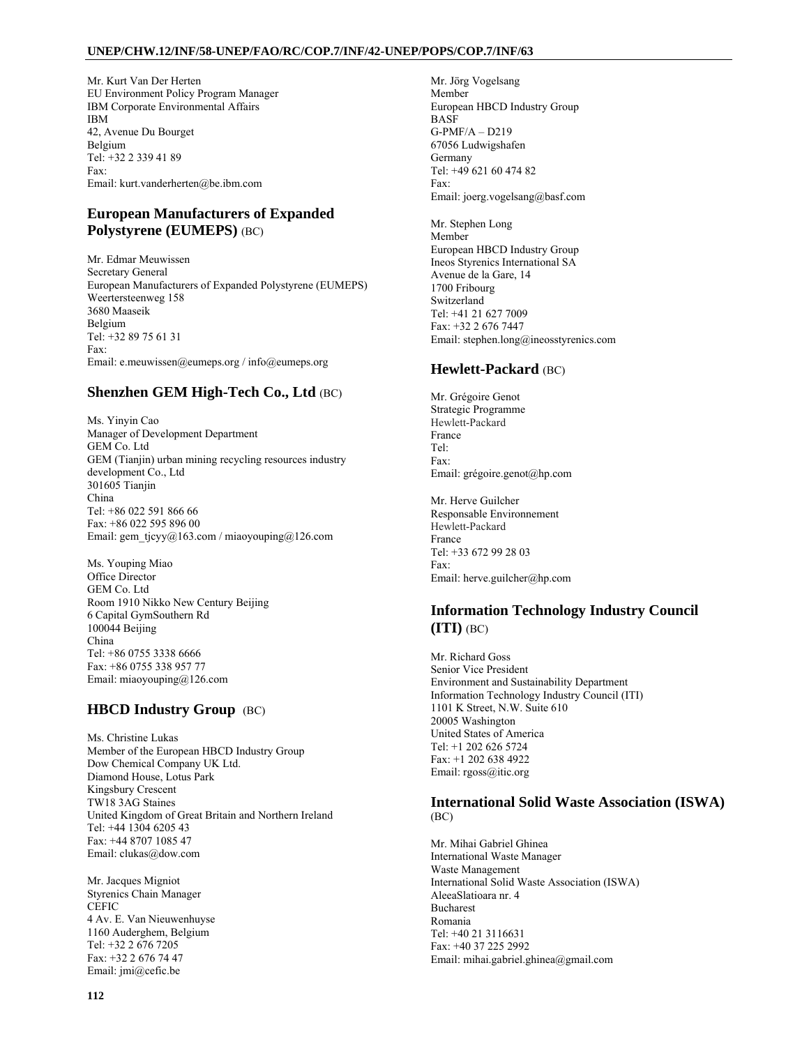Mr. Kurt Van Der Herten
EU Environment Policy Program Manager
IBM Corporate Environmental Affairs
IBM
42, Avenue Du Bourget
Belgium
Tel: +32 2 339 41 89
Fax:
Email: kurt.vanderherten@be.ibm.com

## European Manufacturers of Expanded Polystyrene (EUMEPS) (BC)

Mr. Edmar Meuwissen
Secretary General
European Manufacturers of Expanded Polystyrene (EUMEPS)
Weertersteenweg 158
3680 Maaseik
Belgium
Tel: +32 89 75 61 31
Fax:
Email: e.meuwissen@eumeps.org / info@eumeps.org

## Shenzhen GEM High-Tech Co., Ltd (BC)

Ms. Yinyin Cao
Manager of Development Department
GEM Co. Ltd
GEM (Tianjin) urban mining recycling resources industry development Co., Ltd
301605 Tianjin
China
Tel: +86 022 591 866 66
Fax: +86 022 595 896 00
Email: gem_tjcyy@163.com / miaoyouping@126.com

Ms. Youping Miao
Office Director
GEM Co. Ltd
Room 1910 Nikko New Century Beijing
6 Capital GymSouthern Rd
100044 Beijing
China
Tel: +86 0755 3338 6666
Fax: +86 0755 338 957 77
Email: miaoyouping@126.com

## HBCD Industry Group (BC)

Ms. Christine Lukas
Member of the European HBCD Industry Group
Dow Chemical Company UK Ltd.
Diamond House, Lotus Park
Kingsbury Crescent
TW18 3AG Staines
United Kingdom of Great Britain and Northern Ireland
Tel: +44 1304 6205 43
Fax: +44 8707 1085 47
Email: clukas@dow.com

Mr. Jacques Migniot
Styrenics Chain Manager
CEFIC
4 Av. E. Van Nieuwenhuyse
1160 Auderghem, Belgium
Tel: +32 2 676 7205
Fax: +32 2 676 74 47
Email: jmi@cefic.be

Mr. Jörg Vogelsang
Member
European HBCD Industry Group
BASF
G-PMF/A – D219
67056 Ludwigshafen
Germany
Tel: +49 621 60 474 82
Fax:
Email: joerg.vogelsang@basf.com

Mr. Stephen Long
Member
European HBCD Industry Group
Ineos Styrenics International SA
Avenue de la Gare, 14
1700 Fribourg
Switzerland
Tel: +41 21 627 7009
Fax: +32 2 676 7447
Email: stephen.long@ineosstyrenics.com

## Hewlett-Packard (BC)

Mr. Grégoire Genot
Strategic Programme
Hewlett-Packard
France
Tel:
Fax:
Email: grégoire.genot@hp.com

Mr. Herve Guilcher
Responsable Environnement
Hewlett-Packard
France
Tel: +33 672 99 28 03
Fax:
Email: herve.guilcher@hp.com

## Information Technology Industry Council (ITI) (BC)

Mr. Richard Goss
Senior Vice President
Environment and Sustainability Department
Information Technology Industry Council (ITI)
1101 K Street, N.W. Suite 610
20005 Washington
United States of America
Tel: +1 202 626 5724
Fax: +1 202 638 4922
Email: rgoss@itic.org

## International Solid Waste Association (ISWA) (BC)

Mr. Mihai Gabriel Ghinea
International Waste Manager
Waste Management
International Solid Waste Association (ISWA)
AleeaSlatioara nr. 4
Bucharest
Romania
Tel: +40 21 3116631
Fax: +40 37 225 2992
Email: mihai.gabriel.ghinea@gmail.com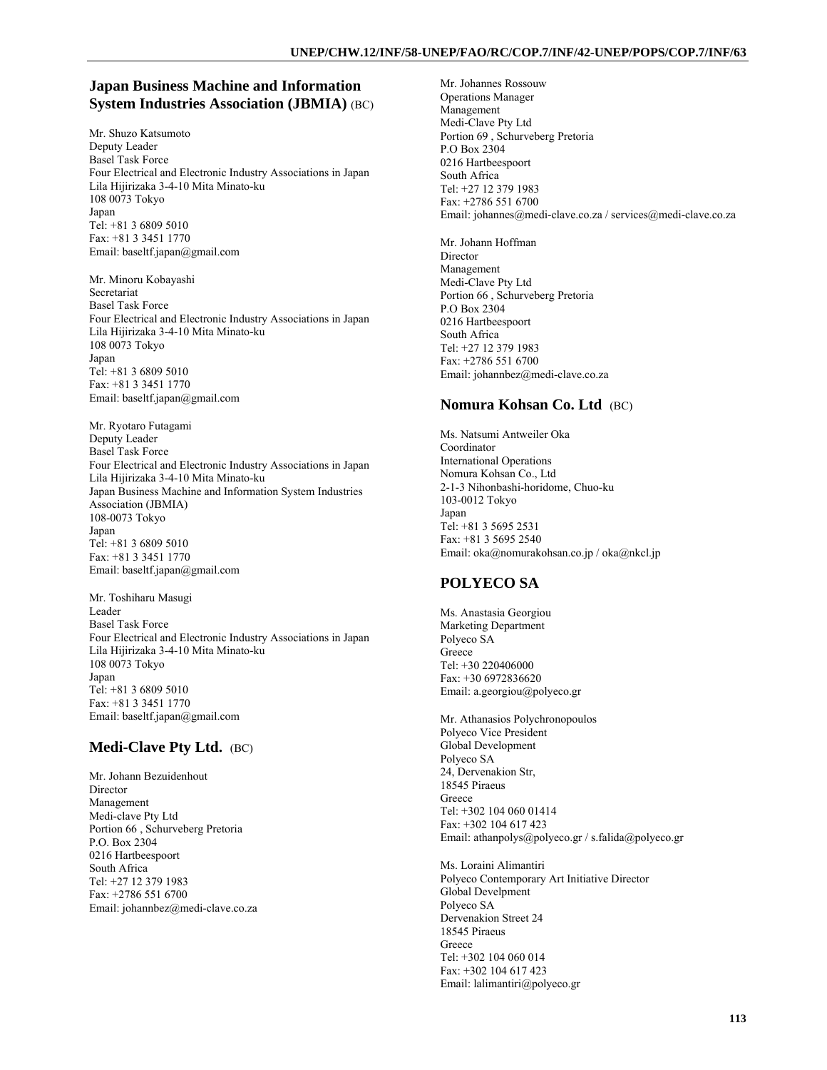## Japan Business Machine and Information System Industries Association (JBMIA) (BC)

Mr. Shuzo Katsumoto
Deputy Leader
Basel Task Force
Four Electrical and Electronic Industry Associations in Japan
Lila Hijirizaka 3-4-10 Mita Minato-ku
108 0073 Tokyo
Japan
Tel: +81 3 6809 5010
Fax: +81 3 3451 1770
Email: baseltf.japan@gmail.com

Mr. Minoru Kobayashi
Secretariat
Basel Task Force
Four Electrical and Electronic Industry Associations in Japan
Lila Hijirizaka 3-4-10 Mita Minato-ku
108 0073 Tokyo
Japan
Tel: +81 3 6809 5010
Fax: +81 3 3451 1770
Email: baseltf.japan@gmail.com

Mr. Ryotaro Futagami
Deputy Leader
Basel Task Force
Four Electrical and Electronic Industry Associations in Japan
Lila Hijirizaka 3-4-10 Mita Minato-ku
Japan Business Machine and Information System Industries Association (JBMIA)
108-0073 Tokyo
Japan
Tel: +81 3 6809 5010
Fax: +81 3 3451 1770
Email: baseltf.japan@gmail.com

Mr. Toshiharu Masugi
Leader
Basel Task Force
Four Electrical and Electronic Industry Associations in Japan
Lila Hijirizaka 3-4-10 Mita Minato-ku
108 0073 Tokyo
Japan
Tel: +81 3 6809 5010
Fax: +81 3 3451 1770
Email: baseltf.japan@gmail.com

## Medi-Clave Pty Ltd. (BC)

Mr. Johann Bezuidenhout
Director
Management
Medi-clave Pty Ltd
Portion 66 , Schurveberg Pretoria
P.O. Box 2304
0216 Hartbeespoort
South Africa
Tel: +27 12 379 1983
Fax: +2786 551 6700
Email: johannbez@medi-clave.co.za

Mr. Johannes Rossouw
Operations Manager
Management
Medi-Clave Pty Ltd
Portion 69 , Schurveberg Pretoria
P.O Box 2304
0216 Hartbeespoort
South Africa
Tel: +27 12 379 1983
Fax: +2786 551 6700
Email: johannes@medi-clave.co.za / services@medi-clave.co.za

Mr. Johann Hoffman
Director
Management
Medi-Clave Pty Ltd
Portion 66 , Schurveberg Pretoria
P.O Box 2304
0216 Hartbeespoort
South Africa
Tel: +27 12 379 1983
Fax: +2786 551 6700
Email: johannbez@medi-clave.co.za

## Nomura Kohsan Co. Ltd (BC)

Ms. Natsumi Antweiler Oka
Coordinator
International Operations
Nomura Kohsan Co., Ltd
2-1-3 Nihonbashi-horidome, Chuo-ku
103-0012 Tokyo
Japan
Tel: +81 3 5695 2531
Fax: +81 3 5695 2540
Email: oka@nomurakohsan.co.jp / oka@nkcl.jp

## POLYECO SA

Ms. Anastasia Georgiou
Marketing Department
Polyeco SA
Greece
Tel: +30 220406000
Fax: +30 6972836620
Email: a.georgiou@polyeco.gr

Mr. Athanasios Polychronopoulos
Polyeco Vice President
Global Development
Polyeco SA
24, Dervenakion Str,
18545 Piraeus
Greece
Tel: +302 104 060 01414
Fax: +302 104 617 423
Email: athanpolys@polyeco.gr / s.falida@polyeco.gr

Ms. Loraini Alimantiri
Polyeco Contemporary Art Initiative Director
Global Develpment
Polyeco SA
Dervenakion Street 24
18545 Piraeus
Greece
Tel: +302 104 060 014
Fax: +302 104 617 423
Email: lalimantiri@polyeco.gr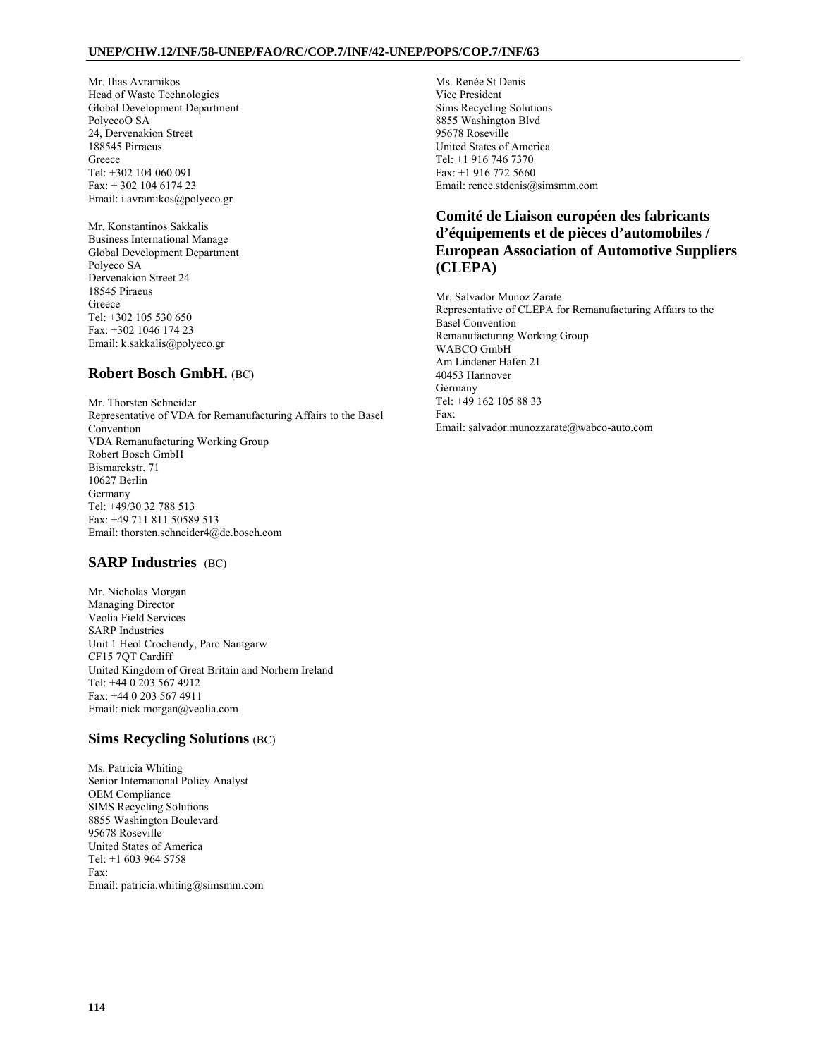Mr. Ilias Avramikos
Head of Waste Technologies
Global Development Department
PolyecoO SA
24, Dervenakion Street
188545 Pirraeus
Greece
Tel: +302 104 060 091
Fax: + 302 104 6174 23
Email: i.avramikos@polyeco.gr

Mr. Konstantinos Sakkalis
Business International Manage
Global Development Department
Polyeco SA
Dervenakion Street 24
18545 Piraeus
Greece
Tel: +302 105 530 650
Fax: +302 1046 174 23
Email: k.sakkalis@polyeco.gr

## Robert Bosch GmbH. (BC)

Mr. Thorsten Schneider
Representative of VDA for Remanufacturing Affairs to the Basel Convention
VDA Remanufacturing Working Group
Robert Bosch GmbH
Bismarckstr. 71
10627 Berlin
Germany
Tel: +49/30 32 788 513
Fax: +49 711 811 50589 513
Email: thorsten.schneider4@de.bosch.com

## SARP Industries (BC)

Mr. Nicholas Morgan
Managing Director
Veolia Field Services
SARP Industries
Unit 1 Heol Crochendy, Parc Nantgarw
CF15 7QT Cardiff
United Kingdom of Great Britain and Norhern Ireland
Tel: +44 0 203 567 4912
Fax: +44 0 203 567 4911
Email: nick.morgan@veolia.com

## Sims Recycling Solutions (BC)

Ms. Patricia Whiting
Senior International Policy Analyst
OEM Compliance
SIMS Recycling Solutions
8855 Washington Boulevard
95678 Roseville
United States of America
Tel: +1 603 964 5758
Fax:
Email: patricia.whiting@simsmm.com

Ms. Renée St Denis
Vice President
Sims Recycling Solutions
8855 Washington Blvd
95678 Roseville
United States of America
Tel: +1 916 746 7370
Fax: +1 916 772 5660
Email: renee.stdenis@simsmm.com

## Comité de Liaison européen des fabricants d'équipements et de pièces d'automobiles / European Association of Automotive Suppliers (CLEPA)

Mr. Salvador Munoz Zarate
Representative of CLEPA for Remanufacturing Affairs to the Basel Convention
Remanufacturing Working Group
WABCO GmbH
Am Lindener Hafen 21
40453 Hannover
Germany
Tel: +49 162 105 88 33
Fax:
Email: salvador.munozzarate@wabco-auto.com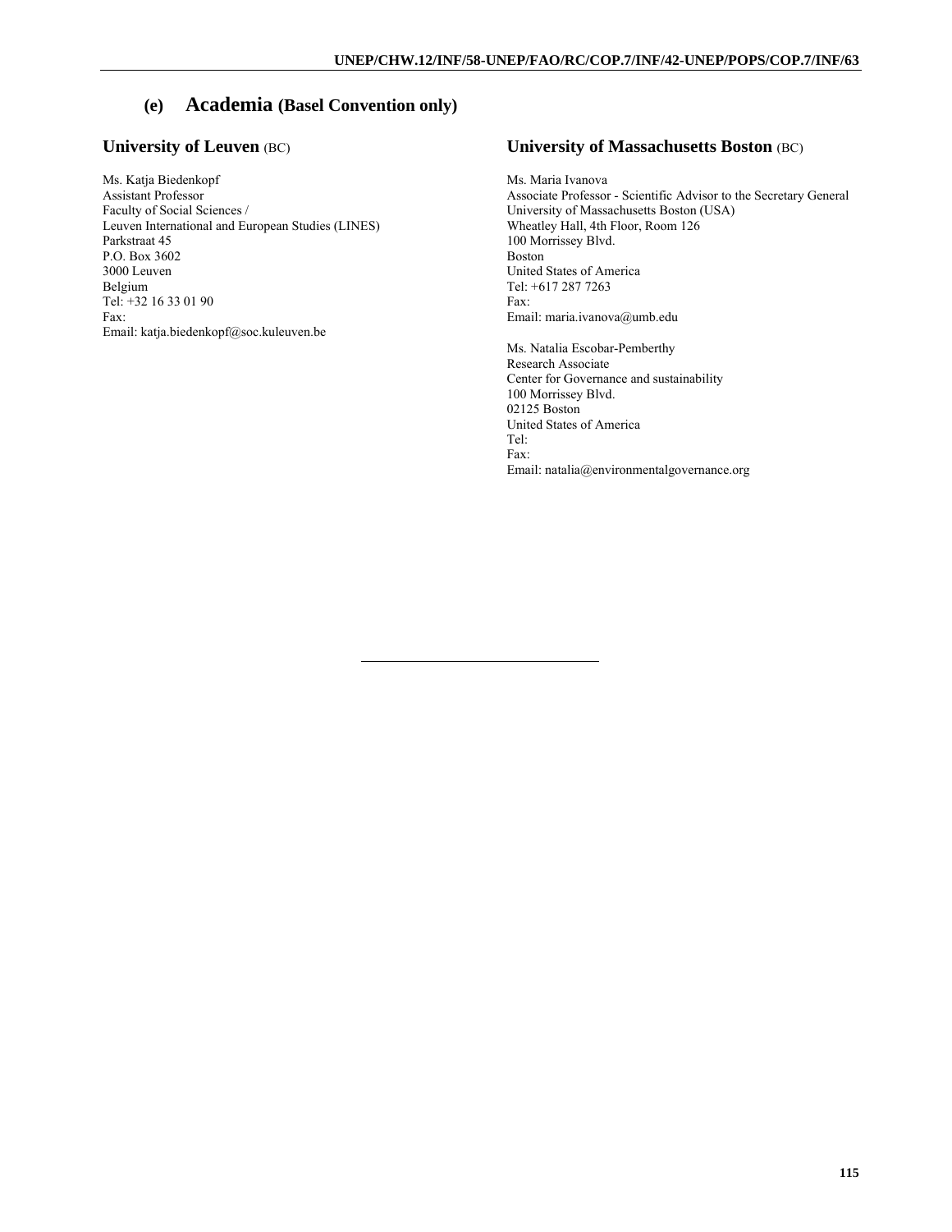## (e) Academia (Basel Convention only)

### University of Leuven (BC)

Ms. Katja Biedenkopf
Assistant Professor
Faculty of Social Sciences /
Leuven International and European Studies (LINES)
Parkstraat 45
P.O. Box 3602
3000 Leuven
Belgium
Tel: +32 16 33 01 90
Fax:
Email: katja.biedenkopf@soc.kuleuven.be

### University of Massachusetts Boston (BC)

Ms. Maria Ivanova
Associate Professor - Scientific Advisor to the Secretary General
University of Massachusetts Boston (USA)
Wheatley Hall, 4th Floor, Room 126
100 Morrissey Blvd.
Boston
United States of America
Tel: +617 287 7263
Fax:
Email: maria.ivanova@umb.edu

Ms. Natalia Escobar-Pemberthy
Research Associate
Center for Governance and sustainability
100 Morrissey Blvd.
02125 Boston
United States of America
Tel:
Fax:
Email: natalia@environmentalgovernance.org